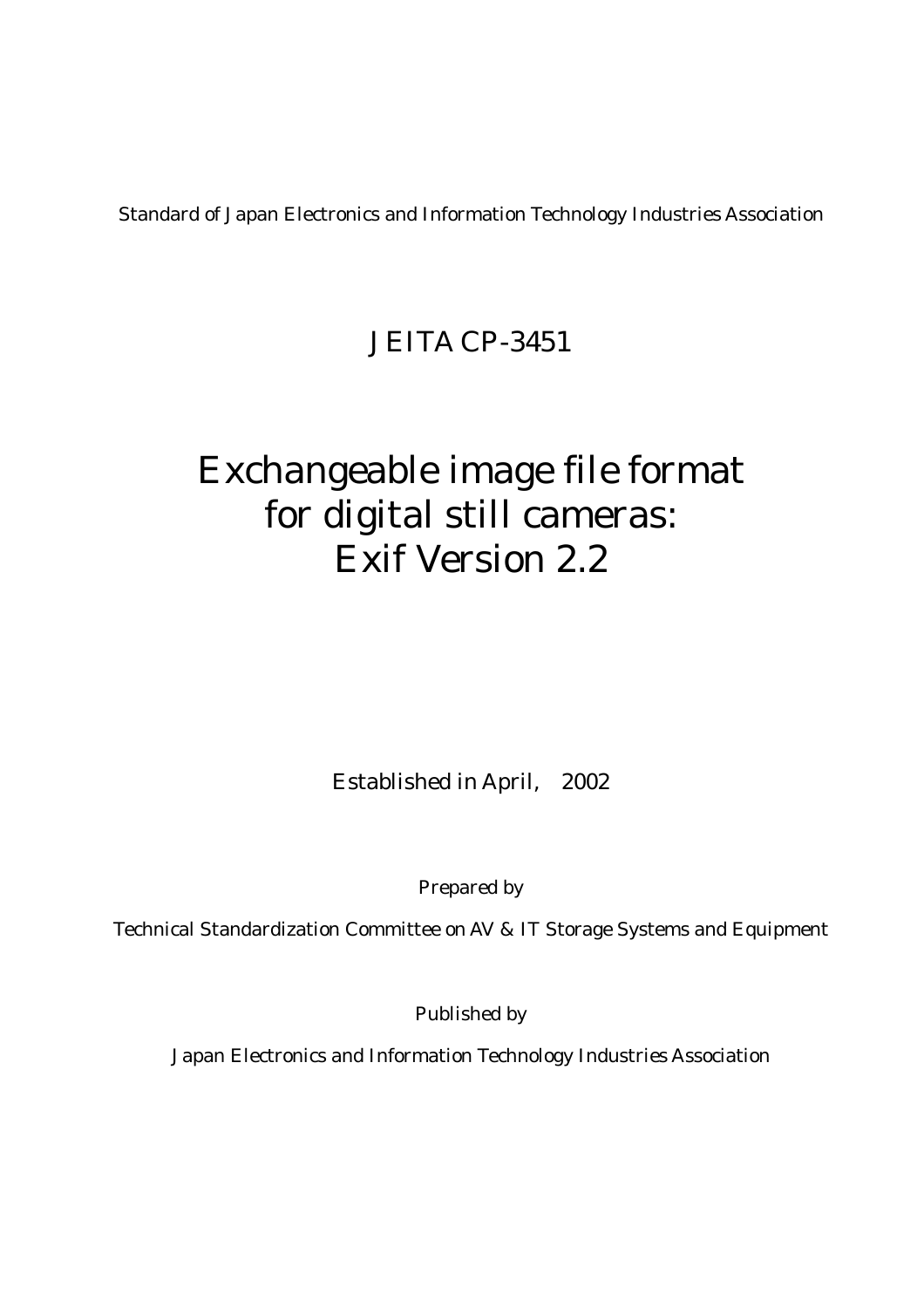Standard of Japan Electronics and Information Technology Industries Association

## JEITA CP-3451

# Exchangeable image file format for digital still cameras: Exif Version 2.2

Established in April, 2002

Prepared by

Technical Standardization Committee on AV & IT Storage Systems and Equipment

Published by

Japan Electronics and Information Technology Industries Association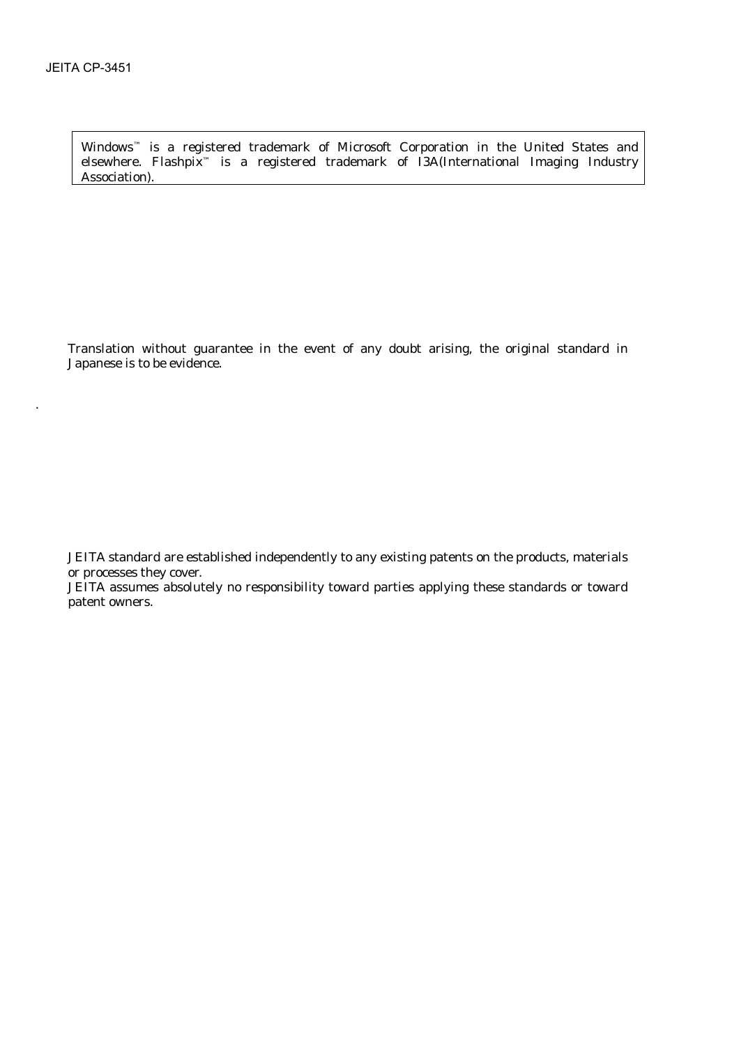Windows™ is a registered trademark of Microsoft Corporation in the United States and elsewhere. Flashpix™ is a registered trademark of I3A(International Imaging Industry Association).

Translation without guarantee in the event of any doubt arising, the original standard in Japanese is to be evidence.

JEITA standard are established independently to any existing patents on the products, materials or processes they cover.
JEITA assumes absolutely no responsibility toward parties applying these standards or toward patent owners.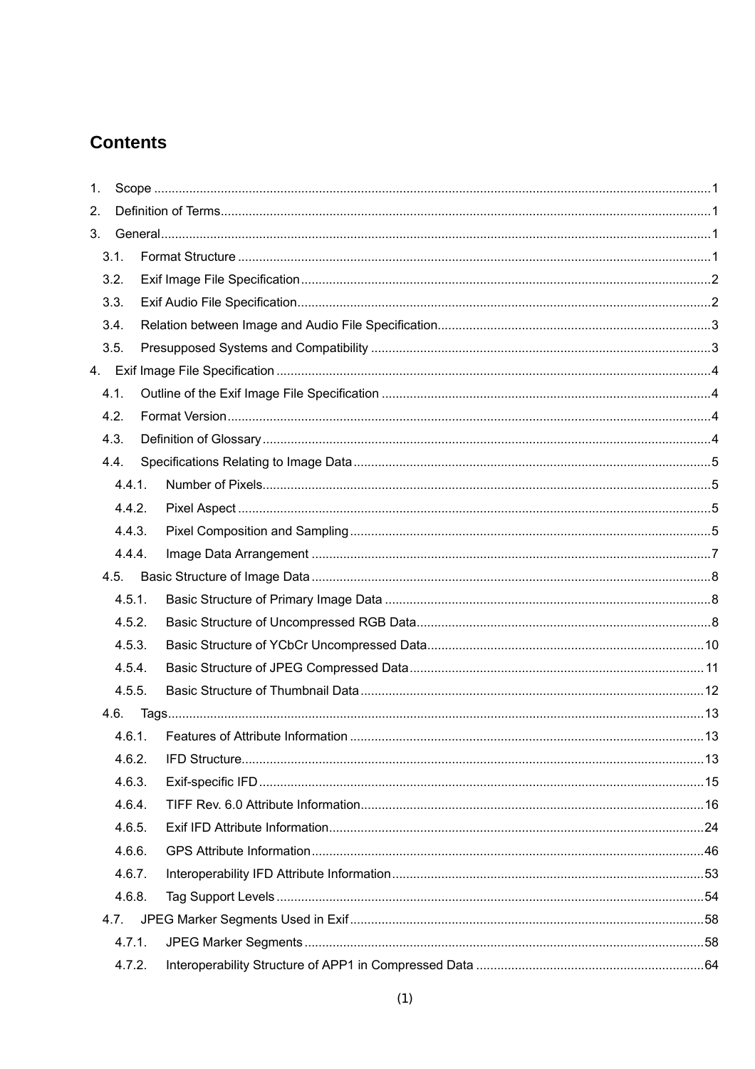## Contents

1. Scope ........................................................................................................................................... 1
2. Definition of Terms......................................................................................................................... 1
3. General.......................................................................................................................................... 1
   - 3.1. Format Structure ..................................................................................................................... 1
   - 3.2. Exif Image File Specification .................................................................................................. 2
   - 3.3. Exif Audio File Specification.................................................................................................... 2
   - 3.4. Relation between Image and Audio File Specification............................................................ 3
   - 3.5. Presupposed Systems and Compatibility ............................................................................... 3
4. Exif Image File Specification .......................................................................................................... 4
   - 4.1. Outline of the Exif Image File Specification ............................................................................ 4
   - 4.2. Format Version........................................................................................................................ 4
   - 4.3. Definition of Glossary .............................................................................................................. 4
   - 4.4. Specifications Relating to Image Data .................................................................................... 5
     - 4.4.1. Number of Pixels............................................................................................................. 5
     - 4.4.2. Pixel Aspect .................................................................................................................... 5
     - 4.4.3. Pixel Composition and Sampling .................................................................................... 5
     - 4.4.4. Image Data Arrangement ................................................................................................ 7
   - 4.5. Basic Structure of Image Data ................................................................................................ 8
     - 4.5.1. Basic Structure of Primary Image Data ........................................................................... 8
     - 4.5.2. Basic Structure of Uncompressed RGB Data.................................................................. 8
     - 4.5.3. Basic Structure of YCbCr Uncompressed Data............................................................. 10
     - 4.5.4. Basic Structure of JPEG Compressed Data.................................................................. 11
     - 4.5.5. Basic Structure of Thumbnail Data................................................................................ 12
   - 4.6. Tags...................................................................................................................................... 13
     - 4.6.1. Features of Attribute Information ................................................................................... 13
     - 4.6.2. IFD Structure................................................................................................................. 13
     - 4.6.3. Exif-specific IFD ............................................................................................................ 15
     - 4.6.4. TIFF Rev. 6.0 Attribute Information................................................................................ 16
     - 4.6.5. Exif IFD Attribute Information......................................................................................... 24
     - 4.6.6. GPS Attribute Information.............................................................................................. 46
     - 4.6.7. Interoperability IFD Attribute Information........................................................................ 53
     - 4.6.8. Tag Support Levels ........................................................................................................ 54
   - 4.7. JPEG Marker Segments Used in Exif ................................................................................... 58
     - 4.7.1. JPEG Marker Segments ................................................................................................ 58
     - 4.7.2. Interoperability Structure of APP1 in Compressed Data ................................................ 64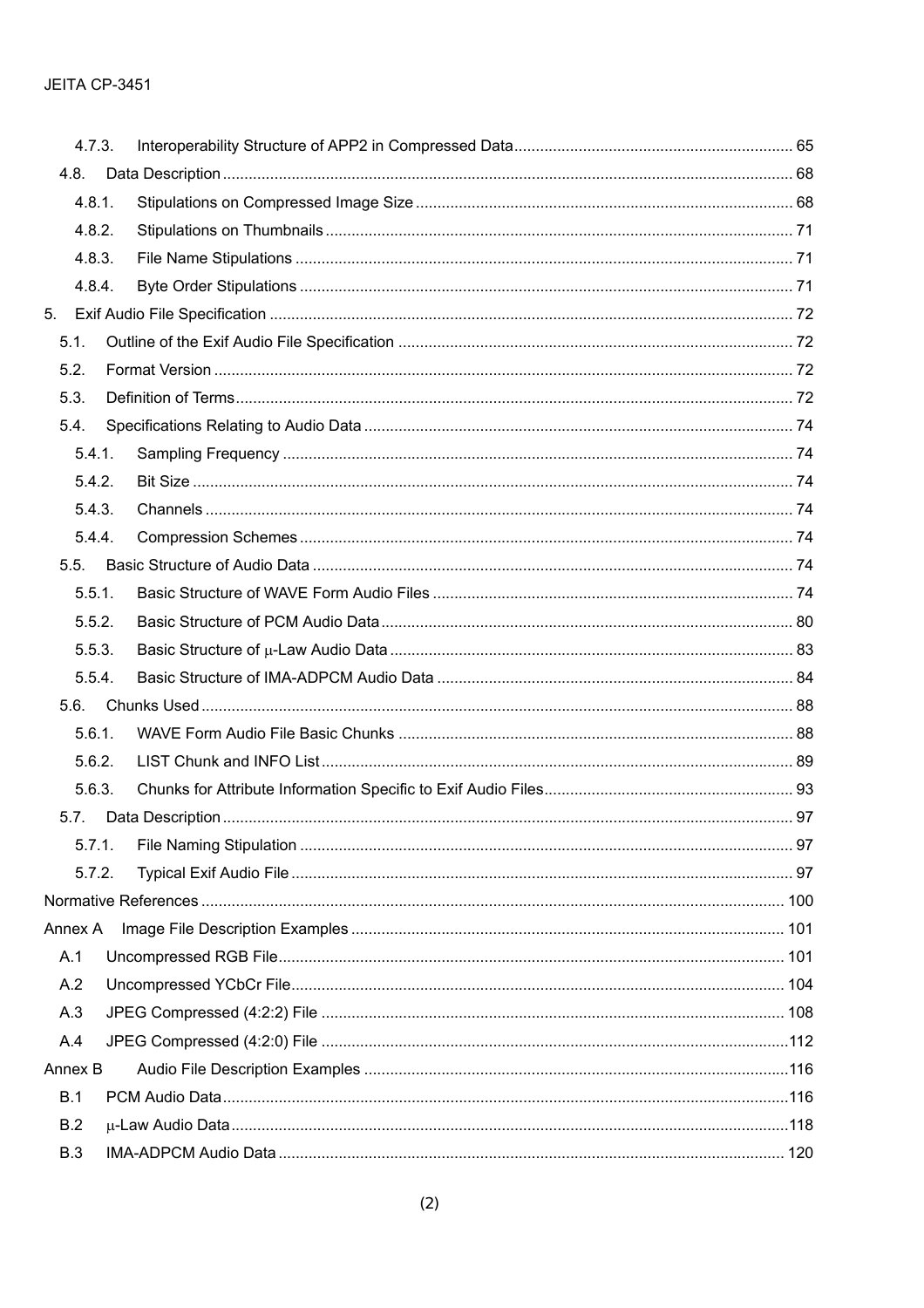4.7.3. Interoperability Structure of APP2 in Compressed Data ........ 65

4.8. Data Description ........ 68

4.8.1. Stipulations on Compressed Image Size ........ 68

4.8.2. Stipulations on Thumbnails ........ 71

4.8.3. File Name Stipulations ........ 71

4.8.4. Byte Order Stipulations ........ 71

5. Exif Audio File Specification ........ 72

5.1. Outline of the Exif Audio File Specification ........ 72

5.2. Format Version ........ 72

5.3. Definition of Terms ........ 72

5.4. Specifications Relating to Audio Data ........ 74

5.4.1. Sampling Frequency ........ 74

5.4.2. Bit Size ........ 74

5.4.3. Channels ........ 74

5.4.4. Compression Schemes ........ 74

5.5. Basic Structure of Audio Data ........ 74

5.5.1. Basic Structure of WAVE Form Audio Files ........ 74

5.5.2. Basic Structure of PCM Audio Data ........ 80

5.5.3. Basic Structure of μ-Law Audio Data ........ 83

5.5.4. Basic Structure of IMA-ADPCM Audio Data ........ 84

5.6. Chunks Used ........ 88

5.6.1. WAVE Form Audio File Basic Chunks ........ 88

5.6.2. LIST Chunk and INFO List ........ 89

5.6.3. Chunks for Attribute Information Specific to Exif Audio Files ........ 93

5.7. Data Description ........ 97

5.7.1. File Naming Stipulation ........ 97

5.7.2. Typical Exif Audio File ........ 97

Normative References ........ 100

Annex A Image File Description Examples ........ 101

A.1 Uncompressed RGB File ........ 101

A.2 Uncompressed YCbCr File ........ 104

A.3 JPEG Compressed (4:2:2) File ........ 108

A.4 JPEG Compressed (4:2:0) File ........ 112

Annex B Audio File Description Examples ........ 116

B.1 PCM Audio Data ........ 116

B.2 μ-Law Audio Data ........ 118

B.3 IMA-ADPCM Audio Data ........ 120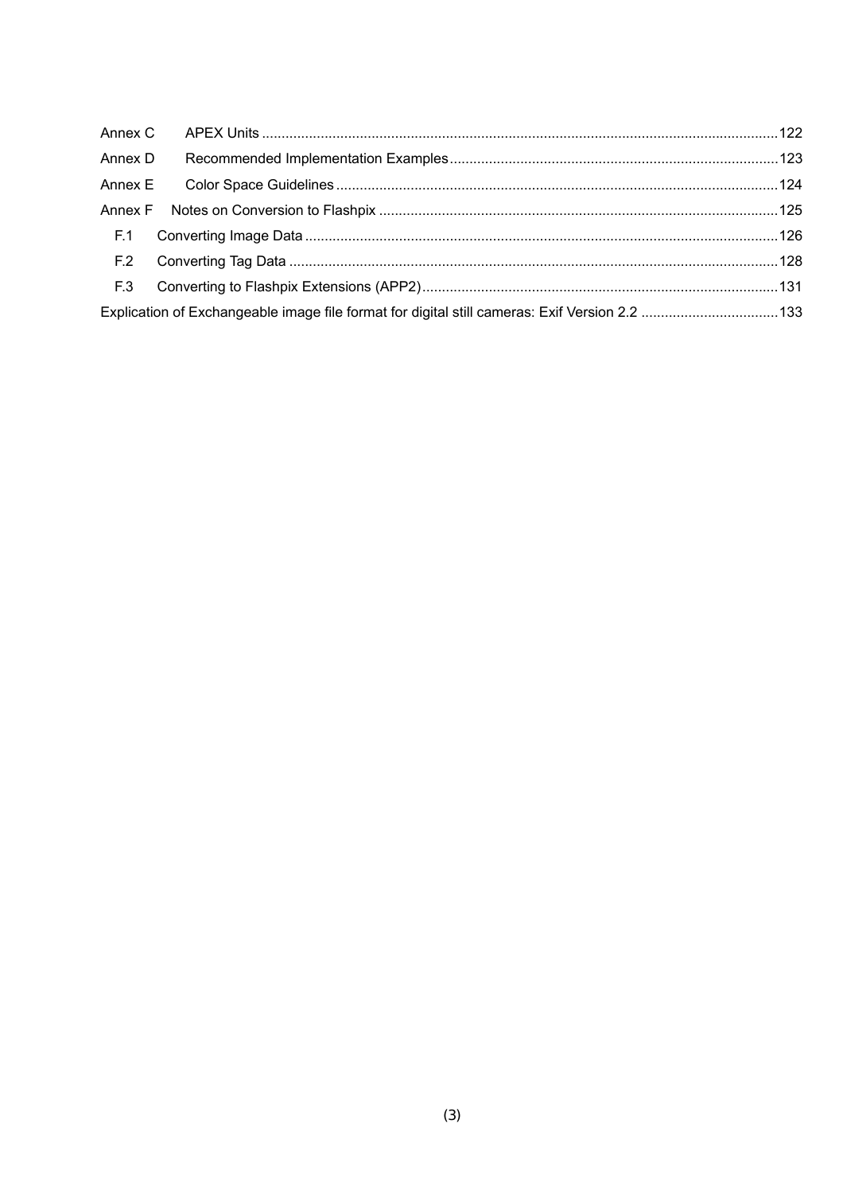Annex C APEX Units ..........122
Annex D Recommended Implementation Examples..........123
Annex E Color Space Guidelines..........124
Annex F Notes on Conversion to Flashpix..........125
  F.1 Converting Image Data..........126
  F.2 Converting Tag Data..........128
  F.3 Converting to Flashpix Extensions (APP2)..........131
Explication of Exchangeable image file format for digital still cameras: Exif Version 2.2..........133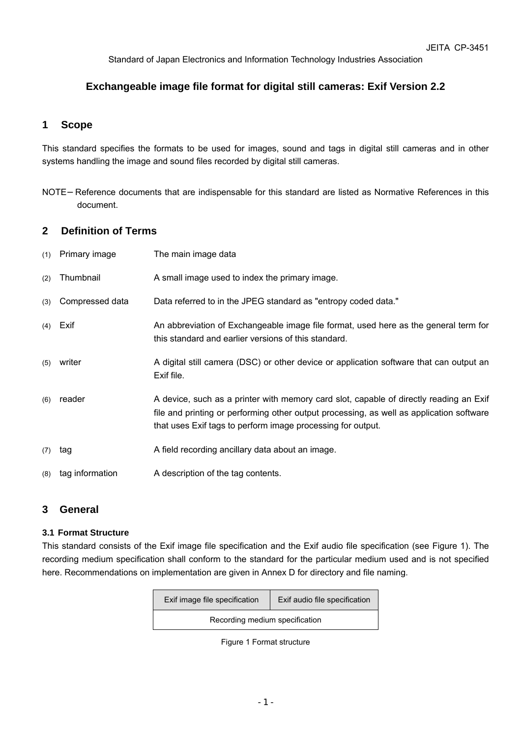Standard of Japan Electronics and Information Technology Industries Association

# Exchangeable image file format for digital still cameras: Exif Version 2.2

## 1 Scope

This standard specifies the formats to be used for images, sound and tags in digital still cameras and in other systems handling the image and sound files recorded by digital still cameras.

NOTE－ Reference documents that are indispensable for this standard are listed as Normative References in this document.

## 2 Definition of Terms

(1) Primary image — The main image data

(2) Thumbnail — A small image used to index the primary image.

(3) Compressed data — Data referred to in the JPEG standard as "entropy coded data."

(4) Exif — An abbreviation of Exchangeable image file format, used here as the general term for this standard and earlier versions of this standard.

(5) writer — A digital still camera (DSC) or other device or application software that can output an Exif file.

(6) reader — A device, such as a printer with memory card slot, capable of directly reading an Exif file and printing or performing other output processing, as well as application software that uses Exif tags to perform image processing for output.

(7) tag — A field recording ancillary data about an image.

(8) tag information — A description of the tag contents.

## 3 General

### 3.1 Format Structure

This standard consists of the Exif image file specification and the Exif audio file specification (see Figure 1). The recording medium specification shall conform to the standard for the particular medium used and is not specified here. Recommendations on implementation are given in Annex D for directory and file naming.

| Exif image file specification | Exif audio file specification |
|---|---|
| Recording medium specification | |

Figure 1 Format structure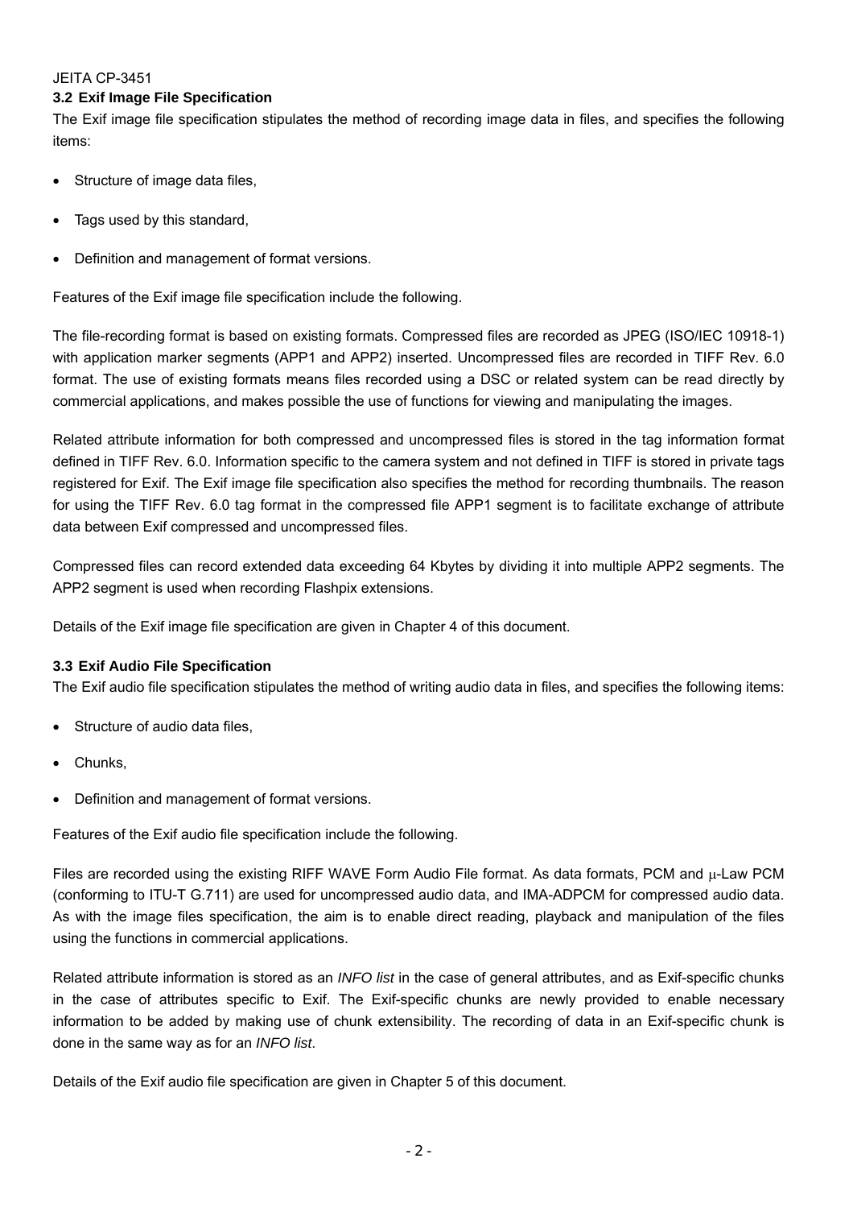### 3.2 Exif Image File Specification

The Exif image file specification stipulates the method of recording image data in files, and specifies the following items:

- Structure of image data files,
- Tags used by this standard,
- Definition and management of format versions.

Features of the Exif image file specification include the following.

The file-recording format is based on existing formats. Compressed files are recorded as JPEG (ISO/IEC 10918-1) with application marker segments (APP1 and APP2) inserted. Uncompressed files are recorded in TIFF Rev. 6.0 format. The use of existing formats means files recorded using a DSC or related system can be read directly by commercial applications, and makes possible the use of functions for viewing and manipulating the images.

Related attribute information for both compressed and uncompressed files is stored in the tag information format defined in TIFF Rev. 6.0. Information specific to the camera system and not defined in TIFF is stored in private tags registered for Exif. The Exif image file specification also specifies the method for recording thumbnails. The reason for using the TIFF Rev. 6.0 tag format in the compressed file APP1 segment is to facilitate exchange of attribute data between Exif compressed and uncompressed files.

Compressed files can record extended data exceeding 64 Kbytes by dividing it into multiple APP2 segments. The APP2 segment is used when recording Flashpix extensions.

Details of the Exif image file specification are given in Chapter 4 of this document.

### 3.3 Exif Audio File Specification

The Exif audio file specification stipulates the method of writing audio data in files, and specifies the following items:

- Structure of audio data files,
- Chunks,
- Definition and management of format versions.

Features of the Exif audio file specification include the following.

Files are recorded using the existing RIFF WAVE Form Audio File format. As data formats, PCM and μ-Law PCM (conforming to ITU-T G.711) are used for uncompressed audio data, and IMA-ADPCM for compressed audio data. As with the image files specification, the aim is to enable direct reading, playback and manipulation of the files using the functions in commercial applications.

Related attribute information is stored as an *INFO list* in the case of general attributes, and as Exif-specific chunks in the case of attributes specific to Exif. The Exif-specific chunks are newly provided to enable necessary information to be added by making use of chunk extensibility. The recording of data in an Exif-specific chunk is done in the same way as for an *INFO list*.

Details of the Exif audio file specification are given in Chapter 5 of this document.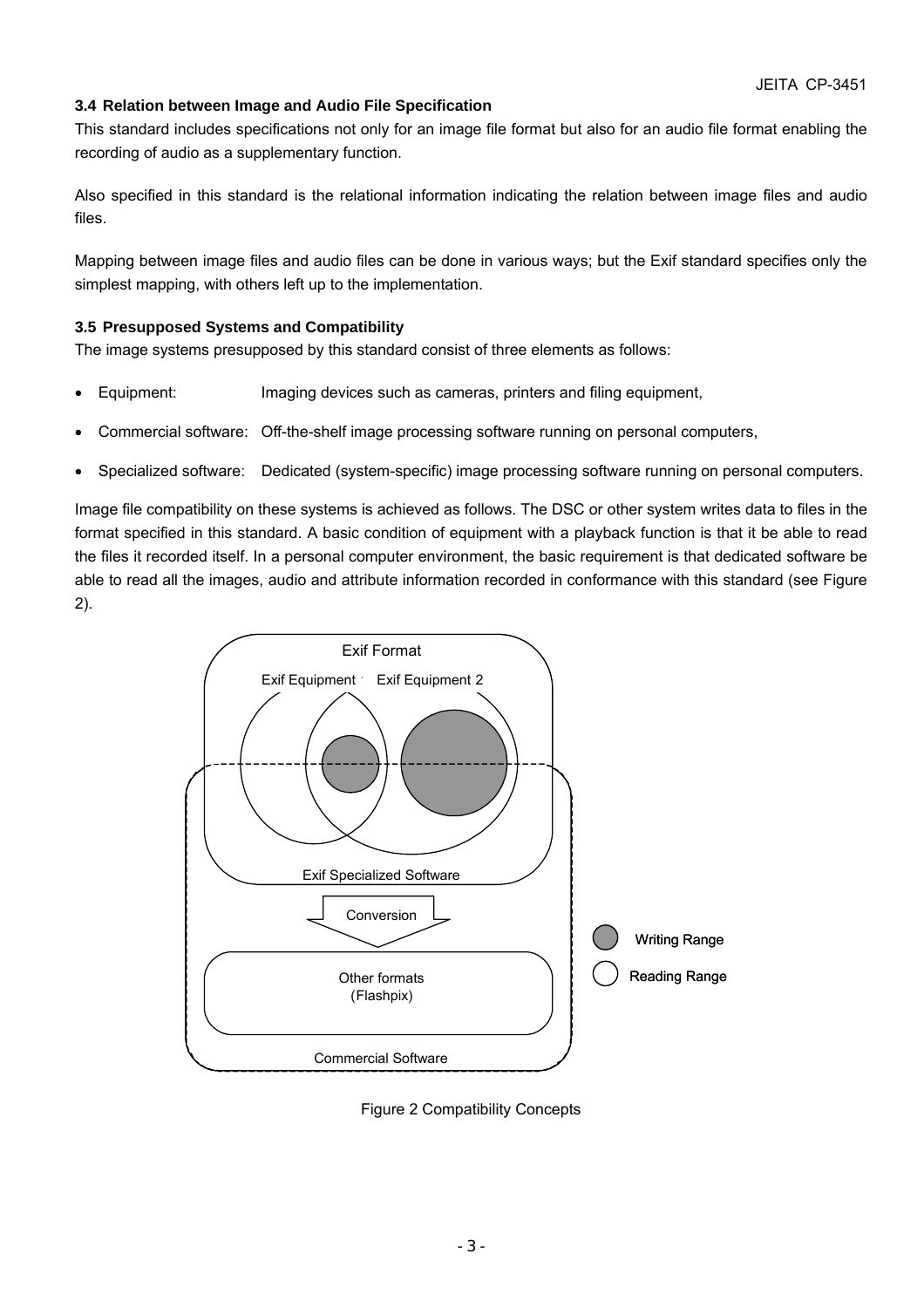### 3.4 Relation between Image and Audio File Specification

This standard includes specifications not only for an image file format but also for an audio file format enabling the recording of audio as a supplementary function.

Also specified in this standard is the relational information indicating the relation between image files and audio files.

Mapping between image files and audio files can be done in various ways; but the Exif standard specifies only the simplest mapping, with others left up to the implementation.

### 3.5 Presupposed Systems and Compatibility

The image systems presupposed by this standard consist of three elements as follows:

- Equipment: Imaging devices such as cameras, printers and filing equipment,
- Commercial software: Off-the-shelf image processing software running on personal computers,
- Specialized software: Dedicated (system-specific) image processing software running on personal computers.

Image file compatibility on these systems is achieved as follows. The DSC or other system writes data to files in the format specified in this standard. A basic condition of equipment with a playback function is that it be able to read the files it recorded itself. In a personal computer environment, the basic requirement is that dedicated software be able to read all the images, audio and attribute information recorded in conformance with this standard (see Figure 2).

Exif Format

Exif Equipment 1 Exif Equipment 2

Exif Specialized Software

Conversion

Other formats (Flashpix)

Commercial Software

Writing Range

Reading Range

Figure 2 Compatibility Concepts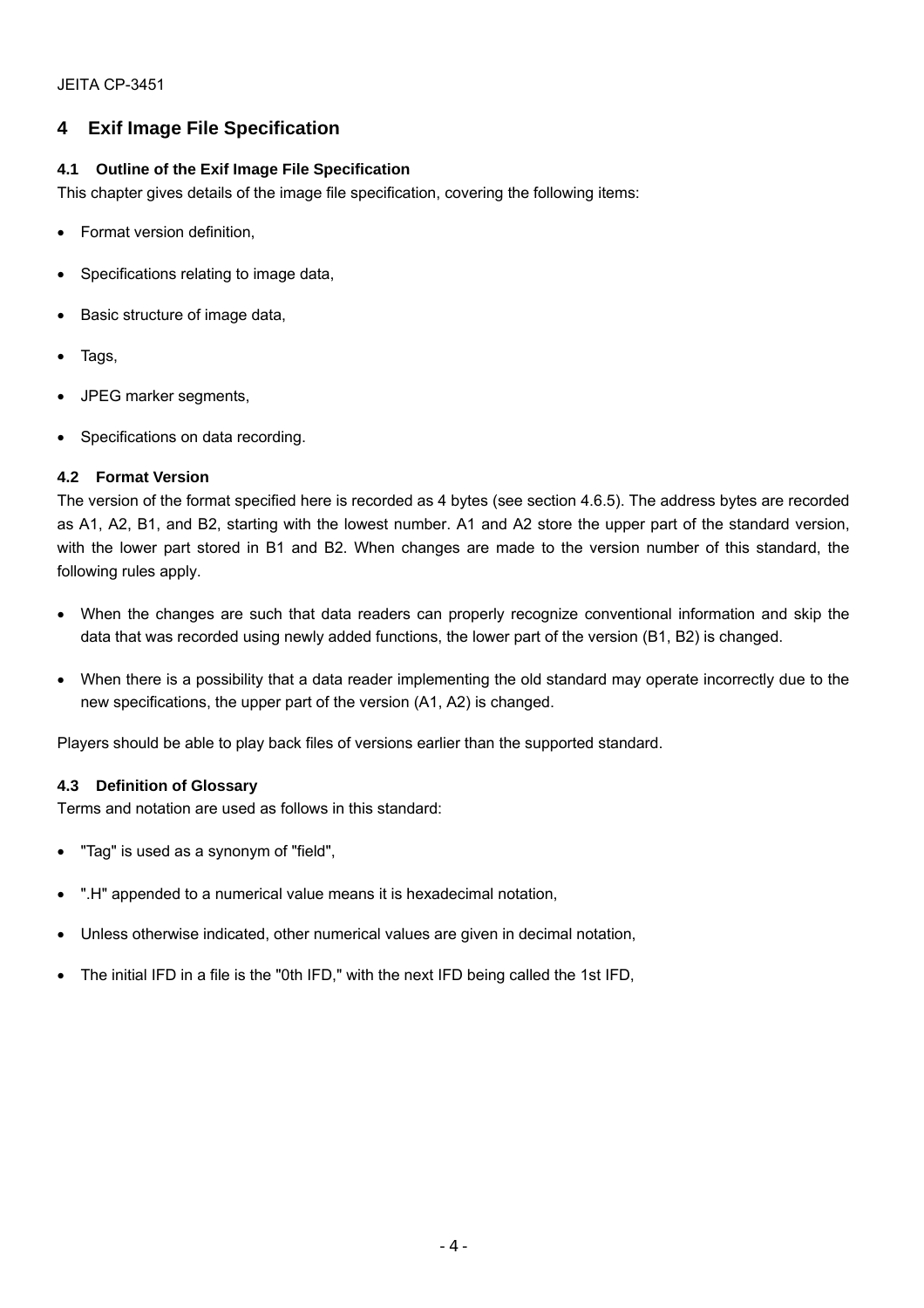# 4 Exif Image File Specification

## 4.1 Outline of the Exif Image File Specification

This chapter gives details of the image file specification, covering the following items:

- Format version definition,
- Specifications relating to image data,
- Basic structure of image data,
- Tags,
- JPEG marker segments,
- Specifications on data recording.

## 4.2 Format Version

The version of the format specified here is recorded as 4 bytes (see section 4.6.5). The address bytes are recorded as A1, A2, B1, and B2, starting with the lowest number. A1 and A2 store the upper part of the standard version, with the lower part stored in B1 and B2. When changes are made to the version number of this standard, the following rules apply.

- When the changes are such that data readers can properly recognize conventional information and skip the data that was recorded using newly added functions, the lower part of the version (B1, B2) is changed.
- When there is a possibility that a data reader implementing the old standard may operate incorrectly due to the new specifications, the upper part of the version (A1, A2) is changed.

Players should be able to play back files of versions earlier than the supported standard.

## 4.3 Definition of Glossary

Terms and notation are used as follows in this standard:

- "Tag" is used as a synonym of "field",
- ".H" appended to a numerical value means it is hexadecimal notation,
- Unless otherwise indicated, other numerical values are given in decimal notation,
- The initial IFD in a file is the "0th IFD," with the next IFD being called the 1st IFD,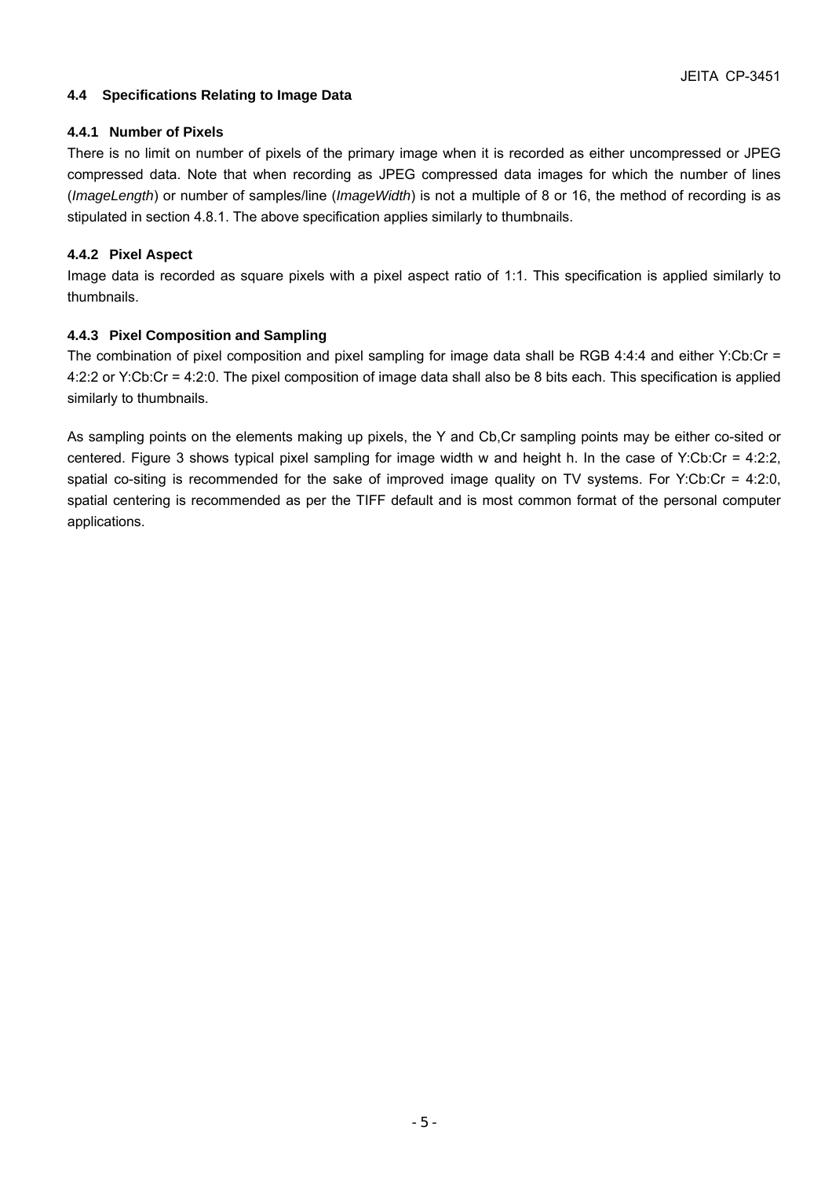### 4.4 Specifications Relating to Image Data

#### 4.4.1 Number of Pixels

There is no limit on number of pixels of the primary image when it is recorded as either uncompressed or JPEG compressed data. Note that when recording as JPEG compressed data images for which the number of lines (*ImageLength*) or number of samples/line (*ImageWidth*) is not a multiple of 8 or 16, the method of recording is as stipulated in section 4.8.1. The above specification applies similarly to thumbnails.

#### 4.4.2 Pixel Aspect

Image data is recorded as square pixels with a pixel aspect ratio of 1:1. This specification is applied similarly to thumbnails.

#### 4.4.3 Pixel Composition and Sampling

The combination of pixel composition and pixel sampling for image data shall be RGB 4:4:4 and either Y:Cb:Cr = 4:2:2 or Y:Cb:Cr = 4:2:0. The pixel composition of image data shall also be 8 bits each. This specification is applied similarly to thumbnails.

As sampling points on the elements making up pixels, the Y and Cb,Cr sampling points may be either co-sited or centered. Figure 3 shows typical pixel sampling for image width w and height h. In the case of Y:Cb:Cr = 4:2:2, spatial co-siting is recommended for the sake of improved image quality on TV systems. For Y:Cb:Cr = 4:2:0, spatial centering is recommended as per the TIFF default and is most common format of the personal computer applications.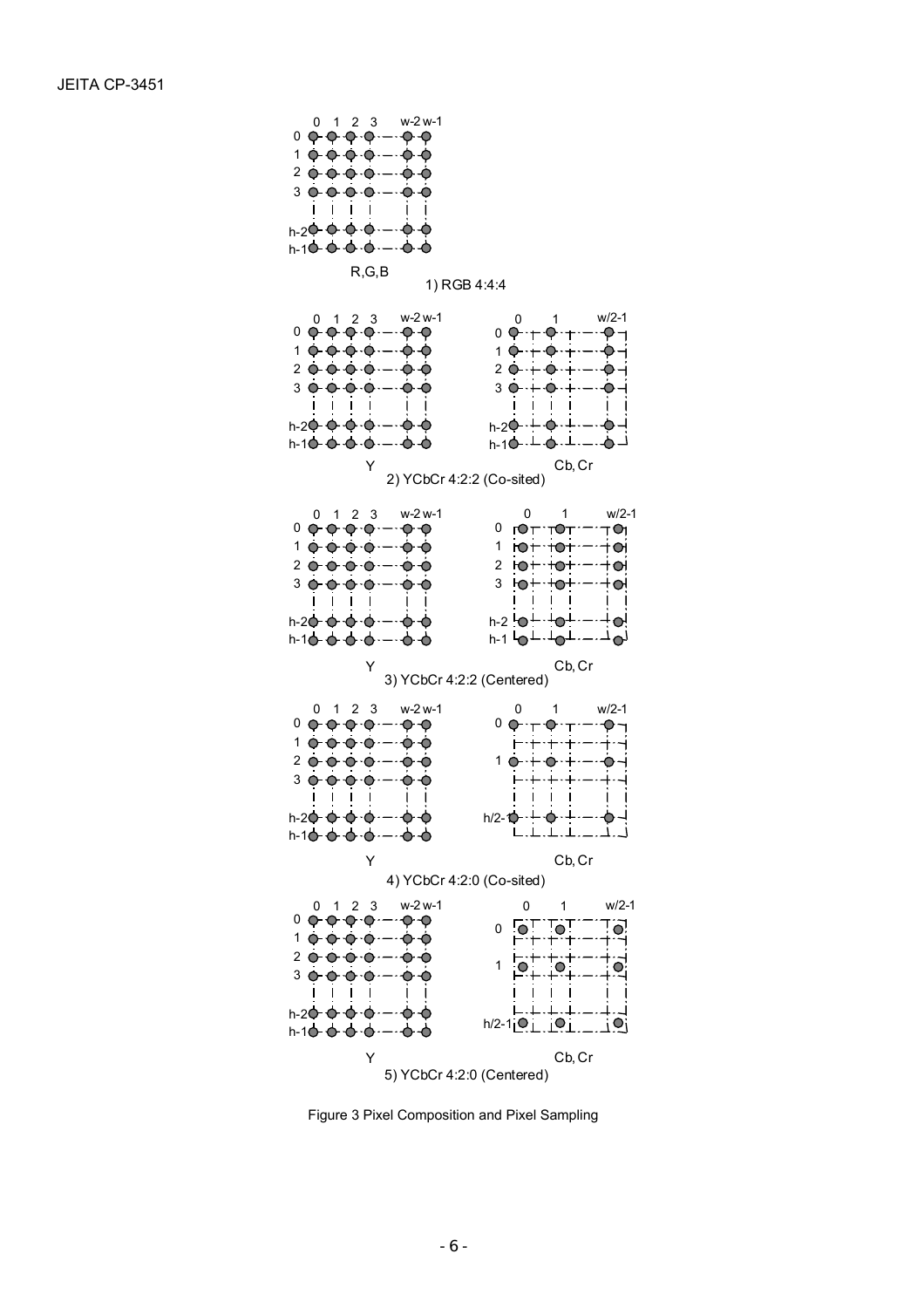R,G,B

1) RGB 4:4:4

Y　　　　　　　　Cb, Cr

2) YCbCr 4:2:2 (Co-sited)

Y　　　　　　　　Cb, Cr

3) YCbCr 4:2:2 (Centered)

Y　　　　　　　　Cb, Cr

4) YCbCr 4:2:0 (Co-sited)

Y　　　　　　　　Cb, Cr

5) YCbCr 4:2:0 (Centered)

Figure 3 Pixel Composition and Pixel Sampling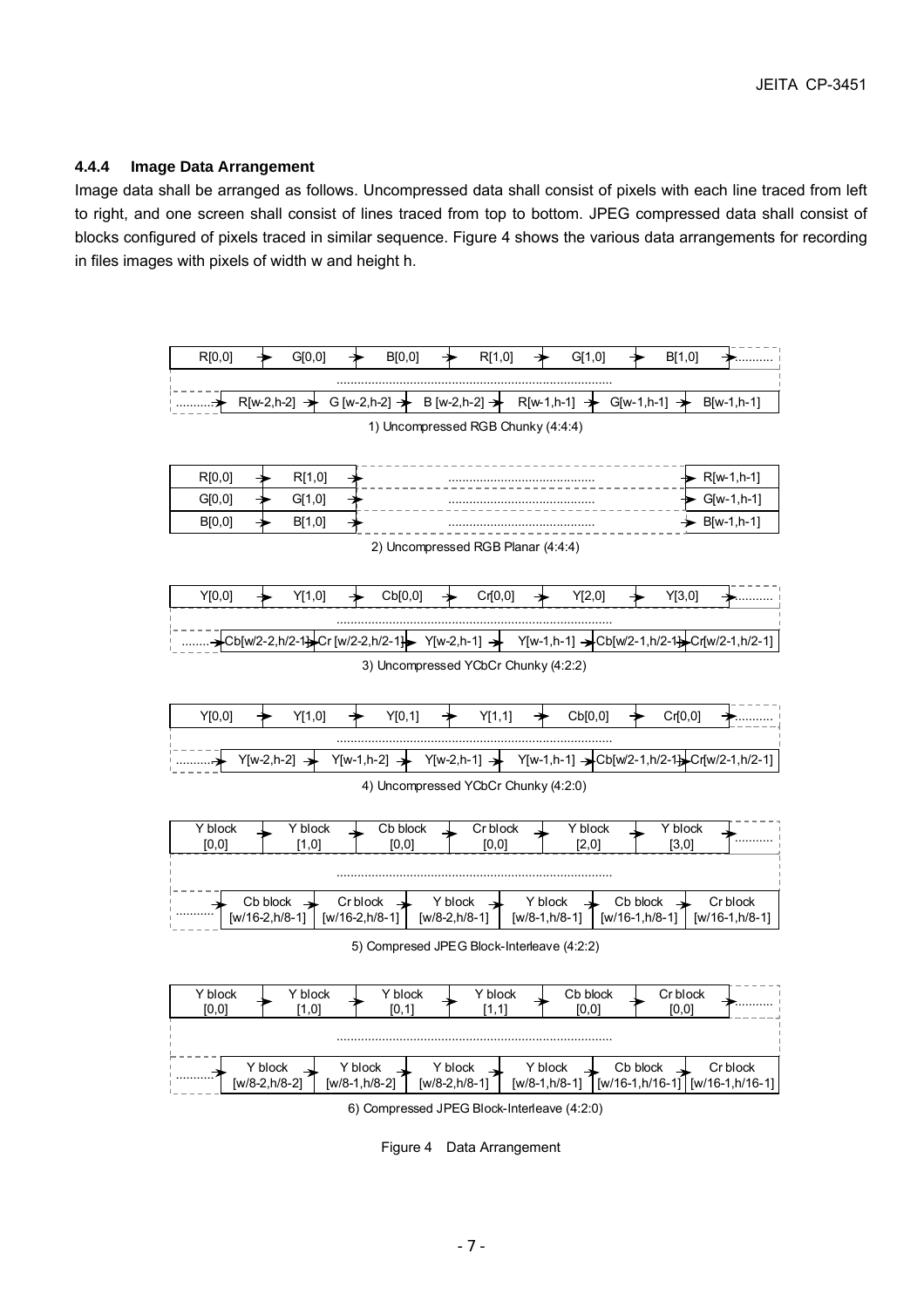### 4.4.4 Image Data Arrangement

Image data shall be arranged as follows. Uncompressed data shall consist of pixels with each line traced from left to right, and one screen shall consist of lines traced from top to bottom. JPEG compressed data shall consist of blocks configured of pixels traced in similar sequence. Figure 4 shows the various data arrangements for recording in files images with pixels of width w and height h.

R[0,0] → G[0,0] → B[0,0] → R[1,0] → G[1,0] → B[1,0] → ..........
..........
.......... → R[w-2,h-2] → G [w-2,h-2] → B [w-2,h-2] → R[w-1,h-1] → G[w-1,h-1] → B[w-1,h-1]

1) Uncompressed RGB Chunky (4:4:4)

R[0,0] → R[1,0] → .......... → R[w-1,h-1]
G[0,0] → G[1,0] → .......... → G[w-1,h-1]
B[0,0] → B[1,0] → .......... → B[w-1,h-1]

2) Uncompressed RGB Planar (4:4:4)

Y[0,0] → Y[1,0] → Cb[0,0] → Cr[0,0] → Y[2,0] → Y[3,0] → ..........
..........
.......... → Cb[w/2-2,h/2-1] → Cr [w/2-2,h/2-1] → Y[w-2,h-1] → Y[w-1,h-1] → Cb[w/2-1,h/2-1] → Cr[w/2-1,h/2-1]

3) Uncompressed YCbCr Chunky (4:2:2)

Y[0,0] → Y[1,0] → Y[0,1] → Y[1,1] → Cb[0,0] → Cr[0,0] → ..........
..........
.......... → Y[w-2,h-2] → Y[w-1,h-2] → Y[w-2,h-1] → Y[w-1,h-1] → Cb[w/2-1,h/2-1] → Cr[w/2-1,h/2-1]

4) Uncompressed YCbCr Chunky (4:2:0)

Y block [0,0] → Y block [1,0] → Cb block [0,0] → Cr block [0,0] → Y block [2,0] → Y block [3,0] → ..........
..........
.......... → Cb block [w/16-2,h/8-1] → Cr block [w/16-2,h/8-1] → Y block [w/8-2,h/8-1] → Y block [w/8-1,h/8-1] → Cb block [w/16-1,h/8-1] → Cr block [w/16-1,h/8-1]

5) Compressed JPEG Block-Interleave (4:2:2)

Y block [0,0] → Y block [1,0] → Y block [0,1] → Y block [1,1] → Cb block [0,0] → Cr block [0,0] → ..........
..........
.......... → Y block [w/8-2,h/8-2] → Y block [w/8-1,h/8-2] → Y block [w/8-2,h/8-1] → Y block [w/8-1,h/8-1] → Cb block [w/16-1,h/16-1] → Cr block [w/16-1,h/16-1]

6) Compressed JPEG Block-Interleave (4:2:0)

Figure 4 Data Arrangement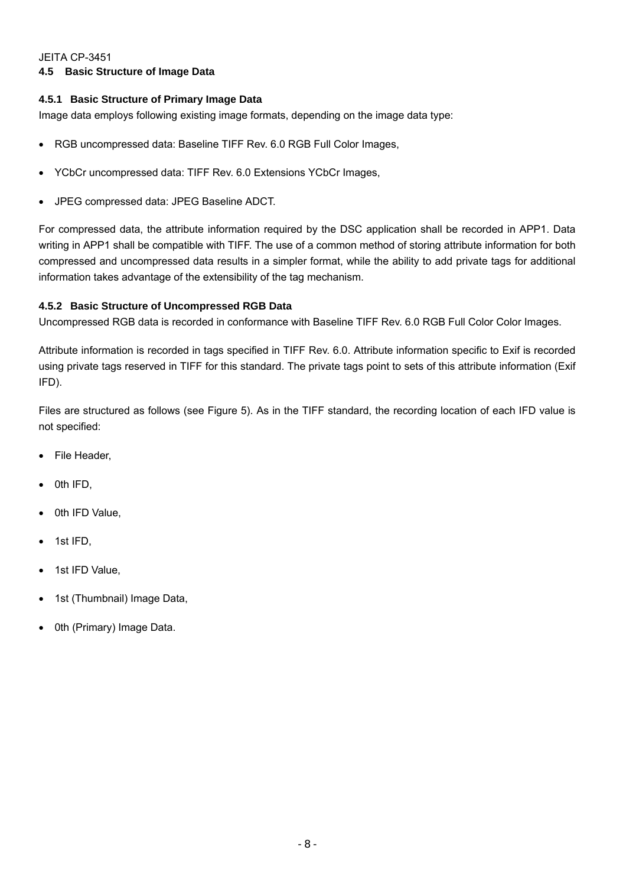## 4.5 Basic Structure of Image Data

### 4.5.1 Basic Structure of Primary Image Data

Image data employs following existing image formats, depending on the image data type:

- RGB uncompressed data: Baseline TIFF Rev. 6.0 RGB Full Color Images,
- YCbCr uncompressed data: TIFF Rev. 6.0 Extensions YCbCr Images,
- JPEG compressed data: JPEG Baseline ADCT.

For compressed data, the attribute information required by the DSC application shall be recorded in APP1. Data writing in APP1 shall be compatible with TIFF. The use of a common method of storing attribute information for both compressed and uncompressed data results in a simpler format, while the ability to add private tags for additional information takes advantage of the extensibility of the tag mechanism.

### 4.5.2 Basic Structure of Uncompressed RGB Data

Uncompressed RGB data is recorded in conformance with Baseline TIFF Rev. 6.0 RGB Full Color Color Images.

Attribute information is recorded in tags specified in TIFF Rev. 6.0. Attribute information specific to Exif is recorded using private tags reserved in TIFF for this standard. The private tags point to sets of this attribute information (Exif IFD).

Files are structured as follows (see Figure 5). As in the TIFF standard, the recording location of each IFD value is not specified:

- File Header,
- 0th IFD,
- 0th IFD Value,
- 1st IFD,
- 1st IFD Value,
- 1st (Thumbnail) Image Data,
- 0th (Primary) Image Data.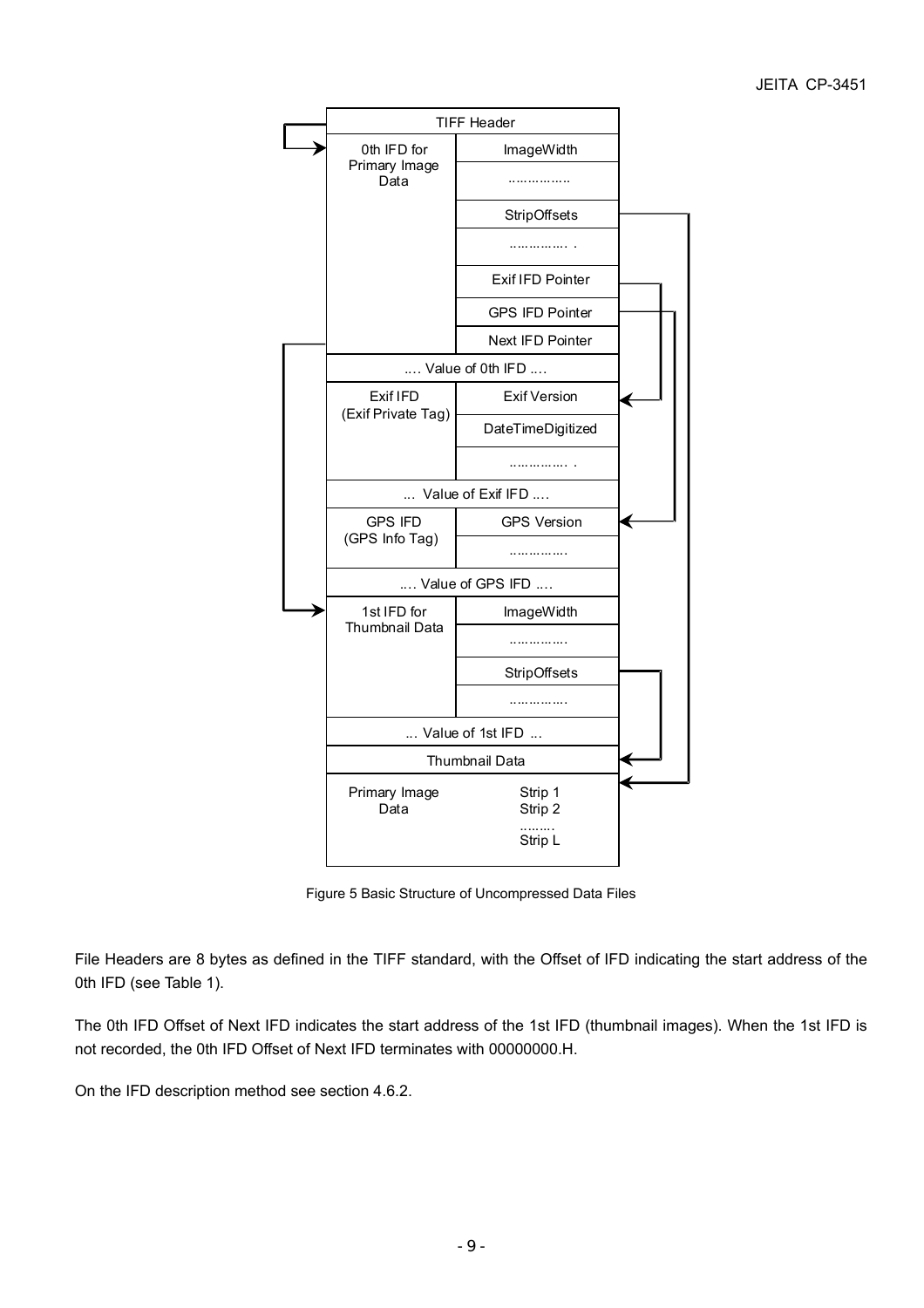| TIFF Header | |
|---|---|
| 0th IFD for Primary Image Data | ImageWidth |
| | ................ |
| | StripOffsets |
| | ............... . |
| | Exif IFD Pointer |
| | GPS IFD Pointer |
| | Next IFD Pointer |
| .... Value of 0th IFD .... | |
| Exif IFD (Exif Private Tag) | Exif Version |
| | DateTimeDigitized |
| | ............... . |
| ... Value of Exif IFD .... | |
| GPS IFD (GPS Info Tag) | GPS Version |
| | ............... |
| .... Value of GPS IFD .... | |
| 1st IFD for Thumbnail Data | ImageWidth |
| | ............... |
| | StripOffsets |
| | ............... |
| ... Value of 1st IFD ... | |
| Thumbnail Data | |
| Primary Image Data | Strip 1<br>Strip 2<br>........<br>Strip L |

Figure 5 Basic Structure of Uncompressed Data Files

File Headers are 8 bytes as defined in the TIFF standard, with the Offset of IFD indicating the start address of the 0th IFD (see Table 1).

The 0th IFD Offset of Next IFD indicates the start address of the 1st IFD (thumbnail images). When the 1st IFD is not recorded, the 0th IFD Offset of Next IFD terminates with 00000000.H.

On the IFD description method see section 4.6.2.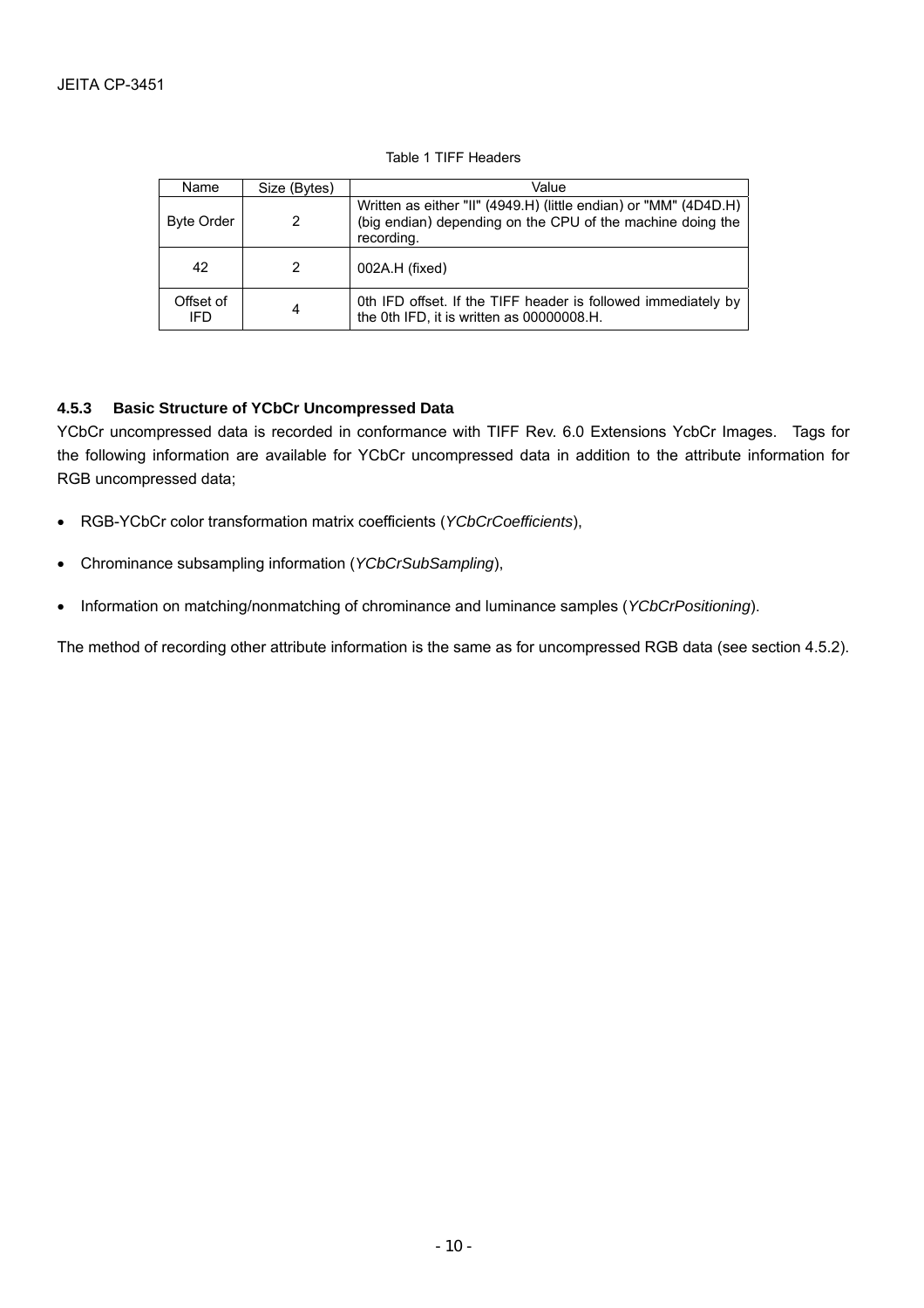Table 1 TIFF Headers

| Name | Size (Bytes) | Value |
| --- | --- | --- |
| Byte Order | 2 | Written as either "II" (4949.H) (little endian) or "MM" (4D4D.H) (big endian) depending on the CPU of the machine doing the recording. |
| 42 | 2 | 002A.H (fixed) |
| Offset of IFD | 4 | 0th IFD offset. If the TIFF header is followed immediately by the 0th IFD, it is written as 00000008.H. |

### 4.5.3 Basic Structure of YCbCr Uncompressed Data

YCbCr uncompressed data is recorded in conformance with TIFF Rev. 6.0 Extensions YcbCr Images. Tags for the following information are available for YCbCr uncompressed data in addition to the attribute information for RGB uncompressed data;

- RGB-YCbCr color transformation matrix coefficients (*YCbCrCoefficients*),
- Chrominance subsampling information (*YCbCrSubSampling*),
- Information on matching/nonmatching of chrominance and luminance samples (*YCbCrPositioning*).

The method of recording other attribute information is the same as for uncompressed RGB data (see section 4.5.2).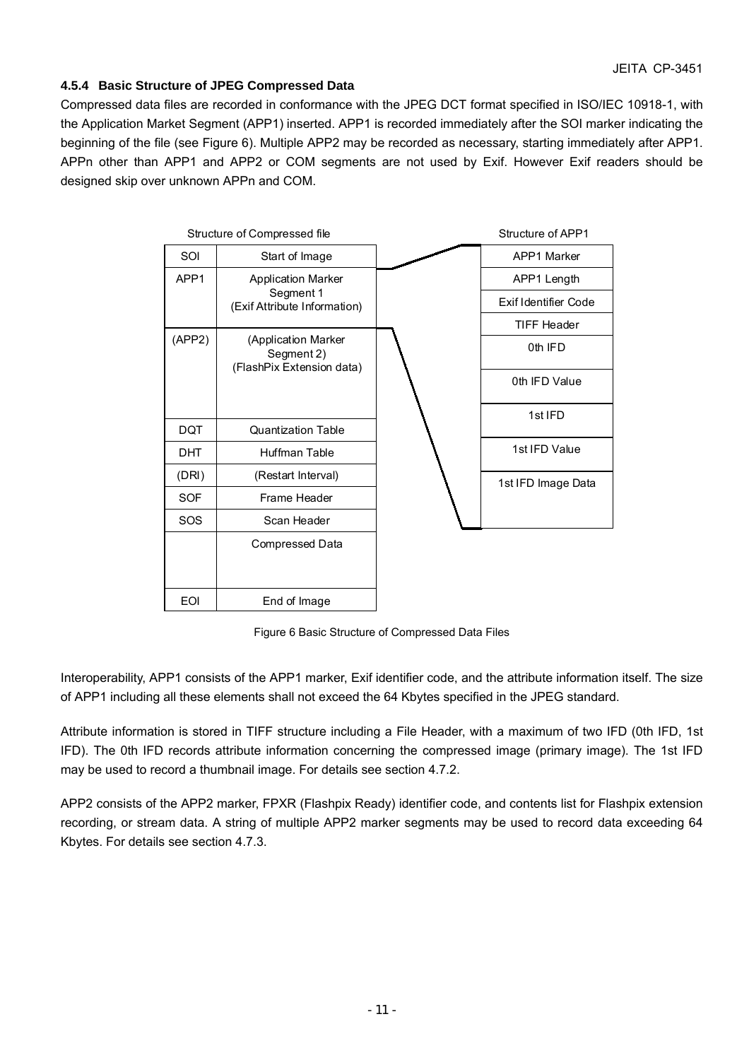### 4.5.4 Basic Structure of JPEG Compressed Data

Compressed data files are recorded in conformance with the JPEG DCT format specified in ISO/IEC 10918-1, with the Application Market Segment (APP1) inserted. APP1 is recorded immediately after the SOI marker indicating the beginning of the file (see Figure 6). Multiple APP2 may be recorded as necessary, starting immediately after APP1. APPn other than APP1 and APP2 or COM segments are not used by Exif. However Exif readers should be designed skip over unknown APPn and COM.

Structure of Compressed file

| | |
|---|---|
| SOI | Start of Image |
| APP1 | Application Marker Segment 1 (Exif Attribute Information) |
| (APP2) | (Application Marker Segment 2) (FlashPix Extension data) |
| DQT | Quantization Table |
| DHT | Huffman Table |
| (DRI) | (Restart Interval) |
| SOF | Frame Header |
| SOS | Scan Header |
| | Compressed Data |
| EOI | End of Image |

Structure of APP1

| |
|---|
| APP1 Marker |
| APP1 Length |
| Exif Identifier Code |
| TIFF Header |
| 0th IFD |
| 0th IFD Value |
| 1st IFD |
| 1st IFD Value |
| 1st IFD Image Data |

Figure 6 Basic Structure of Compressed Data Files

Interoperability, APP1 consists of the APP1 marker, Exif identifier code, and the attribute information itself. The size of APP1 including all these elements shall not exceed the 64 Kbytes specified in the JPEG standard.

Attribute information is stored in TIFF structure including a File Header, with a maximum of two IFD (0th IFD, 1st IFD). The 0th IFD records attribute information concerning the compressed image (primary image). The 1st IFD may be used to record a thumbnail image. For details see section 4.7.2.

APP2 consists of the APP2 marker, FPXR (Flashpix Ready) identifier code, and contents list for Flashpix extension recording, or stream data. A string of multiple APP2 marker segments may be used to record data exceeding 64 Kbytes. For details see section 4.7.3.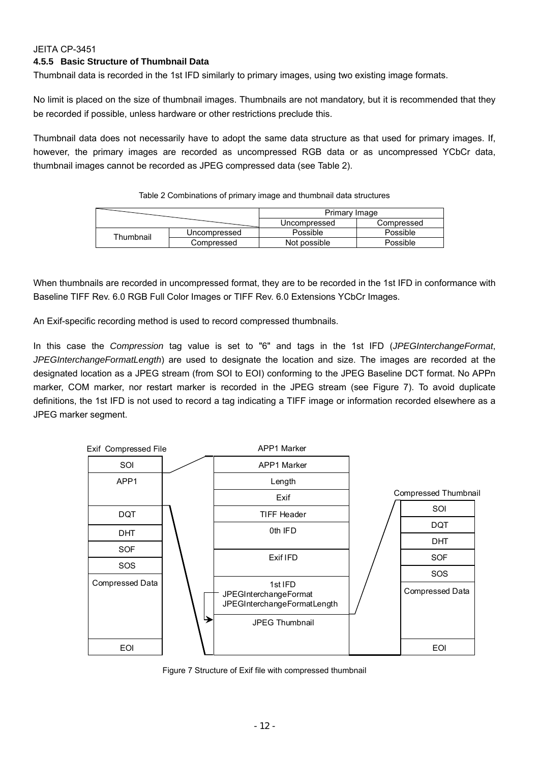### 4.5.5 Basic Structure of Thumbnail Data

Thumbnail data is recorded in the 1st IFD similarly to primary images, using two existing image formats.

No limit is placed on the size of thumbnail images. Thumbnails are not mandatory, but it is recommended that they be recorded if possible, unless hardware or other restrictions preclude this.

Thumbnail data does not necessarily have to adopt the same data structure as that used for primary images. If, however, the primary images are recorded as uncompressed RGB data or as uncompressed YCbCr data, thumbnail images cannot be recorded as JPEG compressed data (see Table 2).

Table 2 Combinations of primary image and thumbnail data structures

| | | Primary Image | |
|---|---|---|---|
| | | Uncompressed | Compressed |
| Thumbnail | Uncompressed | Possible | Possible |
| | Compressed | Not possible | Possible |

When thumbnails are recorded in uncompressed format, they are to be recorded in the 1st IFD in conformance with Baseline TIFF Rev. 6.0 RGB Full Color Images or TIFF Rev. 6.0 Extensions YCbCr Images.

An Exif-specific recording method is used to record compressed thumbnails.

In this case the *Compression* tag value is set to "6" and tags in the 1st IFD (*JPEGInterchangeFormat*, *JPEGInterchangeFormatLength*) are used to designate the location and size. The images are recorded at the designated location as a JPEG stream (from SOI to EOI) conforming to the JPEG Baseline DCT format. No APPn marker, COM marker, nor restart marker is recorded in the JPEG stream (see Figure 7). To avoid duplicate definitions, the 1st IFD is not used to record a tag indicating a TIFF image or information recorded elsewhere as a JPEG marker segment.

| Exif Compressed File | APP1 Marker | Compressed Thumbnail |
|---|---|---|
| SOI | APP1 Marker | SOI |
| APP1 | Length | DQT |
| DQT | Exif | DHT |
| DHT | TIFF Header | SOF |
| SOF | 0th IFD | SOS |
| SOS | Exif IFD | Compressed Data |
| Compressed Data | 1st IFD JPEGInterchangeFormat JPEGInterchangeFormatLength | EOI |
| EOI | JPEG Thumbnail | |

Figure 7 Structure of Exif file with compressed thumbnail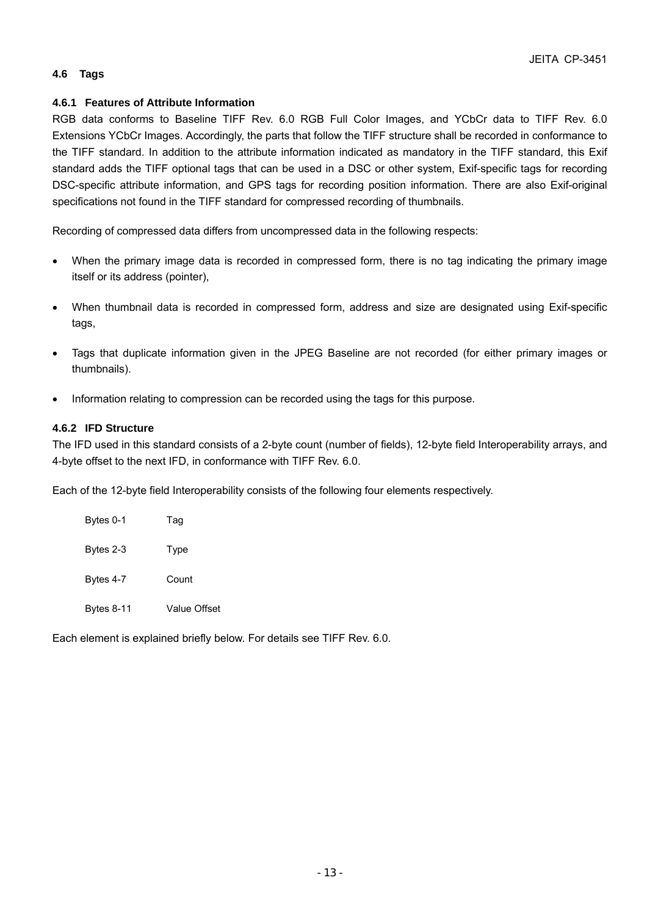### 4.6 Tags

#### 4.6.1 Features of Attribute Information

RGB data conforms to Baseline TIFF Rev. 6.0 RGB Full Color Images, and YCbCr data to TIFF Rev. 6.0 Extensions YCbCr Images. Accordingly, the parts that follow the TIFF structure shall be recorded in conformance to the TIFF standard. In addition to the attribute information indicated as mandatory in the TIFF standard, this Exif standard adds the TIFF optional tags that can be used in a DSC or other system, Exif-specific tags for recording DSC-specific attribute information, and GPS tags for recording position information. There are also Exif-original specifications not found in the TIFF standard for compressed recording of thumbnails.

Recording of compressed data differs from uncompressed data in the following respects:

- When the primary image data is recorded in compressed form, there is no tag indicating the primary image itself or its address (pointer),
- When thumbnail data is recorded in compressed form, address and size are designated using Exif-specific tags,
- Tags that duplicate information given in the JPEG Baseline are not recorded (for either primary images or thumbnails).
- Information relating to compression can be recorded using the tags for this purpose.

#### 4.6.2 IFD Structure

The IFD used in this standard consists of a 2-byte count (number of fields), 12-byte field Interoperability arrays, and 4-byte offset to the next IFD, in conformance with TIFF Rev. 6.0.

Each of the 12-byte field Interoperability consists of the following four elements respectively.

| | |
|---|---|
| Bytes 0-1 | Tag |
| Bytes 2-3 | Type |
| Bytes 4-7 | Count |
| Bytes 8-11 | Value Offset |

Each element is explained briefly below. For details see TIFF Rev. 6.0.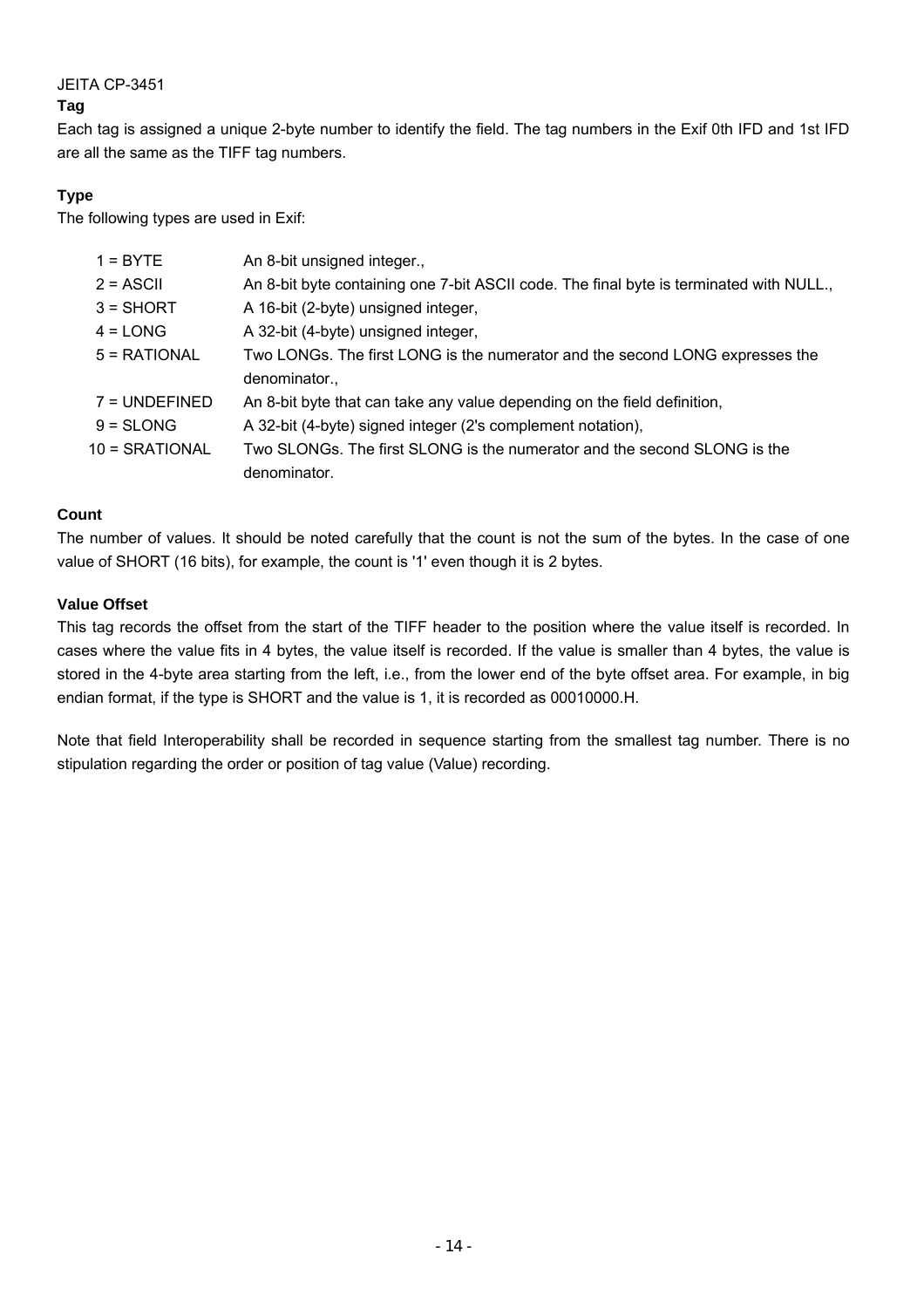**Tag**

Each tag is assigned a unique 2-byte number to identify the field. The tag numbers in the Exif 0th IFD and 1st IFD are all the same as the TIFF tag numbers.

**Type**

The following types are used in Exif:

| | |
|---|---|
| 1 = BYTE | An 8-bit unsigned integer., |
| 2 = ASCII | An 8-bit byte containing one 7-bit ASCII code. The final byte is terminated with NULL., |
| 3 = SHORT | A 16-bit (2-byte) unsigned integer, |
| 4 = LONG | A 32-bit (4-byte) unsigned integer, |
| 5 = RATIONAL | Two LONGs. The first LONG is the numerator and the second LONG expresses the denominator., |
| 7 = UNDEFINED | An 8-bit byte that can take any value depending on the field definition, |
| 9 = SLONG | A 32-bit (4-byte) signed integer (2's complement notation), |
| 10 = SRATIONAL | Two SLONGs. The first SLONG is the numerator and the second SLONG is the denominator. |

**Count**

The number of values. It should be noted carefully that the count is not the sum of the bytes. In the case of one value of SHORT (16 bits), for example, the count is '1' even though it is 2 bytes.

**Value Offset**

This tag records the offset from the start of the TIFF header to the position where the value itself is recorded. In cases where the value fits in 4 bytes, the value itself is recorded. If the value is smaller than 4 bytes, the value is stored in the 4-byte area starting from the left, i.e., from the lower end of the byte offset area. For example, in big endian format, if the type is SHORT and the value is 1, it is recorded as 00010000.H.

Note that field Interoperability shall be recorded in sequence starting from the smallest tag number. There is no stipulation regarding the order or position of tag value (Value) recording.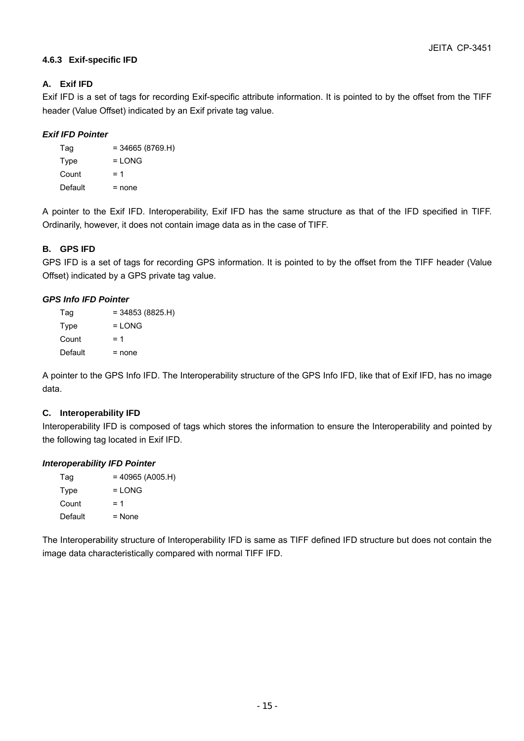#### 4.6.3 Exif-specific IFD

**A. Exif IFD**

Exif IFD is a set of tags for recording Exif-specific attribute information. It is pointed to by the offset from the TIFF header (Value Offset) indicated by an Exif private tag value.

***Exif IFD Pointer***

Tag = 34665 (8769.H)
Type = LONG
Count = 1
Default = none

A pointer to the Exif IFD. Interoperability, Exif IFD has the same structure as that of the IFD specified in TIFF. Ordinarily, however, it does not contain image data as in the case of TIFF.

**B. GPS IFD**

GPS IFD is a set of tags for recording GPS information. It is pointed to by the offset from the TIFF header (Value Offset) indicated by a GPS private tag value.

***GPS Info IFD Pointer***

Tag = 34853 (8825.H)
Type = LONG
Count = 1
Default = none

A pointer to the GPS Info IFD. The Interoperability structure of the GPS Info IFD, like that of Exif IFD, has no image data.

**C. Interoperability IFD**

Interoperability IFD is composed of tags which stores the information to ensure the Interoperability and pointed by the following tag located in Exif IFD.

***Interoperability IFD Pointer***

Tag = 40965 (A005.H)
Type = LONG
Count = 1
Default = None

The Interoperability structure of Interoperability IFD is same as TIFF defined IFD structure but does not contain the image data characteristically compared with normal TIFF IFD.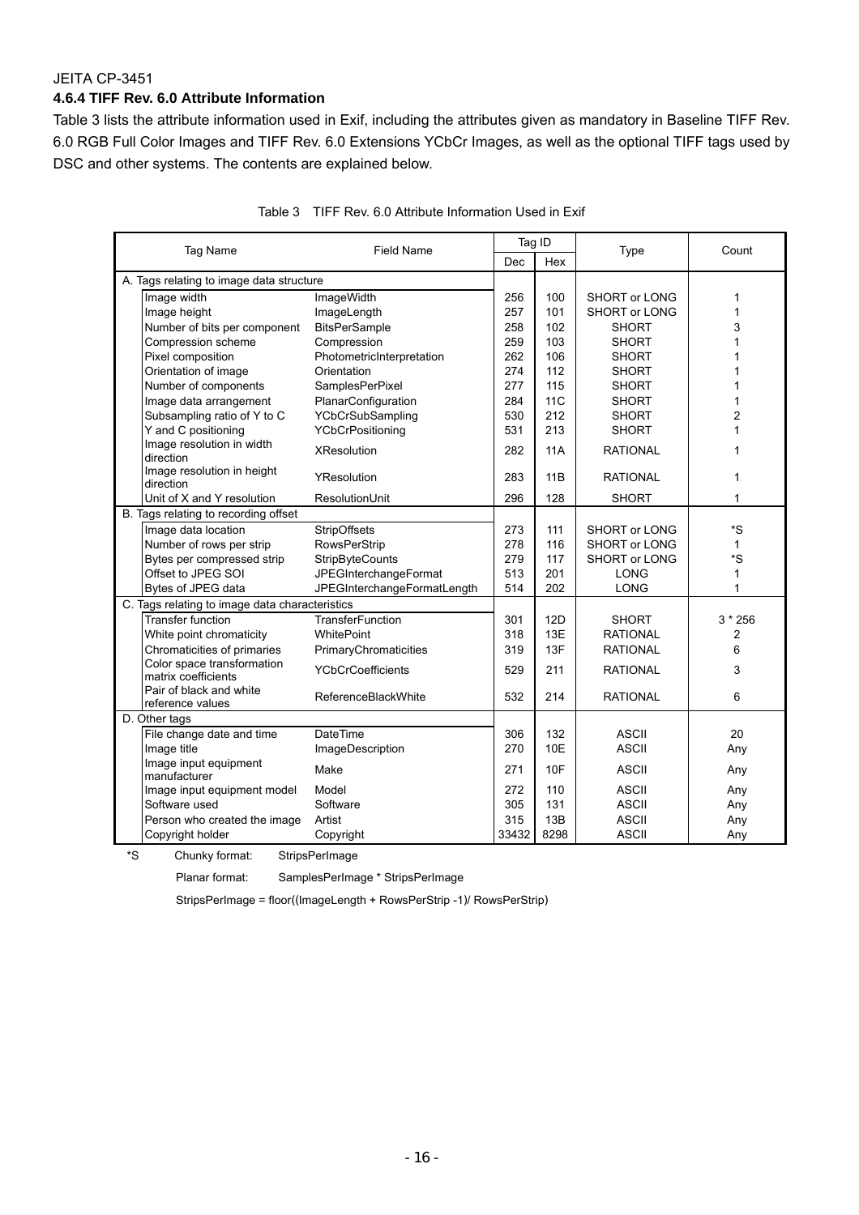JEITA CP-3451

#### 4.6.4 TIFF Rev. 6.0 Attribute Information

Table 3 lists the attribute information used in Exif, including the attributes given as mandatory in Baseline TIFF Rev. 6.0 RGB Full Color Images and TIFF Rev. 6.0 Extensions YCbCr Images, as well as the optional TIFF tags used by DSC and other systems. The contents are explained below.

Table 3 TIFF Rev. 6.0 Attribute Information Used in Exif

| Tag Name | Field Name | Tag ID | | Type | Count |
|---|---|---|---|---|---|
| | | Dec | Hex | | |
| A. Tags relating to image data structure | | | | | |
| Image width | ImageWidth | 256 | 100 | SHORT or LONG | 1 |
| Image height | ImageLength | 257 | 101 | SHORT or LONG | 1 |
| Number of bits per component | BitsPerSample | 258 | 102 | SHORT | 3 |
| Compression scheme | Compression | 259 | 103 | SHORT | 1 |
| Pixel composition | PhotometricInterpretation | 262 | 106 | SHORT | 1 |
| Orientation of image | Orientation | 274 | 112 | SHORT | 1 |
| Number of components | SamplesPerPixel | 277 | 115 | SHORT | 1 |
| Image data arrangement | PlanarConfiguration | 284 | 11C | SHORT | 1 |
| Subsampling ratio of Y to C | YCbCrSubSampling | 530 | 212 | SHORT | 2 |
| Y and C positioning | YCbCrPositioning | 531 | 213 | SHORT | 1 |
| Image resolution in width direction | XResolution | 282 | 11A | RATIONAL | 1 |
| Image resolution in height direction | YResolution | 283 | 11B | RATIONAL | 1 |
| Unit of X and Y resolution | ResolutionUnit | 296 | 128 | SHORT | 1 |
| B. Tags relating to recording offset | | | | | |
| Image data location | StripOffsets | 273 | 111 | SHORT or LONG | *S |
| Number of rows per strip | RowsPerStrip | 278 | 116 | SHORT or LONG | 1 |
| Bytes per compressed strip | StripByteCounts | 279 | 117 | SHORT or LONG | *S |
| Offset to JPEG SOI | JPEGInterchangeFormat | 513 | 201 | LONG | 1 |
| Bytes of JPEG data | JPEGInterchangeFormatLength | 514 | 202 | LONG | 1 |
| C. Tags relating to image data characteristics | | | | | |
| Transfer function | TransferFunction | 301 | 12D | SHORT | 3 * 256 |
| White point chromaticity | WhitePoint | 318 | 13E | RATIONAL | 2 |
| Chromaticities of primaries | PrimaryChromaticities | 319 | 13F | RATIONAL | 6 |
| Color space transformation matrix coefficients | YCbCrCoefficients | 529 | 211 | RATIONAL | 3 |
| Pair of black and white reference values | ReferenceBlackWhite | 532 | 214 | RATIONAL | 6 |
| D. Other tags | | | | | |
| File change date and time | DateTime | 306 | 132 | ASCII | 20 |
| Image title | ImageDescription | 270 | 10E | ASCII | Any |
| Image input equipment manufacturer | Make | 271 | 10F | ASCII | Any |
| Image input equipment model | Model | 272 | 110 | ASCII | Any |
| Software used | Software | 305 | 131 | ASCII | Any |
| Person who created the image | Artist | 315 | 13B | ASCII | Any |
| Copyright holder | Copyright | 33432 | 8298 | ASCII | Any |

*S Chunky format: StripsPerImage

Planar format: SamplesPerImage * StripsPerImage

StripsPerImage = floor((ImageLength + RowsPerStrip -1)/ RowsPerStrip)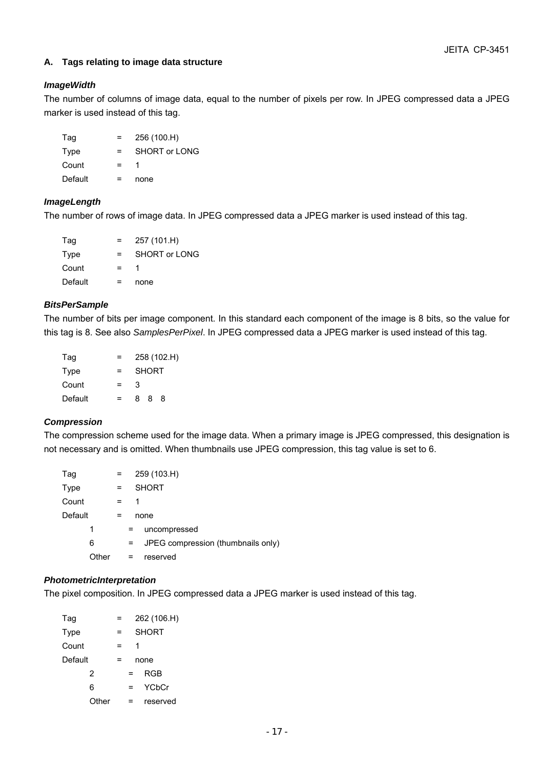### A. Tags relating to image data structure

#### *ImageWidth*

The number of columns of image data, equal to the number of pixels per row. In JPEG compressed data a JPEG marker is used instead of this tag.

| | | |
|---|---|---|
| Tag | = | 256 (100.H) |
| Type | = | SHORT or LONG |
| Count | = | 1 |
| Default | = | none |

#### *ImageLength*

The number of rows of image data. In JPEG compressed data a JPEG marker is used instead of this tag.

| | | |
|---|---|---|
| Tag | = | 257 (101.H) |
| Type | = | SHORT or LONG |
| Count | = | 1 |
| Default | = | none |

#### *BitsPerSample*

The number of bits per image component. In this standard each component of the image is 8 bits, so the value for this tag is 8. See also *SamplesPerPixel*. In JPEG compressed data a JPEG marker is used instead of this tag.

| | | |
|---|---|---|
| Tag | = | 258 (102.H) |
| Type | = | SHORT |
| Count | = | 3 |
| Default | = | 8 8 8 |

#### *Compression*

The compression scheme used for the image data. When a primary image is JPEG compressed, this designation is not necessary and is omitted. When thumbnails use JPEG compression, this tag value is set to 6.

| | | |
|---|---|---|
| Tag | = | 259 (103.H) |
| Type | = | SHORT |
| Count | = | 1 |
| Default | = | none |

- 1 = uncompressed
- 6 = JPEG compression (thumbnails only)
- Other = reserved

#### *PhotometricInterpretation*

The pixel composition. In JPEG compressed data a JPEG marker is used instead of this tag.

| | | |
|---|---|---|
| Tag | = | 262 (106.H) |
| Type | = | SHORT |
| Count | = | 1 |
| Default | = | none |

- 2 = RGB
- 6 = YCbCr
- Other = reserved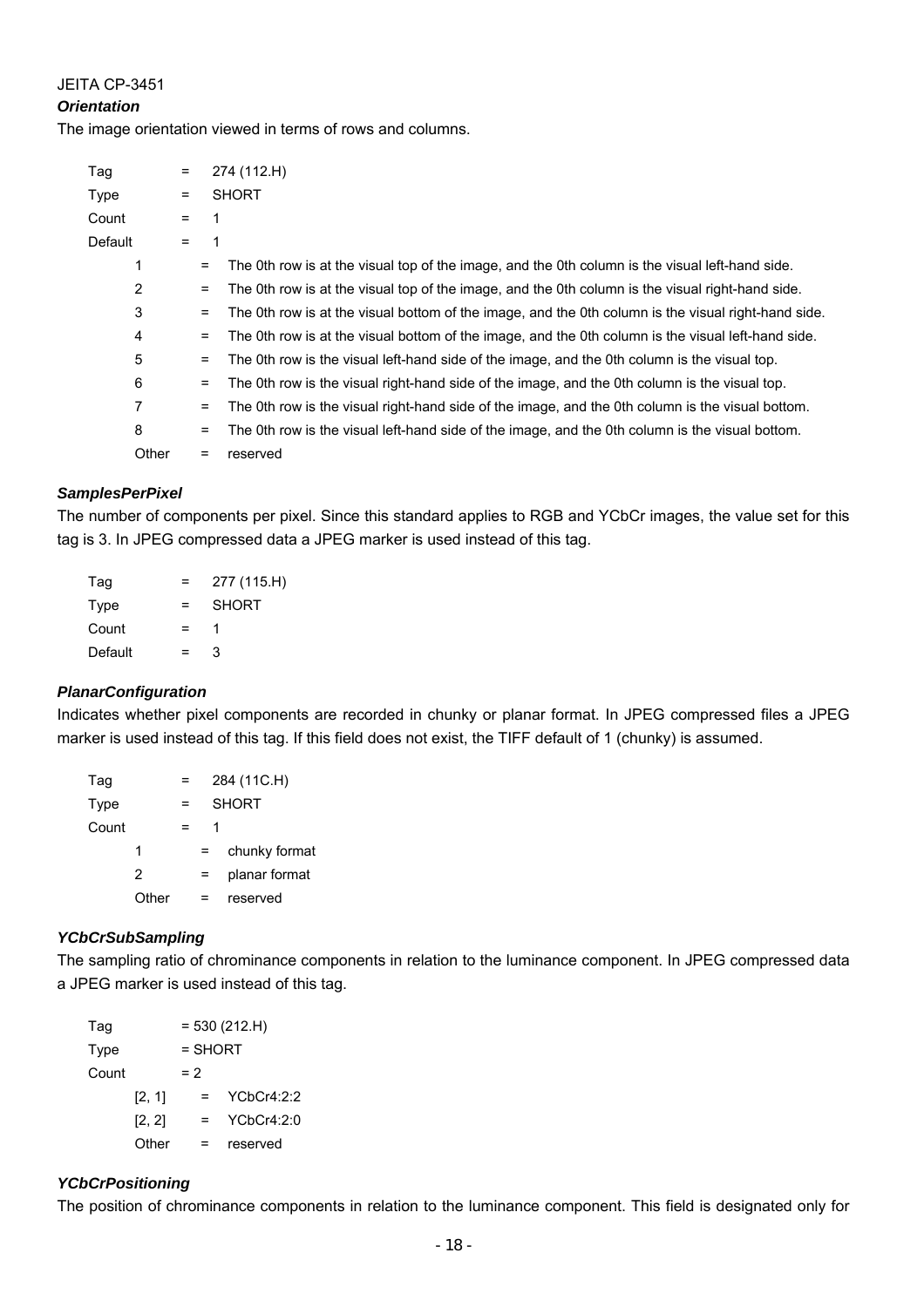***Orientation***

The image orientation viewed in terms of rows and columns.

| | | |
|---|---|---|
| Tag | = | 274 (112.H) |
| Type | = | SHORT |
| Count | = | 1 |
| Default | = | 1 |

| | | |
|---|---|---|
| 1 | = | The 0th row is at the visual top of the image, and the 0th column is the visual left-hand side. |
| 2 | = | The 0th row is at the visual top of the image, and the 0th column is the visual right-hand side. |
| 3 | = | The 0th row is at the visual bottom of the image, and the 0th column is the visual right-hand side. |
| 4 | = | The 0th row is at the visual bottom of the image, and the 0th column is the visual left-hand side. |
| 5 | = | The 0th row is the visual left-hand side of the image, and the 0th column is the visual top. |
| 6 | = | The 0th row is the visual right-hand side of the image, and the 0th column is the visual top. |
| 7 | = | The 0th row is the visual right-hand side of the image, and the 0th column is the visual bottom. |
| 8 | = | The 0th row is the visual left-hand side of the image, and the 0th column is the visual bottom. |
| Other | = | reserved |

***SamplesPerPixel***

The number of components per pixel. Since this standard applies to RGB and YCbCr images, the value set for this tag is 3. In JPEG compressed data a JPEG marker is used instead of this tag.

| | | |
|---|---|---|
| Tag | = | 277 (115.H) |
| Type | = | SHORT |
| Count | = | 1 |
| Default | = | 3 |

***PlanarConfiguration***

Indicates whether pixel components are recorded in chunky or planar format. In JPEG compressed files a JPEG marker is used instead of this tag. If this field does not exist, the TIFF default of 1 (chunky) is assumed.

| | | |
|---|---|---|
| Tag | = | 284 (11C.H) |
| Type | = | SHORT |
| Count | = | 1 |

| | | |
|---|---|---|
| 1 | = | chunky format |
| 2 | = | planar format |
| Other | = | reserved |

***YCbCrSubSampling***

The sampling ratio of chrominance components in relation to the luminance component. In JPEG compressed data a JPEG marker is used instead of this tag.

| | | |
|---|---|---|
| Tag | = | 530 (212.H) |
| Type | = | SHORT |
| Count | = | 2 |

| | | |
|---|---|---|
| [2, 1] | = | YCbCr4:2:2 |
| [2, 2] | = | YCbCr4:2:0 |
| Other | = | reserved |

***YCbCrPositioning***

The position of chrominance components in relation to the luminance component. This field is designated only for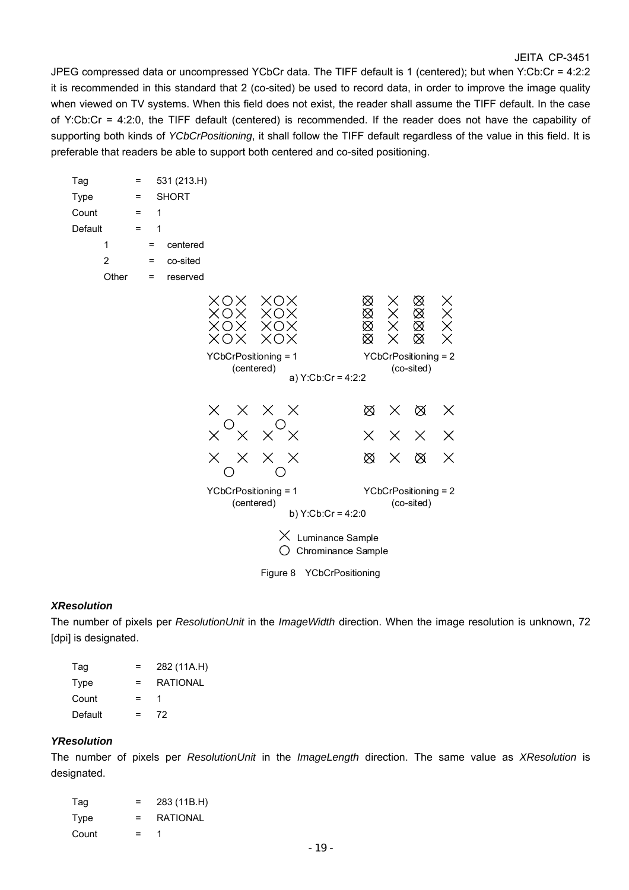JPEG compressed data or uncompressed YCbCr data. The TIFF default is 1 (centered); but when Y:Cb:Cr = 4:2:2 it is recommended in this standard that 2 (co-sited) be used to record data, in order to improve the image quality when viewed on TV systems. When this field does not exist, the reader shall assume the TIFF default. In the case of Y:Cb:Cr = 4:2:0, the TIFF default (centered) is recommended. If the reader does not have the capability of supporting both kinds of *YCbCrPositioning*, it shall follow the TIFF default regardless of the value in this field. It is preferable that readers be able to support both centered and co-sited positioning.

```
Tag      =  531 (213.H)
Type     =  SHORT
Count    =  1
Default  =  1
    1      =  centered
    2      =  co-sited
    Other  =  reserved
```

YCbCrPositioning = 1 (centered) | YCbCrPositioning = 2 (co-sited)

a) Y:Cb:Cr = 4:2:2

YCbCrPositioning = 1 (centered) | YCbCrPositioning = 2 (co-sited)

b) Y:Cb:Cr = 4:2:0

× Luminance Sample
○ Chrominance Sample

Figure 8 YCbCrPositioning

### *XResolution*

The number of pixels per *ResolutionUnit* in the *ImageWidth* direction. When the image resolution is unknown, 72 [dpi] is designated.

```
Tag      =  282 (11A.H)
Type     =  RATIONAL
Count    =  1
Default  =  72
```

### *YResolution*

The number of pixels per *ResolutionUnit* in the *ImageLength* direction. The same value as *XResolution* is designated.

```
Tag      =  283 (11B.H)
Type     =  RATIONAL
Count    =  1
```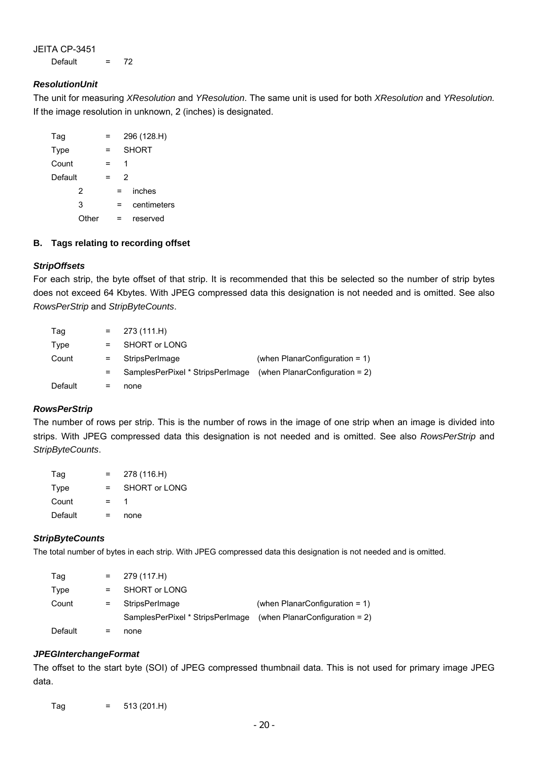Default = 72

### *ResolutionUnit*

The unit for measuring *XResolution* and *YResolution*. The same unit is used for both *XResolution* and *YResolution.* If the image resolution in unknown, 2 (inches) is designated.

| | | |
|---|---|---|
| Tag | = | 296 (128.H) |
| Type | = | SHORT |
| Count | = | 1 |
| Default | = | 2 |

| | | |
|---|---|---|
| 2 | = | inches |
| 3 | = | centimeters |
| Other | = | reserved |

## B. Tags relating to recording offset

### *StripOffsets*

For each strip, the byte offset of that strip. It is recommended that this be selected so the number of strip bytes does not exceed 64 Kbytes. With JPEG compressed data this designation is not needed and is omitted. See also *RowsPerStrip* and *StripByteCounts*.

| | | | |
|---|---|---|---|
| Tag | = | 273 (111.H) | |
| Type | = | SHORT or LONG | |
| Count | = | StripsPerImage | (when PlanarConfiguration = 1) |
| | = | SamplesPerPixel * StripsPerImage | (when PlanarConfiguration = 2) |
| Default | = | none | |

### *RowsPerStrip*

The number of rows per strip. This is the number of rows in the image of one strip when an image is divided into strips. With JPEG compressed data this designation is not needed and is omitted. See also *RowsPerStrip* and *StripByteCounts*.

| | | |
|---|---|---|
| Tag | = | 278 (116.H) |
| Type | = | SHORT or LONG |
| Count | = | 1 |
| Default | = | none |

### *StripByteCounts*

The total number of bytes in each strip. With JPEG compressed data this designation is not needed and is omitted.

| | | | |
|---|---|---|---|
| Tag | = | 279 (117.H) | |
| Type | = | SHORT or LONG | |
| Count | = | StripsPerImage | (when PlanarConfiguration = 1) |
| | | SamplesPerPixel * StripsPerImage | (when PlanarConfiguration = 2) |
| Default | = | none | |

### *JPEGInterchangeFormat*

The offset to the start byte (SOI) of JPEG compressed thumbnail data. This is not used for primary image JPEG data.

Tag = 513 (201.H)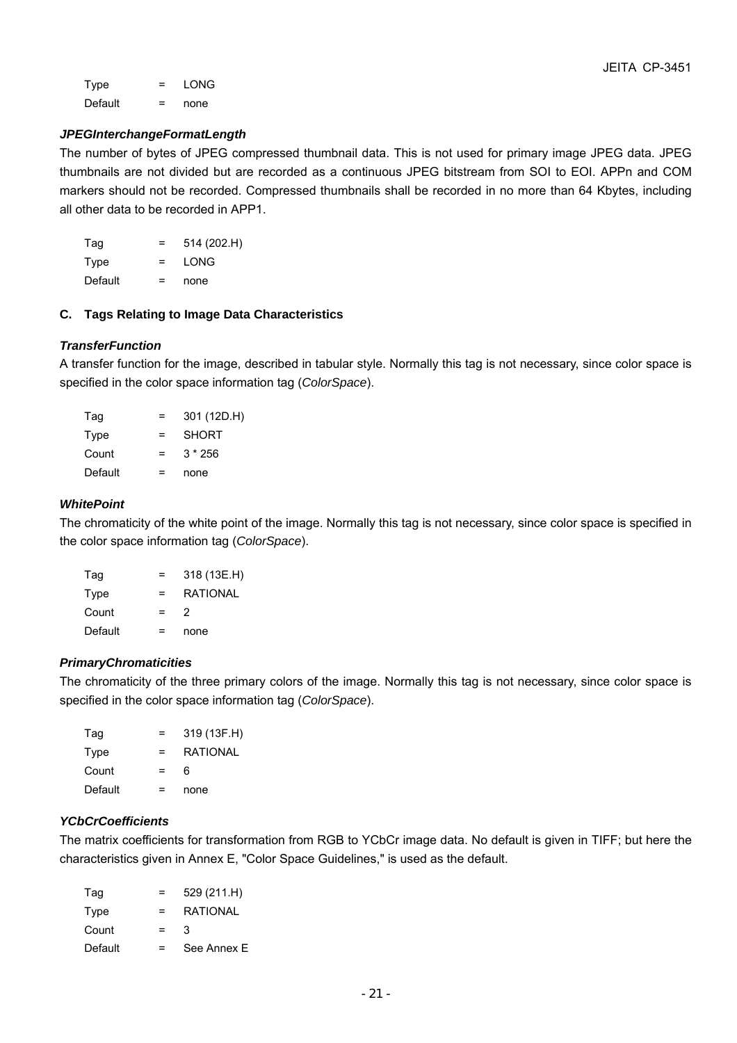Type = LONG

Default = none

### *JPEGInterchangeFormatLength*

The number of bytes of JPEG compressed thumbnail data. This is not used for primary image JPEG data. JPEG thumbnails are not divided but are recorded as a continuous JPEG bitstream from SOI to EOI. APPn and COM markers should not be recorded. Compressed thumbnails shall be recorded in no more than 64 Kbytes, including all other data to be recorded in APP1.

Tag = 514 (202.H)

Type = LONG

Default = none

## C. Tags Relating to Image Data Characteristics

### *TransferFunction*

A transfer function for the image, described in tabular style. Normally this tag is not necessary, since color space is specified in the color space information tag (*ColorSpace*).

Tag = 301 (12D.H)

Type = SHORT

Count = 3 * 256

Default = none

### *WhitePoint*

The chromaticity of the white point of the image. Normally this tag is not necessary, since color space is specified in the color space information tag (*ColorSpace*).

Tag = 318 (13E.H)

Type = RATIONAL

Count = 2

Default = none

### *PrimaryChromaticities*

The chromaticity of the three primary colors of the image. Normally this tag is not necessary, since color space is specified in the color space information tag (*ColorSpace*).

Tag = 319 (13F.H)

Type = RATIONAL

Count = 6

Default = none

### *YCbCrCoefficients*

The matrix coefficients for transformation from RGB to YCbCr image data. No default is given in TIFF; but here the characteristics given in Annex E, "Color Space Guidelines," is used as the default.

Tag = 529 (211.H)

Type = RATIONAL

Count = 3

Default = See Annex E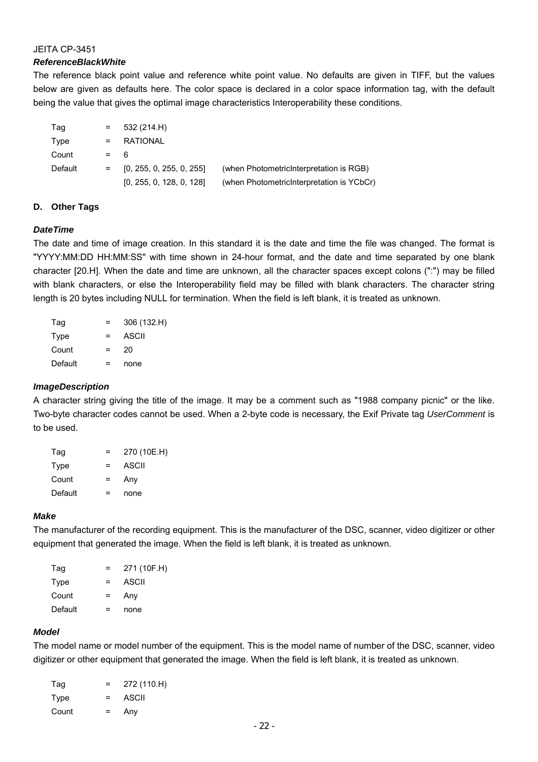JEITA CP-3451

***ReferenceBlackWhite***

The reference black point value and reference white point value. No defaults are given in TIFF, but the values below are given as defaults here. The color space is declared in a color space information tag, with the default being the value that gives the optimal image characteristics Interoperability these conditions.

| | | | |
|---|---|---|---|
| Tag | = | 532 (214.H) | |
| Type | = | RATIONAL | |
| Count | = | 6 | |
| Default | = | [0, 255, 0, 255, 0, 255] | (when PhotometricInterpretation is RGB) |
| | | [0, 255, 0, 128, 0, 128] | (when PhotometricInterpretation is YCbCr) |

### D. Other Tags

***DateTime***

The date and time of image creation. In this standard it is the date and time the file was changed. The format is "YYYY:MM:DD HH:MM:SS" with time shown in 24-hour format, and the date and time separated by one blank character [20.H]. When the date and time are unknown, all the character spaces except colons (":") may be filled with blank characters, or else the Interoperability field may be filled with blank characters. The character string length is 20 bytes including NULL for termination. When the field is left blank, it is treated as unknown.

| | | |
|---|---|---|
| Tag | = | 306 (132.H) |
| Type | = | ASCII |
| Count | = | 20 |
| Default | = | none |

***ImageDescription***

A character string giving the title of the image. It may be a comment such as "1988 company picnic" or the like. Two-byte character codes cannot be used. When a 2-byte code is necessary, the Exif Private tag *UserComment* is to be used.

| | | |
|---|---|---|
| Tag | = | 270 (10E.H) |
| Type | = | ASCII |
| Count | = | Any |
| Default | = | none |

***Make***

The manufacturer of the recording equipment. This is the manufacturer of the DSC, scanner, video digitizer or other equipment that generated the image. When the field is left blank, it is treated as unknown.

| | | |
|---|---|---|
| Tag | = | 271 (10F.H) |
| Type | = | ASCII |
| Count | = | Any |
| Default | = | none |

***Model***

The model name or model number of the equipment. This is the model name of number of the DSC, scanner, video digitizer or other equipment that generated the image. When the field is left blank, it is treated as unknown.

| | | |
|---|---|---|
| Tag | = | 272 (110.H) |
| Type | = | ASCII |
| Count | = | Any |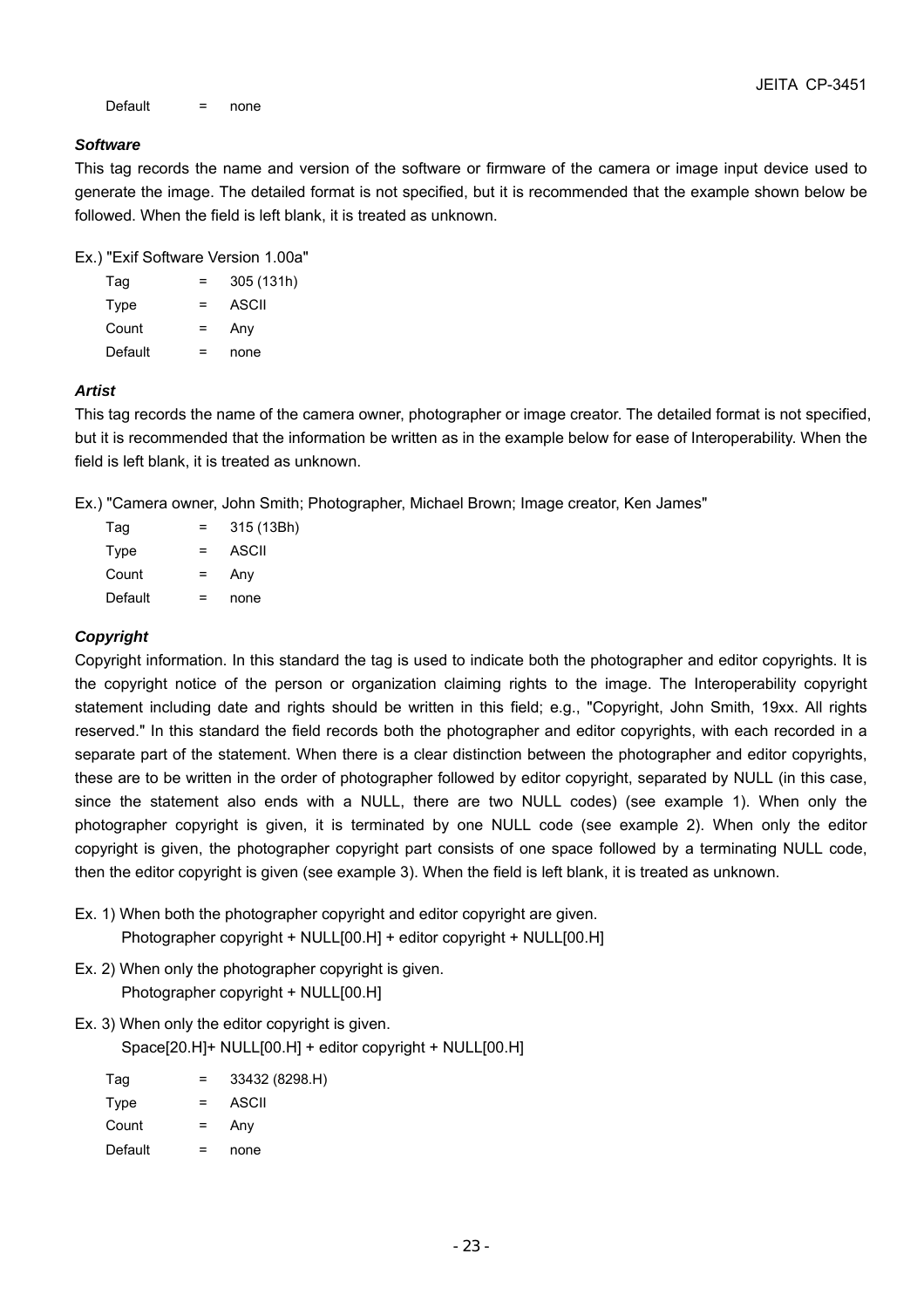Default = none

***Software***

This tag records the name and version of the software or firmware of the camera or image input device used to generate the image. The detailed format is not specified, but it is recommended that the example shown below be followed. When the field is left blank, it is treated as unknown.

Ex.) "Exif Software Version 1.00a"

| | | |
|---|---|---|
| Tag | = | 305 (131h) |
| Type | = | ASCII |
| Count | = | Any |
| Default | = | none |

***Artist***

This tag records the name of the camera owner, photographer or image creator. The detailed format is not specified, but it is recommended that the information be written as in the example below for ease of Interoperability. When the field is left blank, it is treated as unknown.

Ex.) "Camera owner, John Smith; Photographer, Michael Brown; Image creator, Ken James"

| | | |
|---|---|---|
| Tag | = | 315 (13Bh) |
| Type | = | ASCII |
| Count | = | Any |
| Default | = | none |

***Copyright***

Copyright information. In this standard the tag is used to indicate both the photographer and editor copyrights. It is the copyright notice of the person or organization claiming rights to the image. The Interoperability copyright statement including date and rights should be written in this field; e.g., "Copyright, John Smith, 19xx. All rights reserved." In this standard the field records both the photographer and editor copyrights, with each recorded in a separate part of the statement. When there is a clear distinction between the photographer and editor copyrights, these are to be written in the order of photographer followed by editor copyright, separated by NULL (in this case, since the statement also ends with a NULL, there are two NULL codes) (see example 1). When only the photographer copyright is given, it is terminated by one NULL code (see example 2). When only the editor copyright is given, the photographer copyright part consists of one space followed by a terminating NULL code, then the editor copyright is given (see example 3). When the field is left blank, it is treated as unknown.

Ex. 1) When both the photographer copyright and editor copyright are given.
  Photographer copyright + NULL[00.H] + editor copyright + NULL[00.H]

Ex. 2) When only the photographer copyright is given.
  Photographer copyright + NULL[00.H]

Ex. 3) When only the editor copyright is given.
  Space[20.H]+ NULL[00.H] + editor copyright + NULL[00.H]

| | | |
|---|---|---|
| Tag | = | 33432 (8298.H) |
| Type | = | ASCII |
| Count | = | Any |
| Default | = | none |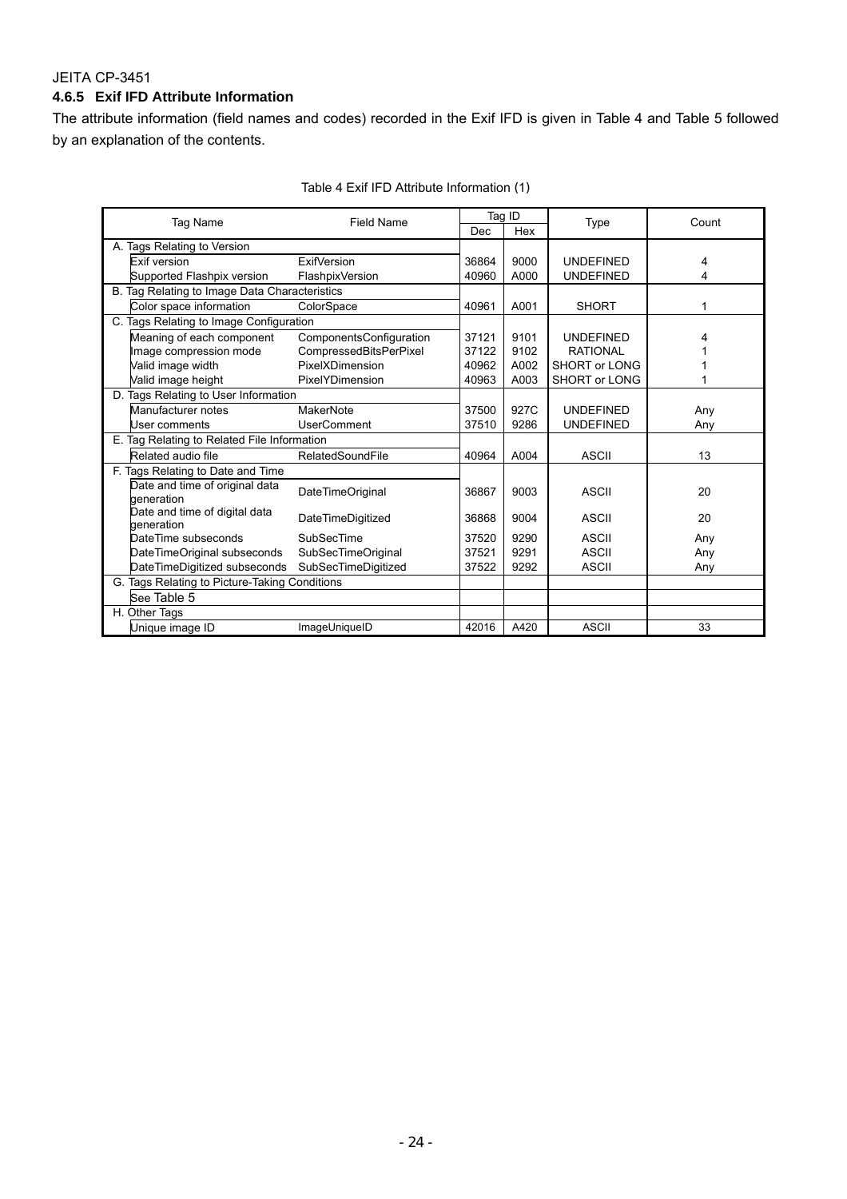JEITA CP-3451

### 4.6.5 Exif IFD Attribute Information

The attribute information (field names and codes) recorded in the Exif IFD is given in Table 4 and Table 5 followed by an explanation of the contents.

Table 4 Exif IFD Attribute Information (1)

| Tag Name | Field Name | Tag ID | | Type | Count |
|---|---|---|---|---|---|
| | | Dec | Hex | | |
| A. Tags Relating to Version | | | | | |
| Exif version | ExifVersion | 36864 | 9000 | UNDEFINED | 4 |
| Supported Flashpix version | FlashpixVersion | 40960 | A000 | UNDEFINED | 4 |
| B. Tag Relating to Image Data Characteristics | | | | | |
| Color space information | ColorSpace | 40961 | A001 | SHORT | 1 |
| C. Tags Relating to Image Configuration | | | | | |
| Meaning of each component | ComponentsConfiguration | 37121 | 9101 | UNDEFINED | 4 |
| Image compression mode | CompressedBitsPerPixel | 37122 | 9102 | RATIONAL | 1 |
| Valid image width | PixelXDimension | 40962 | A002 | SHORT or LONG | 1 |
| Valid image height | PixelYDimension | 40963 | A003 | SHORT or LONG | 1 |
| D. Tags Relating to User Information | | | | | |
| Manufacturer notes | MakerNote | 37500 | 927C | UNDEFINED | Any |
| User comments | UserComment | 37510 | 9286 | UNDEFINED | Any |
| E. Tag Relating to Related File Information | | | | | |
| Related audio file | RelatedSoundFile | 40964 | A004 | ASCII | 13 |
| F. Tags Relating to Date and Time | | | | | |
| Date and time of original data generation | DateTimeOriginal | 36867 | 9003 | ASCII | 20 |
| Date and time of digital data generation | DateTimeDigitized | 36868 | 9004 | ASCII | 20 |
| DateTime subseconds | SubSecTime | 37520 | 9290 | ASCII | Any |
| DateTimeOriginal subseconds | SubSecTimeOriginal | 37521 | 9291 | ASCII | Any |
| DateTimeDigitized subseconds | SubSecTimeDigitized | 37522 | 9292 | ASCII | Any |
| G. Tags Relating to Picture-Taking Conditions | | | | | |
| See Table 5 | | | | | |
| H. Other Tags | | | | | |
| Unique image ID | ImageUniqueID | 42016 | A420 | ASCII | 33 |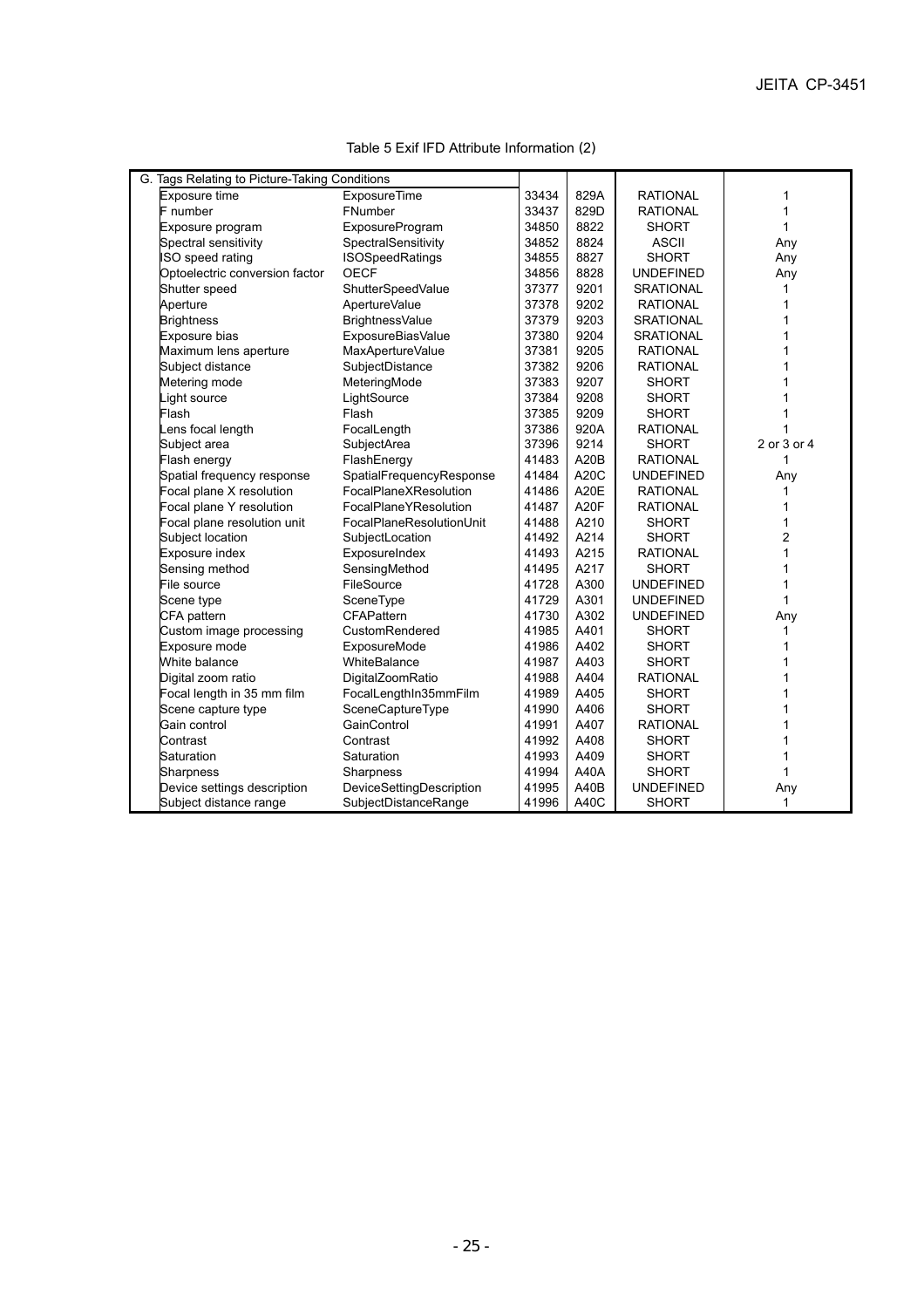Table 5 Exif IFD Attribute Information (2)

| G. Tags Relating to Picture-Taking Conditions | | | | | |
|---|---|---|---|---|---|
| Exposure time | ExposureTime | 33434 | 829A | RATIONAL | 1 |
| F number | FNumber | 33437 | 829D | RATIONAL | 1 |
| Exposure program | ExposureProgram | 34850 | 8822 | SHORT | 1 |
| Spectral sensitivity | SpectralSensitivity | 34852 | 8824 | ASCII | Any |
| ISO speed rating | ISOSpeedRatings | 34855 | 8827 | SHORT | Any |
| Optoelectric conversion factor | OECF | 34856 | 8828 | UNDEFINED | Any |
| Shutter speed | ShutterSpeedValue | 37377 | 9201 | SRATIONAL | 1 |
| Aperture | ApertureValue | 37378 | 9202 | RATIONAL | 1 |
| Brightness | BrightnessValue | 37379 | 9203 | SRATIONAL | 1 |
| Exposure bias | ExposureBiasValue | 37380 | 9204 | SRATIONAL | 1 |
| Maximum lens aperture | MaxApertureValue | 37381 | 9205 | RATIONAL | 1 |
| Subject distance | SubjectDistance | 37382 | 9206 | RATIONAL | 1 |
| Metering mode | MeteringMode | 37383 | 9207 | SHORT | 1 |
| Light source | LightSource | 37384 | 9208 | SHORT | 1 |
| Flash | Flash | 37385 | 9209 | SHORT | 1 |
| Lens focal length | FocalLength | 37386 | 920A | RATIONAL | 1 |
| Subject area | SubjectArea | 37396 | 9214 | SHORT | 2 or 3 or 4 |
| Flash energy | FlashEnergy | 41483 | A20B | RATIONAL | 1 |
| Spatial frequency response | SpatialFrequencyResponse | 41484 | A20C | UNDEFINED | Any |
| Focal plane X resolution | FocalPlaneXResolution | 41486 | A20E | RATIONAL | 1 |
| Focal plane Y resolution | FocalPlaneYResolution | 41487 | A20F | RATIONAL | 1 |
| Focal plane resolution unit | FocalPlaneResolutionUnit | 41488 | A210 | SHORT | 1 |
| Subject location | SubjectLocation | 41492 | A214 | SHORT | 2 |
| Exposure index | ExposureIndex | 41493 | A215 | RATIONAL | 1 |
| Sensing method | SensingMethod | 41495 | A217 | SHORT | 1 |
| File source | FileSource | 41728 | A300 | UNDEFINED | 1 |
| Scene type | SceneType | 41729 | A301 | UNDEFINED | 1 |
| CFA pattern | CFAPattern | 41730 | A302 | UNDEFINED | Any |
| Custom image processing | CustomRendered | 41985 | A401 | SHORT | 1 |
| Exposure mode | ExposureMode | 41986 | A402 | SHORT | 1 |
| White balance | WhiteBalance | 41987 | A403 | SHORT | 1 |
| Digital zoom ratio | DigitalZoomRatio | 41988 | A404 | RATIONAL | 1 |
| Focal length in 35 mm film | FocalLengthIn35mmFilm | 41989 | A405 | SHORT | 1 |
| Scene capture type | SceneCaptureType | 41990 | A406 | SHORT | 1 |
| Gain control | GainControl | 41991 | A407 | RATIONAL | 1 |
| Contrast | Contrast | 41992 | A408 | SHORT | 1 |
| Saturation | Saturation | 41993 | A409 | SHORT | 1 |
| Sharpness | Sharpness | 41994 | A40A | SHORT | 1 |
| Device settings description | DeviceSettingDescription | 41995 | A40B | UNDEFINED | Any |
| Subject distance range | SubjectDistanceRange | 41996 | A40C | SHORT | 1 |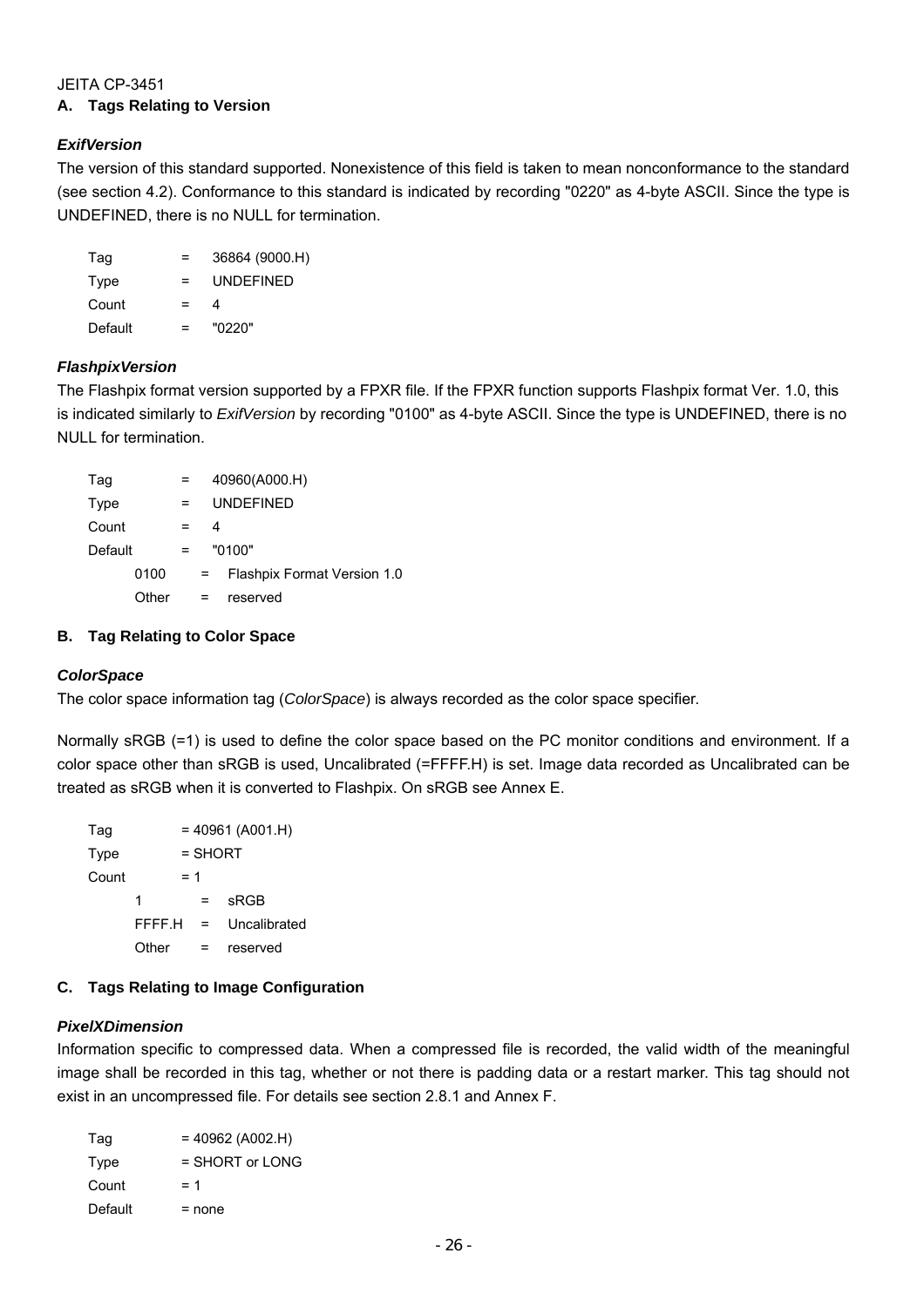JEITA CP-3451

**A. Tags Relating to Version**

***ExifVersion***

The version of this standard supported. Nonexistence of this field is taken to mean nonconformance to the standard (see section 4.2). Conformance to this standard is indicated by recording "0220" as 4-byte ASCII. Since the type is UNDEFINED, there is no NULL for termination.

| | | |
|---|---|---|
| Tag | = | 36864 (9000.H) |
| Type | = | UNDEFINED |
| Count | = | 4 |
| Default | = | "0220" |

***FlashpixVersion***

The Flashpix format version supported by a FPXR file. If the FPXR function supports Flashpix format Ver. 1.0, this is indicated similarly to *ExifVersion* by recording "0100" as 4-byte ASCII. Since the type is UNDEFINED, there is no NULL for termination.

| | | |
|---|---|---|
| Tag | = | 40960(A000.H) |
| Type | = | UNDEFINED |
| Count | = | 4 |
| Default | = | "0100" |
| 0100 | = | Flashpix Format Version 1.0 |
| Other | = | reserved |

**B. Tag Relating to Color Space**

***ColorSpace***

The color space information tag (*ColorSpace*) is always recorded as the color space specifier.

Normally sRGB (=1) is used to define the color space based on the PC monitor conditions and environment. If a color space other than sRGB is used, Uncalibrated (=FFFF.H) is set. Image data recorded as Uncalibrated can be treated as sRGB when it is converted to Flashpix. On sRGB see Annex E.

| | | |
|---|---|---|
| Tag | = | 40961 (A001.H) |
| Type | = | SHORT |
| Count | = | 1 |
| 1 | = | sRGB |
| FFFF.H | = | Uncalibrated |
| Other | = | reserved |

**C. Tags Relating to Image Configuration**

***PixelXDimension***

Information specific to compressed data. When a compressed file is recorded, the valid width of the meaningful image shall be recorded in this tag, whether or not there is padding data or a restart marker. This tag should not exist in an uncompressed file. For details see section 2.8.1 and Annex F.

| | | |
|---|---|---|
| Tag | = | 40962 (A002.H) |
| Type | = | SHORT or LONG |
| Count | = | 1 |
| Default | = | none |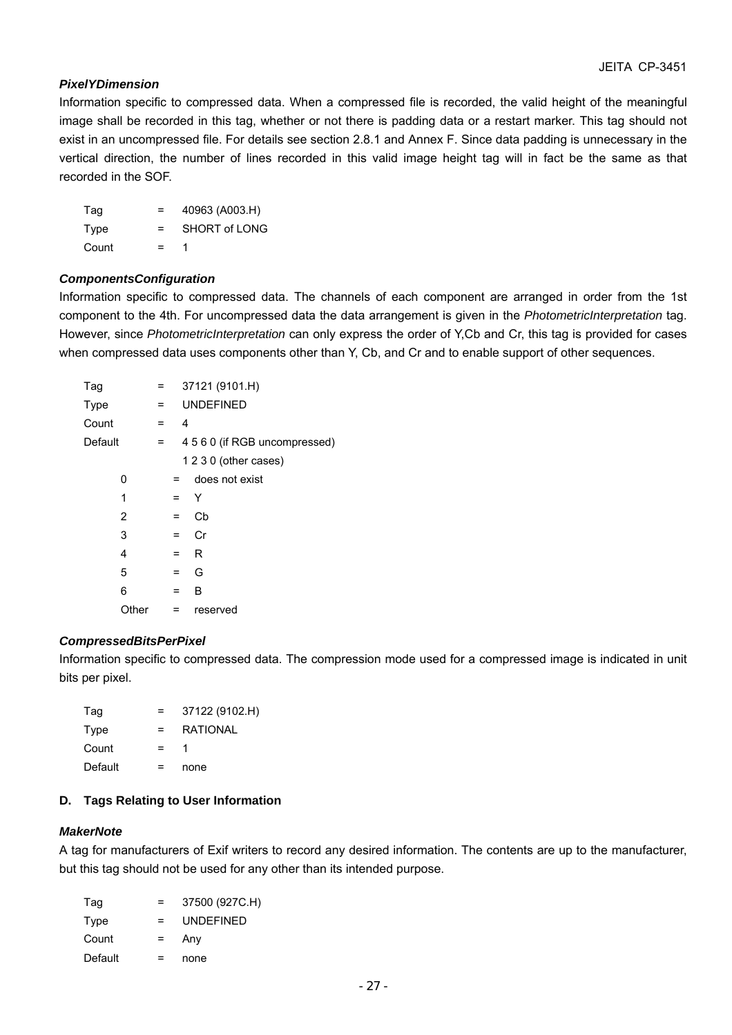***PixelYDimension***

Information specific to compressed data. When a compressed file is recorded, the valid height of the meaningful image shall be recorded in this tag, whether or not there is padding data or a restart marker. This tag should not exist in an uncompressed file. For details see section 2.8.1 and Annex F. Since data padding is unnecessary in the vertical direction, the number of lines recorded in this valid image height tag will in fact be the same as that recorded in the SOF.

| | | |
|---|---|---|
| Tag | = | 40963 (A003.H) |
| Type | = | SHORT of LONG |
| Count | = | 1 |

***ComponentsConfiguration***

Information specific to compressed data. The channels of each component are arranged in order from the 1st component to the 4th. For uncompressed data the data arrangement is given in the *PhotometricInterpretation* tag. However, since *PhotometricInterpretation* can only express the order of Y,Cb and Cr, this tag is provided for cases when compressed data uses components other than Y, Cb, and Cr and to enable support of other sequences.

| | | |
|---|---|---|
| Tag | = | 37121 (9101.H) |
| Type | = | UNDEFINED |
| Count | = | 4 |
| Default | = | 4 5 6 0 (if RGB uncompressed) |
| | | 1 2 3 0 (other cases) |

| | | |
|---|---|---|
| 0 | = | does not exist |
| 1 | = | Y |
| 2 | = | Cb |
| 3 | = | Cr |
| 4 | = | R |
| 5 | = | G |
| 6 | = | B |
| Other | = | reserved |

***CompressedBitsPerPixel***

Information specific to compressed data. The compression mode used for a compressed image is indicated in unit bits per pixel.

| | | |
|---|---|---|
| Tag | = | 37122 (9102.H) |
| Type | = | RATIONAL |
| Count | = | 1 |
| Default | = | none |

**D. Tags Relating to User Information**

***MakerNote***

A tag for manufacturers of Exif writers to record any desired information. The contents are up to the manufacturer, but this tag should not be used for any other than its intended purpose.

| | | |
|---|---|---|
| Tag | = | 37500 (927C.H) |
| Type | = | UNDEFINED |
| Count | = | Any |
| Default | = | none |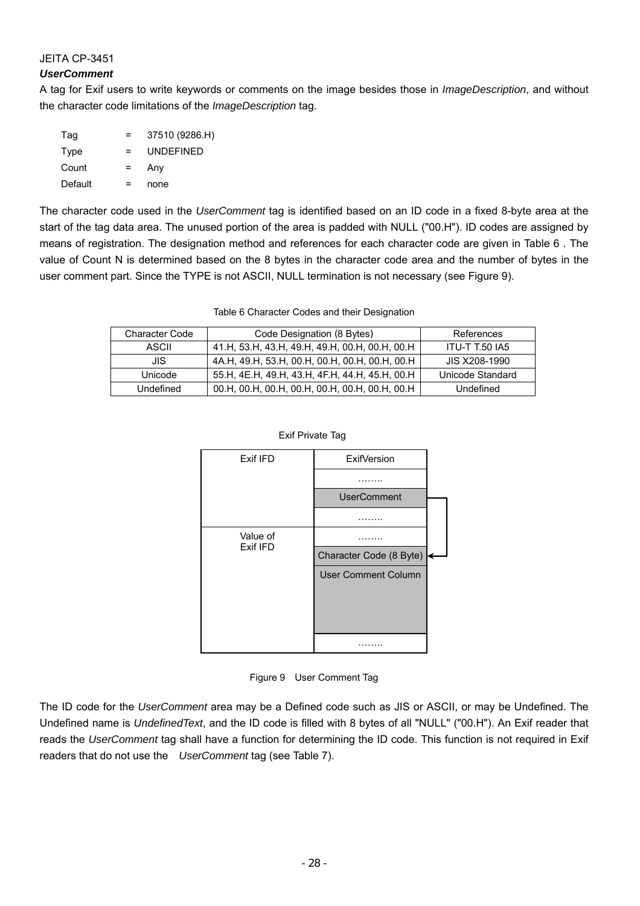### *UserComment*

A tag for Exif users to write keywords or comments on the image besides those in *ImageDescription*, and without the character code limitations of the *ImageDescription* tag.

| | | |
|---|---|---|
| Tag | = | 37510 (9286.H) |
| Type | = | UNDEFINED |
| Count | = | Any |
| Default | = | none |

The character code used in the *UserComment* tag is identified based on an ID code in a fixed 8-byte area at the start of the tag data area. The unused portion of the area is padded with NULL ("00.H"). ID codes are assigned by means of registration. The designation method and references for each character code are given in Table 6 . The value of Count N is determined based on the 8 bytes in the character code area and the number of bytes in the user comment part. Since the TYPE is not ASCII, NULL termination is not necessary (see Figure 9).

Table 6 Character Codes and their Designation

| Character Code | Code Designation (8 Bytes) | References |
|---|---|---|
| ASCII | 41.H, 53.H, 43.H, 49.H, 49.H, 00.H, 00.H, 00.H | ITU-T T.50 IA5 |
| JIS | 4A.H, 49.H, 53.H, 00.H, 00.H, 00.H, 00.H, 00.H | JIS X208-1990 |
| Unicode | 55.H, 4E.H, 49.H, 43.H, 4F.H, 44.H, 45.H, 00.H | Unicode Standard |
| Undefined | 00.H, 00.H, 00.H, 00.H, 00.H, 00.H, 00.H, 00.H | Undefined |

Exif Private Tag

| | |
|---|---|
| Exif IFD | ExifVersion |
| | …….. |
| | UserComment |
| | …….. |
| Value of Exif IFD | …….. |
| | Character Code (8 Byte) |
| | User Comment Column |
| | …….. |

Figure 9 User Comment Tag

The ID code for the *UserComment* area may be a Defined code such as JIS or ASCII, or may be Undefined. The Undefined name is *UndefinedText*, and the ID code is filled with 8 bytes of all "NULL" ("00.H"). An Exif reader that reads the *UserComment* tag shall have a function for determining the ID code. This function is not required in Exif readers that do not use the *UserComment* tag (see Table 7).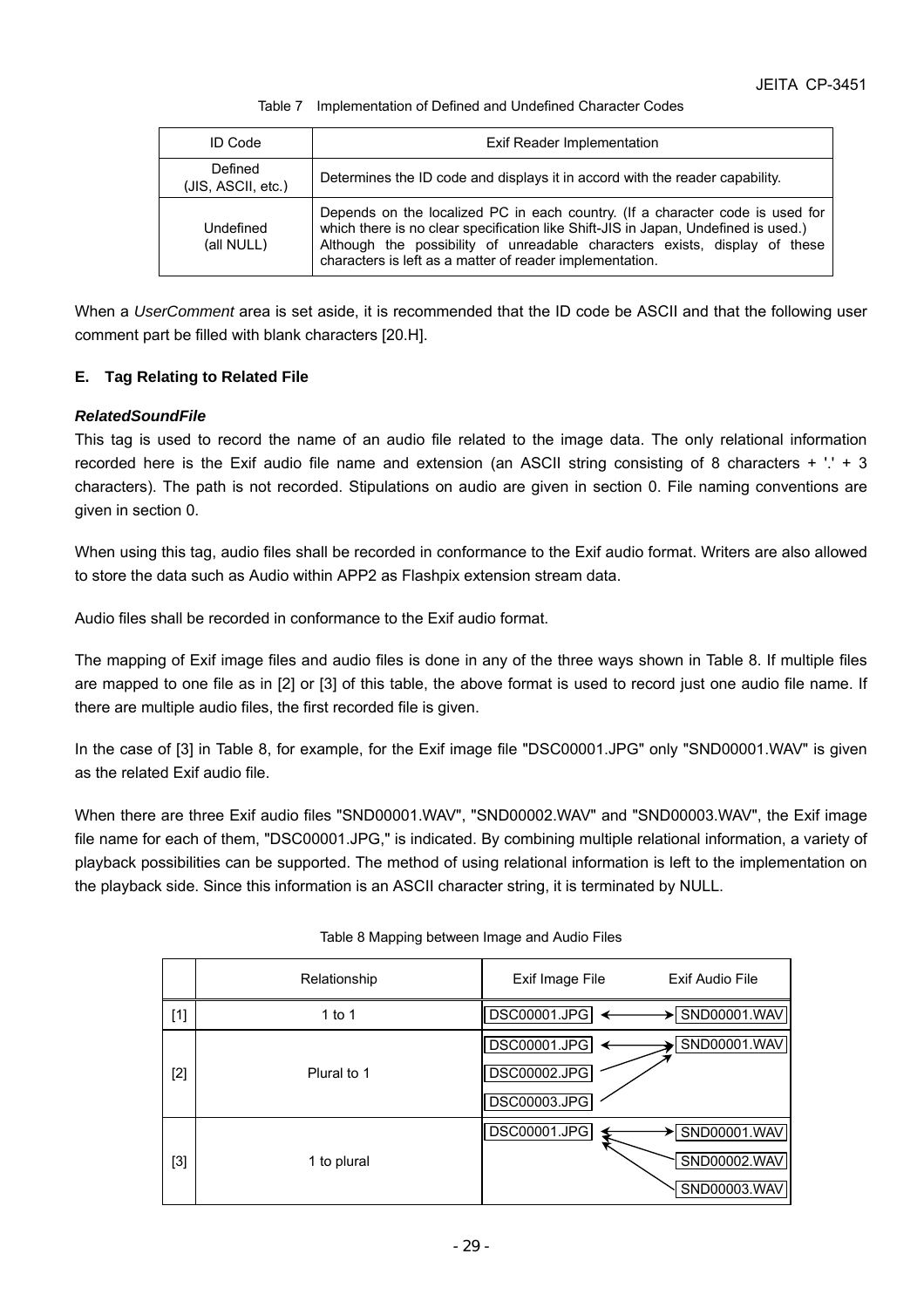Table 7 Implementation of Defined and Undefined Character Codes

| ID Code | Exif Reader Implementation |
|---|---|
| Defined (JIS, ASCII, etc.) | Determines the ID code and displays it in accord with the reader capability. |
| Undefined (all NULL) | Depends on the localized PC in each country. (If a character code is used for which there is no clear specification like Shift-JIS in Japan, Undefined is used.) Although the possibility of unreadable characters exists, display of these characters is left as a matter of reader implementation. |

When a *UserComment* area is set aside, it is recommended that the ID code be ASCII and that the following user comment part be filled with blank characters [20.H].

### E. Tag Relating to Related File

#### *RelatedSoundFile*

This tag is used to record the name of an audio file related to the image data. The only relational information recorded here is the Exif audio file name and extension (an ASCII string consisting of 8 characters + '.' + 3 characters). The path is not recorded. Stipulations on audio are given in section 0. File naming conventions are given in section 0.

When using this tag, audio files shall be recorded in conformance to the Exif audio format. Writers are also allowed to store the data such as Audio within APP2 as Flashpix extension stream data.

Audio files shall be recorded in conformance to the Exif audio format.

The mapping of Exif image files and audio files is done in any of the three ways shown in Table 8. If multiple files are mapped to one file as in [2] or [3] of this table, the above format is used to record just one audio file name. If there are multiple audio files, the first recorded file is given.

In the case of [3] in Table 8, for example, for the Exif image file "DSC00001.JPG" only "SND00001.WAV" is given as the related Exif audio file.

When there are three Exif audio files "SND00001.WAV", "SND00002.WAV" and "SND00003.WAV", the Exif image file name for each of them, "DSC00001.JPG," is indicated. By combining multiple relational information, a variety of playback possibilities can be supported. The method of using relational information is left to the implementation on the playback side. Since this information is an ASCII character string, it is terminated by NULL.

Table 8 Mapping between Image and Audio Files

| | Relationship | Exif Image File | Exif Audio File |
|---|---|---|---|
| [1] | 1 to 1 | DSC00001.JPG ↔ | SND00001.WAV |
| [2] | Plural to 1 | DSC00001.JPG ↔<br>DSC00002.JPG →<br>DSC00003.JPG → | SND00001.WAV |
| [3] | 1 to plural | DSC00001.JPG ↔ | SND00001.WAV<br>SND00002.WAV<br>SND00003.WAV |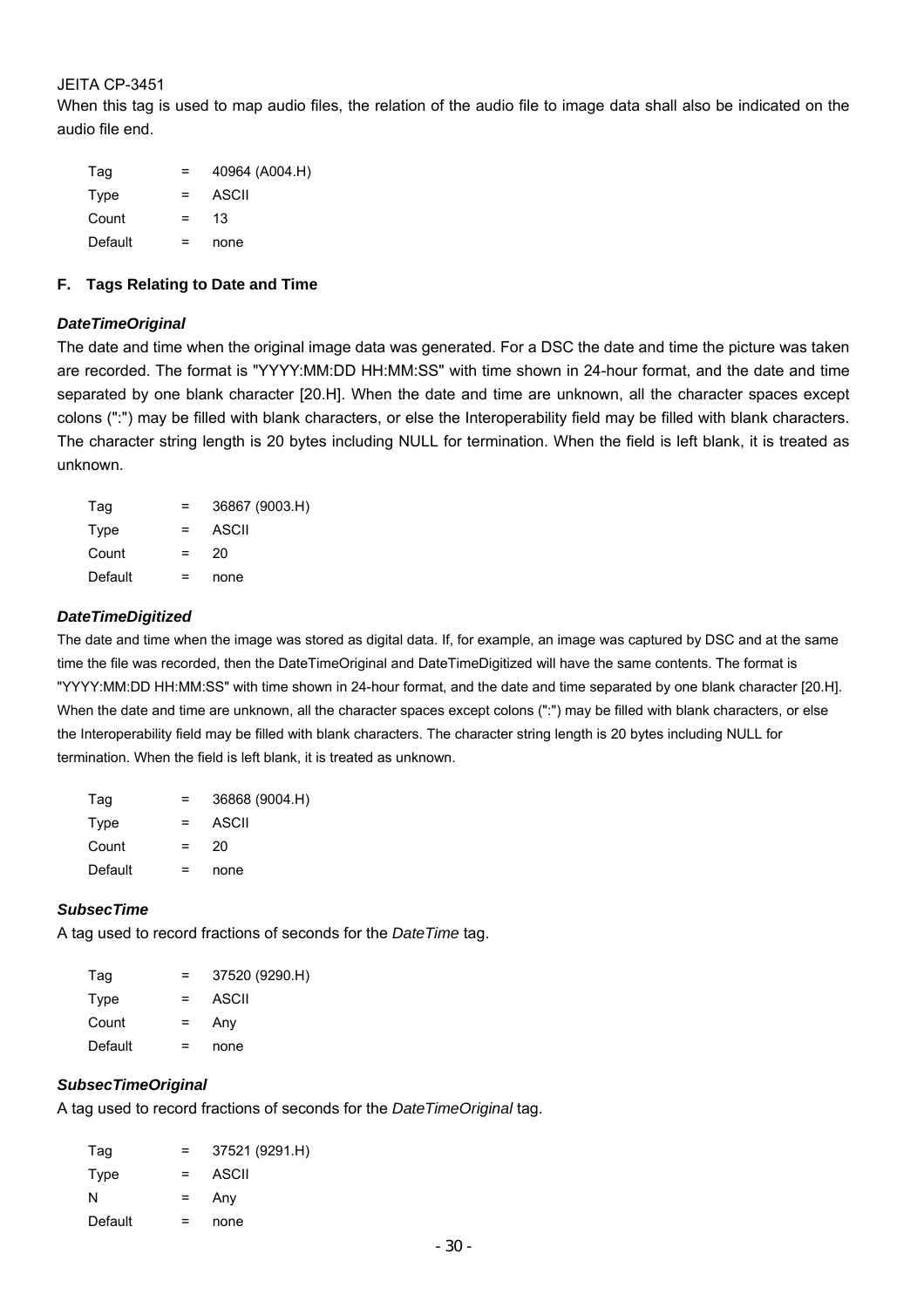When this tag is used to map audio files, the relation of the audio file to image data shall also be indicated on the audio file end.

| | | |
|---|---|---|
| Tag | = | 40964 (A004.H) |
| Type | = | ASCII |
| Count | = | 13 |
| Default | = | none |

### F. Tags Relating to Date and Time

#### *DateTimeOriginal*

The date and time when the original image data was generated. For a DSC the date and time the picture was taken are recorded. The format is "YYYY:MM:DD HH:MM:SS" with time shown in 24-hour format, and the date and time separated by one blank character [20.H]. When the date and time are unknown, all the character spaces except colons (":") may be filled with blank characters, or else the Interoperability field may be filled with blank characters. The character string length is 20 bytes including NULL for termination. When the field is left blank, it is treated as unknown.

| | | |
|---|---|---|
| Tag | = | 36867 (9003.H) |
| Type | = | ASCII |
| Count | = | 20 |
| Default | = | none |

#### *DateTimeDigitized*

The date and time when the image was stored as digital data. If, for example, an image was captured by DSC and at the same time the file was recorded, then the DateTimeOriginal and DateTimeDigitized will have the same contents. The format is "YYYY:MM:DD HH:MM:SS" with time shown in 24-hour format, and the date and time separated by one blank character [20.H]. When the date and time are unknown, all the character spaces except colons (":") may be filled with blank characters, or else the Interoperability field may be filled with blank characters. The character string length is 20 bytes including NULL for termination. When the field is left blank, it is treated as unknown.

| | | |
|---|---|---|
| Tag | = | 36868 (9004.H) |
| Type | = | ASCII |
| Count | = | 20 |
| Default | = | none |

#### *SubsecTime*

A tag used to record fractions of seconds for the *DateTime* tag.

| | | |
|---|---|---|
| Tag | = | 37520 (9290.H) |
| Type | = | ASCII |
| Count | = | Any |
| Default | = | none |

#### *SubsecTimeOriginal*

A tag used to record fractions of seconds for the *DateTimeOriginal* tag.

| | | |
|---|---|---|
| Tag | = | 37521 (9291.H) |
| Type | = | ASCII |
| N | = | Any |
| Default | = | none |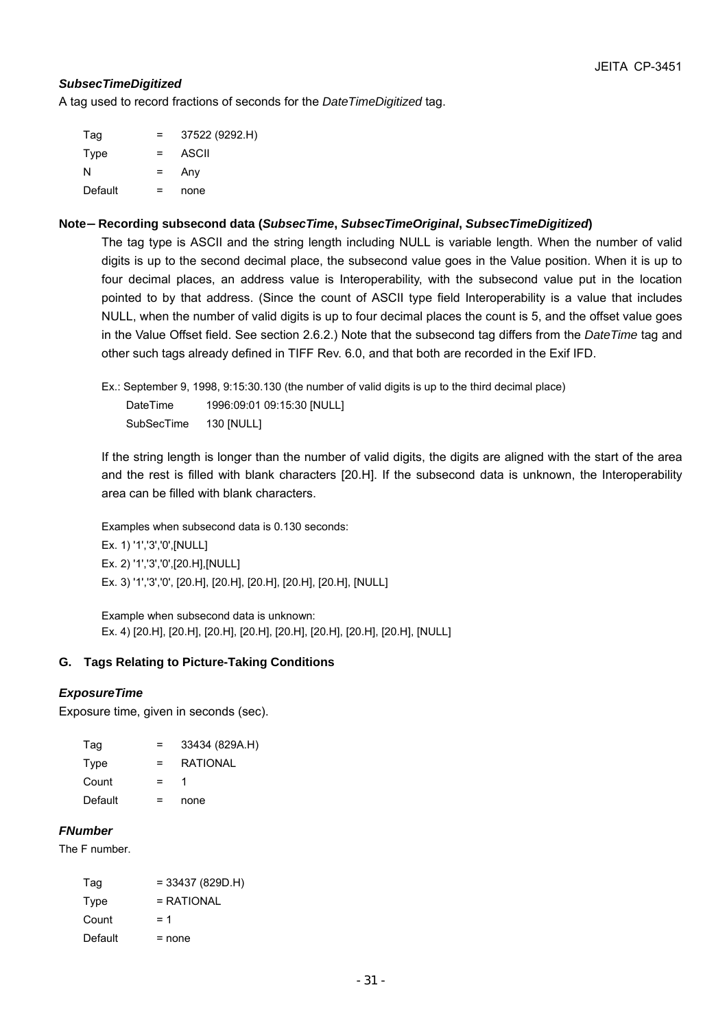***SubsecTimeDigitized***

A tag used to record fractions of seconds for the *DateTimeDigitized* tag.

| | | |
|---|---|---|
| Tag | = | 37522 (9292.H) |
| Type | = | ASCII |
| N | = | Any |
| Default | = | none |

**Note— Recording subsecond data (*SubsecTime*, *SubsecTimeOriginal*, *SubsecTimeDigitized*)**

The tag type is ASCII and the string length including NULL is variable length. When the number of valid digits is up to the second decimal place, the subsecond value goes in the Value position. When it is up to four decimal places, an address value is Interoperability, with the subsecond value put in the location pointed to by that address. (Since the count of ASCII type field Interoperability is a value that includes NULL, when the number of valid digits is up to four decimal places the count is 5, and the offset value goes in the Value Offset field. See section 2.6.2.) Note that the subsecond tag differs from the *DateTime* tag and other such tags already defined in TIFF Rev. 6.0, and that both are recorded in the Exif IFD.

Ex.: September 9, 1998, 9:15:30.130 (the number of valid digits is up to the third decimal place)

| | |
|---|---|
| DateTime | 1996:09:01 09:15:30 [NULL] |
| SubSecTime | 130 [NULL] |

If the string length is longer than the number of valid digits, the digits are aligned with the start of the area and the rest is filled with blank characters [20.H]. If the subsecond data is unknown, the Interoperability area can be filled with blank characters.

Examples when subsecond data is 0.130 seconds:

Ex. 1) '1','3','0',[NULL]

Ex. 2) '1','3','0',[20.H],[NULL]

Ex. 3) '1','3','0', [20.H], [20.H], [20.H], [20.H], [20.H], [NULL]

Example when subsecond data is unknown:

Ex. 4) [20.H], [20.H], [20.H], [20.H], [20.H], [20.H], [20.H], [20.H], [NULL]

### G. Tags Relating to Picture-Taking Conditions

***ExposureTime***

Exposure time, given in seconds (sec).

| | | |
|---|---|---|
| Tag | = | 33434 (829A.H) |
| Type | = | RATIONAL |
| Count | = | 1 |
| Default | = | none |

***FNumber***

The F number.

| | | |
|---|---|---|
| Tag | = | 33437 (829D.H) |
| Type | = | RATIONAL |
| Count | = | 1 |
| Default | = | none |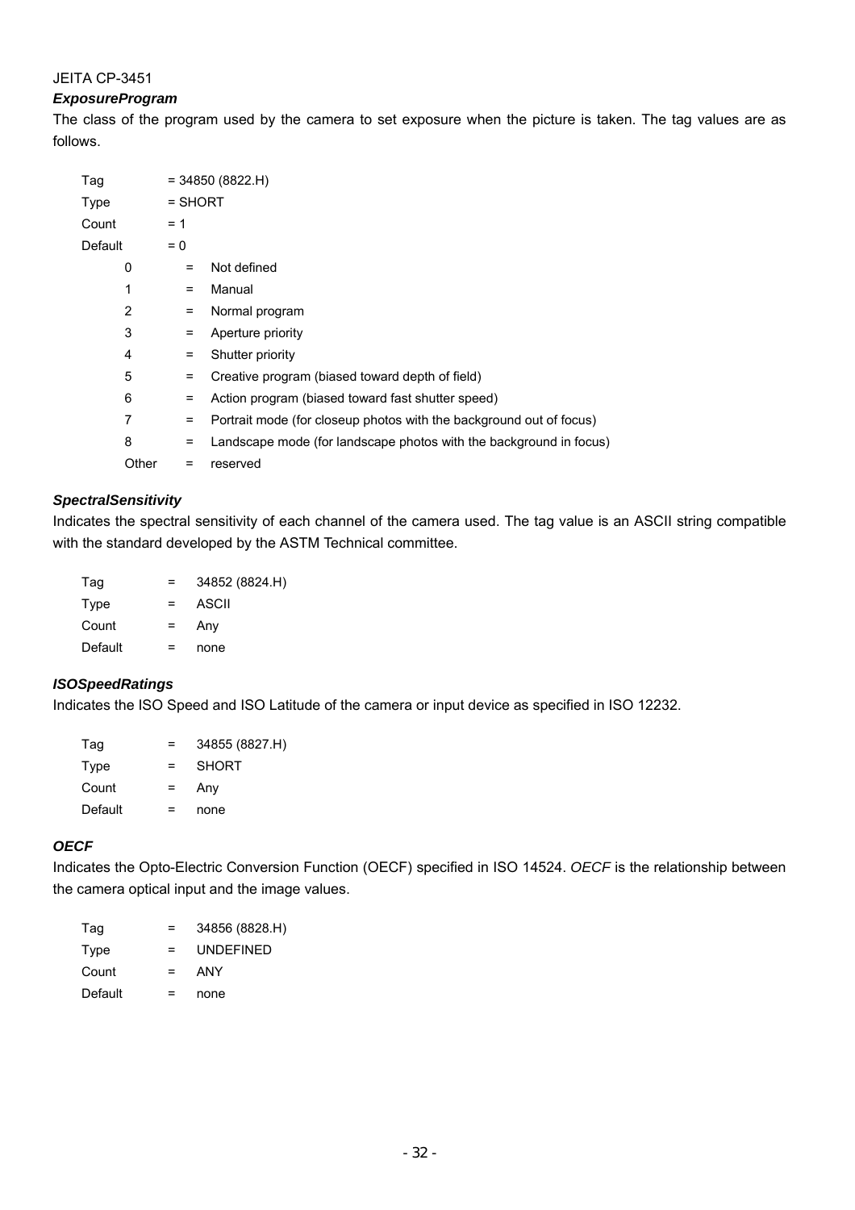JEITA CP-3451

***ExposureProgram***

The class of the program used by the camera to set exposure when the picture is taken. The tag values are as follows.

```
Tag      = 34850 (8822.H)
Type     = SHORT
Count    = 1
Default  = 0
      0      =  Not defined
      1      =  Manual
      2      =  Normal program
      3      =  Aperture priority
      4      =  Shutter priority
      5      =  Creative program (biased toward depth of field)
      6      =  Action program (biased toward fast shutter speed)
      7      =  Portrait mode (for closeup photos with the background out of focus)
      8      =  Landscape mode (for landscape photos with the background in focus)
      Other  =  reserved
```

***SpectralSensitivity***

Indicates the spectral sensitivity of each channel of the camera used. The tag value is an ASCII string compatible with the standard developed by the ASTM Technical committee.

```
Tag      =   34852 (8824.H)
Type     =   ASCII
Count    =   Any
Default  =   none
```

***ISOSpeedRatings***

Indicates the ISO Speed and ISO Latitude of the camera or input device as specified in ISO 12232.

```
Tag      =   34855 (8827.H)
Type     =   SHORT
Count    =   Any
Default  =   none
```

***OECF***

Indicates the Opto-Electric Conversion Function (OECF) specified in ISO 14524. *OECF* is the relationship between the camera optical input and the image values.

```
Tag      =   34856 (8828.H)
Type     =   UNDEFINED
Count    =   ANY
Default  =   none
```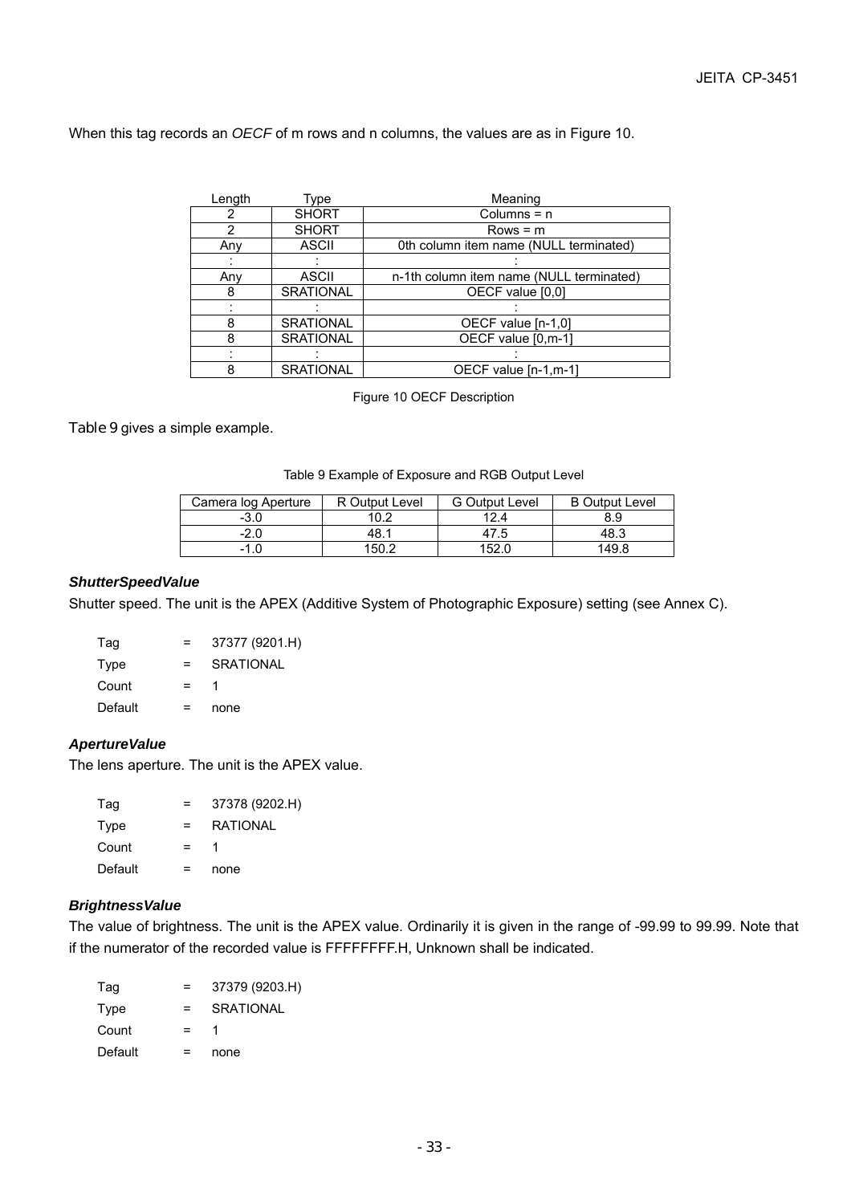When this tag records an *OECF* of m rows and n columns, the values are as in Figure 10.

| Length | Type | Meaning |
|---|---|---|
| 2 | SHORT | Columns = n |
| 2 | SHORT | Rows = m |
| Any | ASCII | 0th column item name (NULL terminated) |
| : | : | : |
| Any | ASCII | n-1th column item name (NULL terminated) |
| 8 | SRATIONAL | OECF value [0,0] |
| : | : | : |
| 8 | SRATIONAL | OECF value [n-1,0] |
| 8 | SRATIONAL | OECF value [0,m-1] |
| : | : | : |
| 8 | SRATIONAL | OECF value [n-1,m-1] |

Figure 10 OECF Description

Table 9 gives a simple example.

Table 9 Example of Exposure and RGB Output Level

| Camera log Aperture | R Output Level | G Output Level | B Output Level |
|---|---|---|---|
| -3.0 | 10.2 | 12.4 | 8.9 |
| -2.0 | 48.1 | 47.5 | 48.3 |
| -1.0 | 150.2 | 152.0 | 149.8 |

#### *ShutterSpeedValue*

Shutter speed. The unit is the APEX (Additive System of Photographic Exposure) setting (see Annex C).

| | | |
|---|---|---|
| Tag | = | 37377 (9201.H) |
| Type | = | SRATIONAL |
| Count | = | 1 |
| Default | = | none |

#### *ApertureValue*

The lens aperture. The unit is the APEX value.

| | | |
|---|---|---|
| Tag | = | 37378 (9202.H) |
| Type | = | RATIONAL |
| Count | = | 1 |
| Default | = | none |

#### *BrightnessValue*

The value of brightness. The unit is the APEX value. Ordinarily it is given in the range of -99.99 to 99.99. Note that if the numerator of the recorded value is FFFFFFFF.H, Unknown shall be indicated.

| | | |
|---|---|---|
| Tag | = | 37379 (9203.H) |
| Type | = | SRATIONAL |
| Count | = | 1 |
| Default | = | none |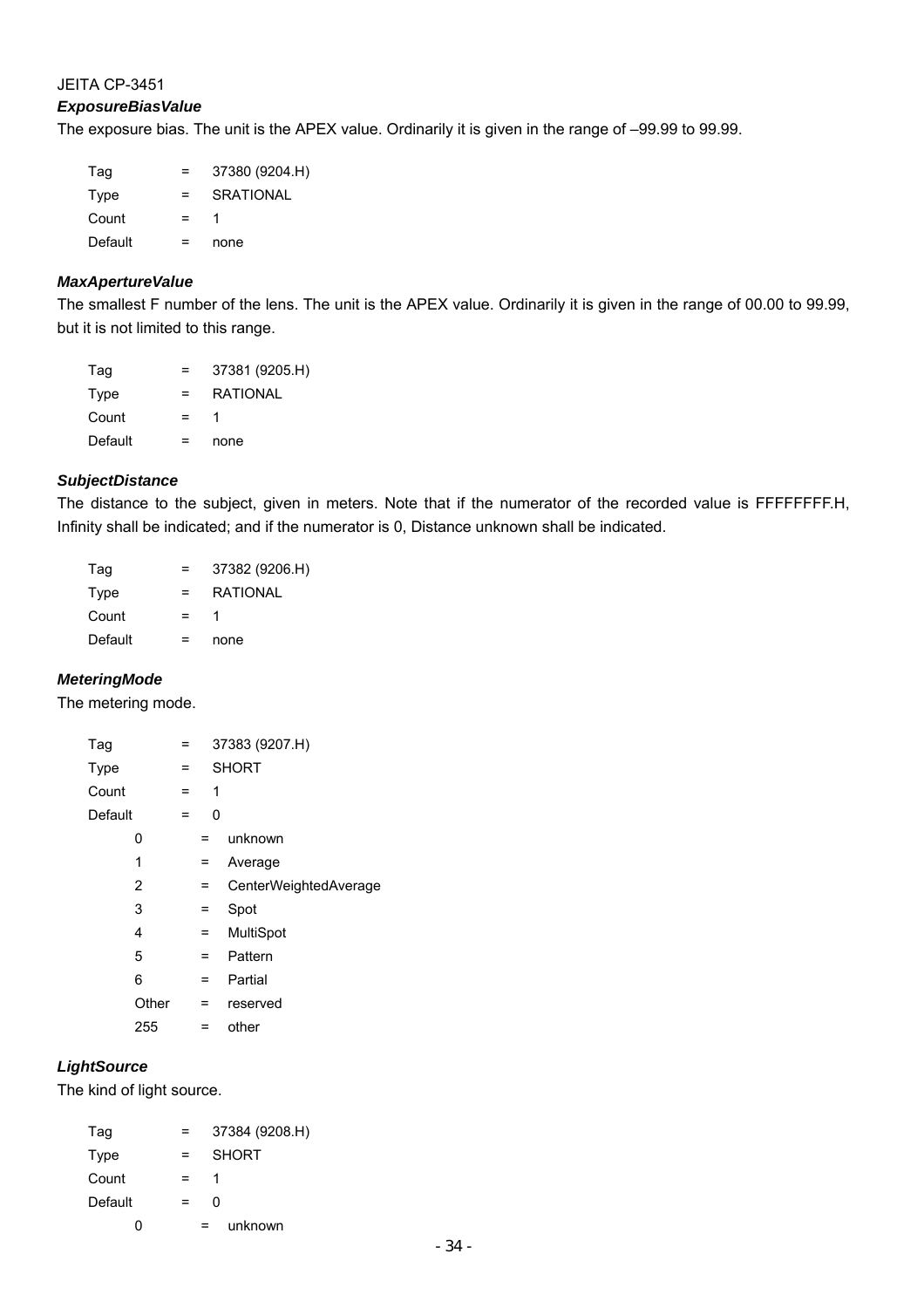### *ExposureBiasValue*

The exposure bias. The unit is the APEX value. Ordinarily it is given in the range of –99.99 to 99.99.

| | | |
|---|---|---|
| Tag | = | 37380 (9204.H) |
| Type | = | SRATIONAL |
| Count | = | 1 |
| Default | = | none |

### *MaxApertureValue*

The smallest F number of the lens. The unit is the APEX value. Ordinarily it is given in the range of 00.00 to 99.99, but it is not limited to this range.

| | | |
|---|---|---|
| Tag | = | 37381 (9205.H) |
| Type | = | RATIONAL |
| Count | = | 1 |
| Default | = | none |

### *SubjectDistance*

The distance to the subject, given in meters. Note that if the numerator of the recorded value is FFFFFFFF.H, Infinity shall be indicated; and if the numerator is 0, Distance unknown shall be indicated.

| | | |
|---|---|---|
| Tag | = | 37382 (9206.H) |
| Type | = | RATIONAL |
| Count | = | 1 |
| Default | = | none |

### *MeteringMode*

The metering mode.

| | | |
|---|---|---|
| Tag | = | 37383 (9207.H) |
| Type | = | SHORT |
| Count | = | 1 |
| Default | = | 0 |

| | | |
|---|---|---|
| 0 | = | unknown |
| 1 | = | Average |
| 2 | = | CenterWeightedAverage |
| 3 | = | Spot |
| 4 | = | MultiSpot |
| 5 | = | Pattern |
| 6 | = | Partial |
| Other | = | reserved |
| 255 | = | other |

### *LightSource*

The kind of light source.

| | | |
|---|---|---|
| Tag | = | 37384 (9208.H) |
| Type | = | SHORT |
| Count | = | 1 |
| Default | = | 0 |

| | | |
|---|---|---|
| 0 | = | unknown |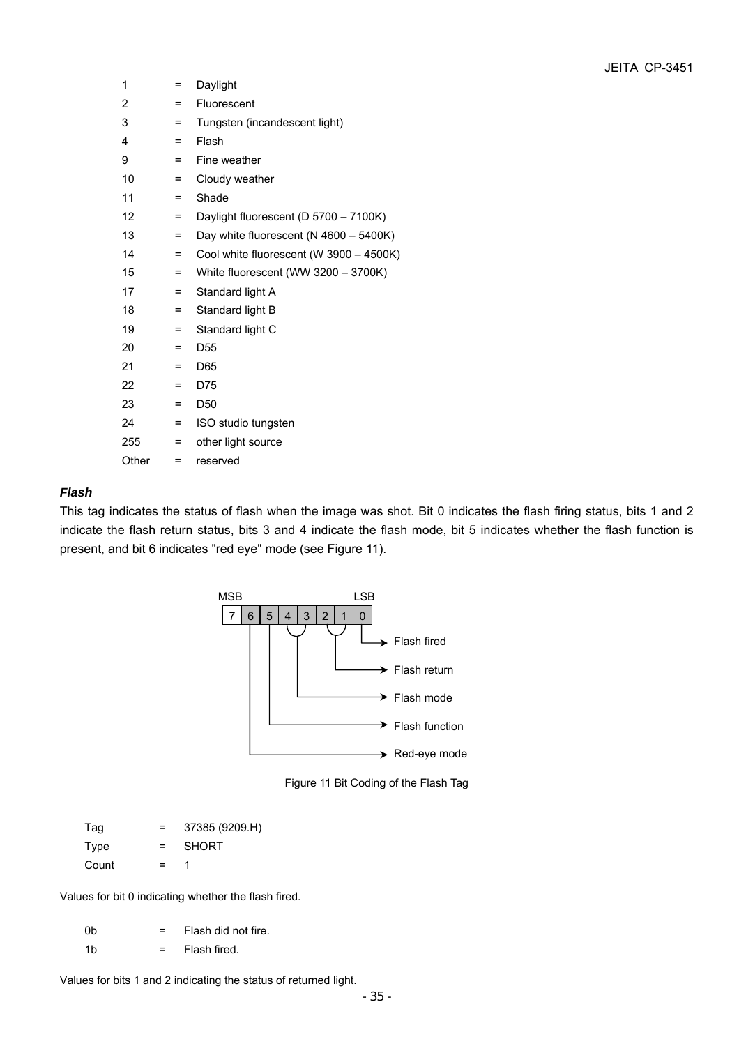| | | |
|---|---|---|
| 1 | = | Daylight |
| 2 | = | Fluorescent |
| 3 | = | Tungsten (incandescent light) |
| 4 | = | Flash |
| 9 | = | Fine weather |
| 10 | = | Cloudy weather |
| 11 | = | Shade |
| 12 | = | Daylight fluorescent (D 5700 – 7100K) |
| 13 | = | Day white fluorescent (N 4600 – 5400K) |
| 14 | = | Cool white fluorescent (W 3900 – 4500K) |
| 15 | = | White fluorescent (WW 3200 – 3700K) |
| 17 | = | Standard light A |
| 18 | = | Standard light B |
| 19 | = | Standard light C |
| 20 | = | D55 |
| 21 | = | D65 |
| 22 | = | D75 |
| 23 | = | D50 |
| 24 | = | ISO studio tungsten |
| 255 | = | other light source |
| Other | = | reserved |

### *Flash*

This tag indicates the status of flash when the image was shot. Bit 0 indicates the flash firing status, bits 1 and 2 indicate the flash return status, bits 3 and 4 indicate the flash mode, bit 5 indicates whether the flash function is present, and bit 6 indicates "red eye" mode (see Figure 11).

MSB / LSB: 7 | 6 | 5 | 4 | 3 | 2 | 1 | 0

- Bit 0 → Flash fired
- Bits 1–2 → Flash return
- Bits 3–4 → Flash mode
- Bit 5 → Flash function
- Bit 6 → Red-eye mode

Figure 11 Bit Coding of the Flash Tag

| | | |
|---|---|---|
| Tag | = | 37385 (9209.H) |
| Type | = | SHORT |
| Count | = | 1 |

Values for bit 0 indicating whether the flash fired.

| | | |
|---|---|---|
| 0b | = | Flash did not fire. |
| 1b | = | Flash fired. |

Values for bits 1 and 2 indicating the status of returned light.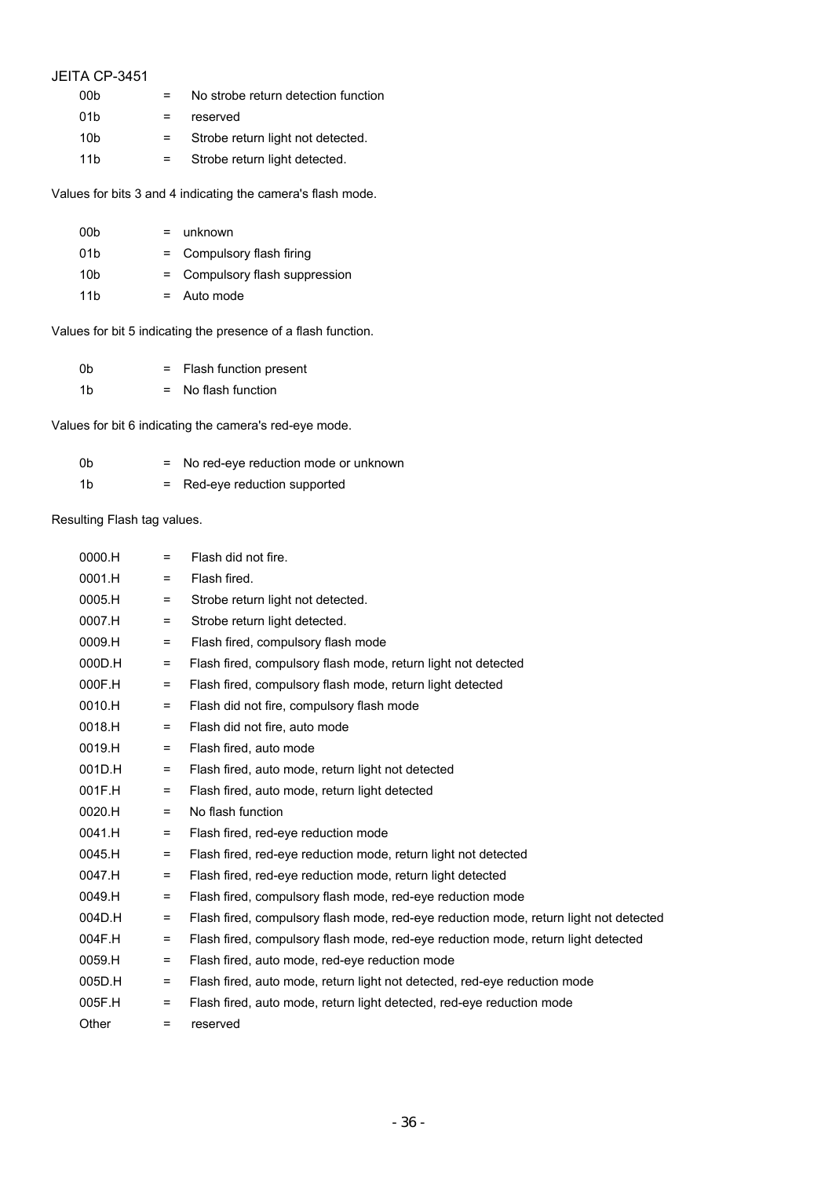| | | |
|---|---|---|
| 00b | = | No strobe return detection function |
| 01b | = | reserved |
| 10b | = | Strobe return light not detected. |
| 11b | = | Strobe return light detected. |

Values for bits 3 and 4 indicating the camera's flash mode.

| | | |
|---|---|---|
| 00b | = | unknown |
| 01b | = | Compulsory flash firing |
| 10b | = | Compulsory flash suppression |
| 11b | = | Auto mode |

Values for bit 5 indicating the presence of a flash function.

| | | |
|---|---|---|
| 0b | = | Flash function present |
| 1b | = | No flash function |

Values for bit 6 indicating the camera's red-eye mode.

| | | |
|---|---|---|
| 0b | = | No red-eye reduction mode or unknown |
| 1b | = | Red-eye reduction supported |

Resulting Flash tag values.

| | | |
|---|---|---|
| 0000.H | = | Flash did not fire. |
| 0001.H | = | Flash fired. |
| 0005.H | = | Strobe return light not detected. |
| 0007.H | = | Strobe return light detected. |
| 0009.H | = | Flash fired, compulsory flash mode |
| 000D.H | = | Flash fired, compulsory flash mode, return light not detected |
| 000F.H | = | Flash fired, compulsory flash mode, return light detected |
| 0010.H | = | Flash did not fire, compulsory flash mode |
| 0018.H | = | Flash did not fire, auto mode |
| 0019.H | = | Flash fired, auto mode |
| 001D.H | = | Flash fired, auto mode, return light not detected |
| 001F.H | = | Flash fired, auto mode, return light detected |
| 0020.H | = | No flash function |
| 0041.H | = | Flash fired, red-eye reduction mode |
| 0045.H | = | Flash fired, red-eye reduction mode, return light not detected |
| 0047.H | = | Flash fired, red-eye reduction mode, return light detected |
| 0049.H | = | Flash fired, compulsory flash mode, red-eye reduction mode |
| 004D.H | = | Flash fired, compulsory flash mode, red-eye reduction mode, return light not detected |
| 004F.H | = | Flash fired, compulsory flash mode, red-eye reduction mode, return light detected |
| 0059.H | = | Flash fired, auto mode, red-eye reduction mode |
| 005D.H | = | Flash fired, auto mode, return light not detected, red-eye reduction mode |
| 005F.H | = | Flash fired, auto mode, return light detected, red-eye reduction mode |
| Other | = | reserved |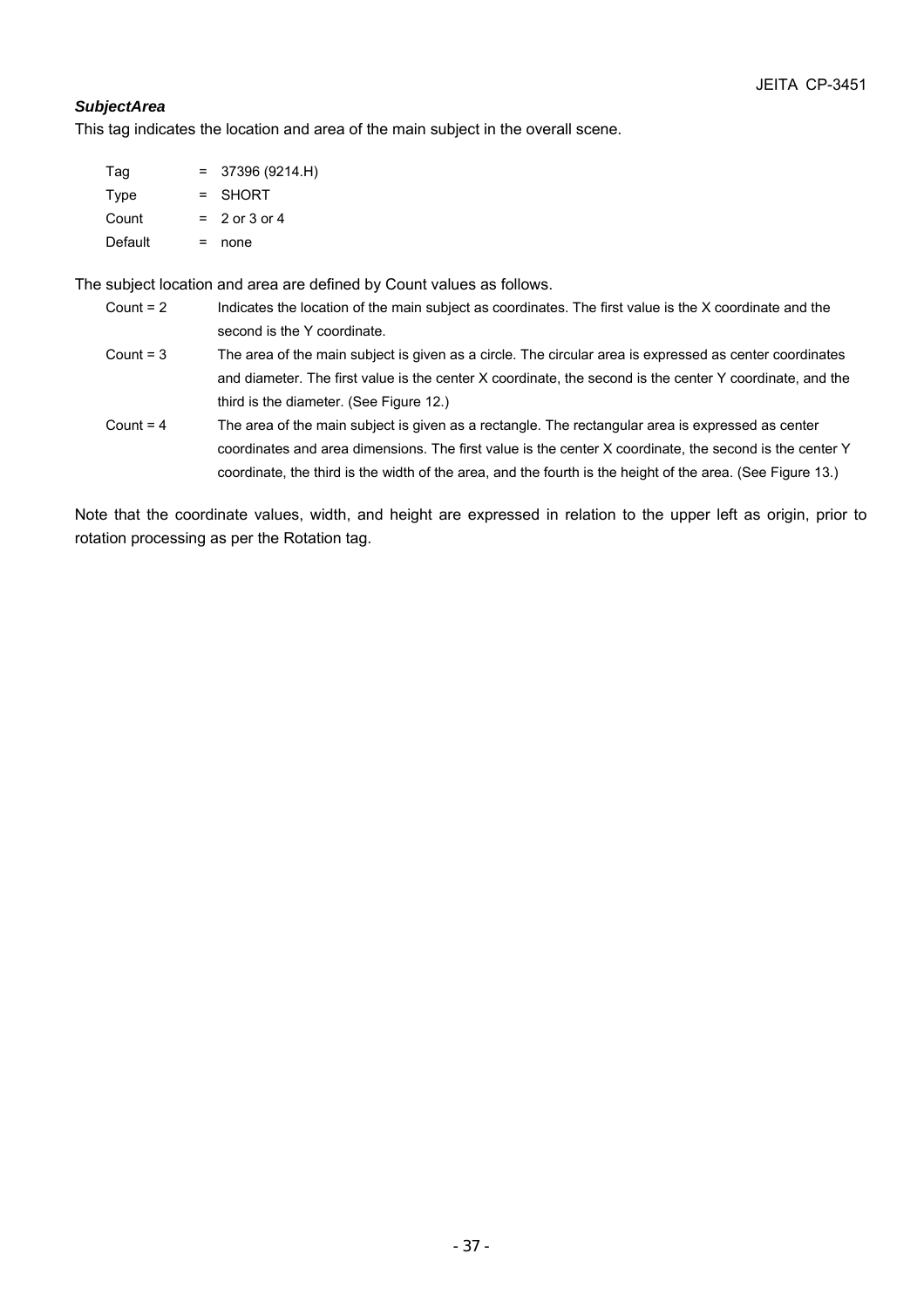***SubjectArea***

This tag indicates the location and area of the main subject in the overall scene.

Tag = 37396 (9214.H)
Type = SHORT
Count = 2 or 3 or 4
Default = none

The subject location and area are defined by Count values as follows.

Count = 2 Indicates the location of the main subject as coordinates. The first value is the X coordinate and the second is the Y coordinate.

Count = 3 The area of the main subject is given as a circle. The circular area is expressed as center coordinates and diameter. The first value is the center X coordinate, the second is the center Y coordinate, and the third is the diameter. (See Figure 12.)

Count = 4 The area of the main subject is given as a rectangle. The rectangular area is expressed as center coordinates and area dimensions. The first value is the center X coordinate, the second is the center Y coordinate, the third is the width of the area, and the fourth is the height of the area. (See Figure 13.)

Note that the coordinate values, width, and height are expressed in relation to the upper left as origin, prior to rotation processing as per the Rotation tag.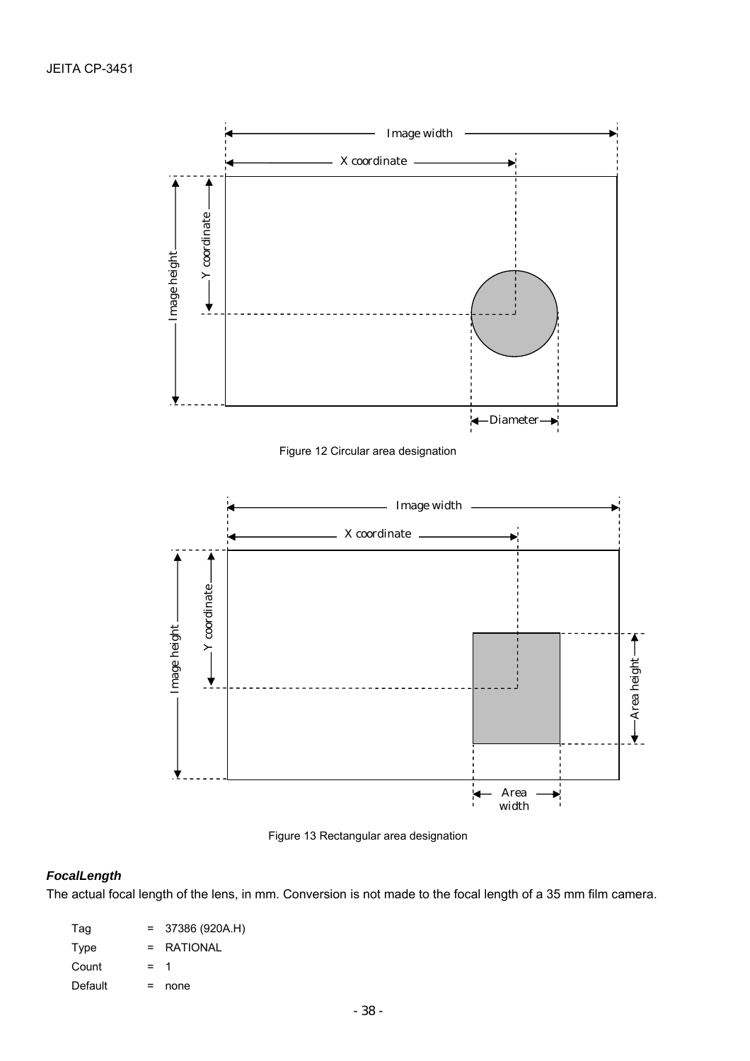Figure 12 Circular area designation

Figure 13 Rectangular area designation

***FocalLength***

The actual focal length of the lens, in mm. Conversion is not made to the focal length of a 35 mm film camera.

| | | |
|---|---|---|
| Tag | = | 37386 (920A.H) |
| Type | = | RATIONAL |
| Count | = | 1 |
| Default | = | none |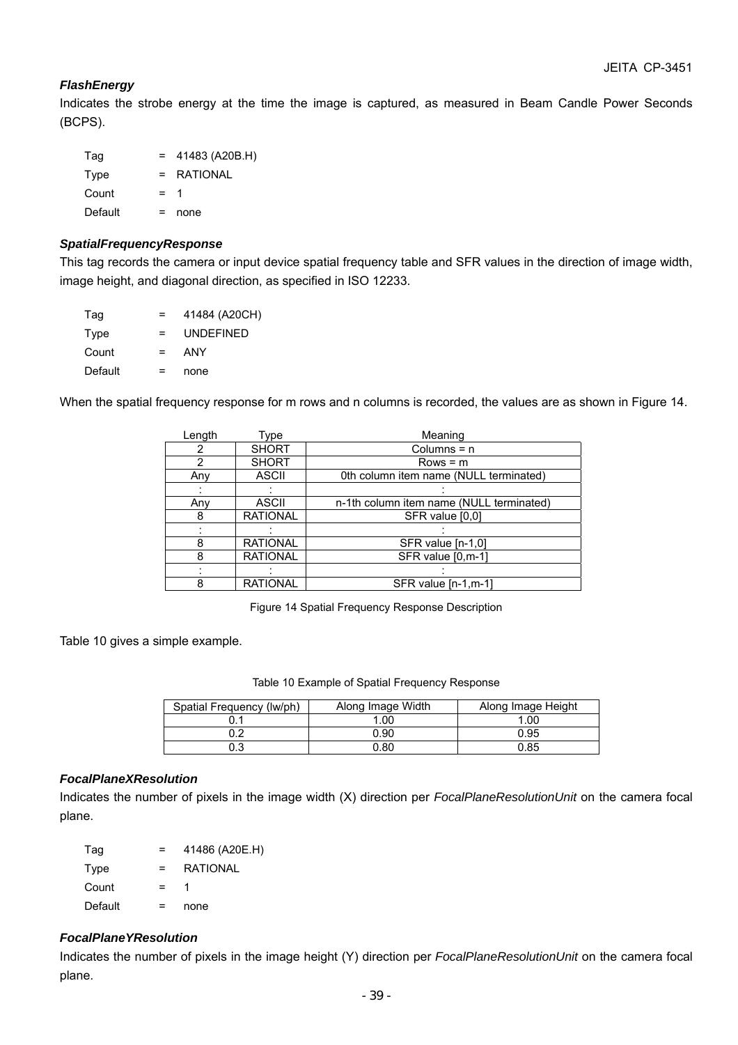### *FlashEnergy*

Indicates the strobe energy at the time the image is captured, as measured in Beam Candle Power Seconds (BCPS).

| | | |
|---|---|---|
| Tag | = | 41483 (A20B.H) |
| Type | = | RATIONAL |
| Count | = | 1 |
| Default | = | none |

### *SpatialFrequencyResponse*

This tag records the camera or input device spatial frequency table and SFR values in the direction of image width, image height, and diagonal direction, as specified in ISO 12233.

| | | |
|---|---|---|
| Tag | = | 41484 (A20CH) |
| Type | = | UNDEFINED |
| Count | = | ANY |
| Default | = | none |

When the spatial frequency response for m rows and n columns is recorded, the values are as shown in Figure 14.

| Length | Type | Meaning |
|---|---|---|
| 2 | SHORT | Columns = n |
| 2 | SHORT | Rows = m |
| Any | ASCII | 0th column item name (NULL terminated) |
| : | : | : |
| Any | ASCII | n-1th column item name (NULL terminated) |
| 8 | RATIONAL | SFR value [0,0] |
| : | : | : |
| 8 | RATIONAL | SFR value [n-1,0] |
| 8 | RATIONAL | SFR value [0,m-1] |
| : | : | : |
| 8 | RATIONAL | SFR value [n-1,m-1] |

Figure 14 Spatial Frequency Response Description

Table 10 gives a simple example.

Table 10 Example of Spatial Frequency Response

| Spatial Frequency (lw/ph) | Along Image Width | Along Image Height |
|---|---|---|
| 0.1 | 1.00 | 1.00 |
| 0.2 | 0.90 | 0.95 |
| 0.3 | 0.80 | 0.85 |

### *FocalPlaneXResolution*

Indicates the number of pixels in the image width (X) direction per *FocalPlaneResolutionUnit* on the camera focal plane.

| | | |
|---|---|---|
| Tag | = | 41486 (A20E.H) |
| Type | = | RATIONAL |
| Count | = | 1 |
| Default | = | none |

### *FocalPlaneYResolution*

Indicates the number of pixels in the image height (Y) direction per *FocalPlaneResolutionUnit* on the camera focal plane.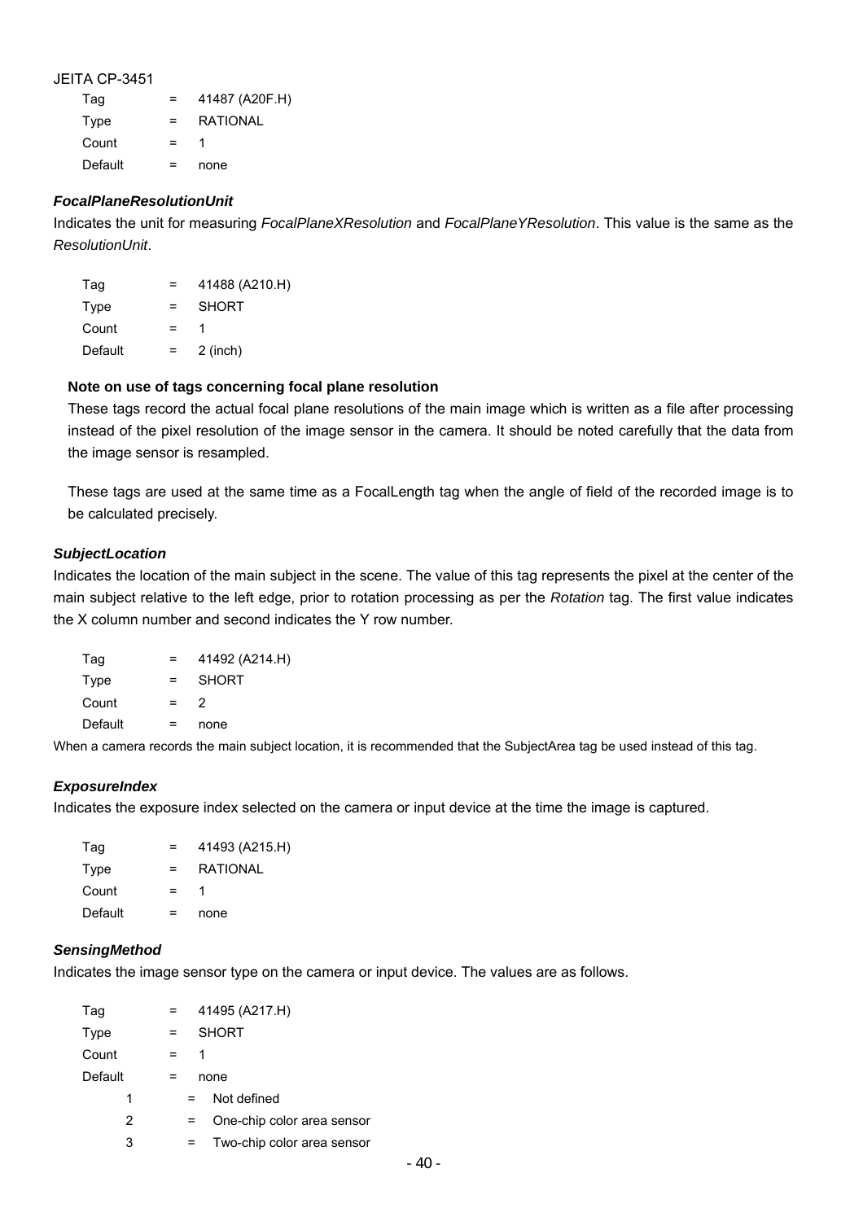JEITA CP-3451

| | | |
|---|---|---|
| Tag | = | 41487 (A20F.H) |
| Type | = | RATIONAL |
| Count | = | 1 |
| Default | = | none |

### *FocalPlaneResolutionUnit*

Indicates the unit for measuring *FocalPlaneXResolution* and *FocalPlaneYResolution*. This value is the same as the *ResolutionUnit*.

| | | |
|---|---|---|
| Tag | = | 41488 (A210.H) |
| Type | = | SHORT |
| Count | = | 1 |
| Default | = | 2 (inch) |

**Note on use of tags concerning focal plane resolution**

These tags record the actual focal plane resolutions of the main image which is written as a file after processing instead of the pixel resolution of the image sensor in the camera. It should be noted carefully that the data from the image sensor is resampled.

These tags are used at the same time as a FocalLength tag when the angle of field of the recorded image is to be calculated precisely.

### *SubjectLocation*

Indicates the location of the main subject in the scene. The value of this tag represents the pixel at the center of the main subject relative to the left edge, prior to rotation processing as per the *Rotation* tag. The first value indicates the X column number and second indicates the Y row number.

| | | |
|---|---|---|
| Tag | = | 41492 (A214.H) |
| Type | = | SHORT |
| Count | = | 2 |
| Default | = | none |

When a camera records the main subject location, it is recommended that the SubjectArea tag be used instead of this tag.

### *ExposureIndex*

Indicates the exposure index selected on the camera or input device at the time the image is captured.

| | | |
|---|---|---|
| Tag | = | 41493 (A215.H) |
| Type | = | RATIONAL |
| Count | = | 1 |
| Default | = | none |

### *SensingMethod*

Indicates the image sensor type on the camera or input device. The values are as follows.

| | | |
|---|---|---|
| Tag | = | 41495 (A217.H) |
| Type | = | SHORT |
| Count | = | 1 |
| Default | = | none |
| 1 | = | Not defined |
| 2 | = | One-chip color area sensor |
| 3 | = | Two-chip color area sensor |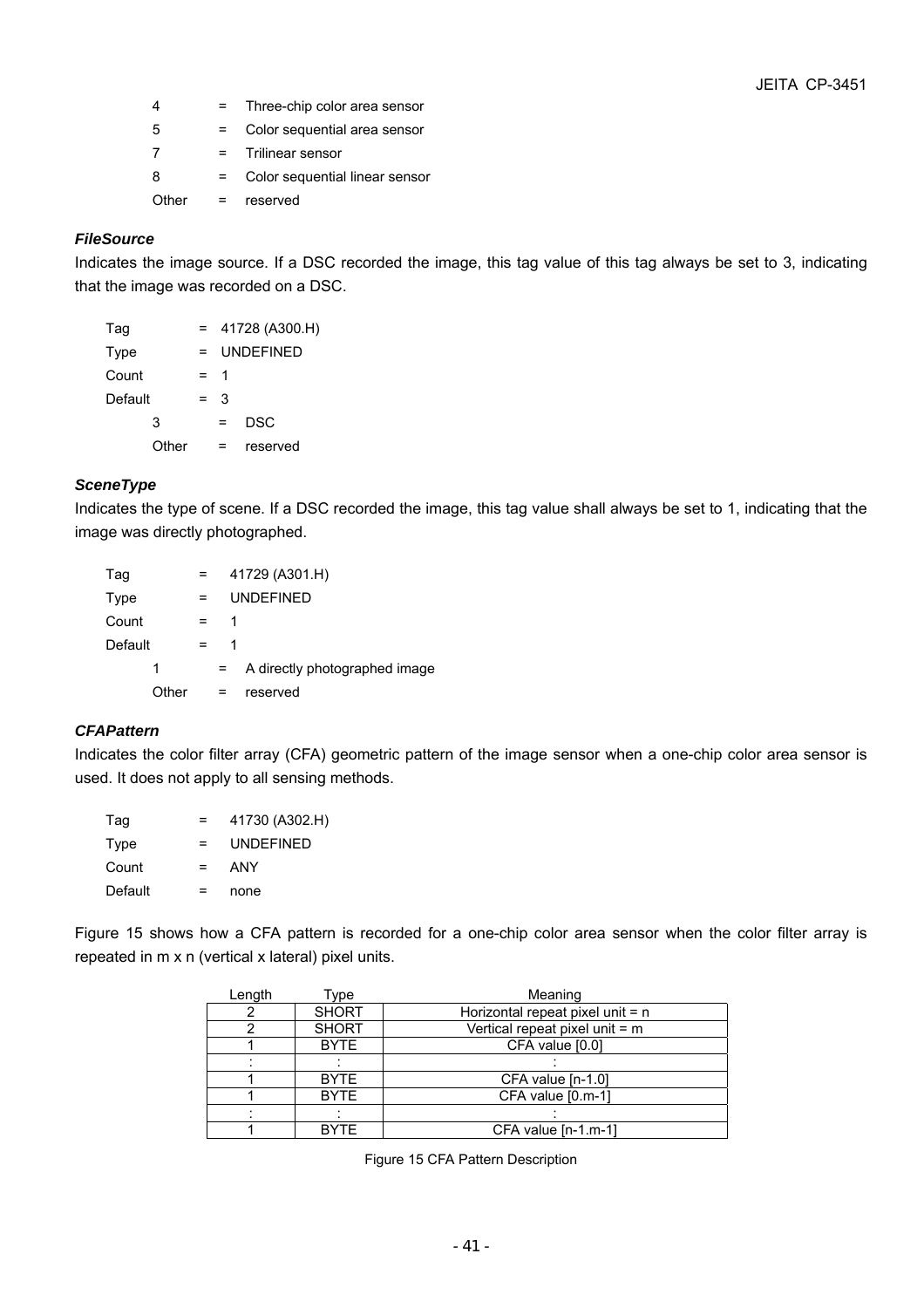4 = Three-chip color area sensor
5 = Color sequential area sensor
7 = Trilinear sensor
8 = Color sequential linear sensor
Other = reserved

***FileSource***

Indicates the image source. If a DSC recorded the image, this tag value of this tag always be set to 3, indicating that the image was recorded on a DSC.

Tag = 41728 (A300.H)
Type = UNDEFINED
Count = 1
Default = 3
3 = DSC
Other = reserved

***SceneType***

Indicates the type of scene. If a DSC recorded the image, this tag value shall always be set to 1, indicating that the image was directly photographed.

Tag = 41729 (A301.H)
Type = UNDEFINED
Count = 1
Default = 1
1 = A directly photographed image
Other = reserved

***CFAPattern***

Indicates the color filter array (CFA) geometric pattern of the image sensor when a one-chip color area sensor is used. It does not apply to all sensing methods.

Tag = 41730 (A302.H)
Type = UNDEFINED
Count = ANY
Default = none

Figure 15 shows how a CFA pattern is recorded for a one-chip color area sensor when the color filter array is repeated in m x n (vertical x lateral) pixel units.

| Length | Type | Meaning |
|---|---|---|
| 2 | SHORT | Horizontal repeat pixel unit = n |
| 2 | SHORT | Vertical repeat pixel unit = m |
| 1 | BYTE | CFA value [0.0] |
| : | : | : |
| 1 | BYTE | CFA value [n-1.0] |
| 1 | BYTE | CFA value [0.m-1] |
| : | : | : |
| 1 | BYTE | CFA value [n-1.m-1] |

Figure 15 CFA Pattern Description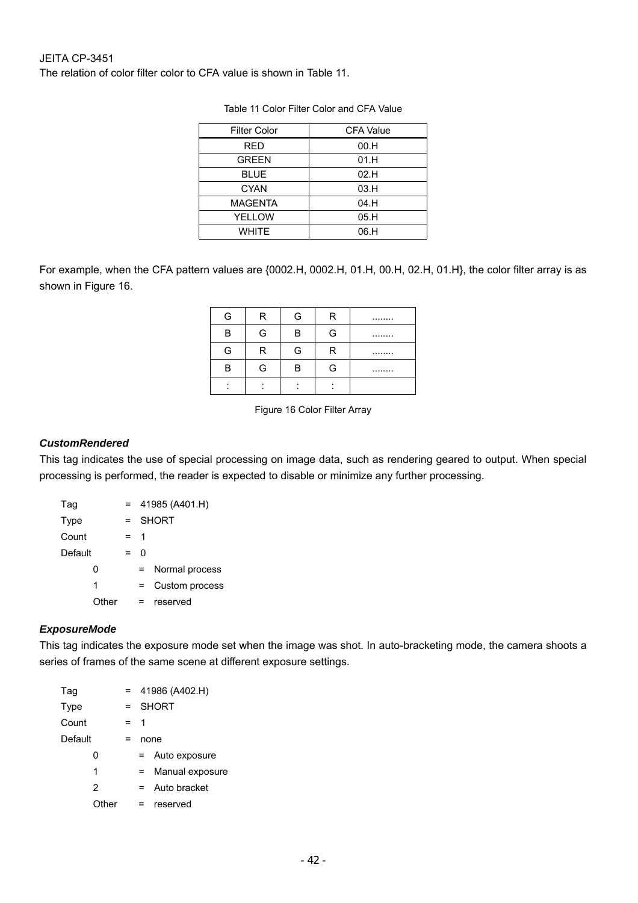JEITA CP-3451

The relation of color filter color to CFA value is shown in Table 11.

Table 11 Color Filter Color and CFA Value

| Filter Color | CFA Value |
|---|---|
| RED | 00.H |
| GREEN | 01.H |
| BLUE | 02.H |
| CYAN | 03.H |
| MAGENTA | 04.H |
| YELLOW | 05.H |
| WHITE | 06.H |

For example, when the CFA pattern values are {0002.H, 0002.H, 01.H, 00.H, 02.H, 01.H}, the color filter array is as shown in Figure 16.

| G | R | G | R | ........ |
|---|---|---|---|---|
| B | G | B | G | ........ |
| G | R | G | R | ........ |
| B | G | B | G | ........ |
| : | : | : | : | |

Figure 16 Color Filter Array

### *CustomRendered*

This tag indicates the use of special processing on image data, such as rendering geared to output. When special processing is performed, the reader is expected to disable or minimize any further processing.

```
Tag       =  41985 (A401.H)
Type      =  SHORT
Count     =  1
Default   =  0
     0       =  Normal process
     1       =  Custom process
     Other   =  reserved
```

### *ExposureMode*

This tag indicates the exposure mode set when the image was shot. In auto-bracketing mode, the camera shoots a series of frames of the same scene at different exposure settings.

```
Tag       =  41986 (A402.H)
Type      =  SHORT
Count     =  1
Default   =  none
     0       =  Auto exposure
     1       =  Manual exposure
     2       =  Auto bracket
     Other   =  reserved
```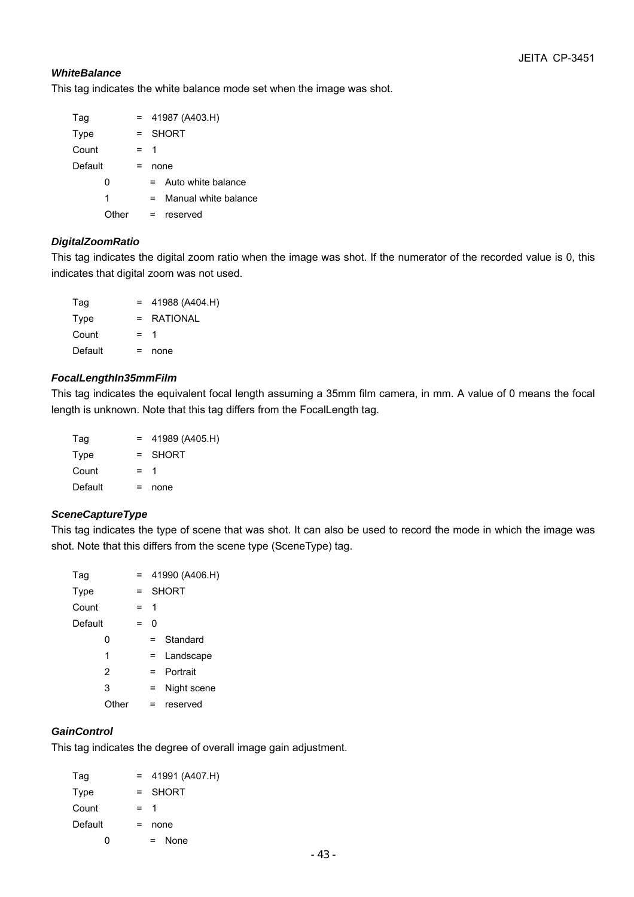### *WhiteBalance*

This tag indicates the white balance mode set when the image was shot.

| | | |
|---|---|---|
| Tag | = | 41987 (A403.H) |
| Type | = | SHORT |
| Count | = | 1 |
| Default | = | none |
| 0 | = | Auto white balance |
| 1 | = | Manual white balance |
| Other | = | reserved |

### *DigitalZoomRatio*

This tag indicates the digital zoom ratio when the image was shot. If the numerator of the recorded value is 0, this indicates that digital zoom was not used.

| | | |
|---|---|---|
| Tag | = | 41988 (A404.H) |
| Type | = | RATIONAL |
| Count | = | 1 |
| Default | = | none |

### *FocalLengthIn35mmFilm*

This tag indicates the equivalent focal length assuming a 35mm film camera, in mm. A value of 0 means the focal length is unknown. Note that this tag differs from the FocalLength tag.

| | | |
|---|---|---|
| Tag | = | 41989 (A405.H) |
| Type | = | SHORT |
| Count | = | 1 |
| Default | = | none |

### *SceneCaptureType*

This tag indicates the type of scene that was shot. It can also be used to record the mode in which the image was shot. Note that this differs from the scene type (SceneType) tag.

| | | |
|---|---|---|
| Tag | = | 41990 (A406.H) |
| Type | = | SHORT |
| Count | = | 1 |
| Default | = | 0 |
| 0 | = | Standard |
| 1 | = | Landscape |
| 2 | = | Portrait |
| 3 | = | Night scene |
| Other | = | reserved |

### *GainControl*

This tag indicates the degree of overall image gain adjustment.

| | | |
|---|---|---|
| Tag | = | 41991 (A407.H) |
| Type | = | SHORT |
| Count | = | 1 |
| Default | = | none |
| 0 | = | None |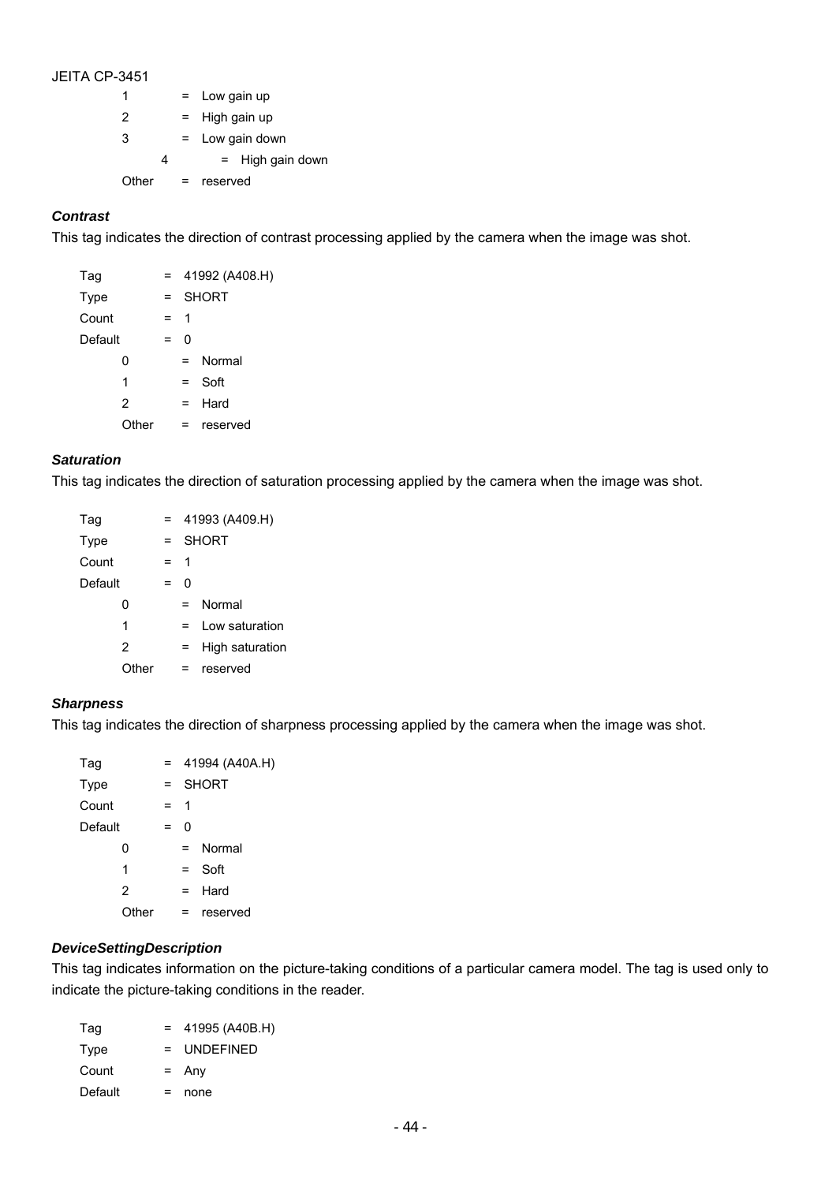1 = Low gain up
2 = High gain up
3 = Low gain down
4 = High gain down
Other = reserved

#### *Contrast*

This tag indicates the direction of contrast processing applied by the camera when the image was shot.

Tag = 41992 (A408.H)
Type = SHORT
Count = 1
Default = 0
  0 = Normal
  1 = Soft
  2 = Hard
  Other = reserved

#### *Saturation*

This tag indicates the direction of saturation processing applied by the camera when the image was shot.

Tag = 41993 (A409.H)
Type = SHORT
Count = 1
Default = 0
  0 = Normal
  1 = Low saturation
  2 = High saturation
  Other = reserved

#### *Sharpness*

This tag indicates the direction of sharpness processing applied by the camera when the image was shot.

Tag = 41994 (A40A.H)
Type = SHORT
Count = 1
Default = 0
  0 = Normal
  1 = Soft
  2 = Hard
  Other = reserved

#### *DeviceSettingDescription*

This tag indicates information on the picture-taking conditions of a particular camera model. The tag is used only to indicate the picture-taking conditions in the reader.

Tag = 41995 (A40B.H)
Type = UNDEFINED
Count = Any
Default = none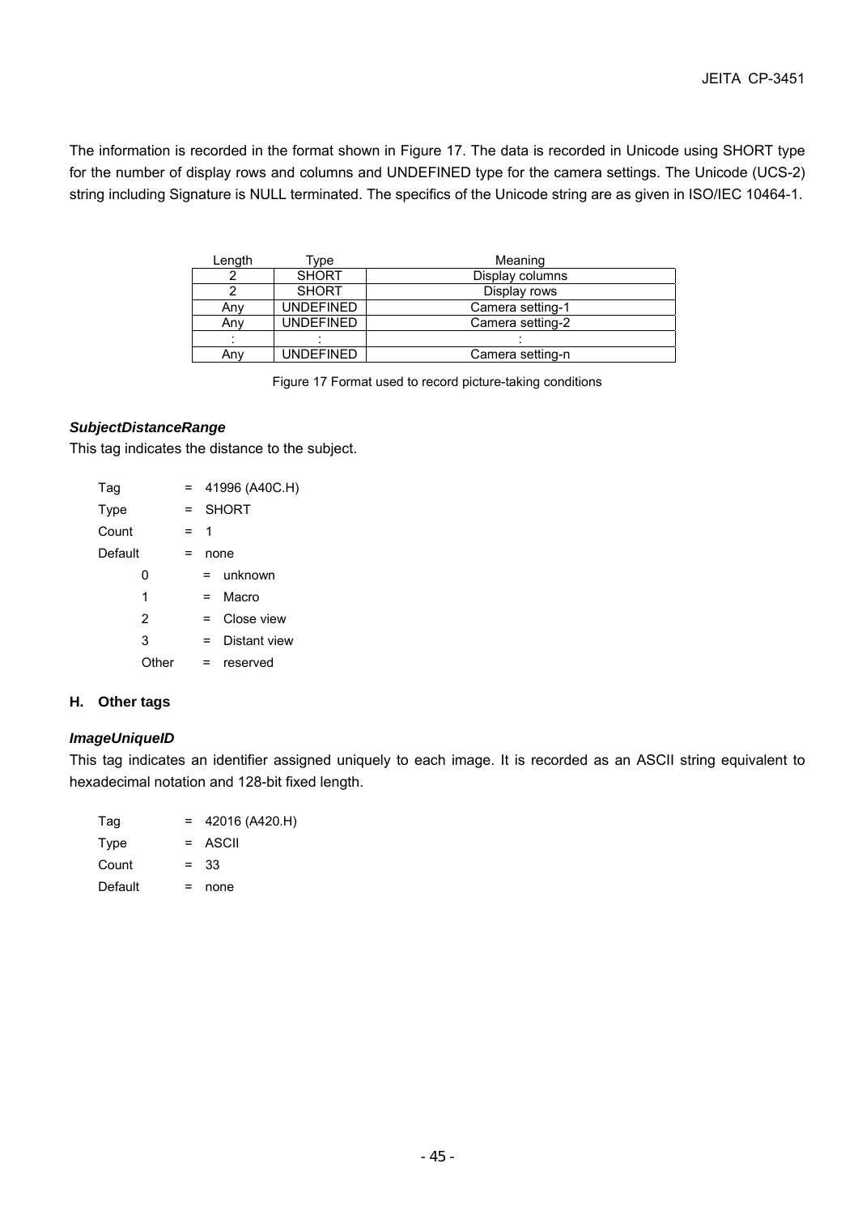The information is recorded in the format shown in Figure 17. The data is recorded in Unicode using SHORT type for the number of display rows and columns and UNDEFINED type for the camera settings. The Unicode (UCS-2) string including Signature is NULL terminated. The specifics of the Unicode string are as given in ISO/IEC 10464-1.

| Length | Type | Meaning |
|---|---|---|
| 2 | SHORT | Display columns |
| 2 | SHORT | Display rows |
| Any | UNDEFINED | Camera setting-1 |
| Any | UNDEFINED | Camera setting-2 |
| : | : | : |
| Any | UNDEFINED | Camera setting-n |

Figure 17 Format used to record picture-taking conditions

***SubjectDistanceRange***

This tag indicates the distance to the subject.

Tag = 41996 (A40C.H)
Type = SHORT
Count = 1
Default = none
- 0 = unknown
- 1 = Macro
- 2 = Close view
- 3 = Distant view
- Other = reserved

## H. Other tags

***ImageUniqueID***

This tag indicates an identifier assigned uniquely to each image. It is recorded as an ASCII string equivalent to hexadecimal notation and 128-bit fixed length.

Tag = 42016 (A420.H)
Type = ASCII
Count = 33
Default = none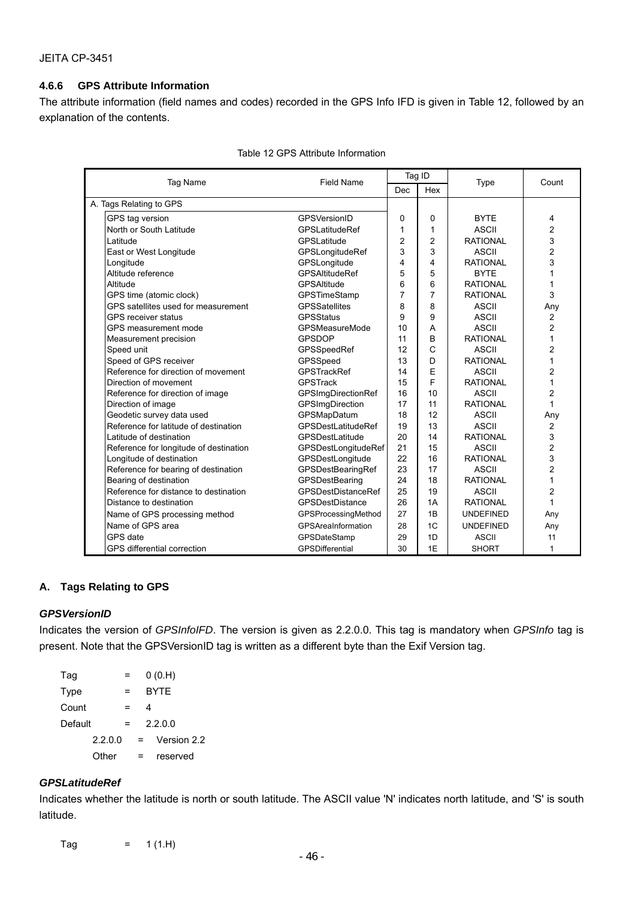### 4.6.6 GPS Attribute Information

The attribute information (field names and codes) recorded in the GPS Info IFD is given in Table 12, followed by an explanation of the contents.

Table 12 GPS Attribute Information

| Tag Name | Field Name | Tag ID | | Type | Count |
|---|---|---|---|---|---|
| | | Dec | Hex | | |
| A. Tags Relating to GPS | | | | | |
| GPS tag version | GPSVersionID | 0 | 0 | BYTE | 4 |
| North or South Latitude | GPSLatitudeRef | 1 | 1 | ASCII | 2 |
| Latitude | GPSLatitude | 2 | 2 | RATIONAL | 3 |
| East or West Longitude | GPSLongitudeRef | 3 | 3 | ASCII | 2 |
| Longitude | GPSLongitude | 4 | 4 | RATIONAL | 3 |
| Altitude reference | GPSAltitudeRef | 5 | 5 | BYTE | 1 |
| Altitude | GPSAltitude | 6 | 6 | RATIONAL | 1 |
| GPS time (atomic clock) | GPSTimeStamp | 7 | 7 | RATIONAL | 3 |
| GPS satellites used for measurement | GPSSatellites | 8 | 8 | ASCII | Any |
| GPS receiver status | GPSStatus | 9 | 9 | ASCII | 2 |
| GPS measurement mode | GPSMeasureMode | 10 | A | ASCII | 2 |
| Measurement precision | GPSDOP | 11 | B | RATIONAL | 1 |
| Speed unit | GPSSpeedRef | 12 | C | ASCII | 2 |
| Speed of GPS receiver | GPSSpeed | 13 | D | RATIONAL | 1 |
| Reference for direction of movement | GPSTrackRef | 14 | E | ASCII | 2 |
| Direction of movement | GPSTrack | 15 | F | RATIONAL | 1 |
| Reference for direction of image | GPSImgDirectionRef | 16 | 10 | ASCII | 2 |
| Direction of image | GPSImgDirection | 17 | 11 | RATIONAL | 1 |
| Geodetic survey data used | GPSMapDatum | 18 | 12 | ASCII | Any |
| Reference for latitude of destination | GPSDestLatitudeRef | 19 | 13 | ASCII | 2 |
| Latitude of destination | GPSDestLatitude | 20 | 14 | RATIONAL | 3 |
| Reference for longitude of destination | GPSDestLongitudeRef | 21 | 15 | ASCII | 2 |
| Longitude of destination | GPSDestLongitude | 22 | 16 | RATIONAL | 3 |
| Reference for bearing of destination | GPSDestBearingRef | 23 | 17 | ASCII | 2 |
| Bearing of destination | GPSDestBearing | 24 | 18 | RATIONAL | 1 |
| Reference for distance to destination | GPSDestDistanceRef | 25 | 19 | ASCII | 2 |
| Distance to destination | GPSDestDistance | 26 | 1A | RATIONAL | 1 |
| Name of GPS processing method | GPSProcessingMethod | 27 | 1B | UNDEFINED | Any |
| Name of GPS area | GPSAreaInformation | 28 | 1C | UNDEFINED | Any |
| GPS date | GPSDateStamp | 29 | 1D | ASCII | 11 |
| GPS differential correction | GPSDifferential | 30 | 1E | SHORT | 1 |

### A. Tags Relating to GPS

***GPSVersionID***

Indicates the version of *GPSInfoIFD*. The version is given as 2.2.0.0. This tag is mandatory when *GPSInfo* tag is present. Note that the GPSVersionID tag is written as a different byte than the Exif Version tag.

Tag = 0 (0.H)
Type = BYTE
Count = 4
Default = 2.2.0.0
  2.2.0.0 = Version 2.2
  Other = reserved

***GPSLatitudeRef***

Indicates whether the latitude is north or south latitude. The ASCII value 'N' indicates north latitude, and 'S' is south latitude.

Tag = 1 (1.H)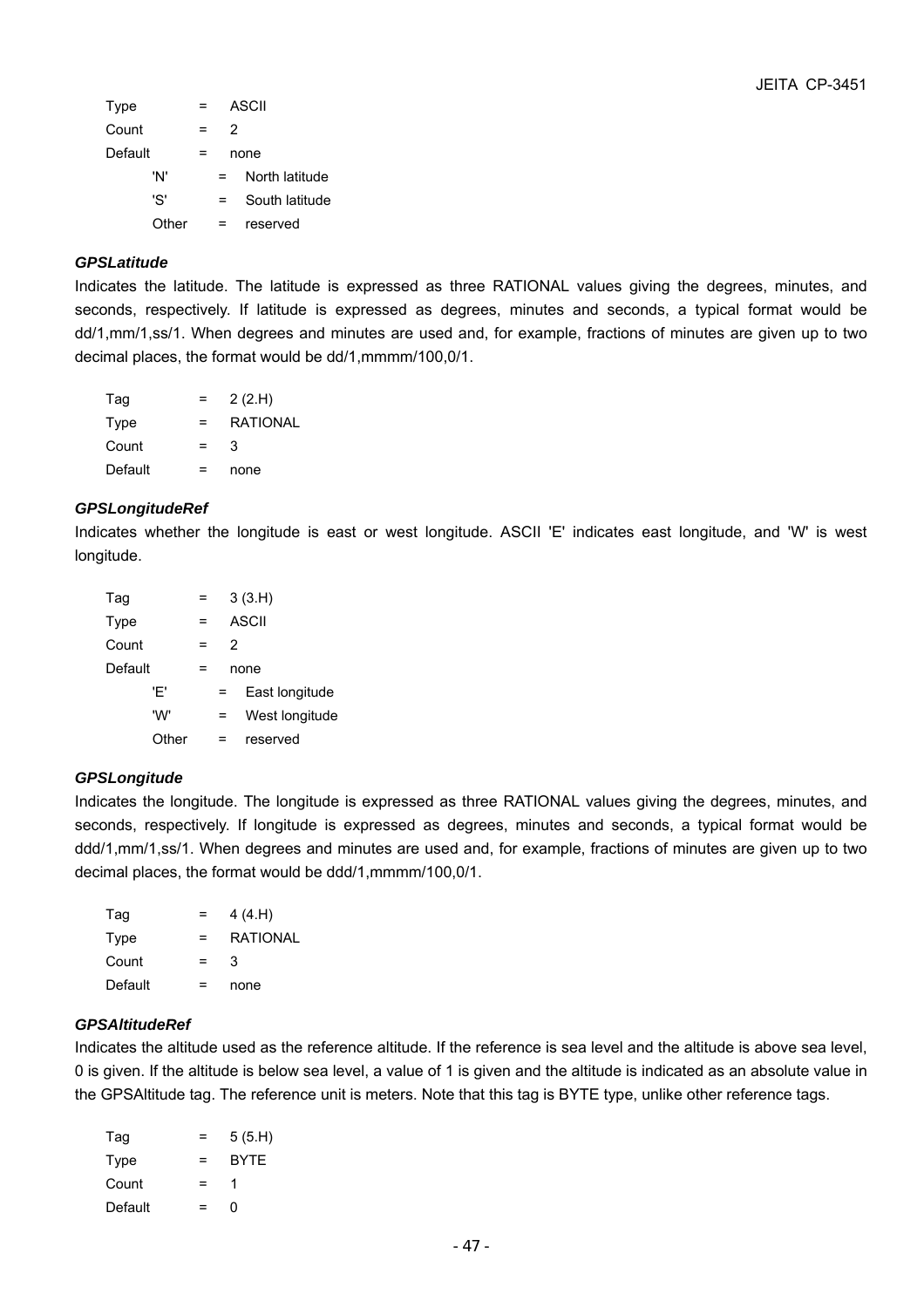| | | |
|---|---|---|
| Type | = | ASCII |
| Count | = | 2 |
| Default | = | none |
| 'N' | = | North latitude |
| 'S' | = | South latitude |
| Other | = | reserved |

***GPSLatitude***

Indicates the latitude. The latitude is expressed as three RATIONAL values giving the degrees, minutes, and seconds, respectively. If latitude is expressed as degrees, minutes and seconds, a typical format would be dd/1,mm/1,ss/1. When degrees and minutes are used and, for example, fractions of minutes are given up to two decimal places, the format would be dd/1,mmmm/100,0/1.

| | | |
|---|---|---|
| Tag | = | 2 (2.H) |
| Type | = | RATIONAL |
| Count | = | 3 |
| Default | = | none |

***GPSLongitudeRef***

Indicates whether the longitude is east or west longitude. ASCII 'E' indicates east longitude, and 'W' is west longitude.

| | | |
|---|---|---|
| Tag | = | 3 (3.H) |
| Type | = | ASCII |
| Count | = | 2 |
| Default | = | none |
| 'E' | = | East longitude |
| 'W' | = | West longitude |
| Other | = | reserved |

***GPSLongitude***

Indicates the longitude. The longitude is expressed as three RATIONAL values giving the degrees, minutes, and seconds, respectively. If longitude is expressed as degrees, minutes and seconds, a typical format would be ddd/1,mm/1,ss/1. When degrees and minutes are used and, for example, fractions of minutes are given up to two decimal places, the format would be ddd/1,mmmm/100,0/1.

| | | |
|---|---|---|
| Tag | = | 4 (4.H) |
| Type | = | RATIONAL |
| Count | = | 3 |
| Default | = | none |

***GPSAltitudeRef***

Indicates the altitude used as the reference altitude. If the reference is sea level and the altitude is above sea level, 0 is given. If the altitude is below sea level, a value of 1 is given and the altitude is indicated as an absolute value in the GPSAltitude tag. The reference unit is meters. Note that this tag is BYTE type, unlike other reference tags.

| | | |
|---|---|---|
| Tag | = | 5 (5.H) |
| Type | = | BYTE |
| Count | = | 1 |
| Default | = | 0 |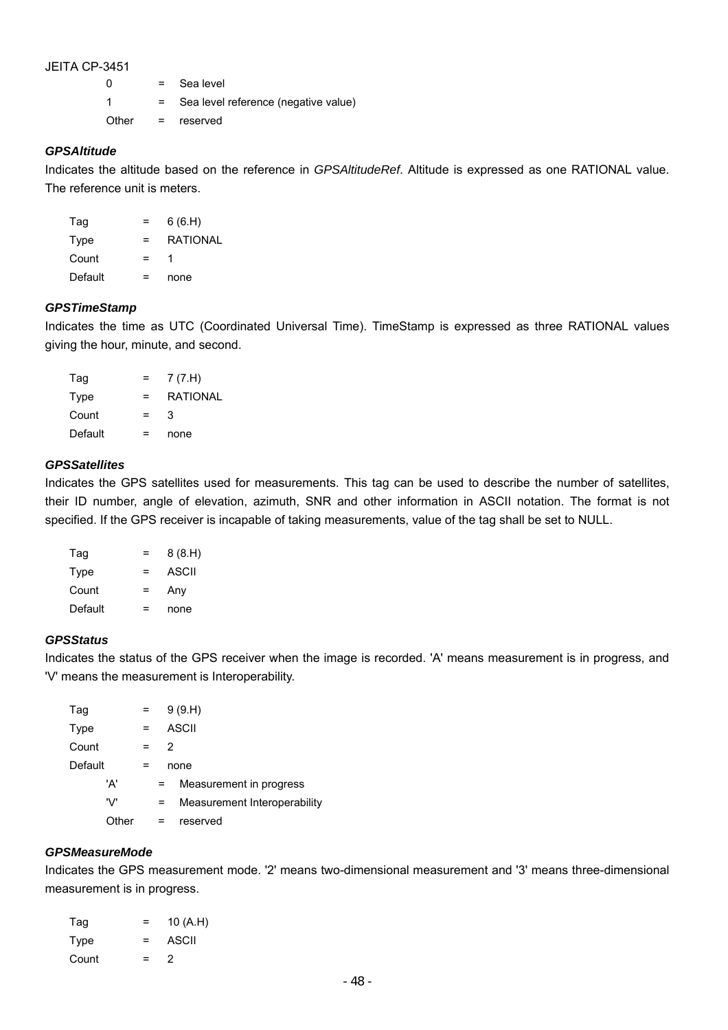| | | |
|---|---|---|
| 0 | = | Sea level |
| 1 | = | Sea level reference (negative value) |
| Other | = | reserved |

***GPSAltitude***

Indicates the altitude based on the reference in *GPSAltitudeRef*. Altitude is expressed as one RATIONAL value. The reference unit is meters.

| | | |
|---|---|---|
| Tag | = | 6 (6.H) |
| Type | = | RATIONAL |
| Count | = | 1 |
| Default | = | none |

***GPSTimeStamp***

Indicates the time as UTC (Coordinated Universal Time). TimeStamp is expressed as three RATIONAL values giving the hour, minute, and second.

| | | |
|---|---|---|
| Tag | = | 7 (7.H) |
| Type | = | RATIONAL |
| Count | = | 3 |
| Default | = | none |

***GPSSatellites***

Indicates the GPS satellites used for measurements. This tag can be used to describe the number of satellites, their ID number, angle of elevation, azimuth, SNR and other information in ASCII notation. The format is not specified. If the GPS receiver is incapable of taking measurements, value of the tag shall be set to NULL.

| | | |
|---|---|---|
| Tag | = | 8 (8.H) |
| Type | = | ASCII |
| Count | = | Any |
| Default | = | none |

***GPSStatus***

Indicates the status of the GPS receiver when the image is recorded. 'A' means measurement is in progress, and 'V' means the measurement is Interoperability.

| | | |
|---|---|---|
| Tag | = | 9 (9.H) |
| Type | = | ASCII |
| Count | = | 2 |
| Default | = | none |
| 'A' | = | Measurement in progress |
| 'V' | = | Measurement Interoperability |
| Other | = | reserved |

***GPSMeasureMode***

Indicates the GPS measurement mode. '2' means two-dimensional measurement and '3' means three-dimensional measurement is in progress.

| | | |
|---|---|---|
| Tag | = | 10 (A.H) |
| Type | = | ASCII |
| Count | = | 2 |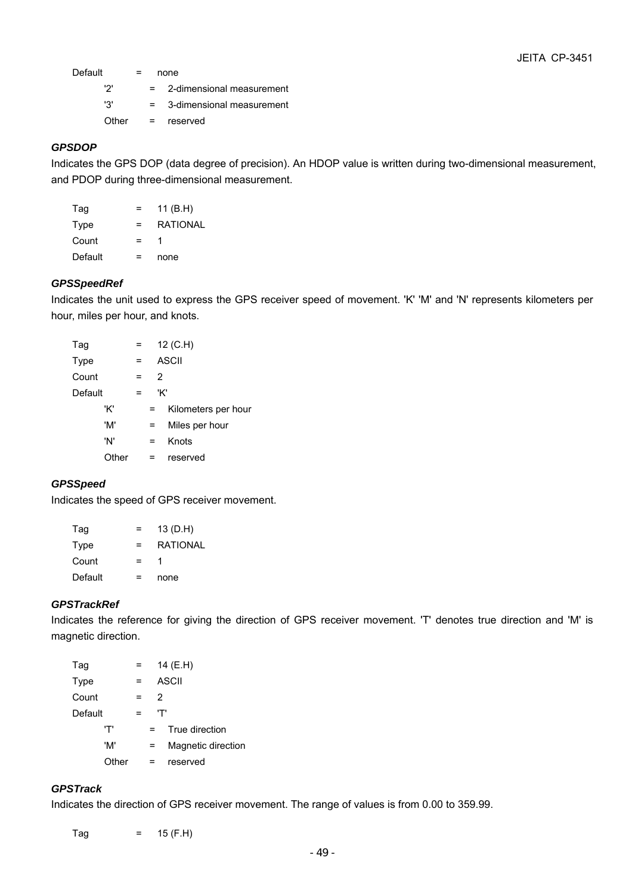Default = none

'2' = 2-dimensional measurement

'3' = 3-dimensional measurement

Other = reserved

#### *GPSDOP*

Indicates the GPS DOP (data degree of precision). An HDOP value is written during two-dimensional measurement, and PDOP during three-dimensional measurement.

Tag = 11 (B.H)

Type = RATIONAL

Count = 1

Default = none

#### *GPSSpeedRef*

Indicates the unit used to express the GPS receiver speed of movement. 'K' 'M' and 'N' represents kilometers per hour, miles per hour, and knots.

Tag = 12 (C.H)

Type = ASCII

Count = 2

Default = 'K'

'K' = Kilometers per hour

'M' = Miles per hour

'N' = Knots

Other = reserved

#### *GPSSpeed*

Indicates the speed of GPS receiver movement.

Tag = 13 (D.H)

Type = RATIONAL

Count = 1

Default = none

#### *GPSTrackRef*

Indicates the reference for giving the direction of GPS receiver movement. 'T' denotes true direction and 'M' is magnetic direction.

Tag = 14 (E.H)

Type = ASCII

Count = 2

Default = 'T'

'T' = True direction

'M' = Magnetic direction

Other = reserved

#### *GPSTrack*

Indicates the direction of GPS receiver movement. The range of values is from 0.00 to 359.99.

Tag = 15 (F.H)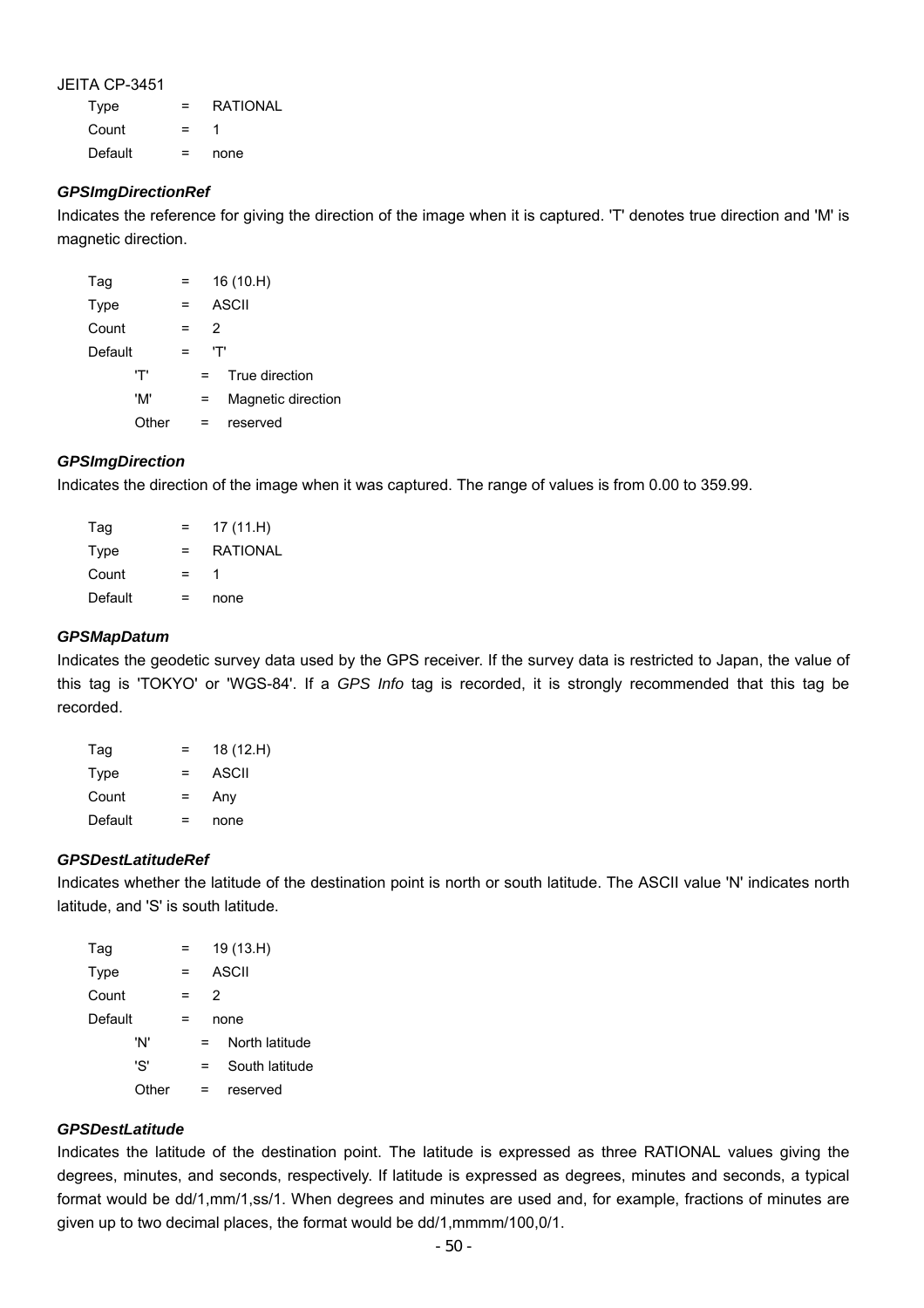| | | |
|---|---|---|
| Type | = | RATIONAL |
| Count | = | 1 |
| Default | = | none |

### *GPSImgDirectionRef*

Indicates the reference for giving the direction of the image when it is captured. 'T' denotes true direction and 'M' is magnetic direction.

| | | |
|---|---|---|
| Tag | = | 16 (10.H) |
| Type | = | ASCII |
| Count | = | 2 |
| Default | = | 'T' |
| 'T' | = | True direction |
| 'M' | = | Magnetic direction |
| Other | = | reserved |

### *GPSImgDirection*

Indicates the direction of the image when it was captured. The range of values is from 0.00 to 359.99.

| | | |
|---|---|---|
| Tag | = | 17 (11.H) |
| Type | = | RATIONAL |
| Count | = | 1 |
| Default | = | none |

### *GPSMapDatum*

Indicates the geodetic survey data used by the GPS receiver. If the survey data is restricted to Japan, the value of this tag is 'TOKYO' or 'WGS-84'. If a *GPS Info* tag is recorded, it is strongly recommended that this tag be recorded.

| | | |
|---|---|---|
| Tag | = | 18 (12.H) |
| Type | = | ASCII |
| Count | = | Any |
| Default | = | none |

### *GPSDestLatitudeRef*

Indicates whether the latitude of the destination point is north or south latitude. The ASCII value 'N' indicates north latitude, and 'S' is south latitude.

| | | |
|---|---|---|
| Tag | = | 19 (13.H) |
| Type | = | ASCII |
| Count | = | 2 |
| Default | = | none |
| 'N' | = | North latitude |
| 'S' | = | South latitude |
| Other | = | reserved |

### *GPSDestLatitude*

Indicates the latitude of the destination point. The latitude is expressed as three RATIONAL values giving the degrees, minutes, and seconds, respectively. If latitude is expressed as degrees, minutes and seconds, a typical format would be dd/1,mm/1,ss/1. When degrees and minutes are used and, for example, fractions of minutes are given up to two decimal places, the format would be dd/1,mmmm/100,0/1.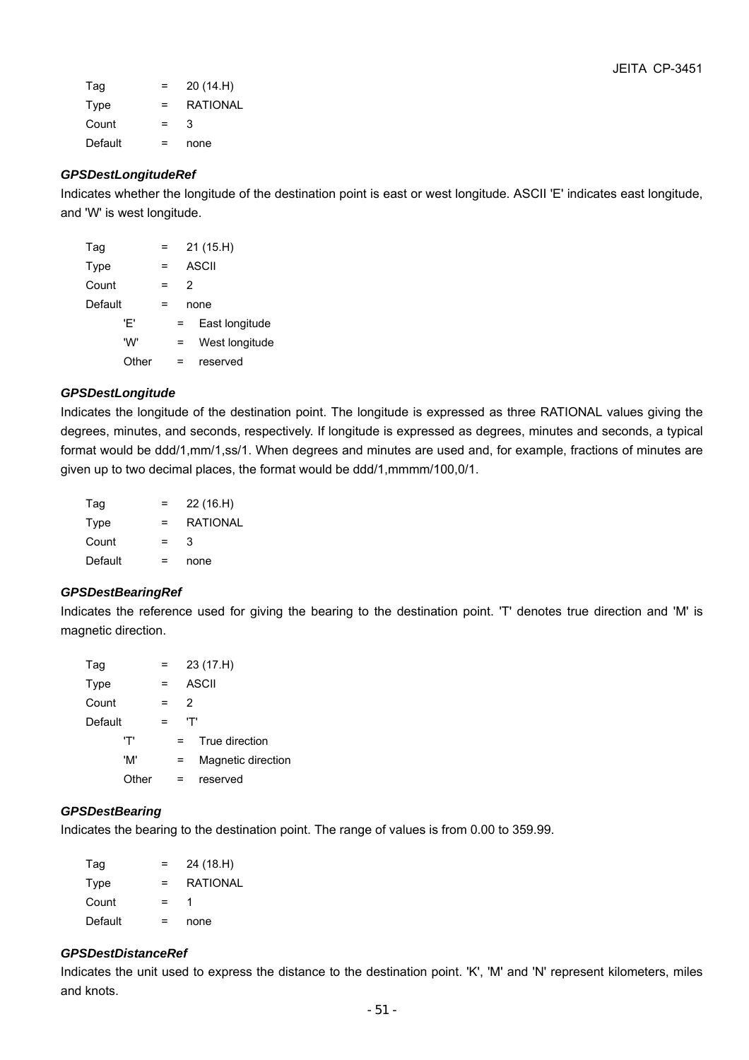| | | |
|---|---|---|
| Tag | = | 20 (14.H) |
| Type | = | RATIONAL |
| Count | = | 3 |
| Default | = | none |

### *GPSDestLongitudeRef*

Indicates whether the longitude of the destination point is east or west longitude. ASCII 'E' indicates east longitude, and 'W' is west longitude.

| | | |
|---|---|---|
| Tag | = | 21 (15.H) |
| Type | = | ASCII |
| Count | = | 2 |
| Default | = | none |

| | | |
|---|---|---|
| 'E' | = | East longitude |
| 'W' | = | West longitude |
| Other | = | reserved |

### *GPSDestLongitude*

Indicates the longitude of the destination point. The longitude is expressed as three RATIONAL values giving the degrees, minutes, and seconds, respectively. If longitude is expressed as degrees, minutes and seconds, a typical format would be ddd/1,mm/1,ss/1. When degrees and minutes are used and, for example, fractions of minutes are given up to two decimal places, the format would be ddd/1,mmmm/100,0/1.

| | | |
|---|---|---|
| Tag | = | 22 (16.H) |
| Type | = | RATIONAL |
| Count | = | 3 |
| Default | = | none |

### *GPSDestBearingRef*

Indicates the reference used for giving the bearing to the destination point. 'T' denotes true direction and 'M' is magnetic direction.

| | | |
|---|---|---|
| Tag | = | 23 (17.H) |
| Type | = | ASCII |
| Count | = | 2 |
| Default | = | 'T' |

| | | |
|---|---|---|
| 'T' | = | True direction |
| 'M' | = | Magnetic direction |
| Other | = | reserved |

### *GPSDestBearing*

Indicates the bearing to the destination point. The range of values is from 0.00 to 359.99.

| | | |
|---|---|---|
| Tag | = | 24 (18.H) |
| Type | = | RATIONAL |
| Count | = | 1 |
| Default | = | none |

### *GPSDestDistanceRef*

Indicates the unit used to express the distance to the destination point. 'K', 'M' and 'N' represent kilometers, miles and knots.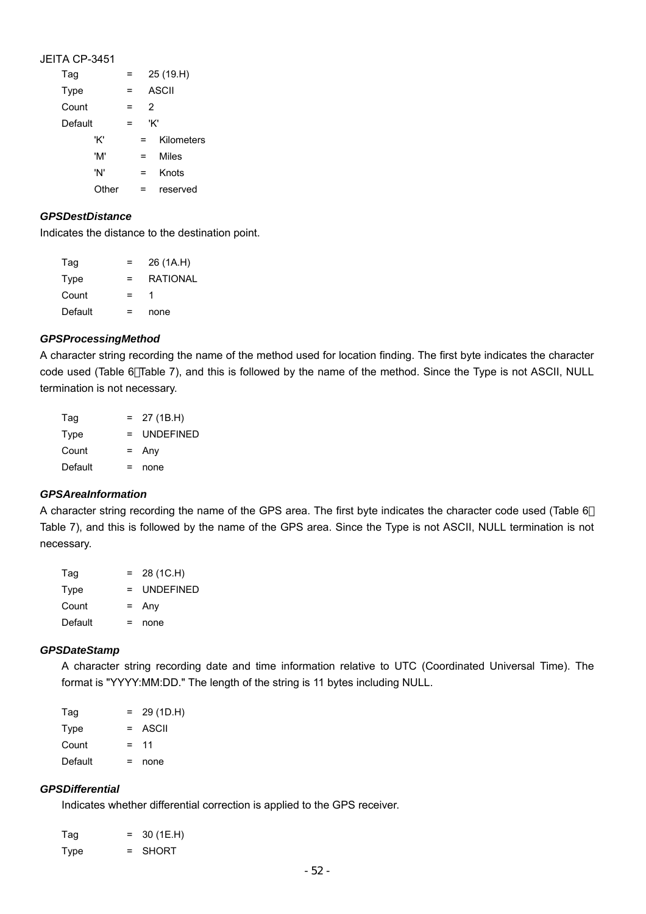JEITA CP-3451

| | | |
|---|---|---|
| Tag | = | 25 (19.H) |
| Type | = | ASCII |
| Count | = | 2 |
| Default | = | 'K' |

| | | |
|---|---|---|
| 'K' | = | Kilometers |
| 'M' | = | Miles |
| 'N' | = | Knots |
| Other | = | reserved |

### *GPSDestDistance*

Indicates the distance to the destination point.

| | | |
|---|---|---|
| Tag | = | 26 (1A.H) |
| Type | = | RATIONAL |
| Count | = | 1 |
| Default | = | none |

### *GPSProcessingMethod*

A character string recording the name of the method used for location finding. The first byte indicates the character code used (Table 6～Table 7), and this is followed by the name of the method. Since the Type is not ASCII, NULL termination is not necessary.

| | | |
|---|---|---|
| Tag | = | 27 (1B.H) |
| Type | = | UNDEFINED |
| Count | = | Any |
| Default | = | none |

### *GPSAreaInformation*

A character string recording the name of the GPS area. The first byte indicates the character code used (Table 6～Table 7), and this is followed by the name of the GPS area. Since the Type is not ASCII, NULL termination is not necessary.

| | | |
|---|---|---|
| Tag | = | 28 (1C.H) |
| Type | = | UNDEFINED |
| Count | = | Any |
| Default | = | none |

### *GPSDateStamp*

A character string recording date and time information relative to UTC (Coordinated Universal Time). The format is "YYYY:MM:DD." The length of the string is 11 bytes including NULL.

| | | |
|---|---|---|
| Tag | = | 29 (1D.H) |
| Type | = | ASCII |
| Count | = | 11 |
| Default | = | none |

### *GPSDifferential*

Indicates whether differential correction is applied to the GPS receiver.

| | | |
|---|---|---|
| Tag | = | 30 (1E.H) |
| Type | = | SHORT |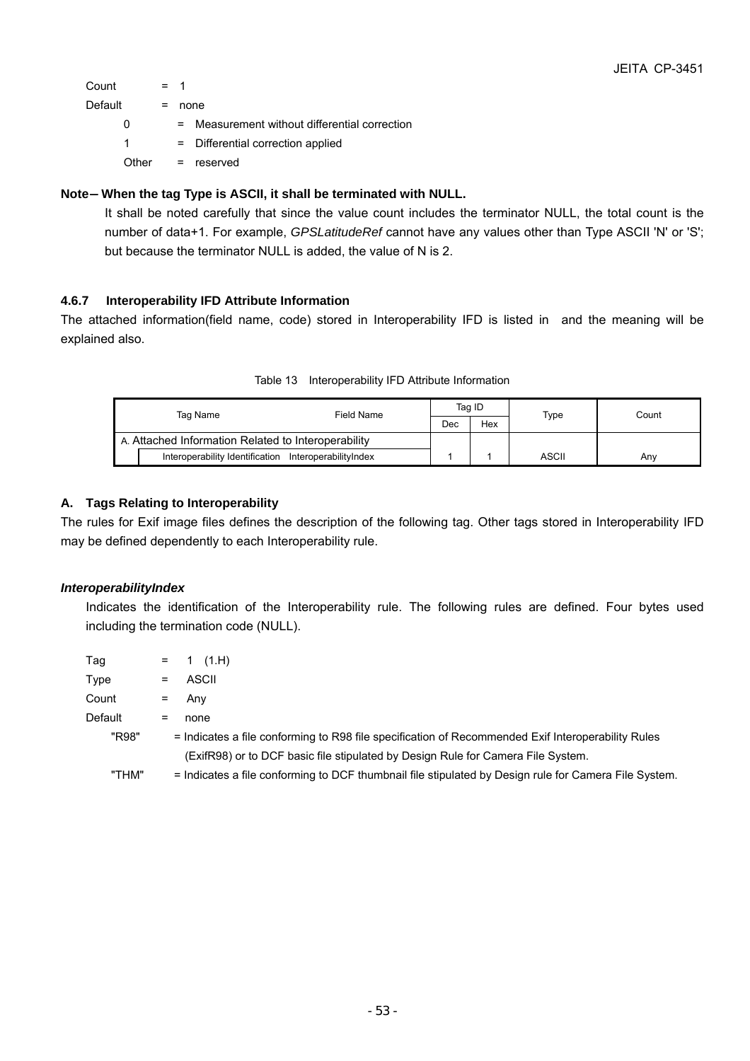Count = 1

Default = none

0 = Measurement without differential correction

1 = Differential correction applied

Other = reserved

**Note— When the tag Type is ASCII, it shall be terminated with NULL.**

It shall be noted carefully that since the value count includes the terminator NULL, the total count is the number of data+1. For example, *GPSLatitudeRef* cannot have any values other than Type ASCII 'N' or 'S'; but because the terminator NULL is added, the value of N is 2.

### 4.6.7 Interoperability IFD Attribute Information

The attached information(field name, code) stored in Interoperability IFD is listed in and the meaning will be explained also.

Table 13 Interoperability IFD Attribute Information

| Tag Name | Field Name | Tag ID | | Type | Count |
|---|---|---|---|---|---|
| | | Dec | Hex | | |
| A. Attached Information Related to Interoperability | | | | | |
| Interoperability Identification | InteroperabilityIndex | 1 | 1 | ASCII | Any |

#### A. Tags Relating to Interoperability

The rules for Exif image files defines the description of the following tag. Other tags stored in Interoperability IFD may be defined dependently to each Interoperability rule.

***InteroperabilityIndex***

Indicates the identification of the Interoperability rule. The following rules are defined. Four bytes used including the termination code (NULL).

Tag = 1 (1.H)

Type = ASCII

Count = Any

Default = none

"R98" = Indicates a file conforming to R98 file specification of Recommended Exif Interoperability Rules (ExifR98) or to DCF basic file stipulated by Design Rule for Camera File System.

"THM" = Indicates a file conforming to DCF thumbnail file stipulated by Design rule for Camera File System.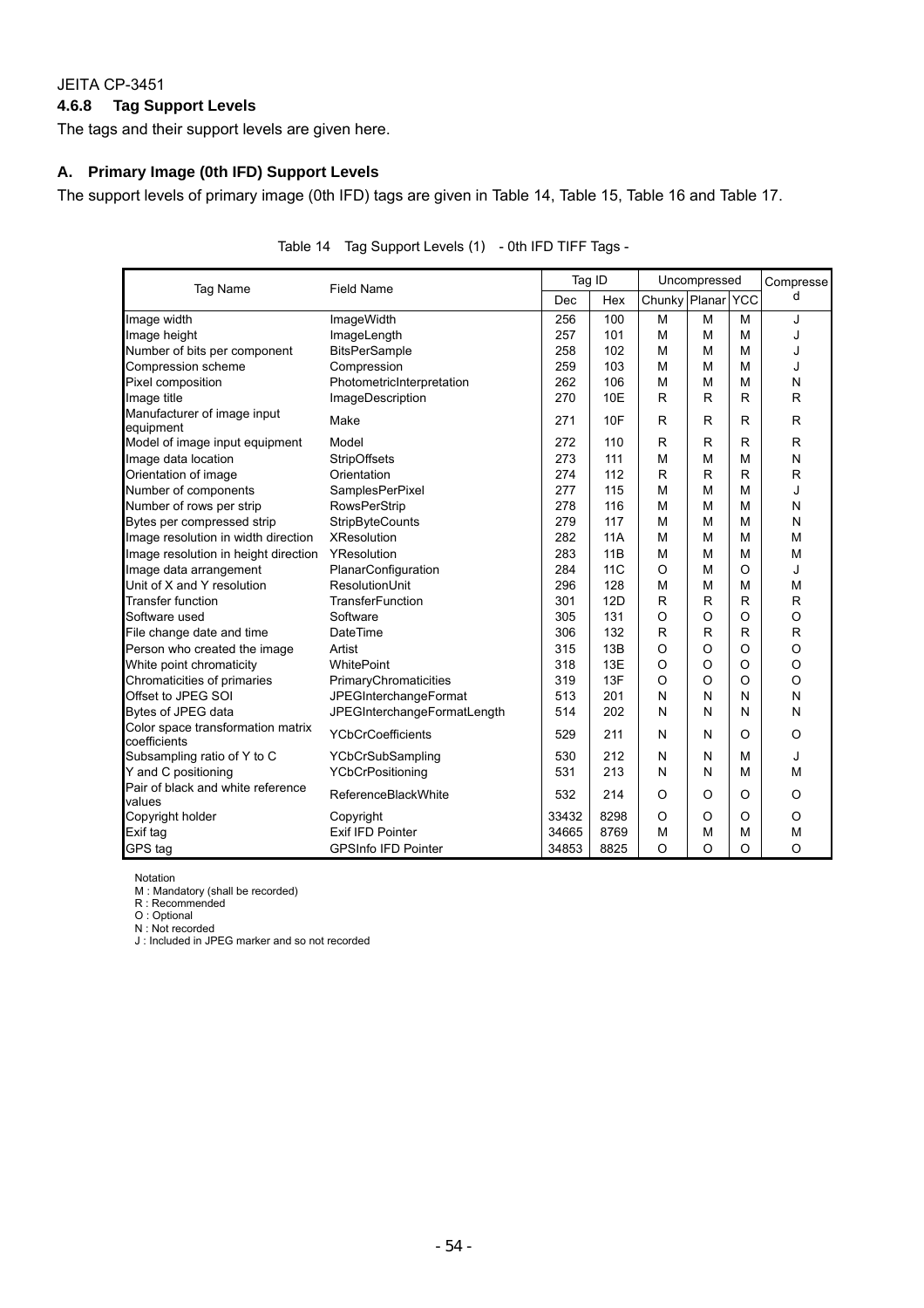JEITA CP-3451

### 4.6.8 Tag Support Levels

The tags and their support levels are given here.

#### A. Primary Image (0th IFD) Support Levels

The support levels of primary image (0th IFD) tags are given in Table 14, Table 15, Table 16 and Table 17.

Table 14 Tag Support Levels (1) - 0th IFD TIFF Tags -

| Tag Name | Field Name | Tag ID | | Uncompressed | | | Compressed |
|---|---|---|---|---|---|---|---|
| | | Dec | Hex | Chunky | Planar | YCC | |
| Image width | ImageWidth | 256 | 100 | M | M | M | J |
| Image height | ImageLength | 257 | 101 | M | M | M | J |
| Number of bits per component | BitsPerSample | 258 | 102 | M | M | M | J |
| Compression scheme | Compression | 259 | 103 | M | M | M | J |
| Pixel composition | PhotometricInterpretation | 262 | 106 | M | M | M | N |
| Image title | ImageDescription | 270 | 10E | R | R | R | R |
| Manufacturer of image input equipment | Make | 271 | 10F | R | R | R | R |
| Model of image input equipment | Model | 272 | 110 | R | R | R | R |
| Image data location | StripOffsets | 273 | 111 | M | M | M | N |
| Orientation of image | Orientation | 274 | 112 | R | R | R | R |
| Number of components | SamplesPerPixel | 277 | 115 | M | M | M | J |
| Number of rows per strip | RowsPerStrip | 278 | 116 | M | M | M | N |
| Bytes per compressed strip | StripByteCounts | 279 | 117 | M | M | M | N |
| Image resolution in width direction | XResolution | 282 | 11A | M | M | M | M |
| Image resolution in height direction | YResolution | 283 | 11B | M | M | M | M |
| Image data arrangement | PlanarConfiguration | 284 | 11C | O | M | O | J |
| Unit of X and Y resolution | ResolutionUnit | 296 | 128 | M | M | M | M |
| Transfer function | TransferFunction | 301 | 12D | R | R | R | R |
| Software used | Software | 305 | 131 | O | O | O | O |
| File change date and time | DateTime | 306 | 132 | R | R | R | R |
| Person who created the image | Artist | 315 | 13B | O | O | O | O |
| White point chromaticity | WhitePoint | 318 | 13E | O | O | O | O |
| Chromaticities of primaries | PrimaryChromaticities | 319 | 13F | O | O | O | O |
| Offset to JPEG SOI | JPEGInterchangeFormat | 513 | 201 | N | N | N | N |
| Bytes of JPEG data | JPEGInterchangeFormatLength | 514 | 202 | N | N | N | N |
| Color space transformation matrix coefficients | YCbCrCoefficients | 529 | 211 | N | N | O | O |
| Subsampling ratio of Y to C | YCbCrSubSampling | 530 | 212 | N | N | M | J |
| Y and C positioning | YCbCrPositioning | 531 | 213 | N | N | M | M |
| Pair of black and white reference values | ReferenceBlackWhite | 532 | 214 | O | O | O | O |
| Copyright holder | Copyright | 33432 | 8298 | O | O | O | O |
| Exif tag | Exif IFD Pointer | 34665 | 8769 | M | M | M | M |
| GPS tag | GPSInfo IFD Pointer | 34853 | 8825 | O | O | O | O |

Notation
M : Mandatory (shall be recorded)
R : Recommended
O : Optional
N : Not recorded
J : Included in JPEG marker and so not recorded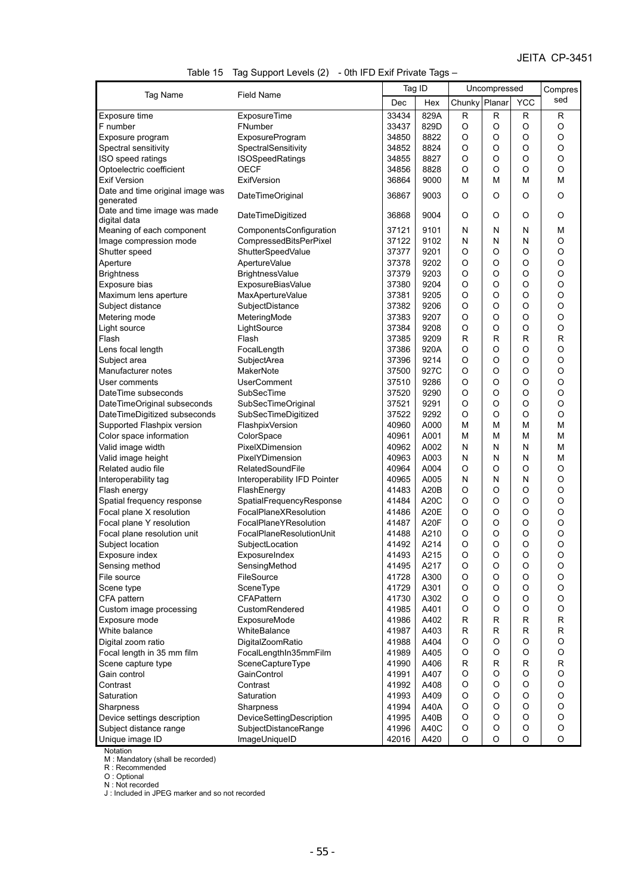Table 15 Tag Support Levels (2) - 0th IFD Exif Private Tags –

| Tag Name | Field Name | Tag ID | | Uncompressed | | | Compressed |
|---|---|---|---|---|---|---|---|
| | | Dec | Hex | Chunky | Planar | YCC | |
| Exposure time | ExposureTime | 33434 | 829A | R | R | R | R |
| F number | FNumber | 33437 | 829D | O | O | O | O |
| Exposure program | ExposureProgram | 34850 | 8822 | O | O | O | O |
| Spectral sensitivity | SpectralSensitivity | 34852 | 8824 | O | O | O | O |
| ISO speed ratings | ISOSpeedRatings | 34855 | 8827 | O | O | O | O |
| Optoelectric coefficient | OECF | 34856 | 8828 | O | O | O | O |
| Exif Version | ExifVersion | 36864 | 9000 | M | M | M | M |
| Date and time original image was generated | DateTimeOriginal | 36867 | 9003 | O | O | O | O |
| Date and time image was made digital data | DateTimeDigitized | 36868 | 9004 | O | O | O | O |
| Meaning of each component | ComponentsConfiguration | 37121 | 9101 | N | N | N | M |
| Image compression mode | CompressedBitsPerPixel | 37122 | 9102 | N | N | N | O |
| Shutter speed | ShutterSpeedValue | 37377 | 9201 | O | O | O | O |
| Aperture | ApertureValue | 37378 | 9202 | O | O | O | O |
| Brightness | BrightnessValue | 37379 | 9203 | O | O | O | O |
| Exposure bias | ExposureBiasValue | 37380 | 9204 | O | O | O | O |
| Maximum lens aperture | MaxApertureValue | 37381 | 9205 | O | O | O | O |
| Subject distance | SubjectDistance | 37382 | 9206 | O | O | O | O |
| Metering mode | MeteringMode | 37383 | 9207 | O | O | O | O |
| Light source | LightSource | 37384 | 9208 | O | O | O | O |
| Flash | Flash | 37385 | 9209 | R | R | R | R |
| Lens focal length | FocalLength | 37386 | 920A | O | O | O | O |
| Subject area | SubjectArea | 37396 | 9214 | O | O | O | O |
| Manufacturer notes | MakerNote | 37500 | 927C | O | O | O | O |
| User comments | UserComment | 37510 | 9286 | O | O | O | O |
| DateTime subseconds | SubSecTime | 37520 | 9290 | O | O | O | O |
| DateTimeOriginal subseconds | SubSecTimeOriginal | 37521 | 9291 | O | O | O | O |
| DateTimeDigitized subseconds | SubSecTimeDigitized | 37522 | 9292 | O | O | O | O |
| Supported Flashpix version | FlashpixVersion | 40960 | A000 | M | M | M | M |
| Color space information | ColorSpace | 40961 | A001 | M | M | M | M |
| Valid image width | PixelXDimension | 40962 | A002 | N | N | N | M |
| Valid image height | PixelYDimension | 40963 | A003 | N | N | N | M |
| Related audio file | RelatedSoundFile | 40964 | A004 | O | O | O | O |
| Interoperability tag | Interoperability IFD Pointer | 40965 | A005 | N | N | N | O |
| Flash energy | FlashEnergy | 41483 | A20B | O | O | O | O |
| Spatial frequency response | SpatialFrequencyResponse | 41484 | A20C | O | O | O | O |
| Focal plane X resolution | FocalPlaneXResolution | 41486 | A20E | O | O | O | O |
| Focal plane Y resolution | FocalPlaneYResolution | 41487 | A20F | O | O | O | O |
| Focal plane resolution unit | FocalPlaneResolutionUnit | 41488 | A210 | O | O | O | O |
| Subject location | SubjectLocation | 41492 | A214 | O | O | O | O |
| Exposure index | ExposureIndex | 41493 | A215 | O | O | O | O |
| Sensing method | SensingMethod | 41495 | A217 | O | O | O | O |
| File source | FileSource | 41728 | A300 | O | O | O | O |
| Scene type | SceneType | 41729 | A301 | O | O | O | O |
| CFA pattern | CFAPattern | 41730 | A302 | O | O | O | O |
| Custom image processing | CustomRendered | 41985 | A401 | O | O | O | O |
| Exposure mode | ExposureMode | 41986 | A402 | R | R | R | R |
| White balance | WhiteBalance | 41987 | A403 | R | R | R | R |
| Digital zoom ratio | DigitalZoomRatio | 41988 | A404 | O | O | O | O |
| Focal length in 35 mm film | FocalLengthIn35mmFilm | 41989 | A405 | O | O | O | O |
| Scene capture type | SceneCaptureType | 41990 | A406 | R | R | R | R |
| Gain control | GainControl | 41991 | A407 | O | O | O | O |
| Contrast | Contrast | 41992 | A408 | O | O | O | O |
| Saturation | Saturation | 41993 | A409 | O | O | O | O |
| Sharpness | Sharpness | 41994 | A40A | O | O | O | O |
| Device settings description | DeviceSettingDescription | 41995 | A40B | O | O | O | O |
| Subject distance range | SubjectDistanceRange | 41996 | A40C | O | O | O | O |
| Unique image ID | ImageUniqueID | 42016 | A420 | O | O | O | O |

Notation
M : Mandatory (shall be recorded)
R : Recommended
O : Optional
N : Not recorded
J : Included in JPEG marker and so not recorded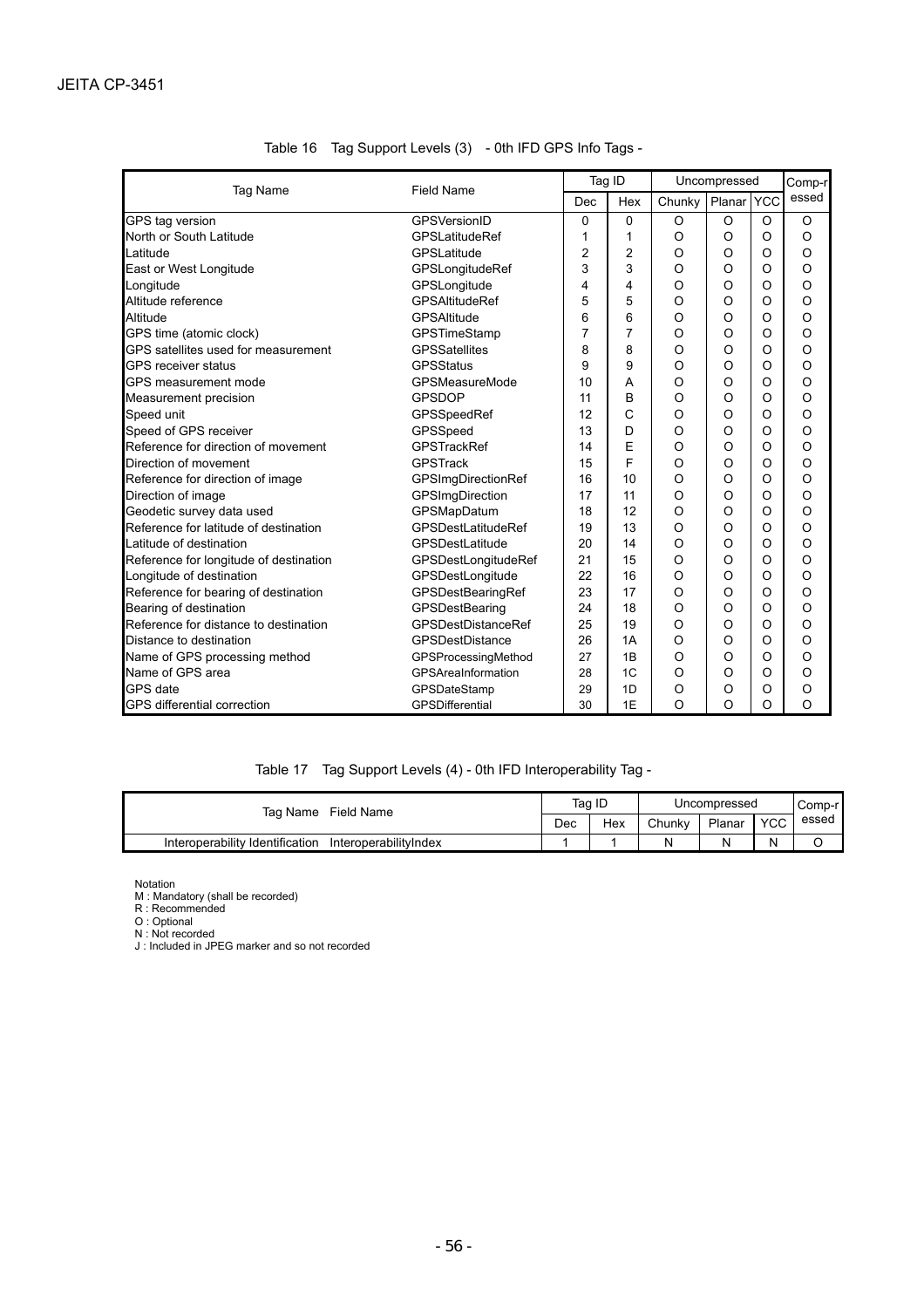Table 16 Tag Support Levels (3) - 0th IFD GPS Info Tags -

| Tag Name | Field Name | Tag ID | | Uncompressed | | | Compressed |
|---|---|---|---|---|---|---|---|
| | | Dec | Hex | Chunky | Planar | YCC | |
| GPS tag version | GPSVersionID | 0 | 0 | O | O | O | O |
| North or South Latitude | GPSLatitudeRef | 1 | 1 | O | O | O | O |
| Latitude | GPSLatitude | 2 | 2 | O | O | O | O |
| East or West Longitude | GPSLongitudeRef | 3 | 3 | O | O | O | O |
| Longitude | GPSLongitude | 4 | 4 | O | O | O | O |
| Altitude reference | GPSAltitudeRef | 5 | 5 | O | O | O | O |
| Altitude | GPSAltitude | 6 | 6 | O | O | O | O |
| GPS time (atomic clock) | GPSTimeStamp | 7 | 7 | O | O | O | O |
| GPS satellites used for measurement | GPSSatellites | 8 | 8 | O | O | O | O |
| GPS receiver status | GPSStatus | 9 | 9 | O | O | O | O |
| GPS measurement mode | GPSMeasureMode | 10 | A | O | O | O | O |
| Measurement precision | GPSDOP | 11 | B | O | O | O | O |
| Speed unit | GPSSpeedRef | 12 | C | O | O | O | O |
| Speed of GPS receiver | GPSSpeed | 13 | D | O | O | O | O |
| Reference for direction of movement | GPSTrackRef | 14 | E | O | O | O | O |
| Direction of movement | GPSTrack | 15 | F | O | O | O | O |
| Reference for direction of image | GPSImgDirectionRef | 16 | 10 | O | O | O | O |
| Direction of image | GPSImgDirection | 17 | 11 | O | O | O | O |
| Geodetic survey data used | GPSMapDatum | 18 | 12 | O | O | O | O |
| Reference for latitude of destination | GPSDestLatitudeRef | 19 | 13 | O | O | O | O |
| Latitude of destination | GPSDestLatitude | 20 | 14 | O | O | O | O |
| Reference for longitude of destination | GPSDestLongitudeRef | 21 | 15 | O | O | O | O |
| Longitude of destination | GPSDestLongitude | 22 | 16 | O | O | O | O |
| Reference for bearing of destination | GPSDestBearingRef | 23 | 17 | O | O | O | O |
| Bearing of destination | GPSDestBearing | 24 | 18 | O | O | O | O |
| Reference for distance to destination | GPSDestDistanceRef | 25 | 19 | O | O | O | O |
| Distance to destination | GPSDestDistance | 26 | 1A | O | O | O | O |
| Name of GPS processing method | GPSProcessingMethod | 27 | 1B | O | O | O | O |
| Name of GPS area | GPSAreaInformation | 28 | 1C | O | O | O | O |
| GPS date | GPSDateStamp | 29 | 1D | O | O | O | O |
| GPS differential correction | GPSDifferential | 30 | 1E | O | O | O | O |

Table 17 Tag Support Levels (4) - 0th IFD Interoperability Tag -

| Tag Name | Field Name | Tag ID | | Uncompressed | | | Compressed |
|---|---|---|---|---|---|---|---|
| | | Dec | Hex | Chunky | Planar | YCC | |
| Interoperability Identification | InteroperabilityIndex | 1 | 1 | N | N | N | O |

Notation
M : Mandatory (shall be recorded)
R : Recommended
O : Optional
N : Not recorded
J : Included in JPEG marker and so not recorded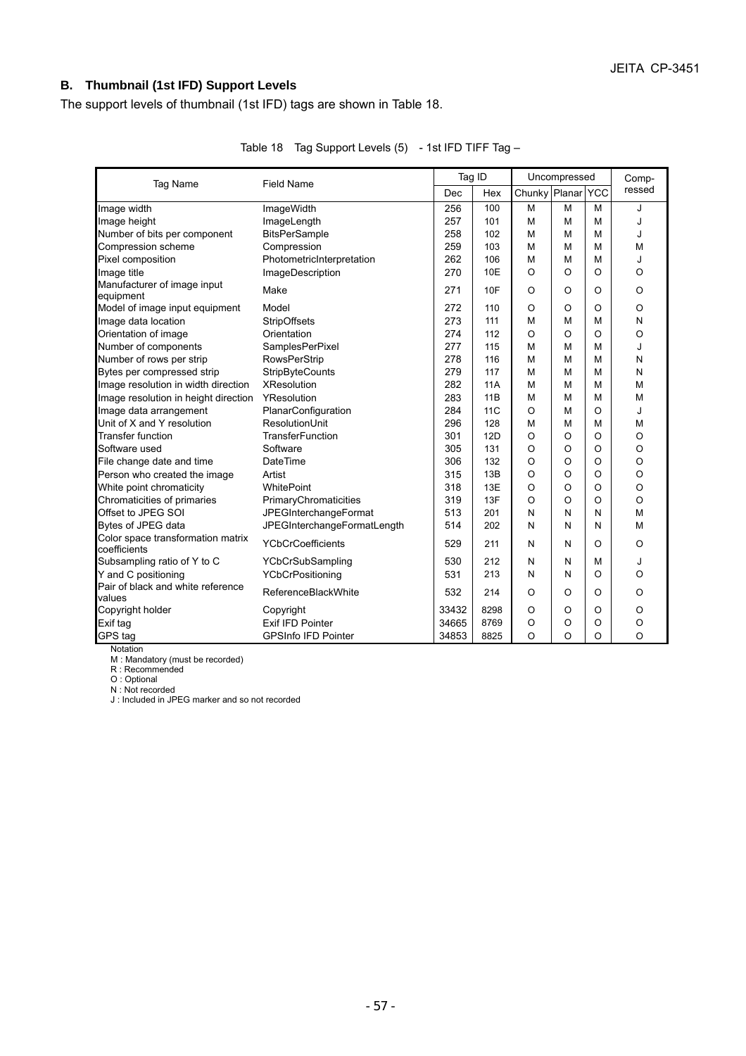## B. Thumbnail (1st IFD) Support Levels

The support levels of thumbnail (1st IFD) tags are shown in Table 18.

Table 18 Tag Support Levels (5) - 1st IFD TIFF Tag –

| Tag Name | Field Name | Tag ID | | Uncompressed | | | Compressed |
|---|---|---|---|---|---|---|---|
| | | Dec | Hex | Chunky | Planar | YCC | |
| Image width | ImageWidth | 256 | 100 | M | M | M | J |
| Image height | ImageLength | 257 | 101 | M | M | M | J |
| Number of bits per component | BitsPerSample | 258 | 102 | M | M | M | J |
| Compression scheme | Compression | 259 | 103 | M | M | M | M |
| Pixel composition | PhotometricInterpretation | 262 | 106 | M | M | M | J |
| Image title | ImageDescription | 270 | 10E | O | O | O | O |
| Manufacturer of image input equipment | Make | 271 | 10F | O | O | O | O |
| Model of image input equipment | Model | 272 | 110 | O | O | O | O |
| Image data location | StripOffsets | 273 | 111 | M | M | M | N |
| Orientation of image | Orientation | 274 | 112 | O | O | O | O |
| Number of components | SamplesPerPixel | 277 | 115 | M | M | M | J |
| Number of rows per strip | RowsPerStrip | 278 | 116 | M | M | M | N |
| Bytes per compressed strip | StripByteCounts | 279 | 117 | M | M | M | N |
| Image resolution in width direction | XResolution | 282 | 11A | M | M | M | M |
| Image resolution in height direction | YResolution | 283 | 11B | M | M | M | M |
| Image data arrangement | PlanarConfiguration | 284 | 11C | O | M | O | J |
| Unit of X and Y resolution | ResolutionUnit | 296 | 128 | M | M | M | M |
| Transfer function | TransferFunction | 301 | 12D | O | O | O | O |
| Software used | Software | 305 | 131 | O | O | O | O |
| File change date and time | DateTime | 306 | 132 | O | O | O | O |
| Person who created the image | Artist | 315 | 13B | O | O | O | O |
| White point chromaticity | WhitePoint | 318 | 13E | O | O | O | O |
| Chromaticities of primaries | PrimaryChromaticities | 319 | 13F | O | O | O | O |
| Offset to JPEG SOI | JPEGInterchangeFormat | 513 | 201 | N | N | N | M |
| Bytes of JPEG data | JPEGInterchangeFormatLength | 514 | 202 | N | N | N | M |
| Color space transformation matrix coefficients | YCbCrCoefficients | 529 | 211 | N | N | O | O |
| Subsampling ratio of Y to C | YCbCrSubSampling | 530 | 212 | N | N | M | J |
| Y and C positioning | YCbCrPositioning | 531 | 213 | N | N | O | O |
| Pair of black and white reference values | ReferenceBlackWhite | 532 | 214 | O | O | O | O |
| Copyright holder | Copyright | 33432 | 8298 | O | O | O | O |
| Exif tag | Exif IFD Pointer | 34665 | 8769 | O | O | O | O |
| GPS tag | GPSInfo IFD Pointer | 34853 | 8825 | O | O | O | O |

Notation
M : Mandatory (must be recorded)
R : Recommended
O : Optional
N : Not recorded
J : Included in JPEG marker and so not recorded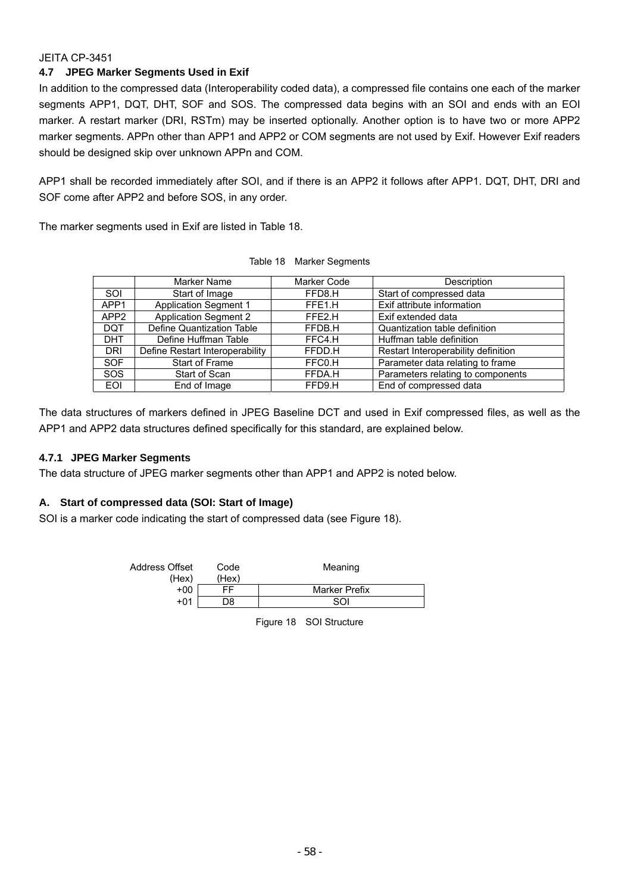### 4.7 JPEG Marker Segments Used in Exif

In addition to the compressed data (Interoperability coded data), a compressed file contains one each of the marker segments APP1, DQT, DHT, SOF and SOS. The compressed data begins with an SOI and ends with an EOI marker. A restart marker (DRI, RSTm) may be inserted optionally. Another option is to have two or more APP2 marker segments. APPn other than APP1 and APP2 or COM segments are not used by Exif. However Exif readers should be designed skip over unknown APPn and COM.

APP1 shall be recorded immediately after SOI, and if there is an APP2 it follows after APP1. DQT, DHT, DRI and SOF come after APP2 and before SOS, in any order.

The marker segments used in Exif are listed in Table 18.

Table 18 Marker Segments

| | Marker Name | Marker Code | Description |
|---|---|---|---|
| SOI | Start of Image | FFD8.H | Start of compressed data |
| APP1 | Application Segment 1 | FFE1.H | Exif attribute information |
| APP2 | Application Segment 2 | FFE2.H | Exif extended data |
| DQT | Define Quantization Table | FFDB.H | Quantization table definition |
| DHT | Define Huffman Table | FFC4.H | Huffman table definition |
| DRI | Define Restart Interoperability | FFDD.H | Restart Interoperability definition |
| SOF | Start of Frame | FFC0.H | Parameter data relating to frame |
| SOS | Start of Scan | FFDA.H | Parameters relating to components |
| EOI | End of Image | FFD9.H | End of compressed data |

The data structures of markers defined in JPEG Baseline DCT and used in Exif compressed files, as well as the APP1 and APP2 data structures defined specifically for this standard, are explained below.

#### 4.7.1 JPEG Marker Segments

The data structure of JPEG marker segments other than APP1 and APP2 is noted below.

#### A. Start of compressed data (SOI: Start of Image)

SOI is a marker code indicating the start of compressed data (see Figure 18).

| Address Offset (Hex) | Code (Hex) | Meaning |
|---|---|---|
| +00 | FF | Marker Prefix |
| +01 | D8 | SOI |

Figure 18 SOI Structure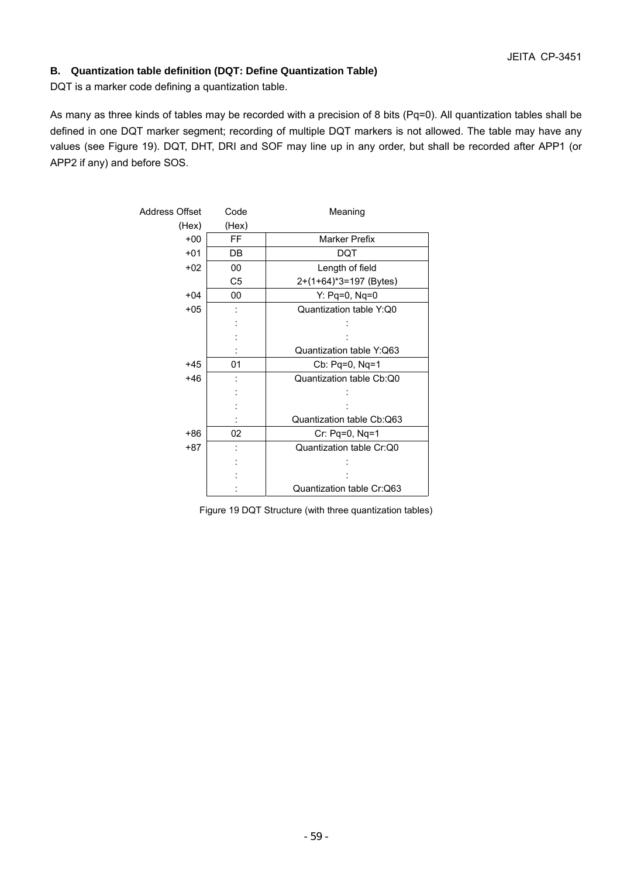### B. Quantization table definition (DQT: Define Quantization Table)

DQT is a marker code defining a quantization table.

As many as three kinds of tables may be recorded with a precision of 8 bits (Pq=0). All quantization tables shall be defined in one DQT marker segment; recording of multiple DQT markers is not allowed. The table may have any values (see Figure 19). DQT, DHT, DRI and SOF may line up in any order, but shall be recorded after APP1 (or APP2 if any) and before SOS.

| Address Offset (Hex) | Code (Hex) | Meaning |
|---|---|---|
| +00 | FF | Marker Prefix |
| +01 | DB | DQT |
| +02 | 00 | Length of field |
| | C5 | 2+(1+64)*3=197 (Bytes) |
| +04 | 00 | Y: Pq=0, Nq=0 |
| +05 | : | Quantization table Y:Q0 |
| | : | : |
| | : | : |
| | : | Quantization table Y:Q63 |
| +45 | 01 | Cb: Pq=0, Nq=1 |
| +46 | : | Quantization table Cb:Q0 |
| | : | : |
| | : | : |
| | : | Quantization table Cb:Q63 |
| +86 | 02 | Cr: Pq=0, Nq=1 |
| +87 | : | Quantization table Cr:Q0 |
| | : | : |
| | : | : |
| | : | Quantization table Cr:Q63 |

Figure 19 DQT Structure (with three quantization tables)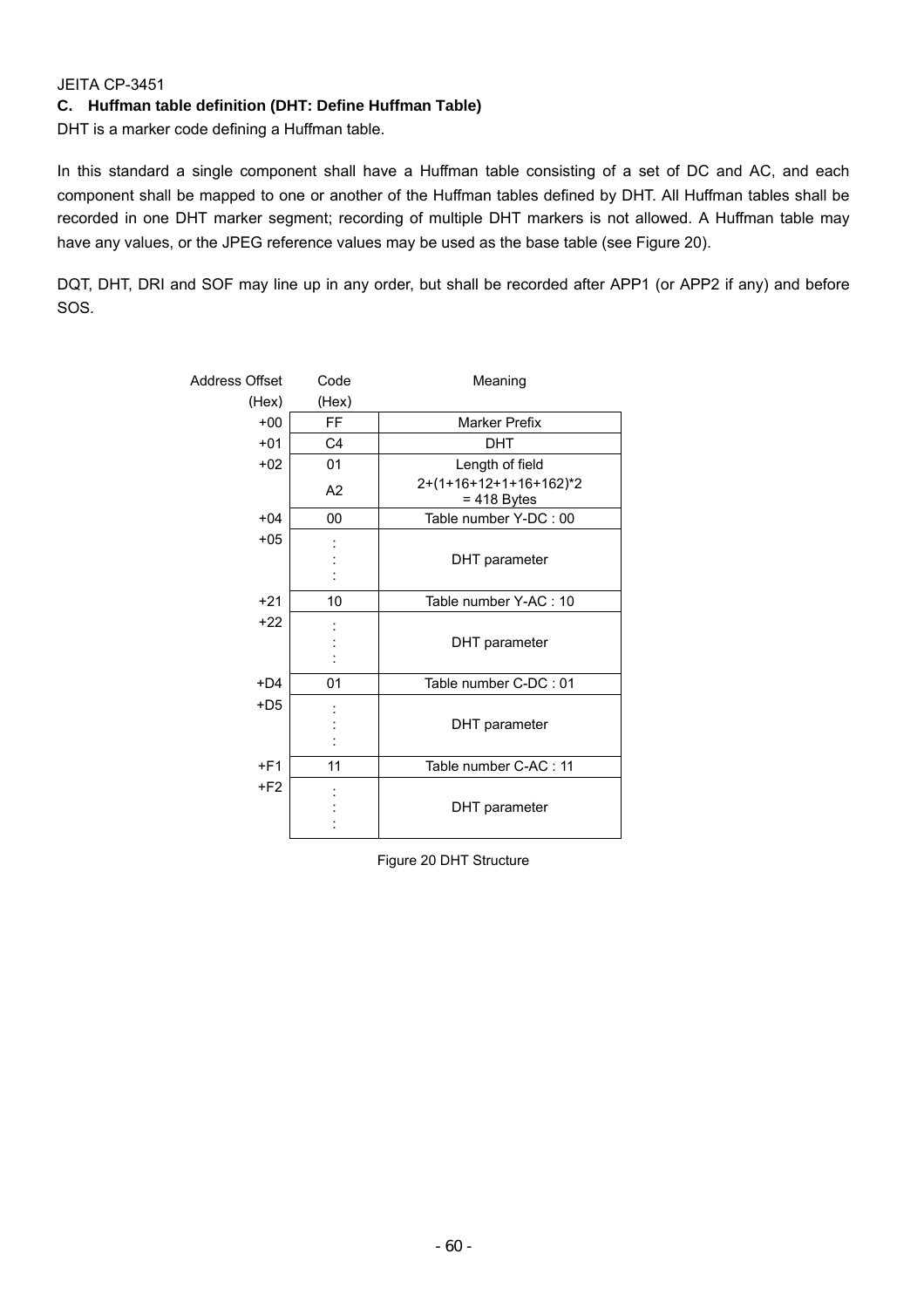### C. Huffman table definition (DHT: Define Huffman Table)

DHT is a marker code defining a Huffman table.

In this standard a single component shall have a Huffman table consisting of a set of DC and AC, and each component shall be mapped to one or another of the Huffman tables defined by DHT. All Huffman tables shall be recorded in one DHT marker segment; recording of multiple DHT markers is not allowed. A Huffman table may have any values, or the JPEG reference values may be used as the base table (see Figure 20).

DQT, DHT, DRI and SOF may line up in any order, but shall be recorded after APP1 (or APP2 if any) and before SOS.

| Address Offset (Hex) | Code (Hex) | Meaning |
|---|---|---|
| +00 | FF | Marker Prefix |
| +01 | C4 | DHT |
| +02 | 01 | Length of field |
| | A2 | 2+(1+16+12+1+16+162)*2 = 418 Bytes |
| +04 | 00 | Table number Y-DC : 00 |
| +05 | :<br>:<br>: | DHT parameter |
| +21 | 10 | Table number Y-AC : 10 |
| +22 | :<br>:<br>: | DHT parameter |
| +D4 | 01 | Table number C-DC : 01 |
| +D5 | :<br>:<br>: | DHT parameter |
| +F1 | 11 | Table number C-AC : 11 |
| +F2 | :<br>:<br>: | DHT parameter |

Figure 20 DHT Structure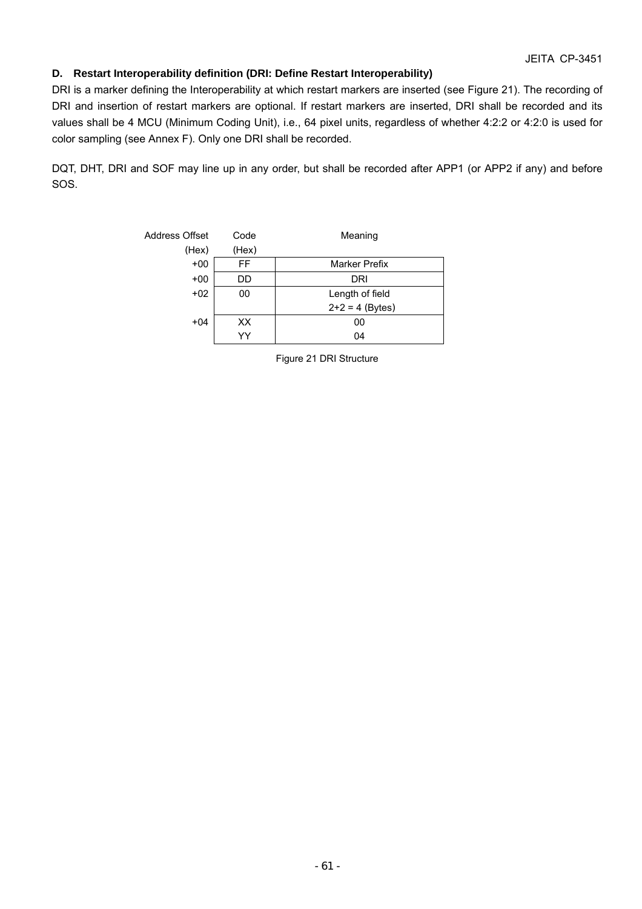### D. Restart Interoperability definition (DRI: Define Restart Interoperability)

DRI is a marker defining the Interoperability at which restart markers are inserted (see Figure 21). The recording of DRI and insertion of restart markers are optional. If restart markers are inserted, DRI shall be recorded and its values shall be 4 MCU (Minimum Coding Unit), i.e., 64 pixel units, regardless of whether 4:2:2 or 4:2:0 is used for color sampling (see Annex F). Only one DRI shall be recorded.

DQT, DHT, DRI and SOF may line up in any order, but shall be recorded after APP1 (or APP2 if any) and before SOS.

| Address Offset (Hex) | Code (Hex) | Meaning |
|---|---|---|
| +00 | FF | Marker Prefix |
| +00 | DD | DRI |
| +02 | 00 | Length of field 2+2 = 4 (Bytes) |
| +04 | XX | 00 |
| | YY | 04 |

Figure 21 DRI Structure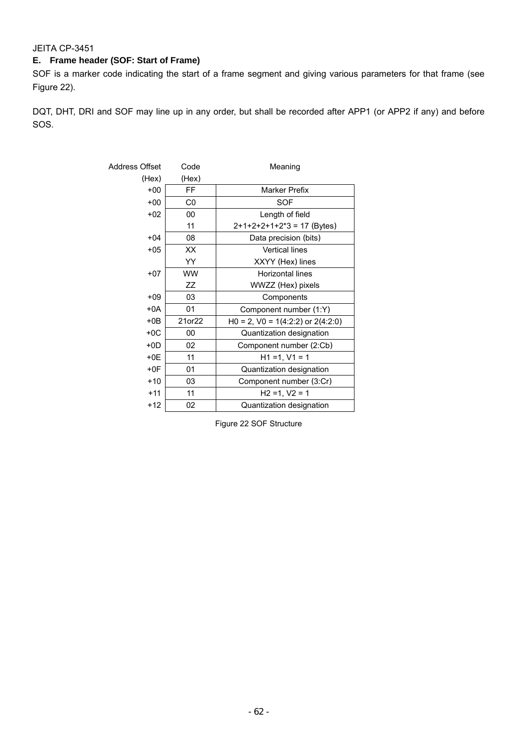### E. Frame header (SOF: Start of Frame)

SOF is a marker code indicating the start of a frame segment and giving various parameters for that frame (see Figure 22).

DQT, DHT, DRI and SOF may line up in any order, but shall be recorded after APP1 (or APP2 if any) and before SOS.

| Address Offset (Hex) | Code (Hex) | Meaning |
|---|---|---|
| +00 | FF | Marker Prefix |
| +00 | C0 | SOF |
| +02 | 00<br>11 | Length of field<br>2+1+2+2+1+2*3 = 17 (Bytes) |
| +04 | 08 | Data precision (bits) |
| +05 | XX<br>YY | Vertical lines<br>XXYY (Hex) lines |
| +07 | WW<br>ZZ | Horizontal lines<br>WWZZ (Hex) pixels |
| +09 | 03 | Components |
| +0A | 01 | Component number (1:Y) |
| +0B | 21or22 | H0 = 2, V0 = 1(4:2:2) or 2(4:2:0) |
| +0C | 00 | Quantization designation |
| +0D | 02 | Component number (2:Cb) |
| +0E | 11 | H1 =1, V1 = 1 |
| +0F | 01 | Quantization designation |
| +10 | 03 | Component number (3:Cr) |
| +11 | 11 | H2 =1, V2 = 1 |
| +12 | 02 | Quantization designation |

Figure 22 SOF Structure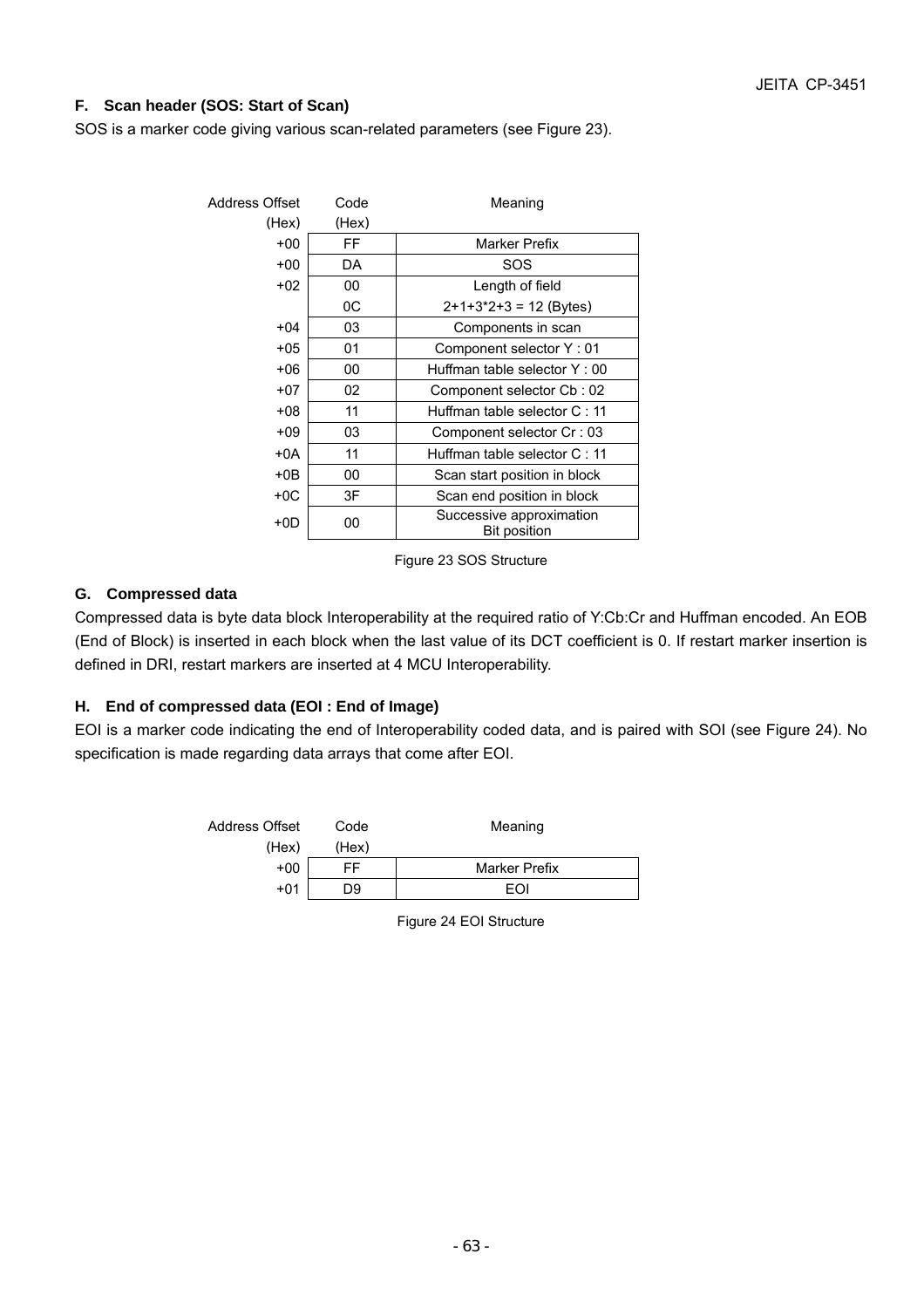### F. Scan header (SOS: Start of Scan)

SOS is a marker code giving various scan-related parameters (see Figure 23).

| Address Offset (Hex) | Code (Hex) | Meaning |
|---|---|---|
| +00 | FF | Marker Prefix |
| +00 | DA | SOS |
| +02 | 00 | Length of field |
| | 0C | 2+1+3*2+3 = 12 (Bytes) |
| +04 | 03 | Components in scan |
| +05 | 01 | Component selector Y : 01 |
| +06 | 00 | Huffman table selector Y : 00 |
| +07 | 02 | Component selector Cb : 02 |
| +08 | 11 | Huffman table selector C : 11 |
| +09 | 03 | Component selector Cr : 03 |
| +0A | 11 | Huffman table selector C : 11 |
| +0B | 00 | Scan start position in block |
| +0C | 3F | Scan end position in block |
| +0D | 00 | Successive approximation Bit position |

Figure 23 SOS Structure

### G. Compressed data

Compressed data is byte data block Interoperability at the required ratio of Y:Cb:Cr and Huffman encoded. An EOB (End of Block) is inserted in each block when the last value of its DCT coefficient is 0. If restart marker insertion is defined in DRI, restart markers are inserted at 4 MCU Interoperability.

### H. End of compressed data (EOI : End of Image)

EOI is a marker code indicating the end of Interoperability coded data, and is paired with SOI (see Figure 24). No specification is made regarding data arrays that come after EOI.

| Address Offset (Hex) | Code (Hex) | Meaning |
|---|---|---|
| +00 | FF | Marker Prefix |
| +01 | D9 | EOI |

Figure 24 EOI Structure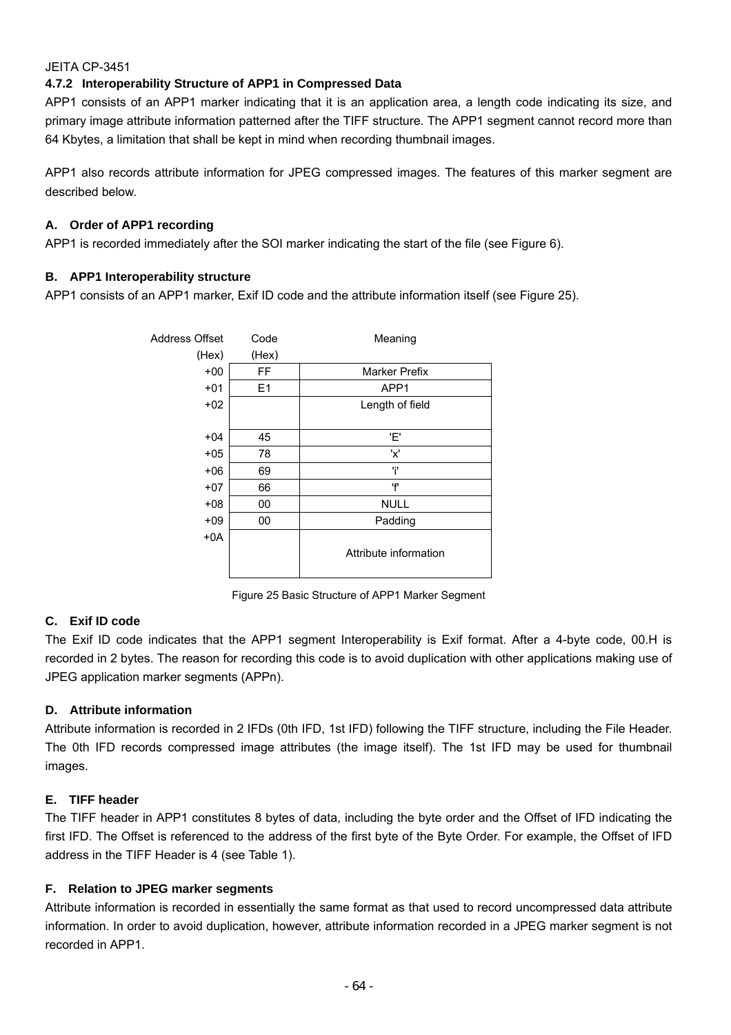### 4.7.2 Interoperability Structure of APP1 in Compressed Data

APP1 consists of an APP1 marker indicating that it is an application area, a length code indicating its size, and primary image attribute information patterned after the TIFF structure. The APP1 segment cannot record more than 64 Kbytes, a limitation that shall be kept in mind when recording thumbnail images.

APP1 also records attribute information for JPEG compressed images. The features of this marker segment are described below.

#### A. Order of APP1 recording

APP1 is recorded immediately after the SOI marker indicating the start of the file (see Figure 6).

#### B. APP1 Interoperability structure

APP1 consists of an APP1 marker, Exif ID code and the attribute information itself (see Figure 25).

| Address Offset (Hex) | Code (Hex) | Meaning |
|---|---|---|
| +00 | FF | Marker Prefix |
| +01 | E1 | APP1 |
| +02 | | Length of field |
| +04 | 45 | 'E' |
| +05 | 78 | 'x' |
| +06 | 69 | 'i' |
| +07 | 66 | 'f' |
| +08 | 00 | NULL |
| +09 | 00 | Padding |
| +0A | | Attribute information |

Figure 25 Basic Structure of APP1 Marker Segment

#### C. Exif ID code

The Exif ID code indicates that the APP1 segment Interoperability is Exif format. After a 4-byte code, 00.H is recorded in 2 bytes. The reason for recording this code is to avoid duplication with other applications making use of JPEG application marker segments (APPn).

#### D. Attribute information

Attribute information is recorded in 2 IFDs (0th IFD, 1st IFD) following the TIFF structure, including the File Header. The 0th IFD records compressed image attributes (the image itself). The 1st IFD may be used for thumbnail images.

#### E. TIFF header

The TIFF header in APP1 constitutes 8 bytes of data, including the byte order and the Offset of IFD indicating the first IFD. The Offset is referenced to the address of the first byte of the Byte Order. For example, the Offset of IFD address in the TIFF Header is 4 (see Table 1).

#### F. Relation to JPEG marker segments

Attribute information is recorded in essentially the same format as that used to record uncompressed data attribute information. In order to avoid duplication, however, attribute information recorded in a JPEG marker segment is not recorded in APP1.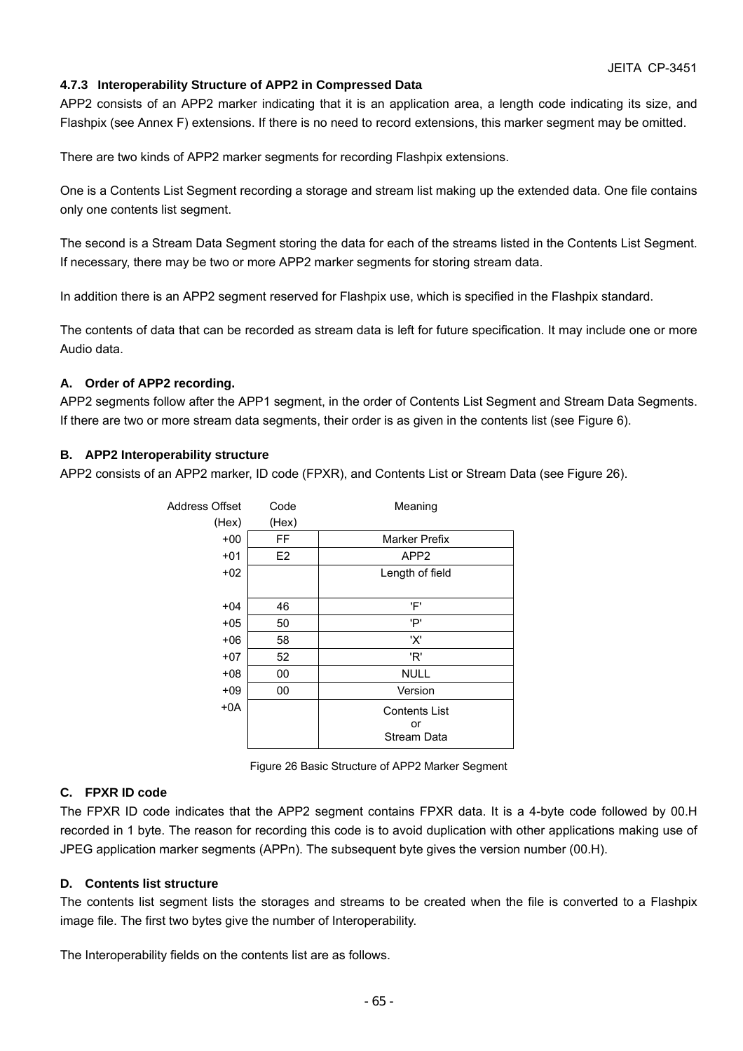### 4.7.3 Interoperability Structure of APP2 in Compressed Data

APP2 consists of an APP2 marker indicating that it is an application area, a length code indicating its size, and Flashpix (see Annex F) extensions. If there is no need to record extensions, this marker segment may be omitted.

There are two kinds of APP2 marker segments for recording Flashpix extensions.

One is a Contents List Segment recording a storage and stream list making up the extended data. One file contains only one contents list segment.

The second is a Stream Data Segment storing the data for each of the streams listed in the Contents List Segment. If necessary, there may be two or more APP2 marker segments for storing stream data.

In addition there is an APP2 segment reserved for Flashpix use, which is specified in the Flashpix standard.

The contents of data that can be recorded as stream data is left for future specification. It may include one or more Audio data.

#### A. Order of APP2 recording.

APP2 segments follow after the APP1 segment, in the order of Contents List Segment and Stream Data Segments. If there are two or more stream data segments, their order is as given in the contents list (see Figure 6).

#### B. APP2 Interoperability structure

APP2 consists of an APP2 marker, ID code (FPXR), and Contents List or Stream Data (see Figure 26).

| Address Offset (Hex) | Code (Hex) | Meaning |
|---|---|---|
| +00 | FF | Marker Prefix |
| +01 | E2 | APP2 |
| +02 | | Length of field |
| +04 | 46 | 'F' |
| +05 | 50 | 'P' |
| +06 | 58 | 'X' |
| +07 | 52 | 'R' |
| +08 | 00 | NULL |
| +09 | 00 | Version |
| +0A | | Contents List or Stream Data |

Figure 26 Basic Structure of APP2 Marker Segment

#### C. FPXR ID code

The FPXR ID code indicates that the APP2 segment contains FPXR data. It is a 4-byte code followed by 00.H recorded in 1 byte. The reason for recording this code is to avoid duplication with other applications making use of JPEG application marker segments (APPn). The subsequent byte gives the version number (00.H).

#### D. Contents list structure

The contents list segment lists the storages and streams to be created when the file is converted to a Flashpix image file. The first two bytes give the number of Interoperability.

The Interoperability fields on the contents list are as follows.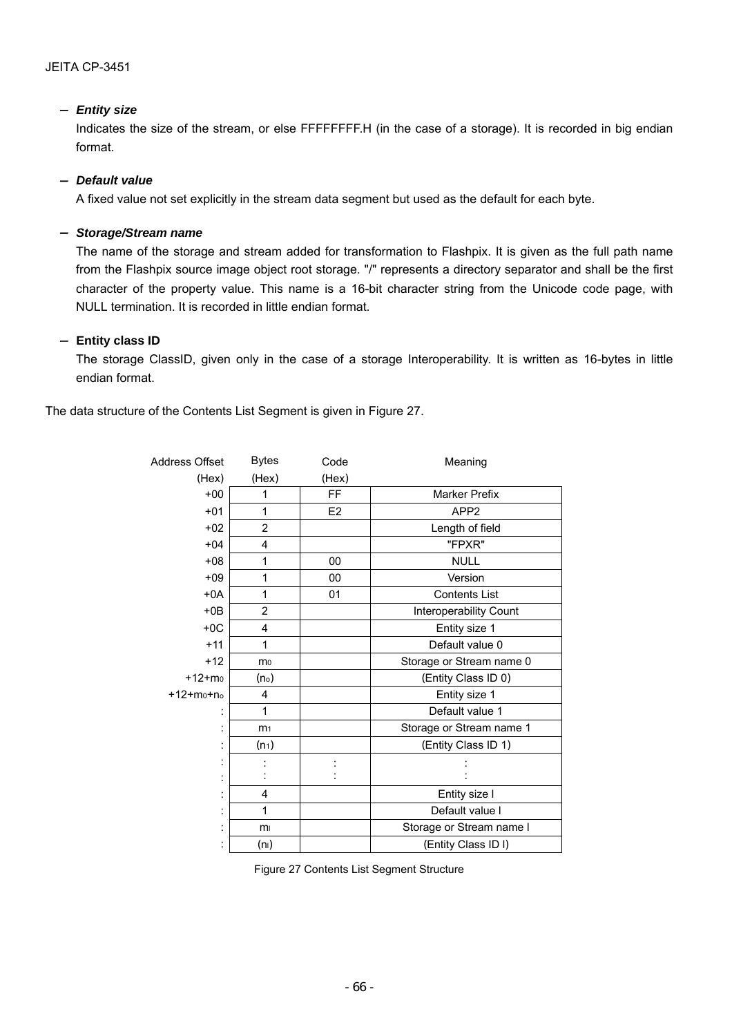– ***Entity size***

Indicates the size of the stream, or else FFFFFFFF.H (in the case of a storage). It is recorded in big endian format.

– ***Default value***

A fixed value not set explicitly in the stream data segment but used as the default for each byte.

– ***Storage/Stream name***

The name of the storage and stream added for transformation to Flashpix. It is given as the full path name from the Flashpix source image object root storage. "/" represents a directory separator and shall be the first character of the property value. This name is a 16-bit character string from the Unicode code page, with NULL termination. It is recorded in little endian format.

– **Entity class ID**

The storage ClassID, given only in the case of a storage Interoperability. It is written as 16-bytes in little endian format.

The data structure of the Contents List Segment is given in Figure 27.

| Address Offset (Hex) | Bytes (Hex) | Code (Hex) | Meaning |
|---|---|---|---|
| +00 | 1 | FF | Marker Prefix |
| +01 | 1 | E2 | APP2 |
| +02 | 2 | | Length of field |
| +04 | 4 | | "FPXR" |
| +08 | 1 | 00 | NULL |
| +09 | 1 | 00 | Version |
| +0A | 1 | 01 | Contents List |
| +0B | 2 | | Interoperability Count |
| +0C | 4 | | Entity size 1 |
| +11 | 1 | | Default value 0 |
| +12 | $m_0$ | | Storage or Stream name 0 |
| +12+$m_0$ | ($n_o$) | | (Entity Class ID 0) |
| +12+$m_0$+$n_o$ | 4 | | Entity size 1 |
| : | 1 | | Default value 1 |
| : | $m_1$ | | Storage or Stream name 1 |
| : | ($n_1$) | | (Entity Class ID 1) |
| : : | : : | : : | : : |
| : | 4 | | Entity size l |
| : | 1 | | Default value l |
| : | $m_l$ | | Storage or Stream name l |
| : | ($n_l$) | | (Entity Class ID l) |

Figure 27 Contents List Segment Structure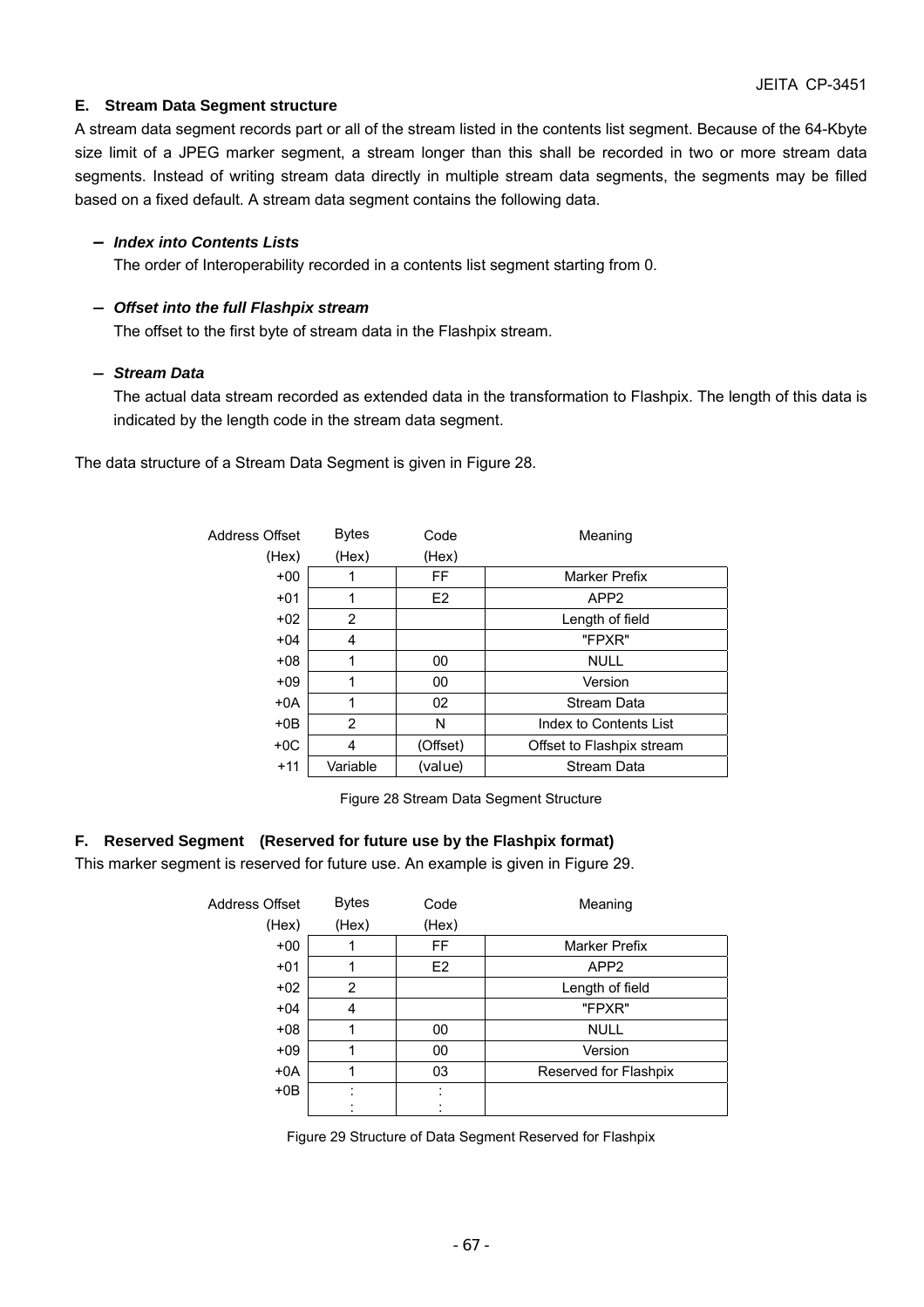### E. Stream Data Segment structure

A stream data segment records part or all of the stream listed in the contents list segment. Because of the 64-Kbyte size limit of a JPEG marker segment, a stream longer than this shall be recorded in two or more stream data segments. Instead of writing stream data directly in multiple stream data segments, the segments may be filled based on a fixed default. A stream data segment contains the following data.

– ***Index into Contents Lists***

The order of Interoperability recorded in a contents list segment starting from 0.

– ***Offset into the full Flashpix stream***

The offset to the first byte of stream data in the Flashpix stream.

– ***Stream Data***

The actual data stream recorded as extended data in the transformation to Flashpix. The length of this data is indicated by the length code in the stream data segment.

The data structure of a Stream Data Segment is given in Figure 28.

| Address Offset (Hex) | Bytes (Hex) | Code (Hex) | Meaning |
|---|---|---|---|
| +00 | 1 | FF | Marker Prefix |
| +01 | 1 | E2 | APP2 |
| +02 | 2 | | Length of field |
| +04 | 4 | | "FPXR" |
| +08 | 1 | 00 | NULL |
| +09 | 1 | 00 | Version |
| +0A | 1 | 02 | Stream Data |
| +0B | 2 | N | Index to Contents List |
| +0C | 4 | (Offset) | Offset to Flashpix stream |
| +11 | Variable | (value) | Stream Data |

Figure 28 Stream Data Segment Structure

### F. Reserved Segment (Reserved for future use by the Flashpix format)

This marker segment is reserved for future use. An example is given in Figure 29.

| Address Offset (Hex) | Bytes (Hex) | Code (Hex) | Meaning |
|---|---|---|---|
| +00 | 1 | FF | Marker Prefix |
| +01 | 1 | E2 | APP2 |
| +02 | 2 | | Length of field |
| +04 | 4 | | "FPXR" |
| +08 | 1 | 00 | NULL |
| +09 | 1 | 00 | Version |
| +0A | 1 | 03 | Reserved for Flashpix |
| +0B | : | : | |

Figure 29 Structure of Data Segment Reserved for Flashpix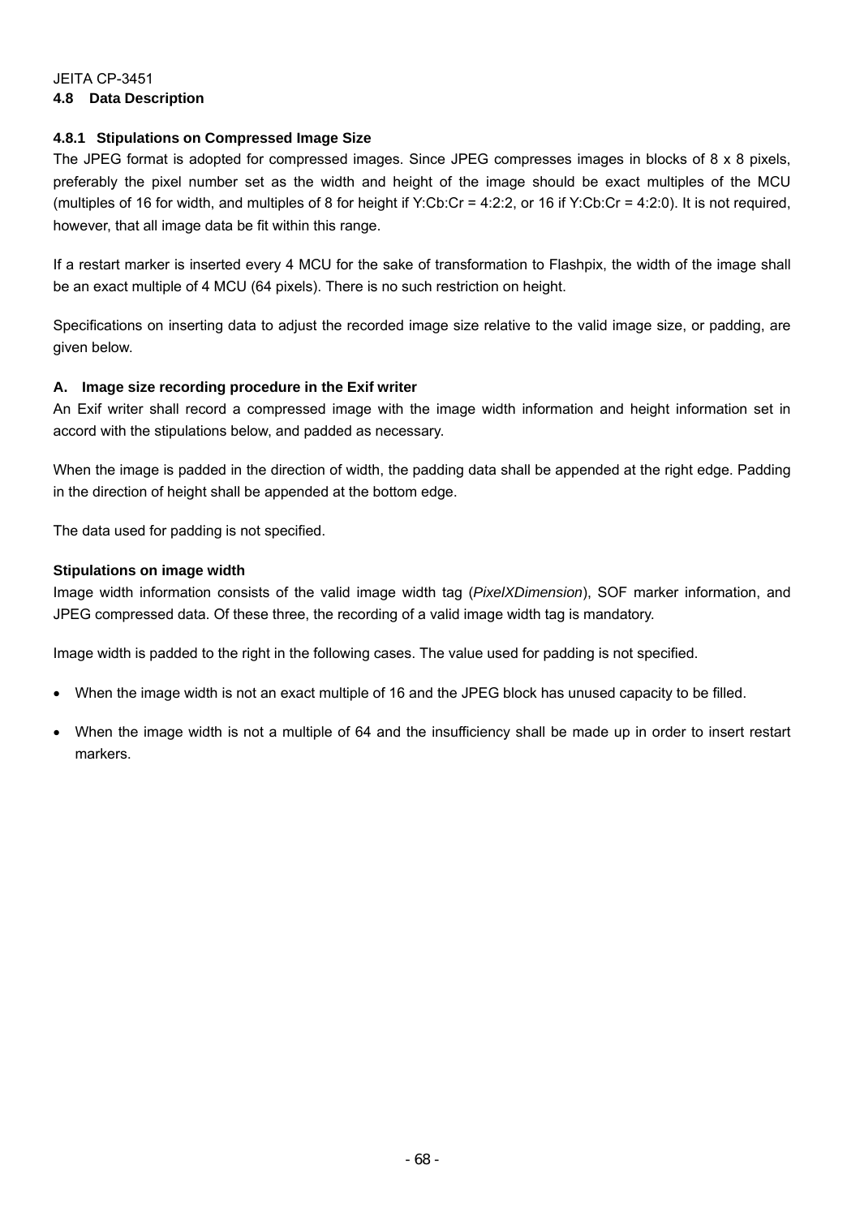## 4.8 Data Description

### 4.8.1 Stipulations on Compressed Image Size

The JPEG format is adopted for compressed images. Since JPEG compresses images in blocks of 8 x 8 pixels, preferably the pixel number set as the width and height of the image should be exact multiples of the MCU (multiples of 16 for width, and multiples of 8 for height if Y:Cb:Cr = 4:2:2, or 16 if Y:Cb:Cr = 4:2:0). It is not required, however, that all image data be fit within this range.

If a restart marker is inserted every 4 MCU for the sake of transformation to Flashpix, the width of the image shall be an exact multiple of 4 MCU (64 pixels). There is no such restriction on height.

Specifications on inserting data to adjust the recorded image size relative to the valid image size, or padding, are given below.

#### A. Image size recording procedure in the Exif writer

An Exif writer shall record a compressed image with the image width information and height information set in accord with the stipulations below, and padded as necessary.

When the image is padded in the direction of width, the padding data shall be appended at the right edge. Padding in the direction of height shall be appended at the bottom edge.

The data used for padding is not specified.

**Stipulations on image width**

Image width information consists of the valid image width tag (*PixelXDimension*), SOF marker information, and JPEG compressed data. Of these three, the recording of a valid image width tag is mandatory.

Image width is padded to the right in the following cases. The value used for padding is not specified.

- When the image width is not an exact multiple of 16 and the JPEG block has unused capacity to be filled.
- When the image width is not a multiple of 64 and the insufficiency shall be made up in order to insert restart markers.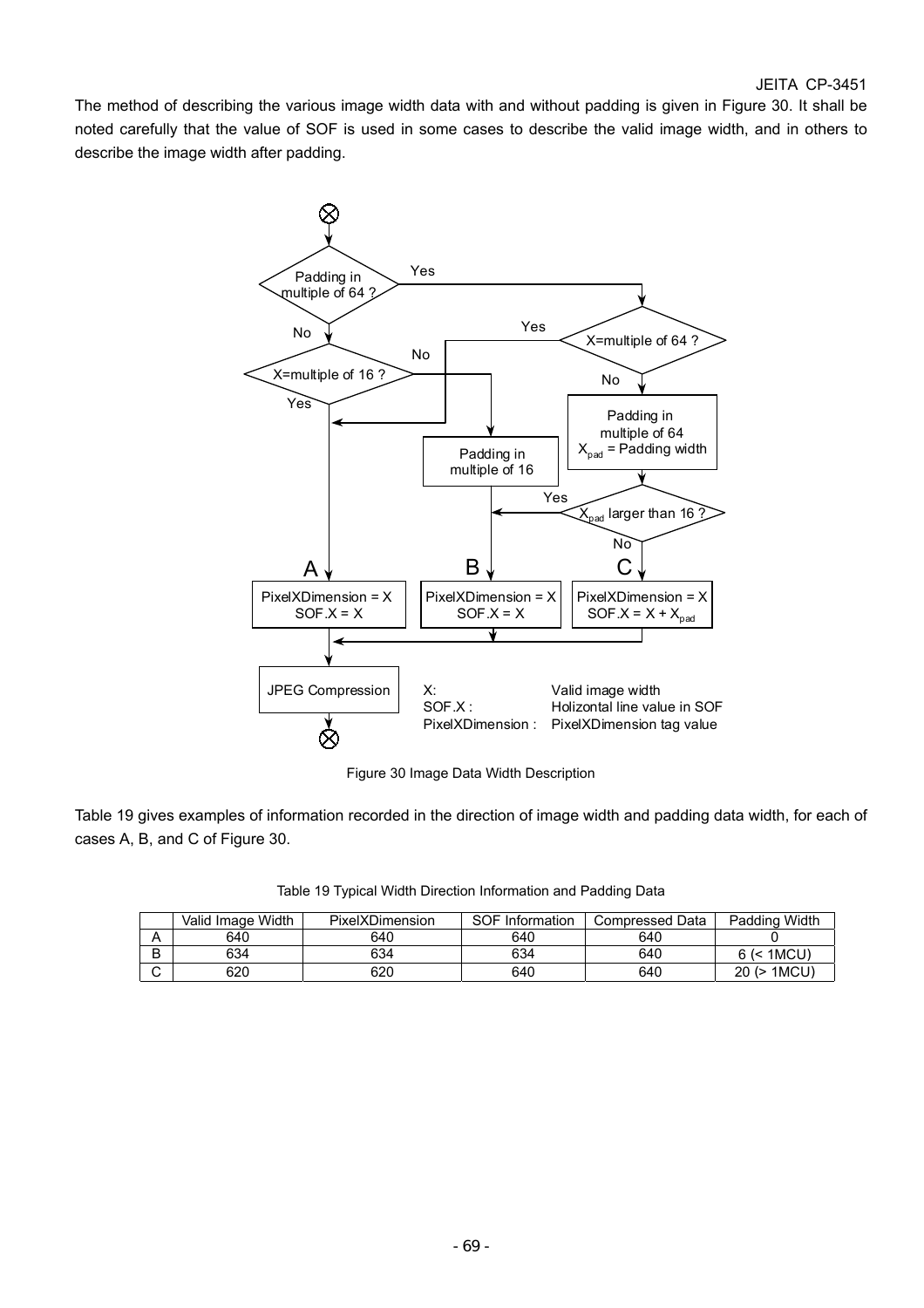The method of describing the various image width data with and without padding is given in Figure 30. It shall be noted carefully that the value of SOF is used in some cases to describe the valid image width, and in others to describe the image width after padding.

Figure 30 Image Data Width Description

Table 19 gives examples of information recorded in the direction of image width and padding data width, for each of cases A, B, and C of Figure 30.

Table 19 Typical Width Direction Information and Padding Data

| | Valid Image Width | PixelXDimension | SOF Information | Compressed Data | Padding Width |
|---|---|---|---|---|---|
| A | 640 | 640 | 640 | 640 | 0 |
| B | 634 | 634 | 634 | 640 | 6 (< 1MCU) |
| C | 620 | 620 | 640 | 640 | 20 (> 1MCU) |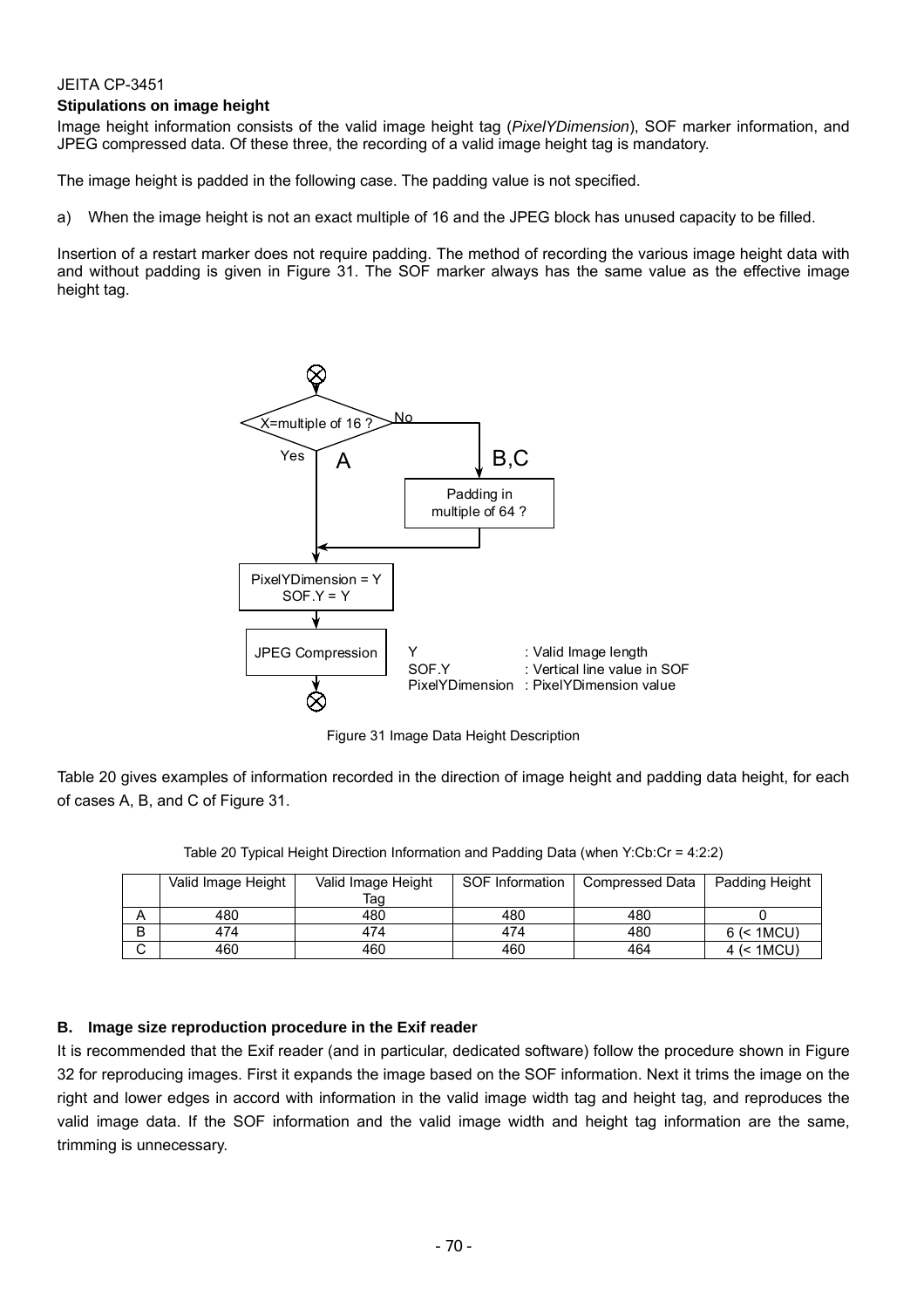### Stipulations on image height

Image height information consists of the valid image height tag (*PixelYDimension*), SOF marker information, and JPEG compressed data. Of these three, the recording of a valid image height tag is mandatory.

The image height is padded in the following case. The padding value is not specified.

a) When the image height is not an exact multiple of 16 and the JPEG block has unused capacity to be filled.

Insertion of a restart marker does not require padding. The method of recording the various image height data with and without padding is given in Figure 31. The SOF marker always has the same value as the effective image height tag.

X=multiple of 16 ? — Yes: A — No: B,C → Padding in multiple of 64 ?

PixelYDimension = Y
SOF.Y = Y

JPEG Compression

Y : Valid Image length
SOF.Y : Vertical line value in SOF
PixelYDimension : PixelYDimension value

Figure 31 Image Data Height Description

Table 20 gives examples of information recorded in the direction of image height and padding data height, for each of cases A, B, and C of Figure 31.

Table 20 Typical Height Direction Information and Padding Data (when Y:Cb:Cr = 4:2:2)

| | Valid Image Height | Valid Image Height Tag | SOF Information | Compressed Data | Padding Height |
|---|---|---|---|---|---|
| A | 480 | 480 | 480 | 480 | 0 |
| B | 474 | 474 | 474 | 480 | 6 (< 1MCU) |
| C | 460 | 460 | 460 | 464 | 4 (< 1MCU) |

### B. Image size reproduction procedure in the Exif reader

It is recommended that the Exif reader (and in particular, dedicated software) follow the procedure shown in Figure 32 for reproducing images. First it expands the image based on the SOF information. Next it trims the image on the right and lower edges in accord with information in the valid image width tag and height tag, and reproduces the valid image data. If the SOF information and the valid image width and height tag information are the same, trimming is unnecessary.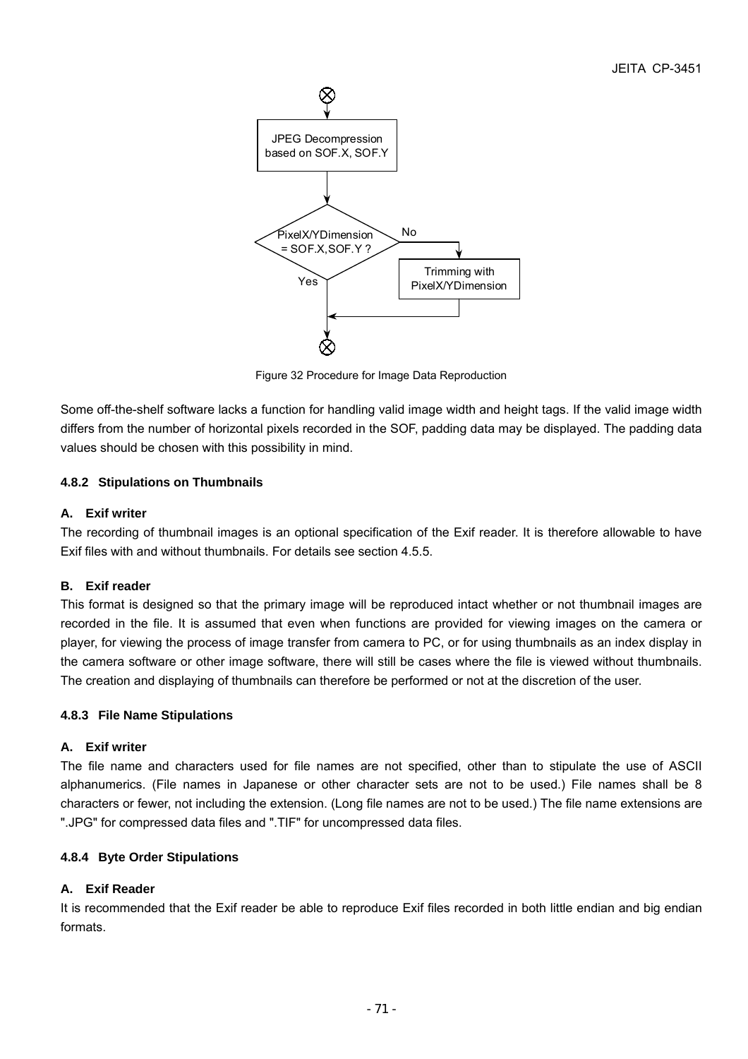Figure 32 Procedure for Image Data Reproduction

Some off-the-shelf software lacks a function for handling valid image width and height tags. If the valid image width differs from the number of horizontal pixels recorded in the SOF, padding data may be displayed. The padding data values should be chosen with this possibility in mind.

#### 4.8.2 Stipulations on Thumbnails

**A. Exif writer**

The recording of thumbnail images is an optional specification of the Exif reader. It is therefore allowable to have Exif files with and without thumbnails. For details see section 4.5.5.

**B. Exif reader**

This format is designed so that the primary image will be reproduced intact whether or not thumbnail images are recorded in the file. It is assumed that even when functions are provided for viewing images on the camera or player, for viewing the process of image transfer from camera to PC, or for using thumbnails as an index display in the camera software or other image software, there will still be cases where the file is viewed without thumbnails. The creation and displaying of thumbnails can therefore be performed or not at the discretion of the user.

#### 4.8.3 File Name Stipulations

**A. Exif writer**

The file name and characters used for file names are not specified, other than to stipulate the use of ASCII alphanumerics. (File names in Japanese or other character sets are not to be used.) File names shall be 8 characters or fewer, not including the extension. (Long file names are not to be used.) The file name extensions are ".JPG" for compressed data files and ".TIF" for uncompressed data files.

#### 4.8.4 Byte Order Stipulations

**A. Exif Reader**

It is recommended that the Exif reader be able to reproduce Exif files recorded in both little endian and big endian formats.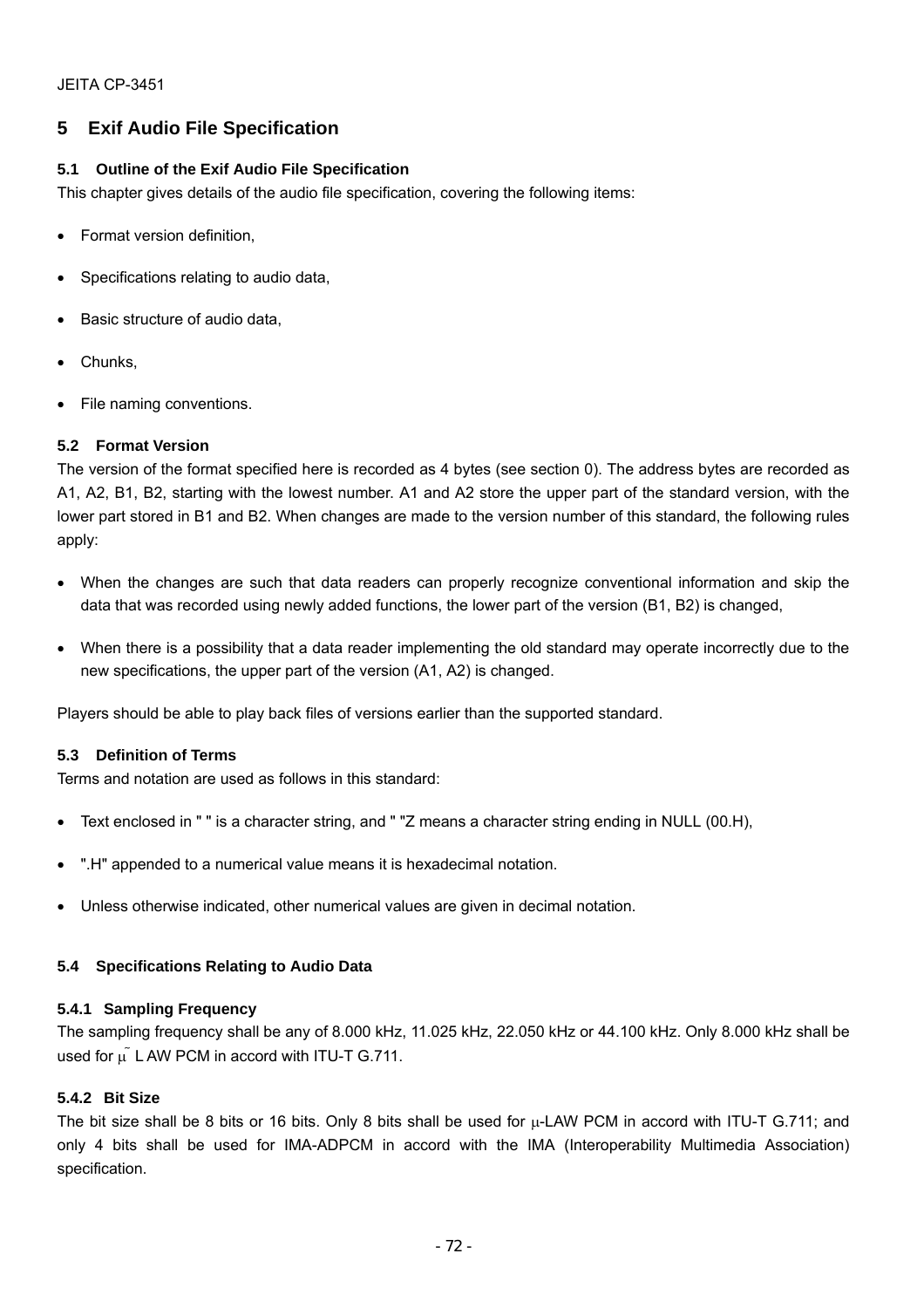# 5 Exif Audio File Specification

## 5.1 Outline of the Exif Audio File Specification

This chapter gives details of the audio file specification, covering the following items:

- Format version definition,
- Specifications relating to audio data,
- Basic structure of audio data,
- Chunks,
- File naming conventions.

## 5.2 Format Version

The version of the format specified here is recorded as 4 bytes (see section 0). The address bytes are recorded as A1, A2, B1, B2, starting with the lowest number. A1 and A2 store the upper part of the standard version, with the lower part stored in B1 and B2. When changes are made to the version number of this standard, the following rules apply:

- When the changes are such that data readers can properly recognize conventional information and skip the data that was recorded using newly added functions, the lower part of the version (B1, B2) is changed,
- When there is a possibility that a data reader implementing the old standard may operate incorrectly due to the new specifications, the upper part of the version (A1, A2) is changed.

Players should be able to play back files of versions earlier than the supported standard.

## 5.3 Definition of Terms

Terms and notation are used as follows in this standard:

- Text enclosed in " " is a character string, and " "Z means a character string ending in NULL (00.H),
- ".H" appended to a numerical value means it is hexadecimal notation.
- Unless otherwise indicated, other numerical values are given in decimal notation.

## 5.4 Specifications Relating to Audio Data

### 5.4.1 Sampling Frequency

The sampling frequency shall be any of 8.000 kHz, 11.025 kHz, 22.050 kHz or 44.100 kHz. Only 8.000 kHz shall be used for μ- LAW PCM in accord with ITU-T G.711.

### 5.4.2 Bit Size

The bit size shall be 8 bits or 16 bits. Only 8 bits shall be used for μ-LAW PCM in accord with ITU-T G.711; and only 4 bits shall be used for IMA-ADPCM in accord with the IMA (Interoperability Multimedia Association) specification.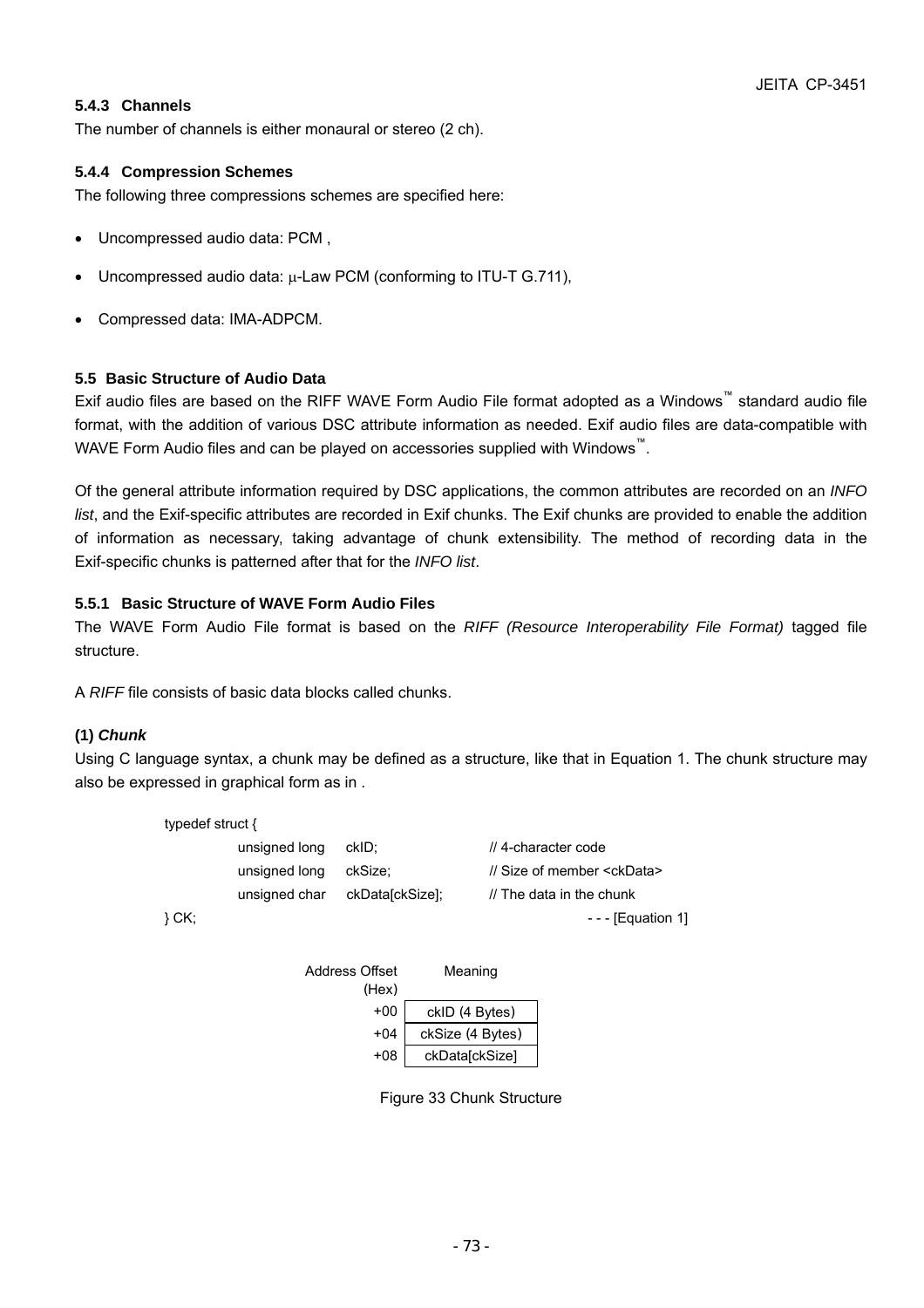#### 5.4.3 Channels

The number of channels is either monaural or stereo (2 ch).

#### 5.4.4 Compression Schemes

The following three compressions schemes are specified here:

- Uncompressed audio data: PCM ,
- Uncompressed audio data: μ-Law PCM (conforming to ITU-T G.711),
- Compressed data: IMA-ADPCM.

### 5.5 Basic Structure of Audio Data

Exif audio files are based on the RIFF WAVE Form Audio File format adopted as a Windows™ standard audio file format, with the addition of various DSC attribute information as needed. Exif audio files are data-compatible with WAVE Form Audio files and can be played on accessories supplied with Windows™.

Of the general attribute information required by DSC applications, the common attributes are recorded on an *INFO list*, and the Exif-specific attributes are recorded in Exif chunks. The Exif chunks are provided to enable the addition of information as necessary, taking advantage of chunk extensibility. The method of recording data in the Exif-specific chunks is patterned after that for the *INFO list*.

#### 5.5.1 Basic Structure of WAVE Form Audio Files

The WAVE Form Audio File format is based on the *RIFF (Resource Interoperability File Format)* tagged file structure.

A *RIFF* file consists of basic data blocks called chunks.

**(1) *Chunk***

Using C language syntax, a chunk may be defined as a structure, like that in Equation 1. The chunk structure may also be expressed in graphical form as in .

```
typedef struct {
        unsigned long    ckID;               // 4-character code
        unsigned long    ckSize;             // Size of member <ckData>
        unsigned char    ckData[ckSize];     // The data in the chunk
} CK;                                                          - - - [Equation 1]
```

| Address Offset (Hex) | Meaning |
|---|---|
| +00 | ckID (4 Bytes) |
| +04 | ckSize (4 Bytes) |
| +08 | ckData[ckSize] |

Figure 33 Chunk Structure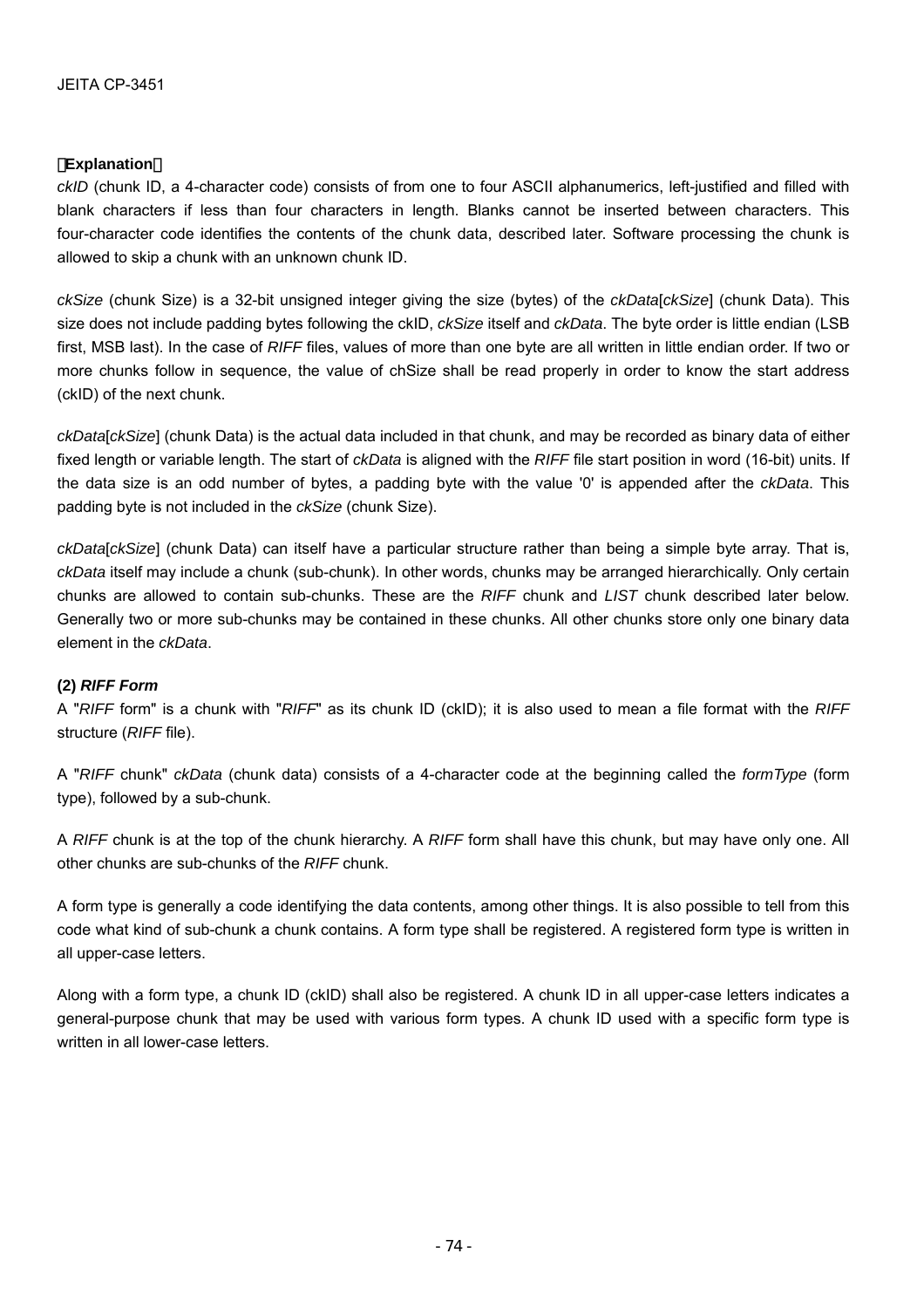**[Explanation]**

*ckID* (chunk ID, a 4-character code) consists of from one to four ASCII alphanumerics, left-justified and filled with blank characters if less than four characters in length. Blanks cannot be inserted between characters. This four-character code identifies the contents of the chunk data, described later. Software processing the chunk is allowed to skip a chunk with an unknown chunk ID.

*ckSize* (chunk Size) is a 32-bit unsigned integer giving the size (bytes) of the *ckData*[*ckSize*] (chunk Data). This size does not include padding bytes following the ckID, *ckSize* itself and *ckData*. The byte order is little endian (LSB first, MSB last). In the case of *RIFF* files, values of more than one byte are all written in little endian order. If two or more chunks follow in sequence, the value of chSize shall be read properly in order to know the start address (ckID) of the next chunk.

*ckData*[*ckSize*] (chunk Data) is the actual data included in that chunk, and may be recorded as binary data of either fixed length or variable length. The start of *ckData* is aligned with the *RIFF* file start position in word (16-bit) units. If the data size is an odd number of bytes, a padding byte with the value '0' is appended after the *ckData*. This padding byte is not included in the *ckSize* (chunk Size).

*ckData*[*ckSize*] (chunk Data) can itself have a particular structure rather than being a simple byte array. That is, *ckData* itself may include a chunk (sub-chunk). In other words, chunks may be arranged hierarchically. Only certain chunks are allowed to contain sub-chunks. These are the *RIFF* chunk and *LIST* chunk described later below. Generally two or more sub-chunks may be contained in these chunks. All other chunks store only one binary data element in the *ckData*.

**(2) *RIFF Form***

A "*RIFF* form" is a chunk with "*RIFF*" as its chunk ID (ckID); it is also used to mean a file format with the *RIFF* structure (*RIFF* file).

A "*RIFF* chunk" *ckData* (chunk data) consists of a 4-character code at the beginning called the *formType* (form type), followed by a sub-chunk.

A *RIFF* chunk is at the top of the chunk hierarchy. A *RIFF* form shall have this chunk, but may have only one. All other chunks are sub-chunks of the *RIFF* chunk.

A form type is generally a code identifying the data contents, among other things. It is also possible to tell from this code what kind of sub-chunk a chunk contains. A form type shall be registered. A registered form type is written in all upper-case letters.

Along with a form type, a chunk ID (ckID) shall also be registered. A chunk ID in all upper-case letters indicates a general-purpose chunk that may be used with various form types. A chunk ID used with a specific form type is written in all lower-case letters.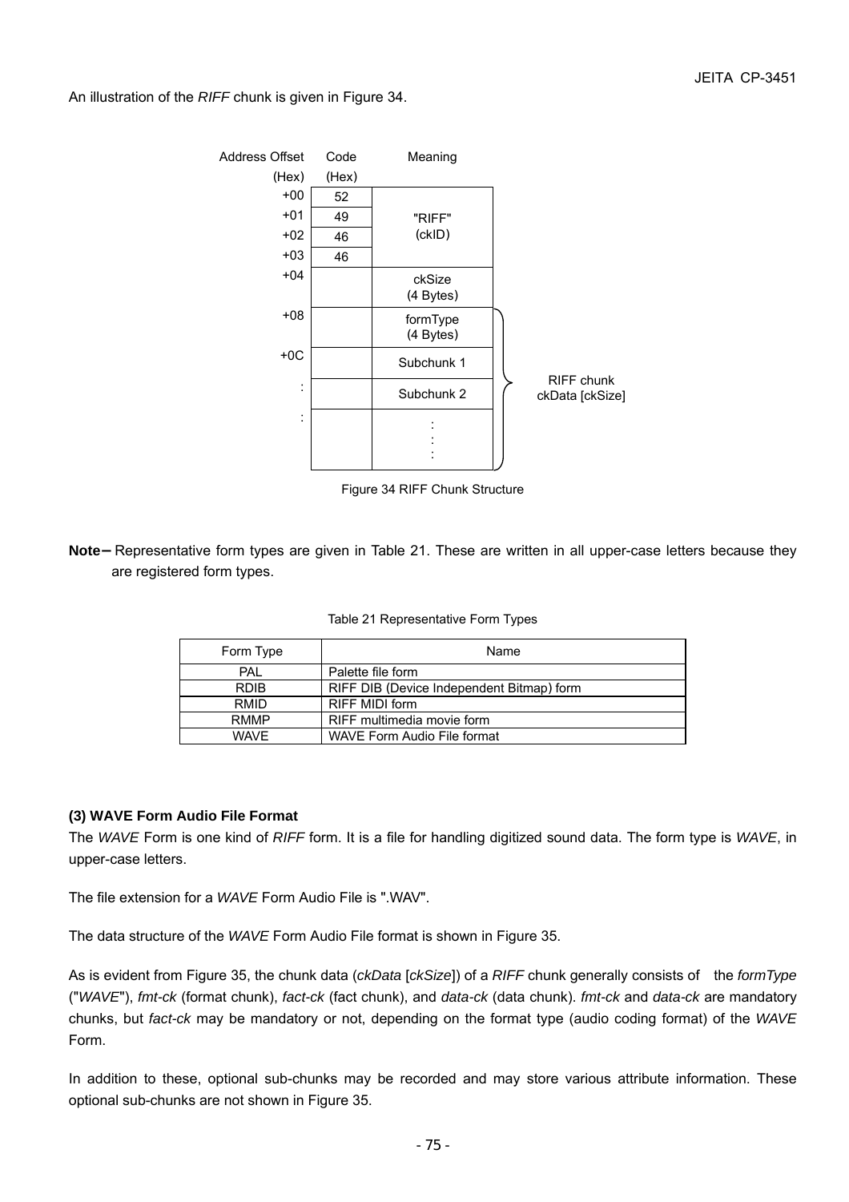An illustration of the *RIFF* chunk is given in Figure 34.

| Address Offset (Hex) | Code (Hex) | Meaning | |
|---|---|---|---|
| +00 | 52 | "RIFF" (ckID) | |
| +01 | 49 | | |
| +02 | 46 | | |
| +03 | 46 | | |
| +04 | | ckSize (4 Bytes) | |
| +08 | | formType (4 Bytes) | RIFF chunk ckData [ckSize] |
| +0C | | Subchunk 1 | |
| : | | Subchunk 2 | |
| : | | : | |

Figure 34 RIFF Chunk Structure

**Note–** Representative form types are given in Table 21. These are written in all upper-case letters because they are registered form types.

Table 21 Representative Form Types

| Form Type | Name |
|---|---|
| PAL | Palette file form |
| RDIB | RIFF DIB (Device Independent Bitmap) form |
| RMID | RIFF MIDI form |
| RMMP | RIFF multimedia movie form |
| WAVE | WAVE Form Audio File format |

### (3) WAVE Form Audio File Format

The *WAVE* Form is one kind of *RIFF* form. It is a file for handling digitized sound data. The form type is *WAVE*, in upper-case letters.

The file extension for a *WAVE* Form Audio File is ".WAV".

The data structure of the *WAVE* Form Audio File format is shown in Figure 35.

As is evident from Figure 35, the chunk data (*ckData* [*ckSize*]) of a *RIFF* chunk generally consists of the *formType* ("*WAVE*"), *fmt-ck* (format chunk), *fact-ck* (fact chunk), and *data-ck* (data chunk). *fmt-ck* and *data-ck* are mandatory chunks, but *fact-ck* may be mandatory or not, depending on the format type (audio coding format) of the *WAVE* Form.

In addition to these, optional sub-chunks may be recorded and may store various attribute information. These optional sub-chunks are not shown in Figure 35.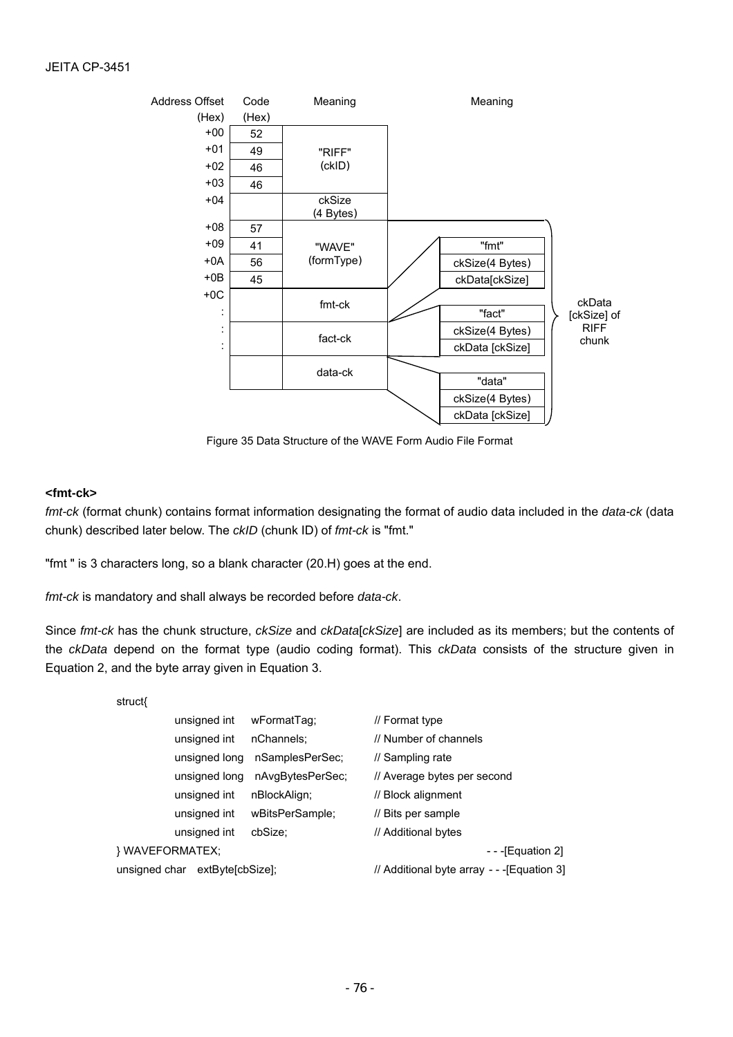| Address Offset (Hex) | Code (Hex) | Meaning | Meaning | |
|---|---|---|---|---|
| +00 | 52 | "RIFF" (ckID) | | |
| +01 | 49 | | | |
| +02 | 46 | | | |
| +03 | 46 | | | |
| +04 | | ckSize (4 Bytes) | | |
| +08 | 57 | "WAVE" (formType) | | ckData [ckSize] of RIFF chunk |
| +09 | 41 | | | |
| +0A | 56 | | | |
| +0B | 45 | | | |
| +0C | | fmt-ck | "fmt" / ckSize(4 Bytes) / ckData[ckSize] | |
| : | | | | |
| : | | fact-ck | "fact" / ckSize(4 Bytes) / ckData [ckSize] | |
| : | | | | |
| | | data-ck | "data" / ckSize(4 Bytes) / ckData [ckSize] | |

Figure 35 Data Structure of the WAVE Form Audio File Format

**<fmt-ck>**

*fmt-ck* (format chunk) contains format information designating the format of audio data included in the *data-ck* (data chunk) described later below. The *ckID* (chunk ID) of *fmt-ck* is "fmt."

"fmt " is 3 characters long, so a blank character (20.H) goes at the end.

*fmt-ck* is mandatory and shall always be recorded before *data-ck*.

Since *fmt-ck* has the chunk structure, *ckSize* and *ckData*[*ckSize*] are included as its members; but the contents of the *ckData* depend on the format type (audio coding format). This *ckData* consists of the structure given in Equation 2, and the byte array given in Equation 3.

```
struct{
        unsigned int    wFormatTag;         // Format type
        unsigned int    nChannels;          // Number of channels
        unsigned long   nSamplesPerSec;     // Sampling rate
        unsigned long   nAvgBytesPerSec;    // Average bytes per second
        unsigned int    nBlockAlign;        // Block alignment
        unsigned int    wBitsPerSample;     // Bits per sample
        unsigned int    cbSize;             // Additional bytes
} WAVEFORMATEX;                                              - - -[Equation 2]
unsigned char   extByte[cbSize];            // Additional byte array - - -[Equation 3]
```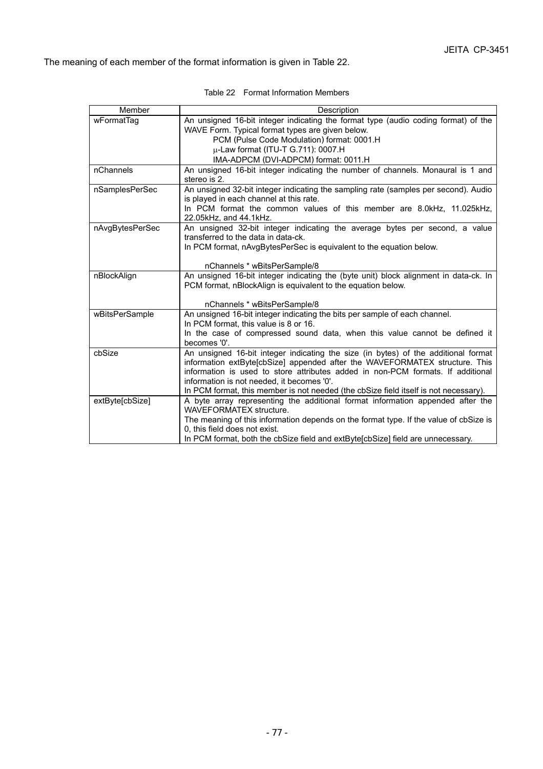The meaning of each member of the format information is given in Table 22.

Table 22 Format Information Members

| Member | Description |
|---|---|
| wFormatTag | An unsigned 16-bit integer indicating the format type (audio coding format) of the WAVE Form. Typical format types are given below.<br>PCM (Pulse Code Modulation) format: 0001.H<br>μ-Law format (ITU-T G.711): 0007.H<br>IMA-ADPCM (DVI-ADPCM) format: 0011.H |
| nChannels | An unsigned 16-bit integer indicating the number of channels. Monaural is 1 and stereo is 2. |
| nSamplesPerSec | An unsigned 32-bit integer indicating the sampling rate (samples per second). Audio is played in each channel at this rate.<br>In PCM format the common values of this member are 8.0kHz, 11.025kHz, 22.05kHz, and 44.1kHz. |
| nAvgBytesPerSec | An unsigned 32-bit integer indicating the average bytes per second, a value transferred to the data in data-ck.<br>In PCM format, nAvgBytesPerSec is equivalent to the equation below.<br><br>nChannels * wBitsPerSample/8 |
| nBlockAlign | An unsigned 16-bit integer indicating the (byte unit) block alignment in data-ck. In PCM format, nBlockAlign is equivalent to the equation below.<br><br>nChannels * wBitsPerSample/8 |
| wBitsPerSample | An unsigned 16-bit integer indicating the bits per sample of each channel.<br>In PCM format, this value is 8 or 16.<br>In the case of compressed sound data, when this value cannot be defined it becomes '0'. |
| cbSize | An unsigned 16-bit integer indicating the size (in bytes) of the additional format information extByte[cbSize] appended after the WAVEFORMATEX structure. This information is used to store attributes added in non-PCM formats. If additional information is not needed, it becomes '0'.<br>In PCM format, this member is not needed (the cbSize field itself is not necessary). |
| extByte[cbSize] | A byte array representing the additional format information appended after the WAVEFORMATEX structure.<br>The meaning of this information depends on the format type. If the value of cbSize is 0, this field does not exist.<br>In PCM format, both the cbSize field and extByte[cbSize] field are unnecessary. |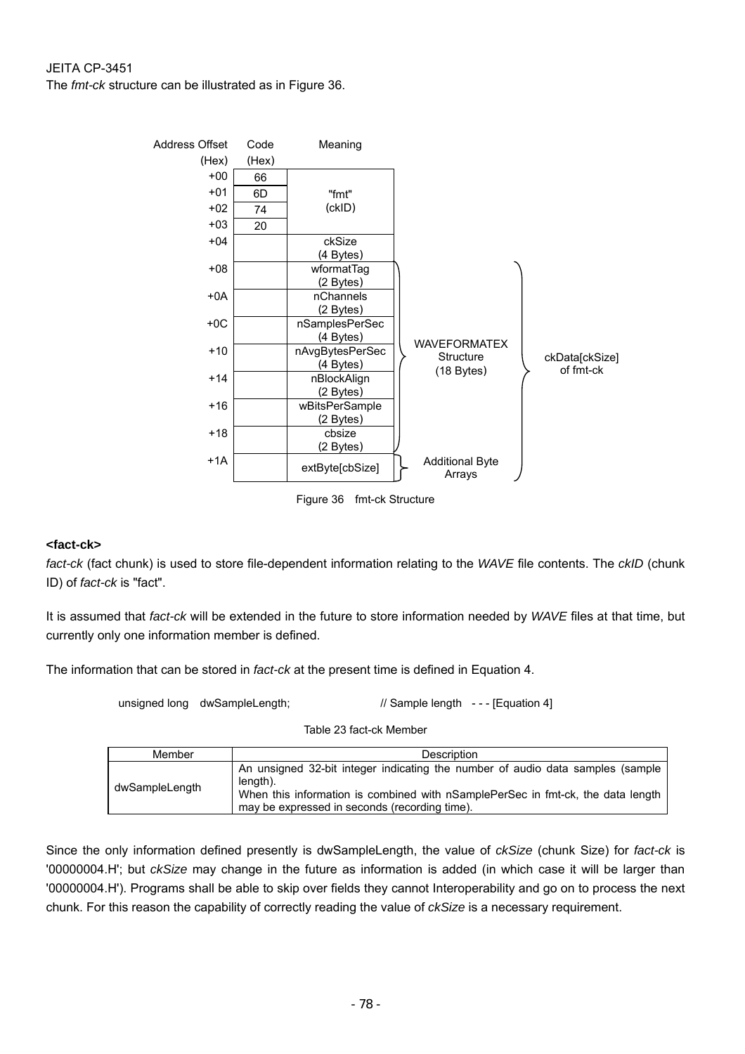The *fmt-ck* structure can be illustrated as in Figure 36.

| Address Offset (Hex) | Code (Hex) | Meaning | | |
|---|---|---|---|---|
| +00 | 66 | "fmt" (ckID) | | |
| +01 | 6D | | | |
| +02 | 74 | | | |
| +03 | 20 | | | |
| +04 | | ckSize (4 Bytes) | | |
| +08 | | wformatTag (2 Bytes) | WAVEFORMATEX Structure (18 Bytes) | ckData[ckSize] of fmt-ck |
| +0A | | nChannels (2 Bytes) | | |
| +0C | | nSamplesPerSec (4 Bytes) | | |
| +10 | | nAvgBytesPerSec (4 Bytes) | | |
| +14 | | nBlockAlign (2 Bytes) | | |
| +16 | | wBitsPerSample (2 Bytes) | | |
| +18 | | cbsize (2 Bytes) | | |
| +1A | | extByte[cbSize] | Additional Byte Arrays | |

Figure 36 fmt-ck Structure

**<fact-ck>**

*fact-ck* (fact chunk) is used to store file-dependent information relating to the *WAVE* file contents. The *ckID* (chunk ID) of *fact-ck* is "fact".

It is assumed that *fact-ck* will be extended in the future to store information needed by *WAVE* files at that time, but currently only one information member is defined.

The information that can be stored in *fact-ck* at the present time is defined in Equation 4.

```
unsigned long    dwSampleLength;                    // Sample length   - - - [Equation 4]
```

Table 23 fact-ck Member

| Member | Description |
|---|---|
| dwSampleLength | An unsigned 32-bit integer indicating the number of audio data samples (sample length). When this information is combined with nSamplePerSec in fmt-ck, the data length may be expressed in seconds (recording time). |

Since the only information defined presently is dwSampleLength, the value of *ckSize* (chunk Size) for *fact-ck* is '00000004.H'; but *ckSize* may change in the future as information is added (in which case it will be larger than '00000004.H'). Programs shall be able to skip over fields they cannot Interoperability and go on to process the next chunk. For this reason the capability of correctly reading the value of *ckSize* is a necessary requirement.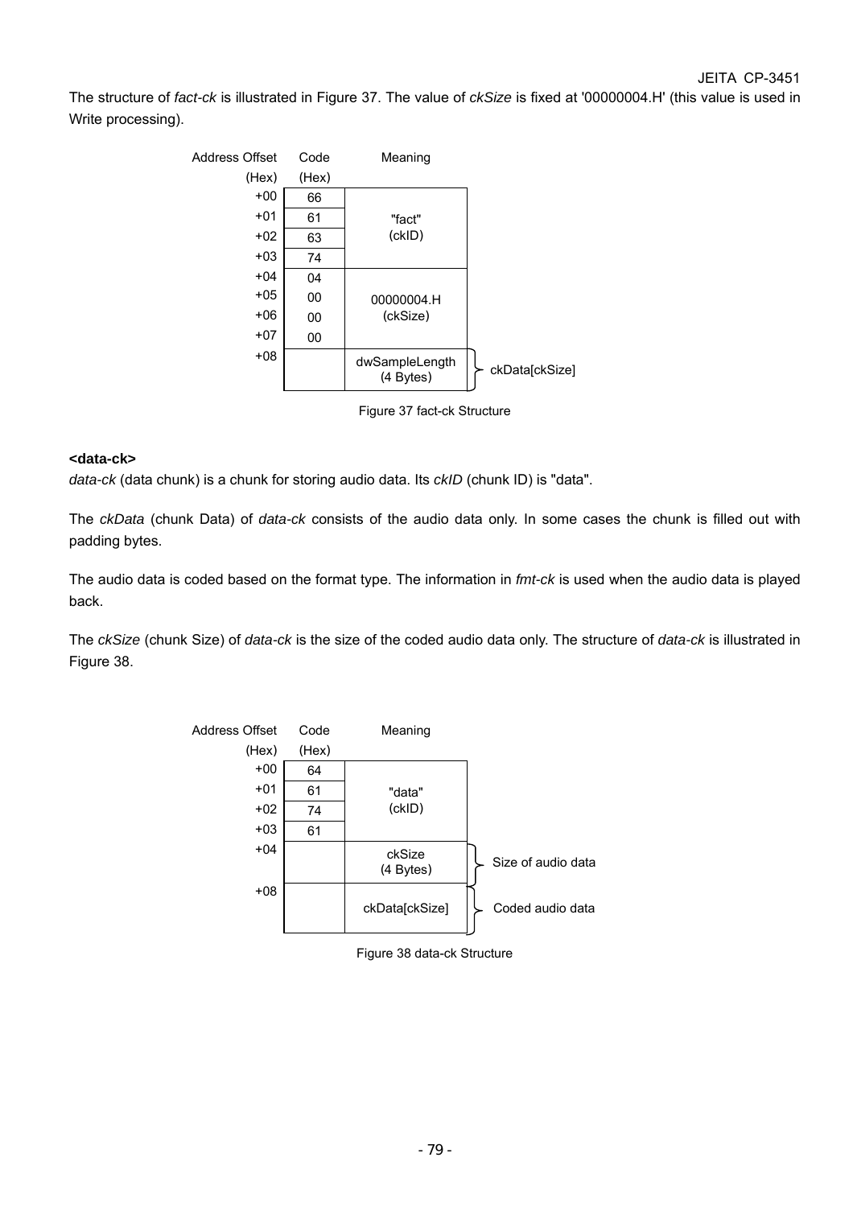The structure of *fact-ck* is illustrated in Figure 37. The value of *ckSize* is fixed at '00000004.H' (this value is used in Write processing).

| Address Offset (Hex) | Code (Hex) | Meaning | |
|---|---|---|---|
| +00 | 66 | "fact" (ckID) | |
| +01 | 61 | | |
| +02 | 63 | | |
| +03 | 74 | | |
| +04 | 04 | 00000004.H (ckSize) | |
| +05 | 00 | | |
| +06 | 00 | | |
| +07 | 00 | | |
| +08 | | dwSampleLength (4 Bytes) | ckData[ckSize] |

Figure 37 fact-ck Structure

**<data-ck>**

*data-ck* (data chunk) is a chunk for storing audio data. Its *ckID* (chunk ID) is "data".

The *ckData* (chunk Data) of *data-ck* consists of the audio data only. In some cases the chunk is filled out with padding bytes.

The audio data is coded based on the format type. The information in *fmt-ck* is used when the audio data is played back.

The *ckSize* (chunk Size) of *data-ck* is the size of the coded audio data only. The structure of *data-ck* is illustrated in Figure 38.

| Address Offset (Hex) | Code (Hex) | Meaning | |
|---|---|---|---|
| +00 | 64 | "data" (ckID) | |
| +01 | 61 | | |
| +02 | 74 | | |
| +03 | 61 | | |
| +04 | | ckSize (4 Bytes) | Size of audio data |
| +08 | | ckData[ckSize] | Coded audio data |

Figure 38 data-ck Structure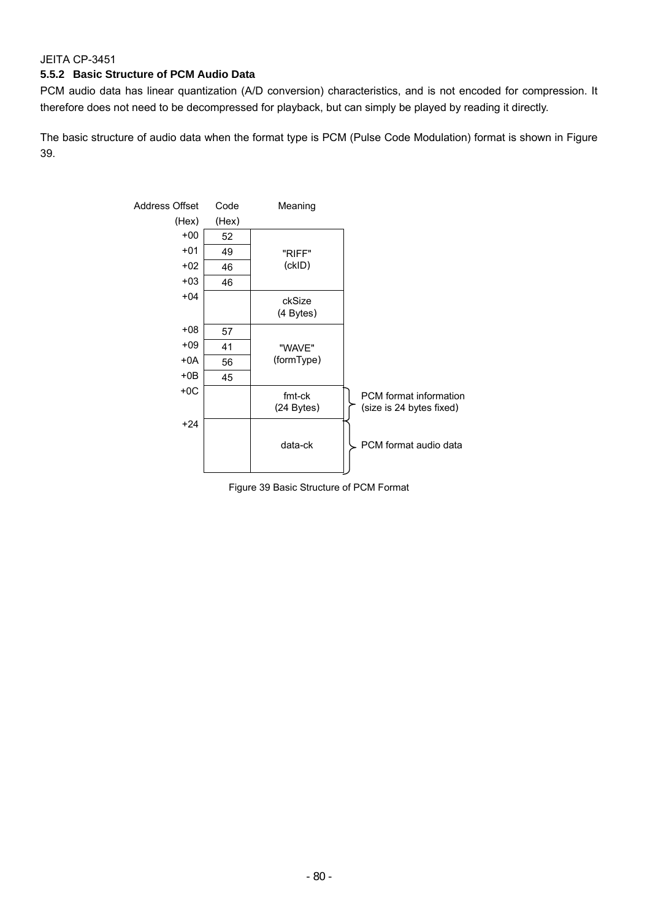### 5.5.2 Basic Structure of PCM Audio Data

PCM audio data has linear quantization (A/D conversion) characteristics, and is not encoded for compression. It therefore does not need to be decompressed for playback, but can simply be played by reading it directly.

The basic structure of audio data when the format type is PCM (Pulse Code Modulation) format is shown in Figure 39.

| Address Offset (Hex) | Code (Hex) | Meaning | |
|---|---|---|---|
| +00 | 52 | "RIFF" (ckID) | |
| +01 | 49 | | |
| +02 | 46 | | |
| +03 | 46 | | |
| +04 | | ckSize (4 Bytes) | |
| +08 | 57 | "WAVE" (formType) | |
| +09 | 41 | | |
| +0A | 56 | | |
| +0B | 45 | | |
| +0C | | fmt-ck (24 Bytes) | PCM format information (size is 24 bytes fixed) |
| +24 | | data-ck | PCM format audio data |

Figure 39 Basic Structure of PCM Format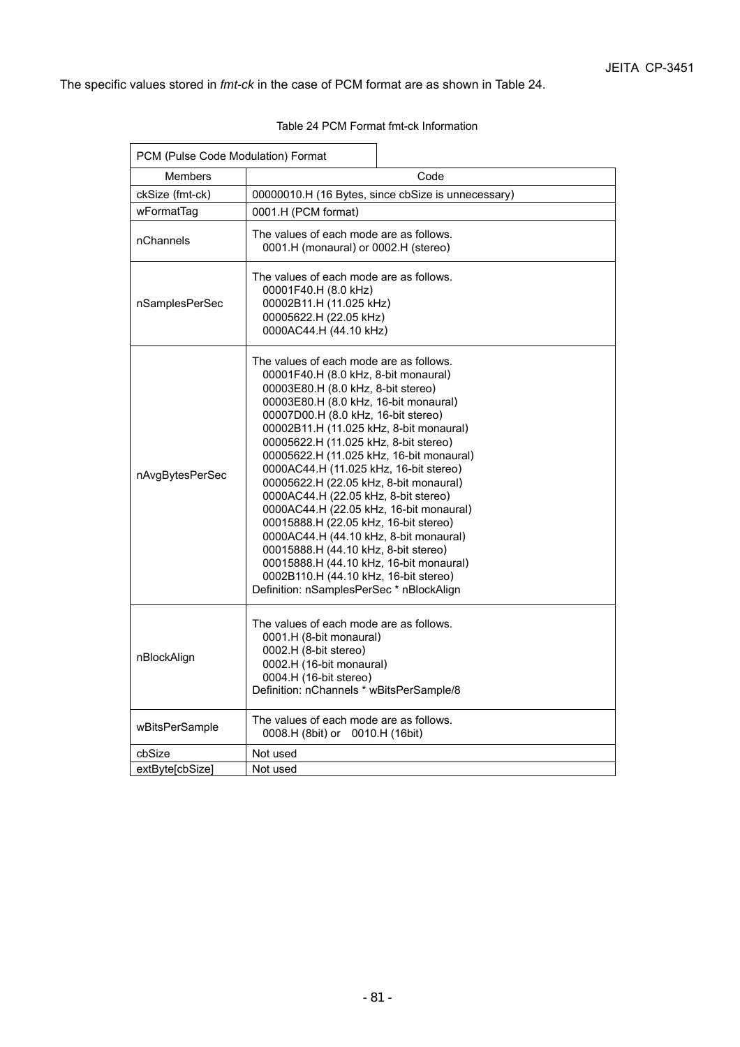The specific values stored in *fmt-ck* in the case of PCM format are as shown in Table 24.

Table 24 PCM Format fmt-ck Information

| PCM (Pulse Code Modulation) Format | |
|---|---|
| Members | Code |
| ckSize (fmt-ck) | 00000010.H (16 Bytes, since cbSize is unnecessary) |
| wFormatTag | 0001.H (PCM format) |
| nChannels | The values of each mode are as follows.<br>0001.H (monaural) or 0002.H (stereo) |
| nSamplesPerSec | The values of each mode are as follows.<br>00001F40.H (8.0 kHz)<br>00002B11.H (11.025 kHz)<br>00005622.H (22.05 kHz)<br>0000AC44.H (44.10 kHz) |
| nAvgBytesPerSec | The values of each mode are as follows.<br>00001F40.H (8.0 kHz, 8-bit monaural)<br>00003E80.H (8.0 kHz, 8-bit stereo)<br>00003E80.H (8.0 kHz, 16-bit monaural)<br>00007D00.H (8.0 kHz, 16-bit stereo)<br>00002B11.H (11.025 kHz, 8-bit monaural)<br>00005622.H (11.025 kHz, 8-bit stereo)<br>00005622.H (11.025 kHz, 16-bit monaural)<br>0000AC44.H (11.025 kHz, 16-bit stereo)<br>00005622.H (22.05 kHz, 8-bit monaural)<br>0000AC44.H (22.05 kHz, 8-bit stereo)<br>0000AC44.H (22.05 kHz, 16-bit monaural)<br>00015888.H (22.05 kHz, 16-bit stereo)<br>0000AC44.H (44.10 kHz, 8-bit monaural)<br>00015888.H (44.10 kHz, 8-bit stereo)<br>00015888.H (44.10 kHz, 16-bit monaural)<br>0002B110.H (44.10 kHz, 16-bit stereo)<br>Definition: nSamplesPerSec * nBlockAlign |
| nBlockAlign | The values of each mode are as follows.<br>0001.H (8-bit monaural)<br>0002.H (8-bit stereo)<br>0002.H (16-bit monaural)<br>0004.H (16-bit stereo)<br>Definition: nChannels * wBitsPerSample/8 |
| wBitsPerSample | The values of each mode are as follows.<br>0008.H (8bit) or 0010.H (16bit) |
| cbSize | Not used |
| extByte[cbSize] | Not used |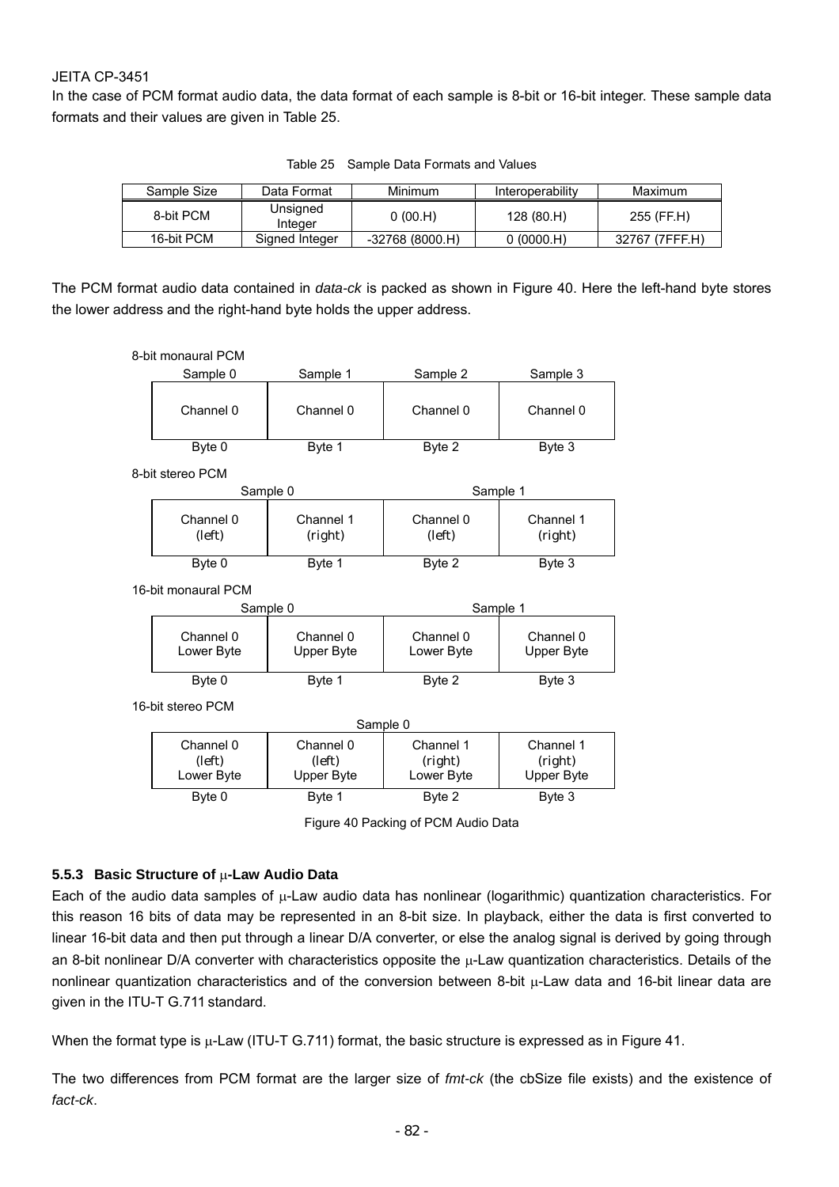In the case of PCM format audio data, the data format of each sample is 8-bit or 16-bit integer. These sample data formats and their values are given in Table 25.

Table 25 Sample Data Formats and Values

| Sample Size | Data Format | Minimum | Interoperability | Maximum |
|---|---|---|---|---|
| 8-bit PCM | Unsigned Integer | 0 (00.H) | 128 (80.H) | 255 (FF.H) |
| 16-bit PCM | Signed Integer | -32768 (8000.H) | 0 (0000.H) | 32767 (7FFF.H) |

The PCM format audio data contained in *data-ck* is packed as shown in Figure 40. Here the left-hand byte stores the lower address and the right-hand byte holds the upper address.

8-bit monaural PCM

| Sample 0 | Sample 1 | Sample 2 | Sample 3 |
|---|---|---|---|
| Channel 0 | Channel 0 | Channel 0 | Channel 0 |
| Byte 0 | Byte 1 | Byte 2 | Byte 3 |

8-bit stereo PCM

| Sample 0 | | Sample 1 | |
|---|---|---|---|
| Channel 0 (left) | Channel 1 (right) | Channel 0 (left) | Channel 1 (right) |
| Byte 0 | Byte 1 | Byte 2 | Byte 3 |

16-bit monaural PCM

| Sample 0 | | Sample 1 | |
|---|---|---|---|
| Channel 0 Lower Byte | Channel 0 Upper Byte | Channel 0 Lower Byte | Channel 0 Upper Byte |
| Byte 0 | Byte 1 | Byte 2 | Byte 3 |

16-bit stereo PCM

| Sample 0 | | | |
|---|---|---|---|
| Channel 0 (left) Lower Byte | Channel 0 (left) Upper Byte | Channel 1 (right) Lower Byte | Channel 1 (right) Upper Byte |
| Byte 0 | Byte 1 | Byte 2 | Byte 3 |

Figure 40 Packing of PCM Audio Data

### 5.5.3 Basic Structure of μ-Law Audio Data

Each of the audio data samples of μ-Law audio data has nonlinear (logarithmic) quantization characteristics. For this reason 16 bits of data may be represented in an 8-bit size. In playback, either the data is first converted to linear 16-bit data and then put through a linear D/A converter, or else the analog signal is derived by going through an 8-bit nonlinear D/A converter with characteristics opposite the μ-Law quantization characteristics. Details of the nonlinear quantization characteristics and of the conversion between 8-bit μ-Law data and 16-bit linear data are given in the ITU-T G.711 standard.

When the format type is μ-Law (ITU-T G.711) format, the basic structure is expressed as in Figure 41.

The two differences from PCM format are the larger size of *fmt-ck* (the cbSize file exists) and the existence of *fact-ck*.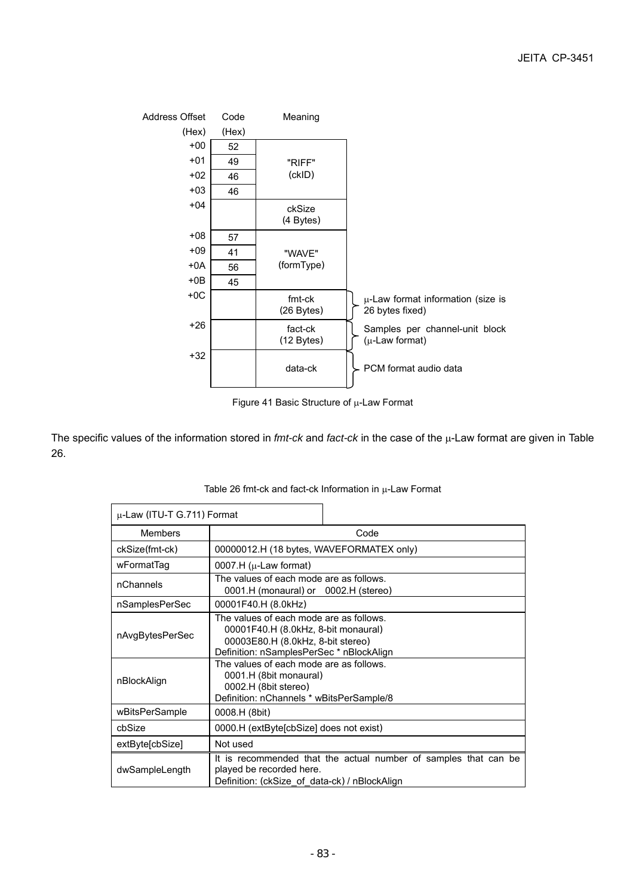| Address Offset (Hex) | Code (Hex) | Meaning | |
|---|---|---|---|
| +00 | 52 | "RIFF" (ckID) | |
| +01 | 49 | | |
| +02 | 46 | | |
| +03 | 46 | | |
| +04 | | ckSize (4 Bytes) | |
| +08 | 57 | "WAVE" (formType) | |
| +09 | 41 | | |
| +0A | 56 | | |
| +0B | 45 | | |
| +0C | | fmt-ck (26 Bytes) | μ-Law format information (size is 26 bytes fixed) |
| +26 | | fact-ck (12 Bytes) | Samples per channel-unit block (μ-Law format) |
| +32 | | data-ck | PCM format audio data |

Figure 41 Basic Structure of μ-Law Format

The specific values of the information stored in *fmt-ck* and *fact-ck* in the case of the μ-Law format are given in Table 26.

Table 26 fmt-ck and fact-ck Information in μ-Law Format

| μ-Law (ITU-T G.711) Format | |
|---|---|
| Members | Code |
| ckSize(fmt-ck) | 00000012.H (18 bytes, WAVEFORMATEX only) |
| wFormatTag | 0007.H (μ-Law format) |
| nChannels | The values of each mode are as follows.<br>0001.H (monaural) or 0002.H (stereo) |
| nSamplesPerSec | 00001F40.H (8.0kHz) |
| nAvgBytesPerSec | The values of each mode are as follows.<br>00001F40.H (8.0kHz, 8-bit monaural)<br>00003E80.H (8.0kHz, 8-bit stereo)<br>Definition: nSamplesPerSec * nBlockAlign |
| nBlockAlign | The values of each mode are as follows.<br>0001.H (8bit monaural)<br>0002.H (8bit stereo)<br>Definition: nChannels * wBitsPerSample/8 |
| wBitsPerSample | 0008.H (8bit) |
| cbSize | 0000.H (extByte[cbSize] does not exist) |
| extByte[cbSize] | Not used |
| dwSampleLength | It is recommended that the actual number of samples that can be played be recorded here.<br>Definition: (ckSize_of_data-ck) / nBlockAlign |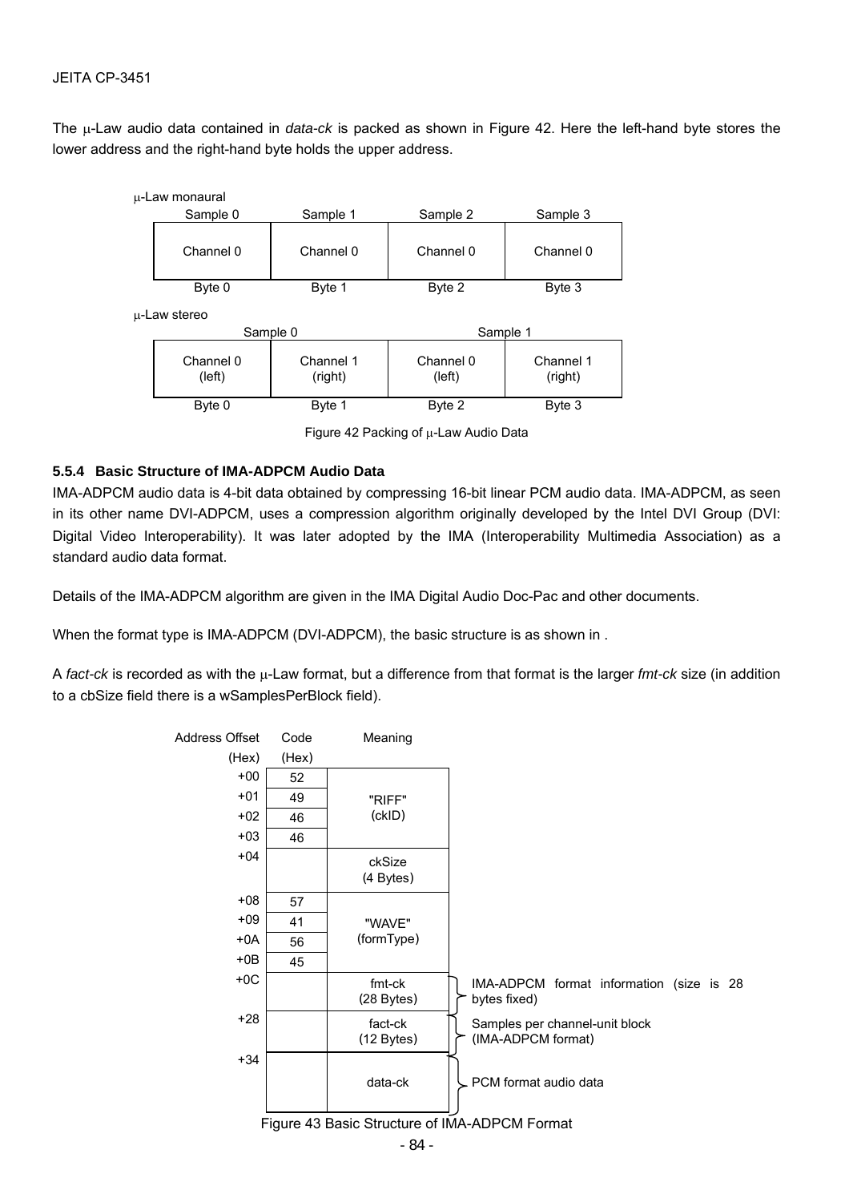The μ-Law audio data contained in *data-ck* is packed as shown in Figure 42. Here the left-hand byte stores the lower address and the right-hand byte holds the upper address.

μ-Law monaural

| Sample 0 | Sample 1 | Sample 2 | Sample 3 |
|---|---|---|---|
| Channel 0 | Channel 0 | Channel 0 | Channel 0 |
| Byte 0 | Byte 1 | Byte 2 | Byte 3 |

μ-Law stereo

| Sample 0 | | Sample 1 | |
|---|---|---|---|
| Channel 0 (left) | Channel 1 (right) | Channel 0 (left) | Channel 1 (right) |
| Byte 0 | Byte 1 | Byte 2 | Byte 3 |

Figure 42 Packing of μ-Law Audio Data

### 5.5.4 Basic Structure of IMA-ADPCM Audio Data

IMA-ADPCM audio data is 4-bit data obtained by compressing 16-bit linear PCM audio data. IMA-ADPCM, as seen in its other name DVI-ADPCM, uses a compression algorithm originally developed by the Intel DVI Group (DVI: Digital Video Interoperability). It was later adopted by the IMA (Interoperability Multimedia Association) as a standard audio data format.

Details of the IMA-ADPCM algorithm are given in the IMA Digital Audio Doc-Pac and other documents.

When the format type is IMA-ADPCM (DVI-ADPCM), the basic structure is as shown in .

A *fact-ck* is recorded as with the μ-Law format, but a difference from that format is the larger *fmt-ck* size (in addition to a cbSize field there is a wSamplesPerBlock field).

| Address Offset (Hex) | Code (Hex) | Meaning | |
|---|---|---|---|
| +00 | 52 | "RIFF" (ckID) | |
| +01 | 49 | | |
| +02 | 46 | | |
| +03 | 46 | | |
| +04 | | ckSize (4 Bytes) | |
| +08 | 57 | "WAVE" (formType) | |
| +09 | 41 | | |
| +0A | 56 | | |
| +0B | 45 | | |
| +0C | | fmt-ck (28 Bytes) | IMA-ADPCM format information (size is 28 bytes fixed) |
| +28 | | fact-ck (12 Bytes) | Samples per channel-unit block (IMA-ADPCM format) |
| +34 | | data-ck | PCM format audio data |

Figure 43 Basic Structure of IMA-ADPCM Format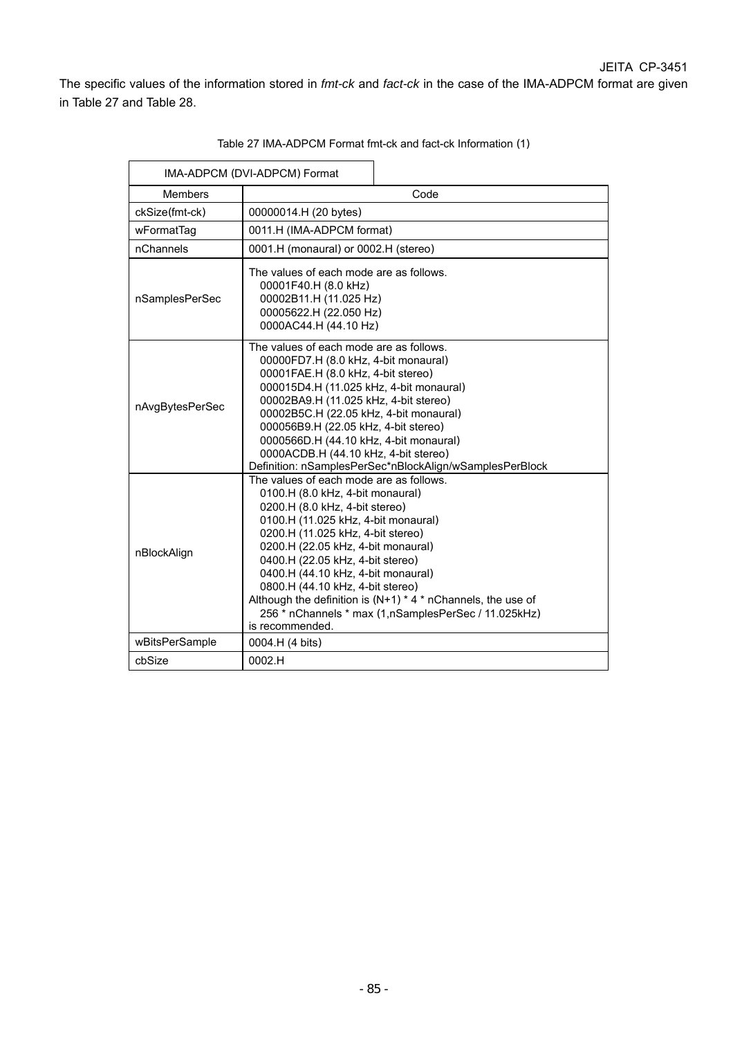The specific values of the information stored in *fmt-ck* and *fact-ck* in the case of the IMA-ADPCM format are given in Table 27 and Table 28.

Table 27 IMA-ADPCM Format fmt-ck and fact-ck Information (1)

| IMA-ADPCM (DVI-ADPCM) Format | |
|---|---|
| Members | Code |
| ckSize(fmt-ck) | 00000014.H (20 bytes) |
| wFormatTag | 0011.H (IMA-ADPCM format) |
| nChannels | 0001.H (monaural) or 0002.H (stereo) |
| nSamplesPerSec | The values of each mode are as follows.<br>00001F40.H (8.0 kHz)<br>00002B11.H (11.025 Hz)<br>00005622.H (22.050 Hz)<br>0000AC44.H (44.10 Hz) |
| nAvgBytesPerSec | The values of each mode are as follows.<br>00000FD7.H (8.0 kHz, 4-bit monaural)<br>00001FAE.H (8.0 kHz, 4-bit stereo)<br>000015D4.H (11.025 kHz, 4-bit monaural)<br>00002BA9.H (11.025 kHz, 4-bit stereo)<br>00002B5C.H (22.05 kHz, 4-bit monaural)<br>000056B9.H (22.05 kHz, 4-bit stereo)<br>0000566D.H (44.10 kHz, 4-bit monaural)<br>0000ACDB.H (44.10 kHz, 4-bit stereo)<br>Definition: nSamplesPerSec*nBlockAlign/wSamplesPerBlock |
| nBlockAlign | The values of each mode are as follows.<br>0100.H (8.0 kHz, 4-bit monaural)<br>0200.H (8.0 kHz, 4-bit stereo)<br>0100.H (11.025 kHz, 4-bit monaural)<br>0200.H (11.025 kHz, 4-bit stereo)<br>0200.H (22.05 kHz, 4-bit monaural)<br>0400.H (22.05 kHz, 4-bit stereo)<br>0400.H (44.10 kHz, 4-bit monaural)<br>0800.H (44.10 kHz, 4-bit stereo)<br>Although the definition is (N+1) * 4 * nChannels, the use of<br>256 * nChannels * max (1,nSamplesPerSec / 11.025kHz)<br>is recommended. |
| wBitsPerSample | 0004.H (4 bits) |
| cbSize | 0002.H |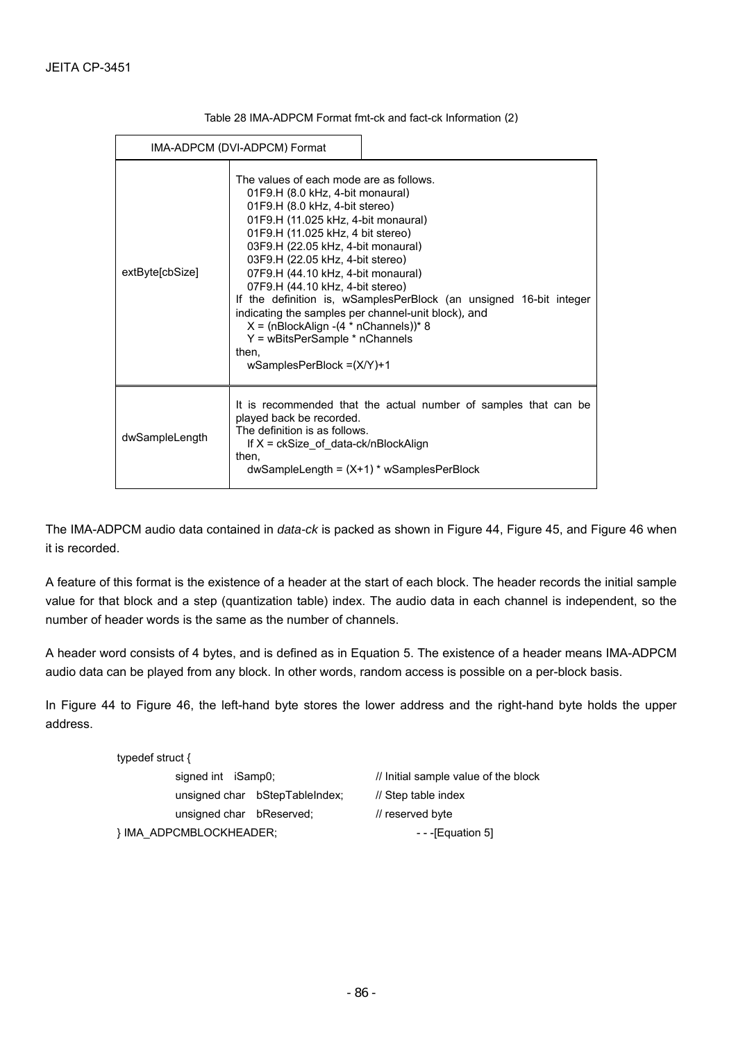Table 28 IMA-ADPCM Format fmt-ck and fact-ck Information (2)

| IMA-ADPCM (DVI-ADPCM) Format | |
|---|---|
| extByte[cbSize] | The values of each mode are as follows.<br>01F9.H (8.0 kHz, 4-bit monaural)<br>01F9.H (8.0 kHz, 4-bit stereo)<br>01F9.H (11.025 kHz, 4-bit monaural)<br>01F9.H (11.025 kHz, 4 bit stereo)<br>03F9.H (22.05 kHz, 4-bit monaural)<br>03F9.H (22.05 kHz, 4-bit stereo)<br>07F9.H (44.10 kHz, 4-bit monaural)<br>07F9.H (44.10 kHz, 4-bit stereo)<br>If the definition is, wSamplesPerBlock (an unsigned 16-bit integer indicating the samples per channel-unit block), and<br>X = (nBlockAlign -(4 * nChannels))* 8<br>Y = wBitsPerSample * nChannels<br>then,<br>wSamplesPerBlock =(X/Y)+1 |
| dwSampleLength | It is recommended that the actual number of samples that can be played back be recorded.<br>The definition is as follows.<br>If X = ckSize_of_data-ck/nBlockAlign<br>then,<br>dwSampleLength = (X+1) * wSamplesPerBlock |

The IMA-ADPCM audio data contained in *data-ck* is packed as shown in Figure 44, Figure 45, and Figure 46 when it is recorded.

A feature of this format is the existence of a header at the start of each block. The header records the initial sample value for that block and a step (quantization table) index. The audio data in each channel is independent, so the number of header words is the same as the number of channels.

A header word consists of 4 bytes, and is defined as in Equation 5. The existence of a header means IMA-ADPCM audio data can be played from any block. In other words, random access is possible on a per-block basis.

In Figure 44 to Figure 46, the left-hand byte stores the lower address and the right-hand byte holds the upper address.

```
typedef struct {
        signed int    iSamp0;                // Initial sample value of the block
        unsigned char  bStepTableIndex;      // Step table index
        unsigned char  bReserved;            // reserved byte
} IMA_ADPCMBLOCKHEADER;                          - - -[Equation 5]
```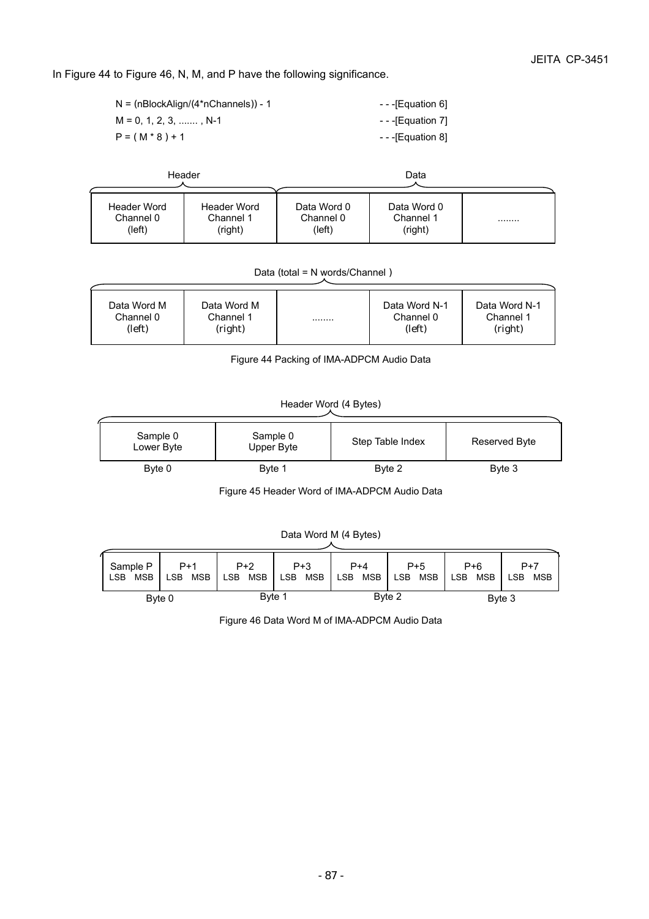In Figure 44 to Figure 46, N, M, and P have the following significance.

| | |
|---|---|
| N = (nBlockAlign/(4*nChannels)) - 1 | - - -[Equation 6] |
| M = 0, 1, 2, 3, ....... , N-1 | - - -[Equation 7] |
| P = ( M * 8 ) + 1 | - - -[Equation 8] |

| Header | | Data | | |
|---|---|---|---|---|
| Header Word Channel 0 (left) | Header Word Channel 1 (right) | Data Word 0 Channel 0 (left) | Data Word 0 Channel 1 (right) | ........ |

| Data (total = N words/Channel ) | | | | |
|---|---|---|---|---|
| Data Word M Channel 0 (left) | Data Word M Channel 1 (right) | ........ | Data Word N-1 Channel 0 (left) | Data Word N-1 Channel 1 (right) |

Figure 44 Packing of IMA-ADPCM Audio Data

| Header Word (4 Bytes) | | | |
|---|---|---|---|
| Sample 0 Lower Byte | Sample 0 Upper Byte | Step Table Index | Reserved Byte |
| Byte 0 | Byte 1 | Byte 2 | Byte 3 |

Figure 45 Header Word of IMA-ADPCM Audio Data

| Data Word M (4 Bytes) | | | | | | | |
|---|---|---|---|---|---|---|---|
| Sample P LSB MSB | P+1 LSB MSB | P+2 LSB MSB | P+3 LSB MSB | P+4 LSB MSB | P+5 LSB MSB | P+6 LSB MSB | P+7 LSB MSB |
| Byte 0 | | Byte 1 | | Byte 2 | | Byte 3 | |

Figure 46 Data Word M of IMA-ADPCM Audio Data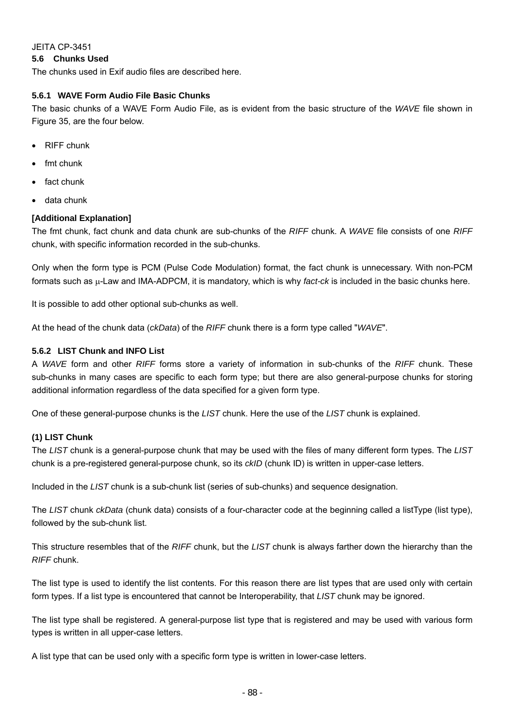### 5.6 Chunks Used

The chunks used in Exif audio files are described here.

#### 5.6.1 WAVE Form Audio File Basic Chunks

The basic chunks of a WAVE Form Audio File, as is evident from the basic structure of the *WAVE* file shown in Figure 35, are the four below.

- RIFF chunk
- fmt chunk
- fact chunk
- data chunk

**[Additional Explanation]**

The fmt chunk, fact chunk and data chunk are sub-chunks of the *RIFF* chunk. A *WAVE* file consists of one *RIFF* chunk, with specific information recorded in the sub-chunks.

Only when the form type is PCM (Pulse Code Modulation) format, the fact chunk is unnecessary. With non-PCM formats such as μ-Law and IMA-ADPCM, it is mandatory, which is why *fact-ck* is included in the basic chunks here.

It is possible to add other optional sub-chunks as well.

At the head of the chunk data (*ckData*) of the *RIFF* chunk there is a form type called "*WAVE*".

#### 5.6.2 LIST Chunk and INFO List

A *WAVE* form and other *RIFF* forms store a variety of information in sub-chunks of the *RIFF* chunk. These sub-chunks in many cases are specific to each form type; but there are also general-purpose chunks for storing additional information regardless of the data specified for a given form type.

One of these general-purpose chunks is the *LIST* chunk. Here the use of the *LIST* chunk is explained.

**(1) LIST Chunk**

The *LIST* chunk is a general-purpose chunk that may be used with the files of many different form types. The *LIST* chunk is a pre-registered general-purpose chunk, so its *ckID* (chunk ID) is written in upper-case letters.

Included in the *LIST* chunk is a sub-chunk list (series of sub-chunks) and sequence designation.

The *LIST* chunk *ckData* (chunk data) consists of a four-character code at the beginning called a listType (list type), followed by the sub-chunk list.

This structure resembles that of the *RIFF* chunk, but the *LIST* chunk is always farther down the hierarchy than the *RIFF* chunk.

The list type is used to identify the list contents. For this reason there are list types that are used only with certain form types. If a list type is encountered that cannot be Interoperability, that *LIST* chunk may be ignored.

The list type shall be registered. A general-purpose list type that is registered and may be used with various form types is written in all upper-case letters.

A list type that can be used only with a specific form type is written in lower-case letters.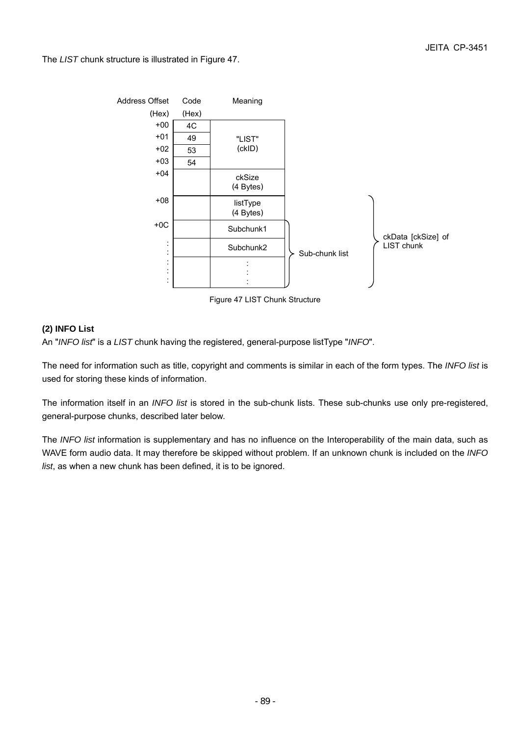The *LIST* chunk structure is illustrated in Figure 47.

| Address Offset (Hex) | Code (Hex) | Meaning | | |
|---|---|---|---|---|
| +00 | 4C | "LIST" (ckID) | | |
| +01 | 49 | | | |
| +02 | 53 | | | |
| +03 | 54 | | | |
| +04 | | ckSize (4 Bytes) | | |
| +08 | | listType (4 Bytes) | | ckData [ckSize] of LIST chunk |
| +0C | | Subchunk1 | Sub-chunk list | |
| : | | Subchunk2 | | |
| : | | : | | |

Figure 47 LIST Chunk Structure

**(2) INFO List**

An "*INFO list*" is a *LIST* chunk having the registered, general-purpose listType "*INFO*".

The need for information such as title, copyright and comments is similar in each of the form types. The *INFO list* is used for storing these kinds of information.

The information itself in an *INFO list* is stored in the sub-chunk lists. These sub-chunks use only pre-registered, general-purpose chunks, described later below.

The *INFO list* information is supplementary and has no influence on the Interoperability of the main data, such as WAVE form audio data. It may therefore be skipped without problem. If an unknown chunk is included on the *INFO list*, as when a new chunk has been defined, it is to be ignored.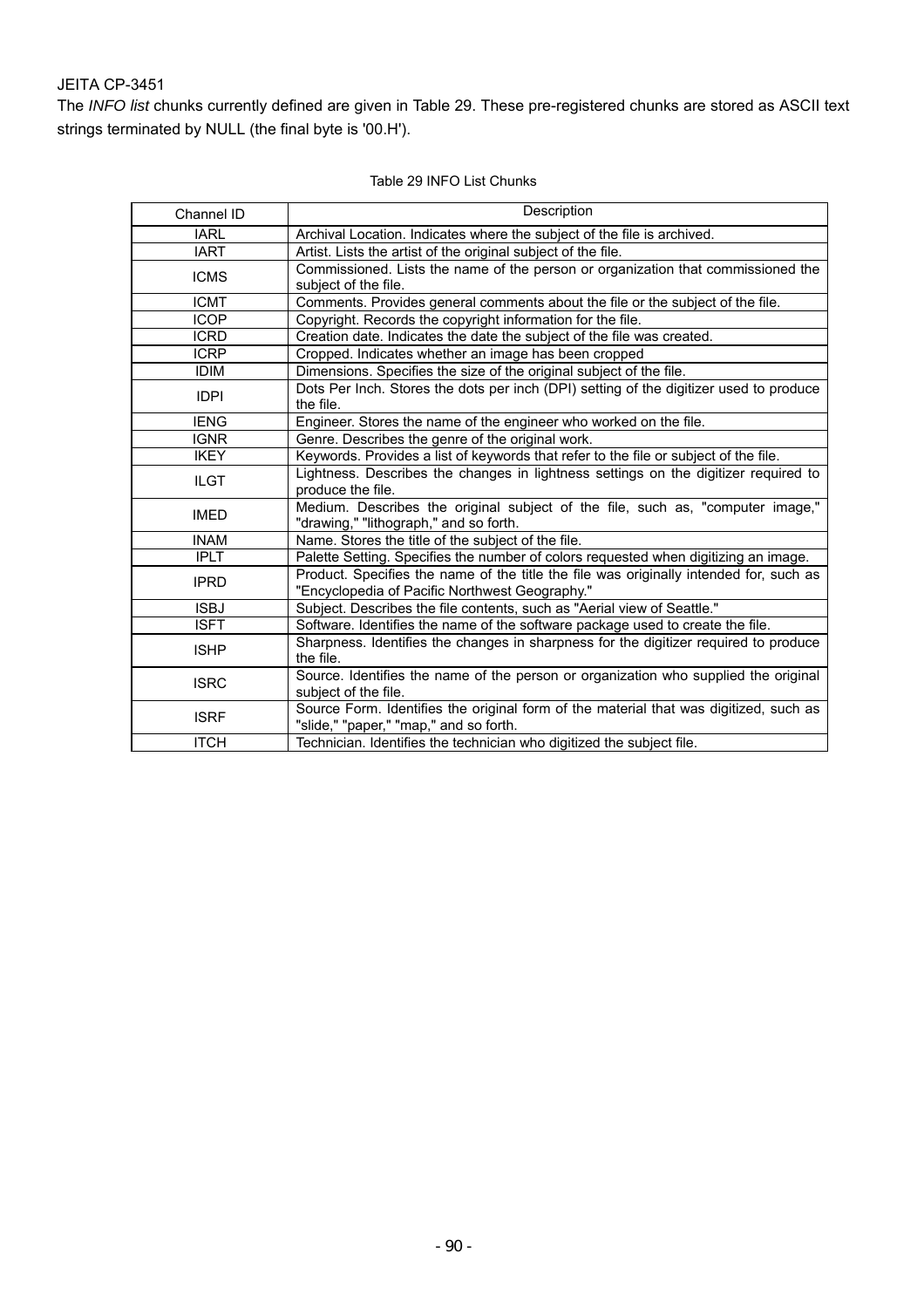The *INFO list* chunks currently defined are given in Table 29. These pre-registered chunks are stored as ASCII text strings terminated by NULL (the final byte is '00.H').

Table 29 INFO List Chunks

| Channel ID | Description |
|---|---|
| IARL | Archival Location. Indicates where the subject of the file is archived. |
| IART | Artist. Lists the artist of the original subject of the file. |
| ICMS | Commissioned. Lists the name of the person or organization that commissioned the subject of the file. |
| ICMT | Comments. Provides general comments about the file or the subject of the file. |
| ICOP | Copyright. Records the copyright information for the file. |
| ICRD | Creation date. Indicates the date the subject of the file was created. |
| ICRP | Cropped. Indicates whether an image has been cropped |
| IDIM | Dimensions. Specifies the size of the original subject of the file. |
| IDPI | Dots Per Inch. Stores the dots per inch (DPI) setting of the digitizer used to produce the file. |
| IENG | Engineer. Stores the name of the engineer who worked on the file. |
| IGNR | Genre. Describes the genre of the original work. |
| IKEY | Keywords. Provides a list of keywords that refer to the file or subject of the file. |
| ILGT | Lightness. Describes the changes in lightness settings on the digitizer required to produce the file. |
| IMED | Medium. Describes the original subject of the file, such as, "computer image," "drawing," "lithograph," and so forth. |
| INAM | Name. Stores the title of the subject of the file. |
| IPLT | Palette Setting. Specifies the number of colors requested when digitizing an image. |
| IPRD | Product. Specifies the name of the title the file was originally intended for, such as "Encyclopedia of Pacific Northwest Geography." |
| ISBJ | Subject. Describes the file contents, such as "Aerial view of Seattle." |
| ISFT | Software. Identifies the name of the software package used to create the file. |
| ISHP | Sharpness. Identifies the changes in sharpness for the digitizer required to produce the file. |
| ISRC | Source. Identifies the name of the person or organization who supplied the original subject of the file. |
| ISRF | Source Form. Identifies the original form of the material that was digitized, such as "slide," "paper," "map," and so forth. |
| ITCH | Technician. Identifies the technician who digitized the subject file. |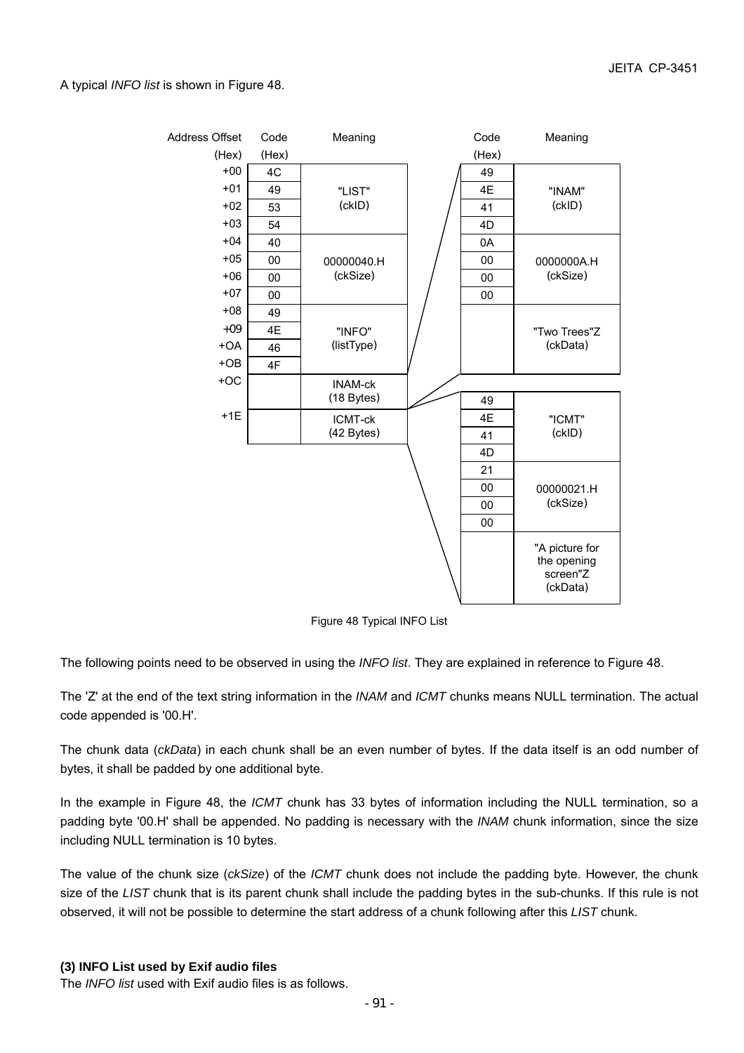A typical *INFO list* is shown in Figure 48.

| Address Offset (Hex) | Code (Hex) | Meaning |
|---|---|---|
| +00 | 4C | "LIST" (ckID) |
| +01 | 49 | |
| +02 | 53 | |
| +03 | 54 | |
| +04 | 40 | 00000040.H (ckSize) |
| +05 | 00 | |
| +06 | 00 | |
| +07 | 00 | |
| +08 | 49 | "INFO" (listType) |
| +09 | 4E | |
| +OA | 46 | |
| +OB | 4F | |
| +OC | | INAM-ck (18 Bytes) |
| +1E | | ICMT-ck (42 Bytes) |

INAM-ck:

| Code (Hex) | Meaning |
|---|---|
| 49 | "INAM" (ckID) |
| 4E | |
| 41 | |
| 4D | |
| 0A | 0000000A.H (ckSize) |
| 00 | |
| 00 | |
| 00 | |
| | "Two Trees"Z (ckData) |

ICMT-ck:

| Code (Hex) | Meaning |
|---|---|
| 49 | "ICMT" (ckID) |
| 4E | |
| 41 | |
| 4D | |
| 21 | 00000021.H (ckSize) |
| 00 | |
| 00 | |
| 00 | |
| | "A picture for the opening screen"Z (ckData) |

Figure 48 Typical INFO List

The following points need to be observed in using the *INFO list*. They are explained in reference to Figure 48.

The 'Z' at the end of the text string information in the *INAM* and *ICMT* chunks means NULL termination. The actual code appended is '00.H'.

The chunk data (*ckData*) in each chunk shall be an even number of bytes. If the data itself is an odd number of bytes, it shall be padded by one additional byte.

In the example in Figure 48, the *ICMT* chunk has 33 bytes of information including the NULL termination, so a padding byte '00.H' shall be appended. No padding is necessary with the *INAM* chunk information, since the size including NULL termination is 10 bytes.

The value of the chunk size (*ckSize*) of the *ICMT* chunk does not include the padding byte. However, the chunk size of the *LIST* chunk that is its parent chunk shall include the padding bytes in the sub-chunks. If this rule is not observed, it will not be possible to determine the start address of a chunk following after this *LIST* chunk.

**(3) INFO List used by Exif audio files**

The *INFO list* used with Exif audio files is as follows.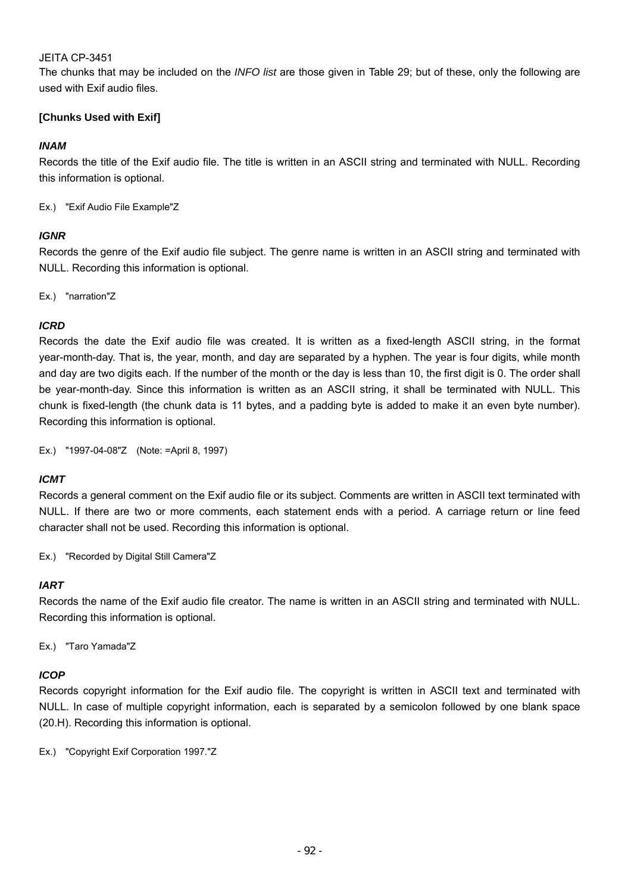The chunks that may be included on the *INFO list* are those given in Table 29; but of these, only the following are used with Exif audio files.

**[Chunks Used with Exif]**

***INAM***

Records the title of the Exif audio file. The title is written in an ASCII string and terminated with NULL. Recording this information is optional.

Ex.) "Exif Audio File Example"Z

***IGNR***

Records the genre of the Exif audio file subject. The genre name is written in an ASCII string and terminated with NULL. Recording this information is optional.

Ex.) "narration"Z

***ICRD***

Records the date the Exif audio file was created. It is written as a fixed-length ASCII string, in the format year-month-day. That is, the year, month, and day are separated by a hyphen. The year is four digits, while month and day are two digits each. If the number of the month or the day is less than 10, the first digit is 0. The order shall be year-month-day. Since this information is written as an ASCII string, it shall be terminated with NULL. This chunk is fixed-length (the chunk data is 11 bytes, and a padding byte is added to make it an even byte number). Recording this information is optional.

Ex.) "1997-04-08"Z (Note: =April 8, 1997)

***ICMT***

Records a general comment on the Exif audio file or its subject. Comments are written in ASCII text terminated with NULL. If there are two or more comments, each statement ends with a period. A carriage return or line feed character shall not be used. Recording this information is optional.

Ex.) "Recorded by Digital Still Camera"Z

***IART***

Records the name of the Exif audio file creator. The name is written in an ASCII string and terminated with NULL. Recording this information is optional.

Ex.) "Taro Yamada"Z

***ICOP***

Records copyright information for the Exif audio file. The copyright is written in ASCII text and terminated with NULL. In case of multiple copyright information, each is separated by a semicolon followed by one blank space (20.H). Recording this information is optional.

Ex.) "Copyright Exif Corporation 1997."Z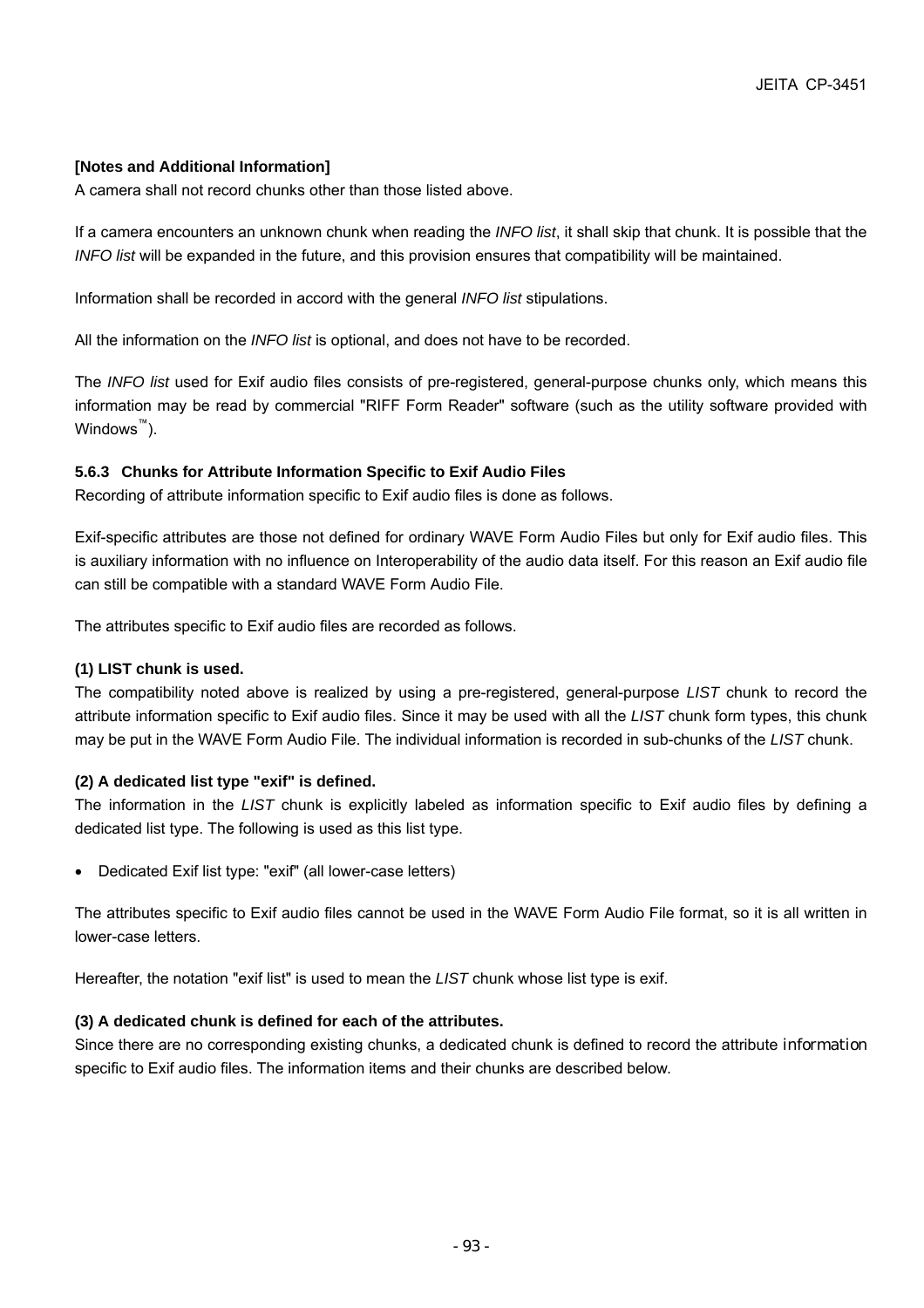**[Notes and Additional Information]**

A camera shall not record chunks other than those listed above.

If a camera encounters an unknown chunk when reading the *INFO list*, it shall skip that chunk. It is possible that the *INFO list* will be expanded in the future, and this provision ensures that compatibility will be maintained.

Information shall be recorded in accord with the general *INFO list* stipulations.

All the information on the *INFO list* is optional, and does not have to be recorded.

The *INFO list* used for Exif audio files consists of pre-registered, general-purpose chunks only, which means this information may be read by commercial "RIFF Form Reader" software (such as the utility software provided with Windows™).

### 5.6.3 Chunks for Attribute Information Specific to Exif Audio Files

Recording of attribute information specific to Exif audio files is done as follows.

Exif-specific attributes are those not defined for ordinary WAVE Form Audio Files but only for Exif audio files. This is auxiliary information with no influence on Interoperability of the audio data itself. For this reason an Exif audio file can still be compatible with a standard WAVE Form Audio File.

The attributes specific to Exif audio files are recorded as follows.

**(1) LIST chunk is used.**

The compatibility noted above is realized by using a pre-registered, general-purpose *LIST* chunk to record the attribute information specific to Exif audio files. Since it may be used with all the *LIST* chunk form types, this chunk may be put in the WAVE Form Audio File. The individual information is recorded in sub-chunks of the *LIST* chunk.

**(2) A dedicated list type "exif" is defined.**

The information in the *LIST* chunk is explicitly labeled as information specific to Exif audio files by defining a dedicated list type. The following is used as this list type.

- Dedicated Exif list type: "exif" (all lower-case letters)

The attributes specific to Exif audio files cannot be used in the WAVE Form Audio File format, so it is all written in lower-case letters.

Hereafter, the notation "exif list" is used to mean the *LIST* chunk whose list type is exif.

**(3) A dedicated chunk is defined for each of the attributes.**

Since there are no corresponding existing chunks, a dedicated chunk is defined to record the attribute information specific to Exif audio files. The information items and their chunks are described below.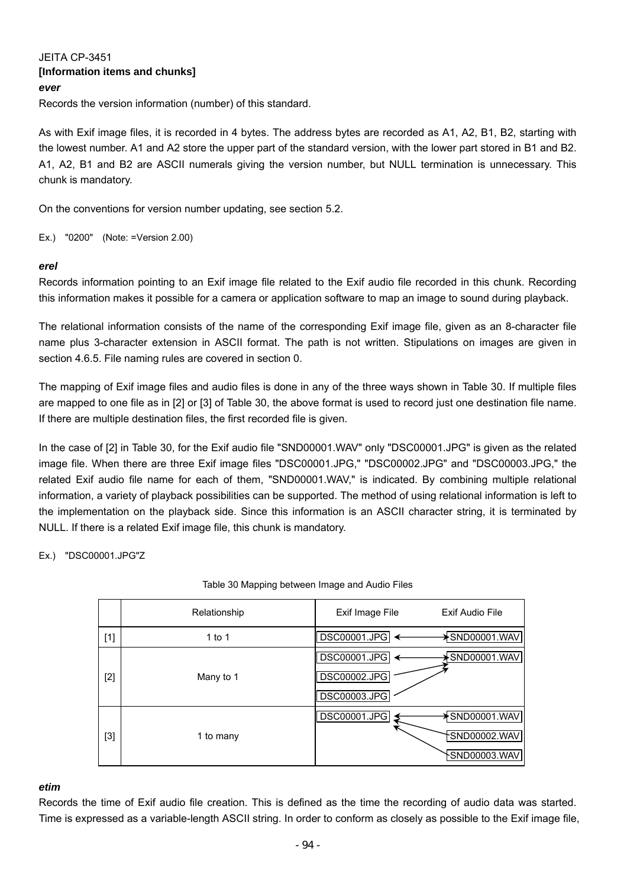**[Information items and chunks]**

***ever***

Records the version information (number) of this standard.

As with Exif image files, it is recorded in 4 bytes. The address bytes are recorded as A1, A2, B1, B2, starting with the lowest number. A1 and A2 store the upper part of the standard version, with the lower part stored in B1 and B2. A1, A2, B1 and B2 are ASCII numerals giving the version number, but NULL termination is unnecessary. This chunk is mandatory.

On the conventions for version number updating, see section 5.2.

Ex.) "0200" (Note: =Version 2.00)

***erel***

Records information pointing to an Exif image file related to the Exif audio file recorded in this chunk. Recording this information makes it possible for a camera or application software to map an image to sound during playback.

The relational information consists of the name of the corresponding Exif image file, given as an 8-character file name plus 3-character extension in ASCII format. The path is not written. Stipulations on images are given in section 4.6.5. File naming rules are covered in section 0.

The mapping of Exif image files and audio files is done in any of the three ways shown in Table 30. If multiple files are mapped to one file as in [2] or [3] of Table 30, the above format is used to record just one destination file name. If there are multiple destination files, the first recorded file is given.

In the case of [2] in Table 30, for the Exif audio file "SND00001.WAV" only "DSC00001.JPG" is given as the related image file. When there are three Exif image files "DSC00001.JPG," "DSC00002.JPG" and "DSC00003.JPG," the related Exif audio file name for each of them, "SND00001.WAV," is indicated. By combining multiple relational information, a variety of playback possibilities can be supported. The method of using relational information is left to the implementation on the playback side. Since this information is an ASCII character string, it is terminated by NULL. If there is a related Exif image file, this chunk is mandatory.

Ex.) "DSC00001.JPG"Z

Table 30 Mapping between Image and Audio Files

| | Relationship | Exif Image File | | Exif Audio File |
|---|---|---|---|---|
| [1] | 1 to 1 | DSC00001.JPG | ←→ | SND00001.WAV |
| [2] | Many to 1 | DSC00001.JPG | ←→ | SND00001.WAV |
| | | DSC00002.JPG | → | |
| | | DSC00003.JPG | → | |
| [3] | 1 to many | DSC00001.JPG | ←→ | SND00001.WAV |
| | | | ← | SND00002.WAV |
| | | | ← | SND00003.WAV |

***etim***

Records the time of Exif audio file creation. This is defined as the time the recording of audio data was started. Time is expressed as a variable-length ASCII string. In order to conform as closely as possible to the Exif image file,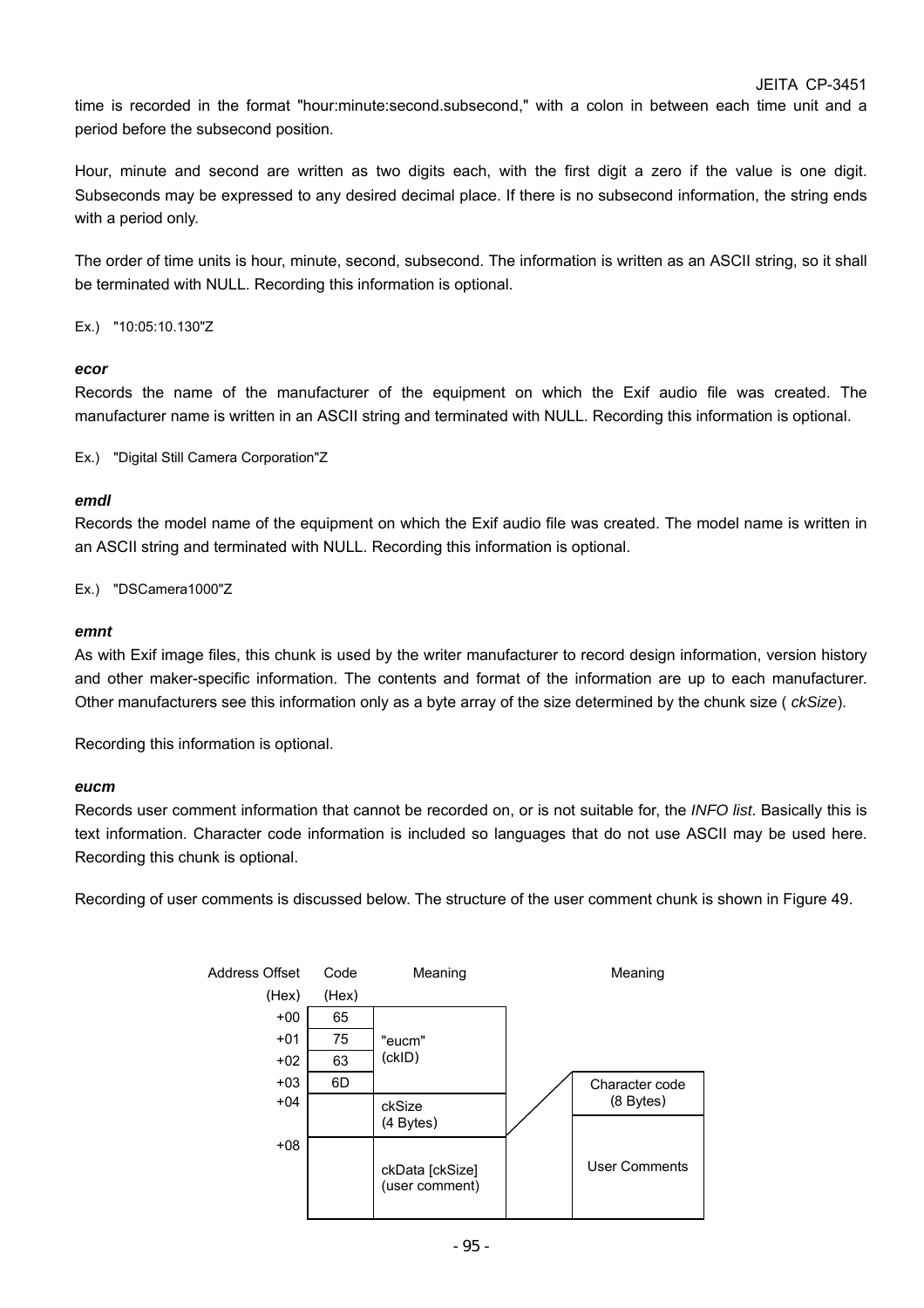time is recorded in the format "hour:minute:second.subsecond," with a colon in between each time unit and a period before the subsecond position.

Hour, minute and second are written as two digits each, with the first digit a zero if the value is one digit. Subseconds may be expressed to any desired decimal place. If there is no subsecond information, the string ends with a period only.

The order of time units is hour, minute, second, subsecond. The information is written as an ASCII string, so it shall be terminated with NULL. Recording this information is optional.

Ex.) "10:05:10.130"Z

***ecor***

Records the name of the manufacturer of the equipment on which the Exif audio file was created. The manufacturer name is written in an ASCII string and terminated with NULL. Recording this information is optional.

Ex.) "Digital Still Camera Corporation"Z

***emdl***

Records the model name of the equipment on which the Exif audio file was created. The model name is written in an ASCII string and terminated with NULL. Recording this information is optional.

Ex.) "DSCamera1000"Z

***emnt***

As with Exif image files, this chunk is used by the writer manufacturer to record design information, version history and other maker-specific information. The contents and format of the information are up to each manufacturer. Other manufacturers see this information only as a byte array of the size determined by the chunk size ( *ckSize*).

Recording this information is optional.

***eucm***

Records user comment information that cannot be recorded on, or is not suitable for, the *INFO list*. Basically this is text information. Character code information is included so languages that do not use ASCII may be used here. Recording this chunk is optional.

Recording of user comments is discussed below. The structure of the user comment chunk is shown in Figure 49.

| Address Offset (Hex) | Code (Hex) | Meaning | Meaning |
|---|---|---|---|
| +00 | 65 | "eucm" (ckID) | |
| +01 | 75 | | |
| +02 | 63 | | |
| +03 | 6D | | |
| +04 | | ckSize (4 Bytes) | |
| +08 | | ckData [ckSize] (user comment) | Character code (8 Bytes) |
| | | | User Comments |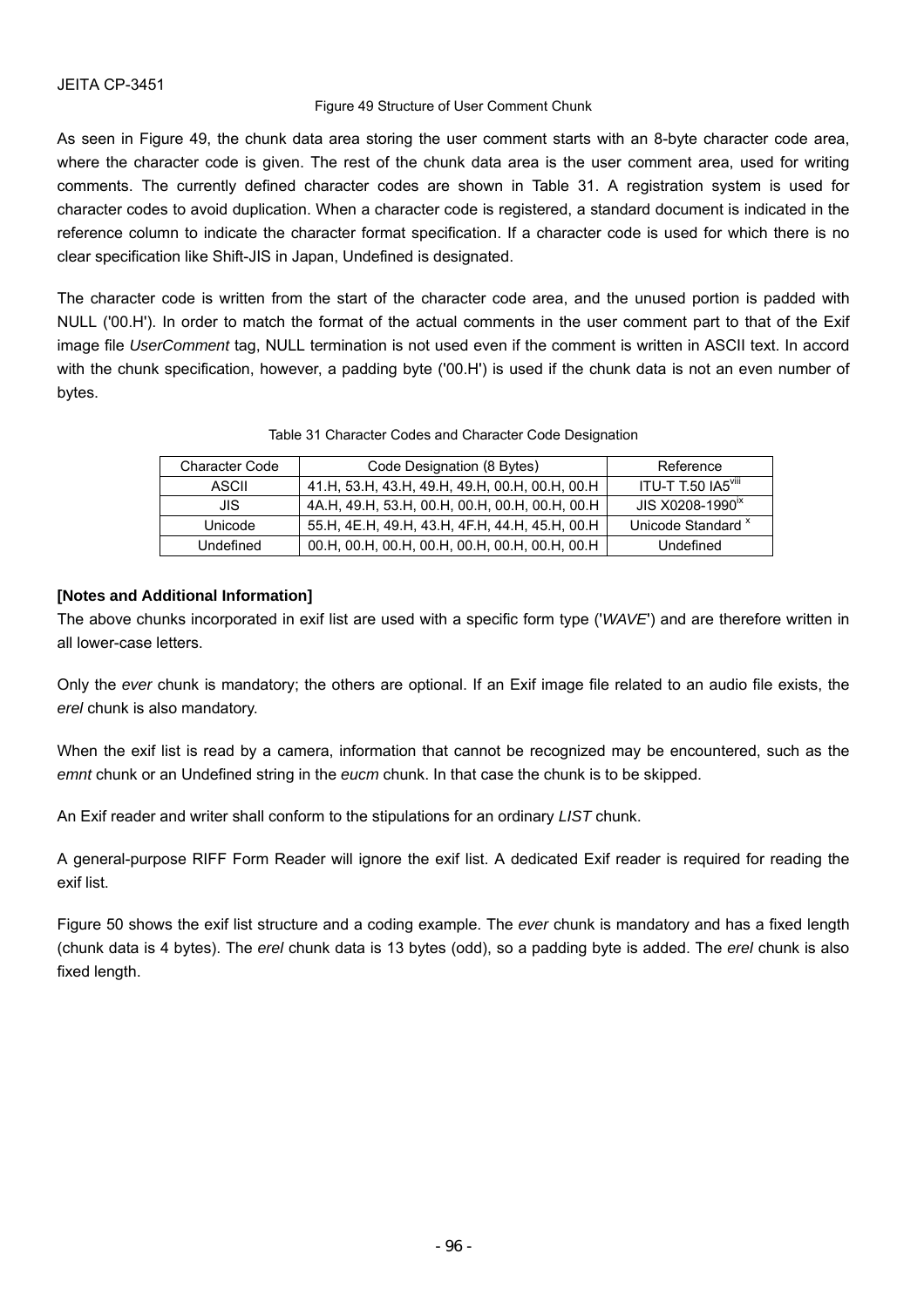Figure 49 Structure of User Comment Chunk

As seen in Figure 49, the chunk data area storing the user comment starts with an 8-byte character code area, where the character code is given. The rest of the chunk data area is the user comment area, used for writing comments. The currently defined character codes are shown in Table 31. A registration system is used for character codes to avoid duplication. When a character code is registered, a standard document is indicated in the reference column to indicate the character format specification. If a character code is used for which there is no clear specification like Shift-JIS in Japan, Undefined is designated.

The character code is written from the start of the character code area, and the unused portion is padded with NULL ('00.H'). In order to match the format of the actual comments in the user comment part to that of the Exif image file *UserComment* tag, NULL termination is not used even if the comment is written in ASCII text. In accord with the chunk specification, however, a padding byte ('00.H') is used if the chunk data is not an even number of bytes.

Table 31 Character Codes and Character Code Designation

| Character Code | Code Designation (8 Bytes) | Reference |
| --- | --- | --- |
| ASCII | 41.H, 53.H, 43.H, 49.H, 49.H, 00.H, 00.H, 00.H | ITU-T T.50 IA5[viii] |
| JIS | 4A.H, 49.H, 53.H, 00.H, 00.H, 00.H, 00.H, 00.H | JIS X0208-1990[ix] |
| Unicode | 55.H, 4E.H, 49.H, 43.H, 4F.H, 44.H, 45.H, 00.H | Unicode Standard [x] |
| Undefined | 00.H, 00.H, 00.H, 00.H, 00.H, 00.H, 00.H, 00.H | Undefined |

**[Notes and Additional Information]**

The above chunks incorporated in exif list are used with a specific form type ('*WAVE*') and are therefore written in all lower-case letters.

Only the *ever* chunk is mandatory; the others are optional. If an Exif image file related to an audio file exists, the *erel* chunk is also mandatory.

When the exif list is read by a camera, information that cannot be recognized may be encountered, such as the *emnt* chunk or an Undefined string in the *eucm* chunk. In that case the chunk is to be skipped.

An Exif reader and writer shall conform to the stipulations for an ordinary *LIST* chunk.

A general-purpose RIFF Form Reader will ignore the exif list. A dedicated Exif reader is required for reading the exif list.

Figure 50 shows the exif list structure and a coding example. The *ever* chunk is mandatory and has a fixed length (chunk data is 4 bytes). The *erel* chunk data is 13 bytes (odd), so a padding byte is added. The *erel* chunk is also fixed length.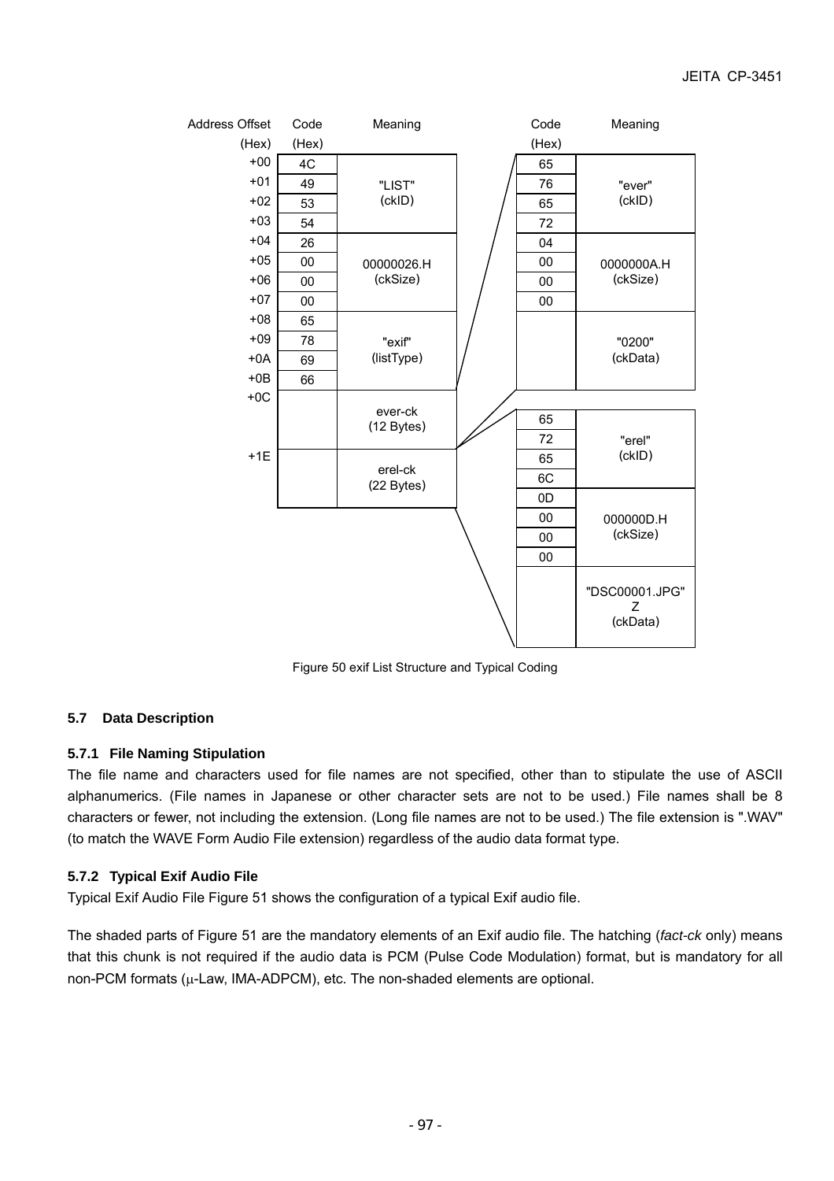| Address Offset (Hex) | Code (Hex) | Meaning |
|---|---|---|
| +00 | 4C | "LIST" (ckID) |
| +01 | 49 | |
| +02 | 53 | |
| +03 | 54 | |
| +04 | 26 | 00000026.H (ckSize) |
| +05 | 00 | |
| +06 | 00 | |
| +07 | 00 | |
| +08 | 65 | "exif" (listType) |
| +09 | 78 | |
| +0A | 69 | |
| +0B | 66 | |
| +0C | | ever-ck (12 Bytes) |
| +1E | | erel-ck (22 Bytes) |

ever-ck:

| Code (Hex) | Meaning |
|---|---|
| 65 | "ever" (ckID) |
| 76 | |
| 65 | |
| 72 | |
| 04 | 0000000A.H (ckSize) |
| 00 | |
| 00 | |
| 00 | |
| | "0200" (ckData) |

erel-ck:

| Code (Hex) | Meaning |
|---|---|
| 65 | "erel" (ckID) |
| 72 | |
| 65 | |
| 6C | |
| 0D | 000000D.H (ckSize) |
| 00 | |
| 00 | |
| 00 | |
| | "DSC00001.JPG" Z (ckData) |

Figure 50 exif List Structure and Typical Coding

## 5.7 Data Description

### 5.7.1 File Naming Stipulation

The file name and characters used for file names are not specified, other than to stipulate the use of ASCII alphanumerics. (File names in Japanese or other character sets are not to be used.) File names shall be 8 characters or fewer, not including the extension. (Long file names are not to be used.) The file extension is ".WAV" (to match the WAVE Form Audio File extension) regardless of the audio data format type.

### 5.7.2 Typical Exif Audio File

Typical Exif Audio File Figure 51 shows the configuration of a typical Exif audio file.

The shaded parts of Figure 51 are the mandatory elements of an Exif audio file. The hatching (*fact-ck* only) means that this chunk is not required if the audio data is PCM (Pulse Code Modulation) format, but is mandatory for all non-PCM formats ($\mu$-Law, IMA-ADPCM), etc. The non-shaded elements are optional.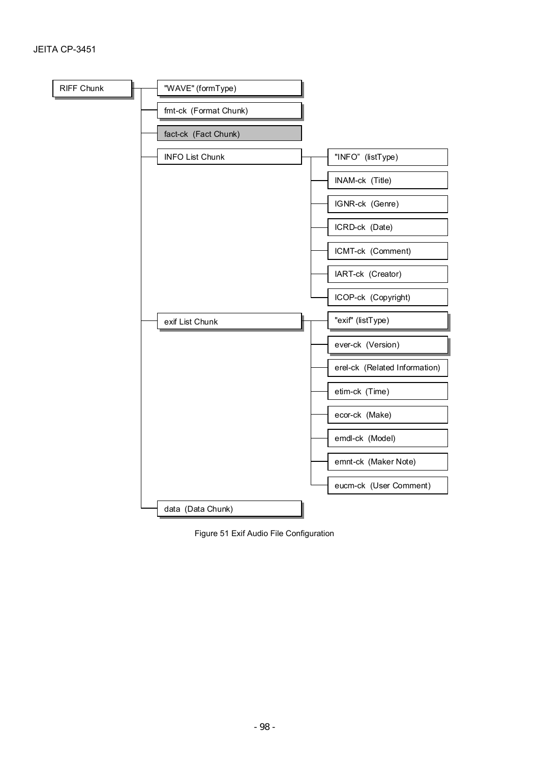- RIFF Chunk
  - "WAVE" (formType)
  - fmt-ck (Format Chunk)
  - fact-ck (Fact Chunk)
  - INFO List Chunk
    - "INFO" (listType)
    - INAM-ck (Title)
    - IGNR-ck (Genre)
    - ICRD-ck (Date)
    - ICMT-ck (Comment)
    - IART-ck (Creator)
    - ICOP-ck (Copyright)
  - exif List Chunk
    - "exif" (listType)
    - ever-ck (Version)
    - erel-ck (Related Information)
    - etim-ck (Time)
    - ecor-ck (Make)
    - emdl-ck (Model)
    - emnt-ck (Maker Note)
    - eucm-ck (User Comment)
  - data (Data Chunk)

Figure 51 Exif Audio File Configuration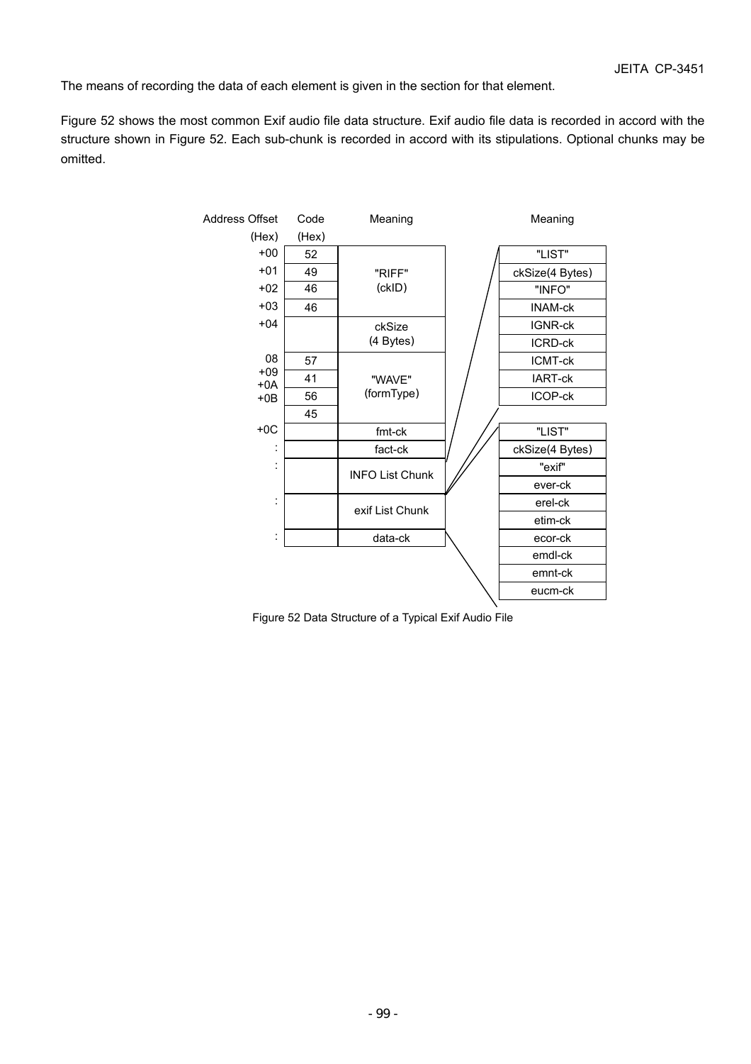The means of recording the data of each element is given in the section for that element.

Figure 52 shows the most common Exif audio file data structure. Exif audio file data is recorded in accord with the structure shown in Figure 52. Each sub-chunk is recorded in accord with its stipulations. Optional chunks may be omitted.

| Address Offset (Hex) | Code (Hex) | Meaning |
|---|---|---|
| +00 | 52 | "RIFF" (ckID) |
| +01 | 49 | |
| +02 | 46 | |
| +03 | 46 | |
| +04 | | ckSize (4 Bytes) |
| 08 | 57 | "WAVE" (formType) |
| +09 | 41 | |
| +0A | 56 | |
| +0B | 45 | |
| +0C | | fmt-ck |
| : | | fact-ck |
| : | | INFO List Chunk |
| : | | exif List Chunk |
| : | | data-ck |

INFO List Chunk:

| Meaning |
|---|
| "LIST" |
| ckSize(4 Bytes) |
| "INFO" |
| INAM-ck |
| IGNR-ck |
| ICRD-ck |
| ICMT-ck |
| IART-ck |
| ICOP-ck |

exif List Chunk:

| Meaning |
|---|
| "LIST" |
| ckSize(4 Bytes) |
| "exif" |
| ever-ck |
| erel-ck |
| etim-ck |
| ecor-ck |
| emdl-ck |
| emnt-ck |
| eucm-ck |

Figure 52 Data Structure of a Typical Exif Audio File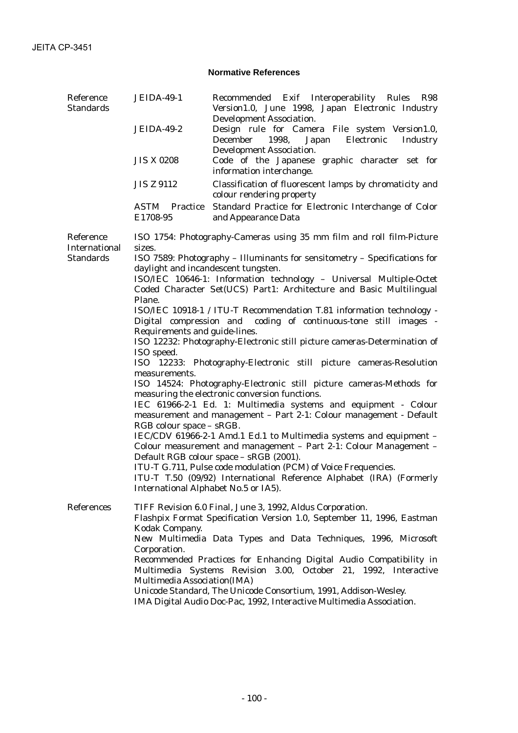### Normative References

| | | |
|---|---|---|
| Reference Standards | JEIDA-49-1 | Recommended Exif Interoperability Rules R98 Version1.0, June 1998, Japan Electronic Industry Development Association. |
| | JEIDA-49-2 | Design rule for Camera File system Version1.0, December 1998, Japan Electronic Industry Development Association. |
| | JIS X 0208 | Code of the Japanese graphic character set for information interchange. |
| | JIS Z 9112 | Classification of fluorescent lamps by chromaticity and colour rendering property |
| | ASTM Practice E1708-95 | Standard Practice for Electronic Interchange of Color and Appearance Data |

**Reference International Standards**

ISO 1754: Photography-Cameras using 35 mm film and roll film-Picture sizes.
ISO 7589: Photography – Illuminants for sensitometry – Specifications for daylight and incandescent tungsten.
ISO/IEC 10646-1: Information technology – Universal Multiple-Octet Coded Character Set(UCS) Part1: Architecture and Basic Multilingual Plane.
ISO/IEC 10918-1 / ITU-T Recommendation T.81 information technology - Digital compression and coding of continuous-tone still images - Requirements and guide-lines.
ISO 12232: Photography-Electronic still picture cameras-Determination of ISO speed.
ISO 12233: Photography-Electronic still picture cameras-Resolution measurements.
ISO 14524: Photography-Electronic still picture cameras-Methods for measuring the electronic conversion functions.
IEC 61966-2-1 Ed. 1: Multimedia systems and equipment - Colour measurement and management – Part 2-1: Colour management - Default RGB colour space – sRGB.
IEC/CDV 61966-2-1 Amd.1 Ed.1 to Multimedia systems and equipment – Colour measurement and management – Part 2-1: Colour Management – Default RGB colour space – sRGB (2001).
ITU-T G.711, Pulse code modulation (PCM) of Voice Frequencies.
ITU-T T.50 (09/92) International Reference Alphabet (IRA) (Formerly International Alphabet No.5 or IA5).

**References**

TIFF Revision 6.0 Final, June 3, 1992, Aldus Corporation.
Flashpix Format Specification Version 1.0, September 11, 1996, Eastman Kodak Company.
New Multimedia Data Types and Data Techniques, 1996, Microsoft Corporation.
Recommended Practices for Enhancing Digital Audio Compatibility in Multimedia Systems Revision 3.00, October 21, 1992, Interactive Multimedia Association(IMA)
Unicode Standard, The Unicode Consortium, 1991, Addison-Wesley.
IMA Digital Audio Doc-Pac, 1992, Interactive Multimedia Association.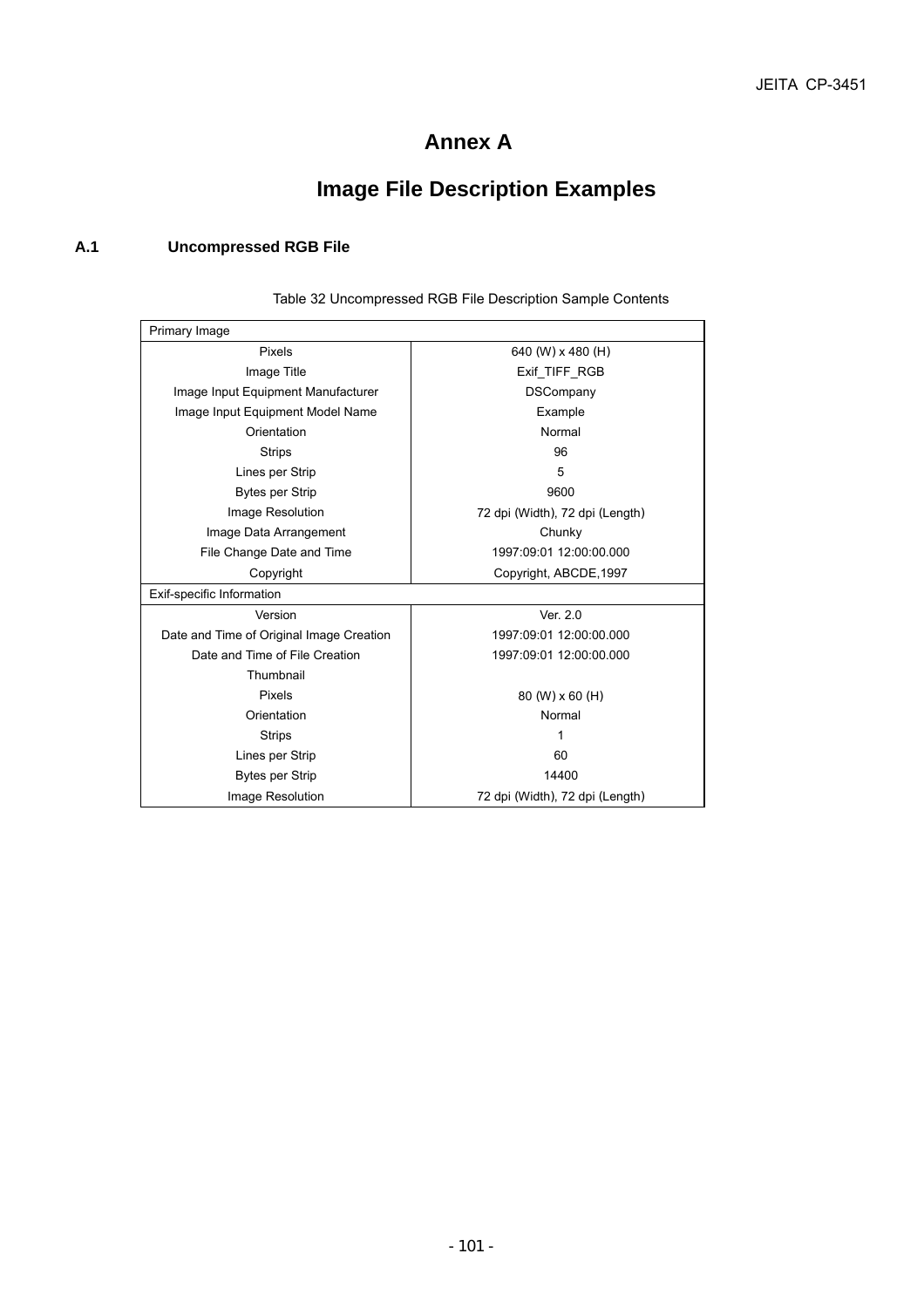# Annex A

# Image File Description Examples

## A.1 Uncompressed RGB File

Table 32 Uncompressed RGB File Description Sample Contents

| Primary Image | |
|---|---|
| Pixels | 640 (W) x 480 (H) |
| Image Title | Exif_TIFF_RGB |
| Image Input Equipment Manufacturer | DSCompany |
| Image Input Equipment Model Name | Example |
| Orientation | Normal |
| Strips | 96 |
| Lines per Strip | 5 |
| Bytes per Strip | 9600 |
| Image Resolution | 72 dpi (Width), 72 dpi (Length) |
| Image Data Arrangement | Chunky |
| File Change Date and Time | 1997:09:01 12:00:00.000 |
| Copyright | Copyright, ABCDE,1997 |
| **Exif-specific Information** | |
| Version | Ver. 2.0 |
| Date and Time of Original Image Creation | 1997:09:01 12:00:00.000 |
| Date and Time of File Creation | 1997:09:01 12:00:00.000 |
| Thumbnail | |
| Pixels | 80 (W) x 60 (H) |
| Orientation | Normal |
| Strips | 1 |
| Lines per Strip | 60 |
| Bytes per Strip | 14400 |
| Image Resolution | 72 dpi (Width), 72 dpi (Length) |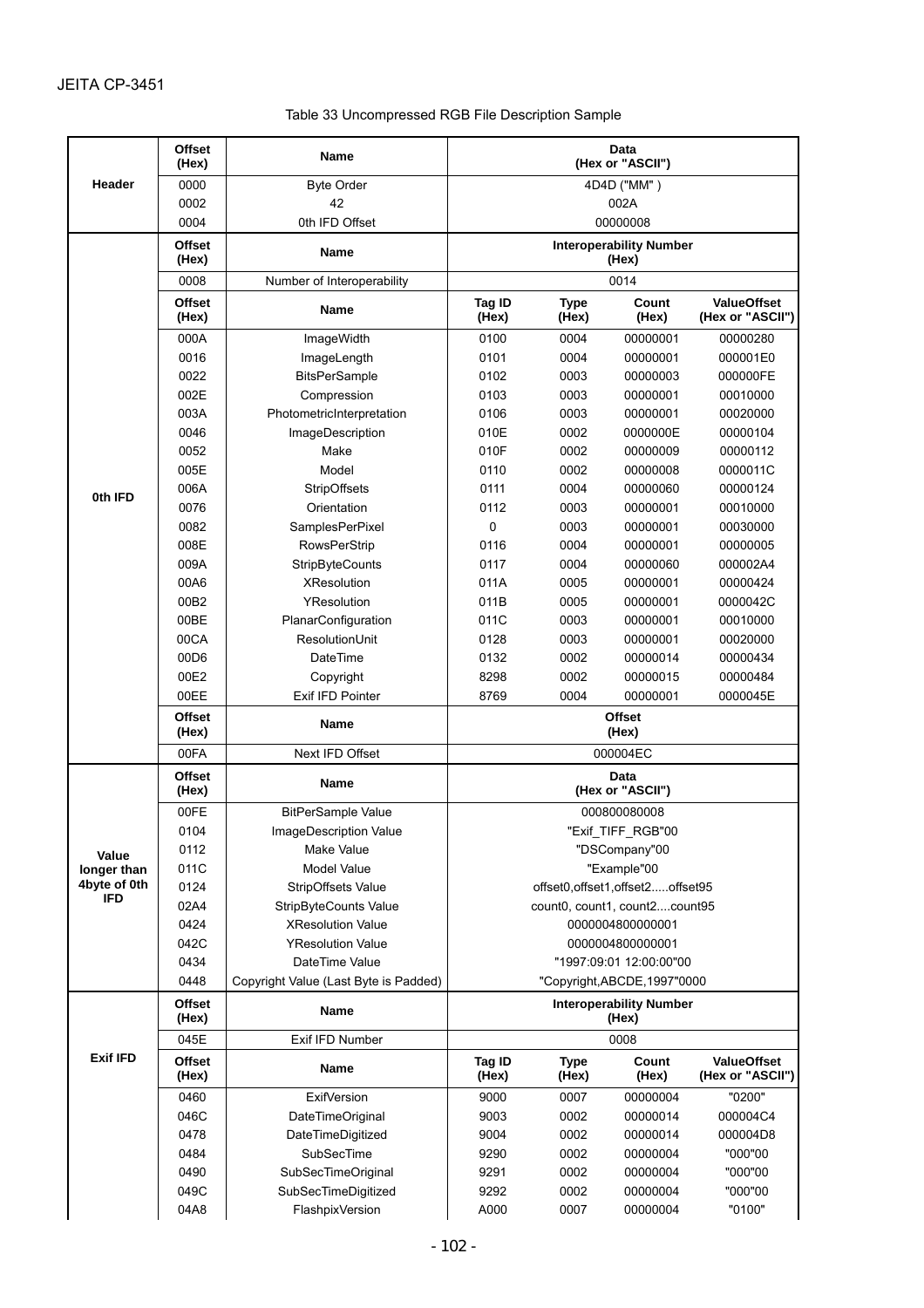Table 33 Uncompressed RGB File Description Sample

| | Offset (Hex) | Name | Data (Hex or "ASCII") | | | |
|---|---|---|---|---|---|---|
| **Header** | 0000 | Byte Order | 4D4D ("MM" ) | | | |
| | 0002 | 42 | 002A | | | |
| | 0004 | 0th IFD Offset | 00000008 | | | |
| **0th IFD** | **Offset (Hex)** | **Name** | **Interoperability Number (Hex)** | | | |
| | 0008 | Number of Interoperability | 0014 | | | |
| | **Offset (Hex)** | **Name** | **Tag ID (Hex)** | **Type (Hex)** | **Count (Hex)** | **ValueOffset (Hex or "ASCII")** |
| | 000A | ImageWidth | 0100 | 0004 | 00000001 | 00000280 |
| | 0016 | ImageLength | 0101 | 0004 | 00000001 | 000001E0 |
| | 0022 | BitsPerSample | 0102 | 0003 | 00000003 | 000000FE |
| | 002E | Compression | 0103 | 0003 | 00000001 | 00010000 |
| | 003A | PhotometricInterpretation | 0106 | 0003 | 00000001 | 00020000 |
| | 0046 | ImageDescription | 010E | 0002 | 0000000E | 00000104 |
| | 0052 | Make | 010F | 0002 | 00000009 | 00000112 |
| | 005E | Model | 0110 | 0002 | 00000008 | 0000011C |
| | 006A | StripOffsets | 0111 | 0004 | 00000060 | 00000124 |
| | 0076 | Orientation | 0112 | 0003 | 00000001 | 00010000 |
| | 0082 | SamplesPerPixel | 0 | 0003 | 00000001 | 00030000 |
| | 008E | RowsPerStrip | 0116 | 0004 | 00000001 | 00000005 |
| | 009A | StripByteCounts | 0117 | 0004 | 00000060 | 000002A4 |
| | 00A6 | XResolution | 011A | 0005 | 00000001 | 00000424 |
| | 00B2 | YResolution | 011B | 0005 | 00000001 | 0000042C |
| | 00BE | PlanarConfiguration | 011C | 0003 | 00000001 | 00010000 |
| | 00CA | ResolutionUnit | 0128 | 0003 | 00000001 | 00020000 |
| | 00D6 | DateTime | 0132 | 0002 | 00000014 | 00000434 |
| | 00E2 | Copyright | 8298 | 0002 | 00000015 | 00000484 |
| | 00EE | Exif IFD Pointer | 8769 | 0004 | 00000001 | 0000045E |
| | **Offset (Hex)** | **Name** | **Offset (Hex)** | | | |
| | 00FA | Next IFD Offset | 000004EC | | | |
| **Value longer than 4byte of 0th IFD** | **Offset (Hex)** | **Name** | **Data (Hex or "ASCII")** | | | |
| | 00FE | BitPerSample Value | 000800080008 | | | |
| | 0104 | ImageDescription Value | "Exif_TIFF_RGB"00 | | | |
| | 0112 | Make Value | "DSCompany"00 | | | |
| | 011C | Model Value | "Example"00 | | | |
| | 0124 | StripOffsets Value | offset0,offset1,offset2.....offset95 | | | |
| | 02A4 | StripByteCounts Value | count0, count1, count2....count95 | | | |
| | 0424 | XResolution Value | 0000004800000001 | | | |
| | 042C | YResolution Value | 0000004800000001 | | | |
| | 0434 | DateTime Value | "1997:09:01 12:00:00"00 | | | |
| | 0448 | Copyright Value (Last Byte is Padded) | "Copyright,ABCDE,1997"0000 | | | |
| **Exif IFD** | **Offset (Hex)** | **Name** | **Interoperability Number (Hex)** | | | |
| | 045E | Exif IFD Number | 0008 | | | |
| | **Offset (Hex)** | **Name** | **Tag ID (Hex)** | **Type (Hex)** | **Count (Hex)** | **ValueOffset (Hex or "ASCII")** |
| | 0460 | ExifVersion | 9000 | 0007 | 00000004 | "0200" |
| | 046C | DateTimeOriginal | 9003 | 0002 | 00000014 | 000004C4 |
| | 0478 | DateTimeDigitized | 9004 | 0002 | 00000014 | 000004D8 |
| | 0484 | SubSecTime | 9290 | 0002 | 00000004 | "000"00 |
| | 0490 | SubSecTimeOriginal | 9291 | 0002 | 00000004 | "000"00 |
| | 049C | SubSecTimeDigitized | 9292 | 0002 | 00000004 | "000"00 |
| | 04A8 | FlashpixVersion | A000 | 0007 | 00000004 | "0100" |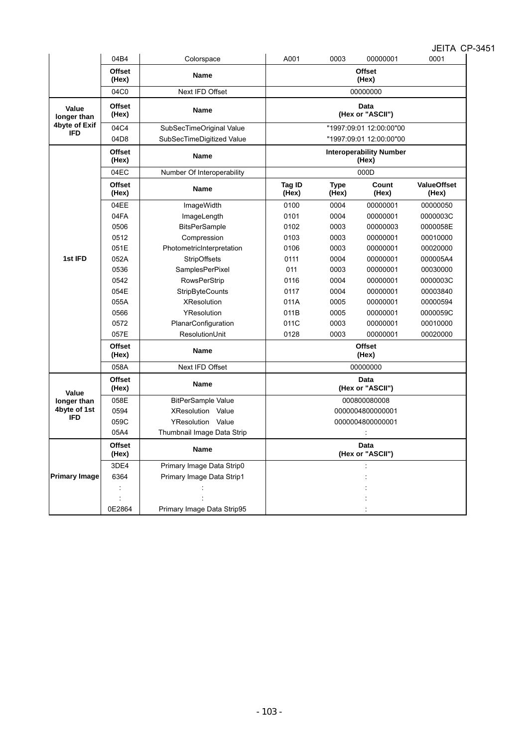| | 04B4 | Colorspace | A001 | 0003 | 00000001 | 0001 |
|---|---|---|---|---|---|---|
| | **Offset (Hex)** | **Name** | **Offset (Hex)** | | | |
| | 04C0 | Next IFD Offset | 00000000 | | | |
| **Value longer than 4byte of Exif IFD** | **Offset (Hex)** | **Name** | **Data (Hex or "ASCII")** | | | |
| | 04C4 | SubSecTimeOriginal Value | "1997:09:01 12:00:00"00 | | | |
| | 04D8 | SubSecTimeDigitized Value | "1997:09:01 12:00:00"00 | | | |
| **1st IFD** | **Offset (Hex)** | **Name** | **Interoperability Number (Hex)** | | | |
| | 04EC | Number Of Interoperability | 000D | | | |
| | **Offset (Hex)** | **Name** | **Tag ID (Hex)** | **Type (Hex)** | **Count (Hex)** | **ValueOffset (Hex)** |
| | 04EE | ImageWidth | 0100 | 0004 | 00000001 | 00000050 |
| | 04FA | ImageLength | 0101 | 0004 | 00000001 | 0000003C |
| | 0506 | BitsPerSample | 0102 | 0003 | 00000003 | 0000058E |
| | 0512 | Compression | 0103 | 0003 | 00000001 | 00010000 |
| | 051E | PhotometricInterpretation | 0106 | 0003 | 00000001 | 00020000 |
| | 052A | StripOffsets | 0111 | 0004 | 00000001 | 000005A4 |
| | 0536 | SamplesPerPixel | 011 | 0003 | 00000001 | 00030000 |
| | 0542 | RowsPerStrip | 0116 | 0004 | 00000001 | 0000003C |
| | 054E | StripByteCounts | 0117 | 0004 | 00000001 | 00003840 |
| | 055A | XResolution | 011A | 0005 | 00000001 | 00000594 |
| | 0566 | YResolution | 011B | 0005 | 00000001 | 0000059C |
| | 0572 | PlanarConfiguration | 011C | 0003 | 00000001 | 00010000 |
| | 057E | ResolutionUnit | 0128 | 0003 | 00000001 | 00020000 |
| | **Offset (Hex)** | **Name** | **Offset (Hex)** | | | |
| | 058A | Next IFD Offset | 00000000 | | | |
| **Value longer than 4byte of 1st IFD** | **Offset (Hex)** | **Name** | **Data (Hex or "ASCII")** | | | |
| | 058E | BitPerSample Value | 000800080008 | | | |
| | 0594 | XResolution Value | 0000004800000001 | | | |
| | 059C | YResolution Value | 0000004800000001 | | | |
| | 05A4 | Thumbnail Image Data Strip | : | | | |
| **Primary Image** | **Offset (Hex)** | **Name** | **Data (Hex or "ASCII")** | | | |
| | 3DE4 | Primary Image Data Strip0 | : | | | |
| | 6364 | Primary Image Data Strip1 | : | | | |
| | : | : | : | | | |
| | : | : | : | | | |
| | 0E2864 | Primary Image Data Strip95 | : | | | |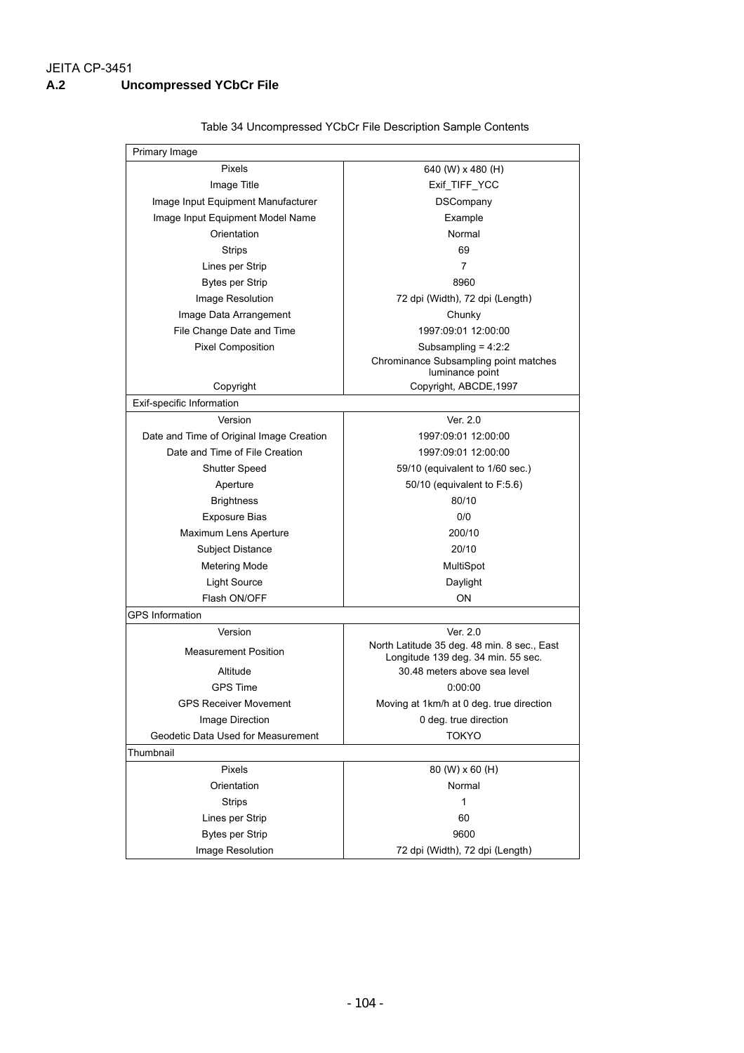## A.2 Uncompressed YCbCr File

Table 34 Uncompressed YCbCr File Description Sample Contents

| Primary Image | |
|---|---|
| Pixels | 640 (W) x 480 (H) |
| Image Title | Exif_TIFF_YCC |
| Image Input Equipment Manufacturer | DSCompany |
| Image Input Equipment Model Name | Example |
| Orientation | Normal |
| Strips | 69 |
| Lines per Strip | 7 |
| Bytes per Strip | 8960 |
| Image Resolution | 72 dpi (Width), 72 dpi (Length) |
| Image Data Arrangement | Chunky |
| File Change Date and Time | 1997:09:01 12:00:00 |
| Pixel Composition | Subsampling = 4:2:2<br>Chrominance Subsampling point matches luminance point |
| Copyright | Copyright, ABCDE,1997 |
| **Exif-specific Information** | |
| Version | Ver. 2.0 |
| Date and Time of Original Image Creation | 1997:09:01 12:00:00 |
| Date and Time of File Creation | 1997:09:01 12:00:00 |
| Shutter Speed | 59/10 (equivalent to 1/60 sec.) |
| Aperture | 50/10 (equivalent to F:5.6) |
| Brightness | 80/10 |
| Exposure Bias | 0/0 |
| Maximum Lens Aperture | 200/10 |
| Subject Distance | 20/10 |
| Metering Mode | MultiSpot |
| Light Source | Daylight |
| Flash ON/OFF | ON |
| **GPS Information** | |
| Version | Ver. 2.0 |
| Measurement Position | North Latitude 35 deg. 48 min. 8 sec., East Longitude 139 deg. 34 min. 55 sec. |
| Altitude | 30.48 meters above sea level |
| GPS Time | 0:00:00 |
| GPS Receiver Movement | Moving at 1km/h at 0 deg. true direction |
| Image Direction | 0 deg. true direction |
| Geodetic Data Used for Measurement | TOKYO |
| **Thumbnail** | |
| Pixels | 80 (W) x 60 (H) |
| Orientation | Normal |
| Strips | 1 |
| Lines per Strip | 60 |
| Bytes per Strip | 9600 |
| Image Resolution | 72 dpi (Width), 72 dpi (Length) |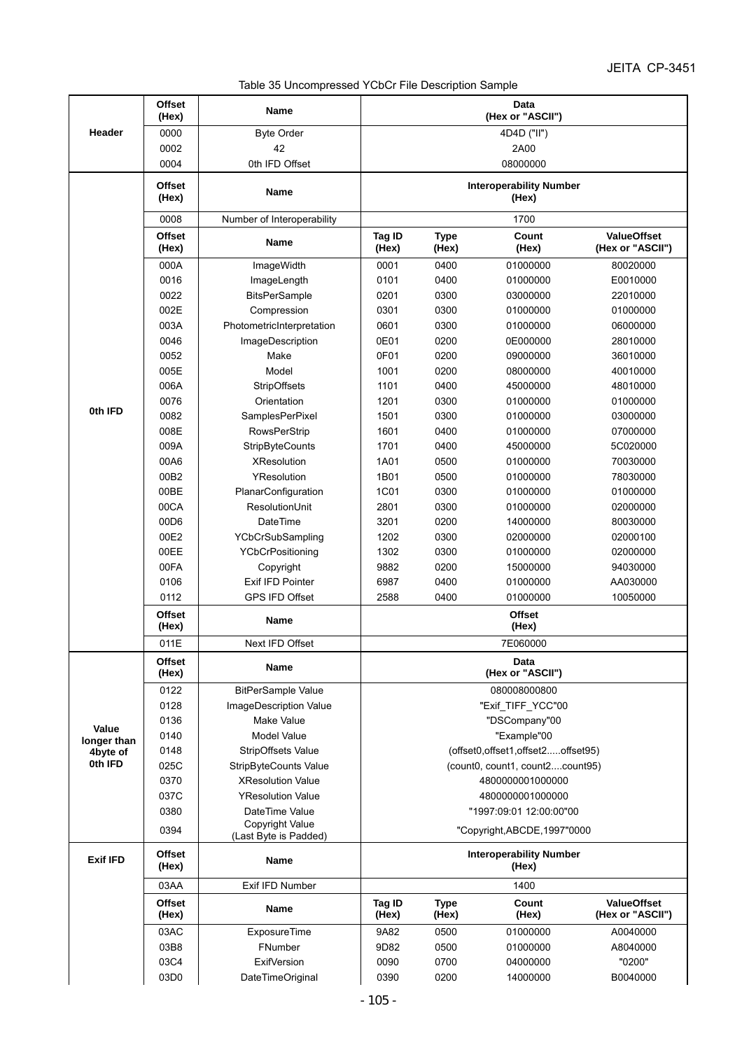Table 35 Uncompressed YCbCr File Description Sample

| | Offset (Hex) | Name | Data (Hex or "ASCII") | | | |
|---|---|---|---|---|---|---|
| Header | 0000 | Byte Order | 4D4D ("II") | | | |
| | 0002 | 42 | 2A00 | | | |
| | 0004 | 0th IFD Offset | 08000000 | | | |
| 0th IFD | **Offset (Hex)** | **Name** | **Interoperability Number (Hex)** | | | |
| | 0008 | Number of Interoperability | 1700 | | | |
| | **Offset (Hex)** | **Name** | **Tag ID (Hex)** | **Type (Hex)** | **Count (Hex)** | **ValueOffset (Hex or "ASCII")** |
| | 000A | ImageWidth | 0001 | 0400 | 01000000 | 80020000 |
| | 0016 | ImageLength | 0101 | 0400 | 01000000 | E0010000 |
| | 0022 | BitsPerSample | 0201 | 0300 | 03000000 | 22010000 |
| | 002E | Compression | 0301 | 0300 | 01000000 | 01000000 |
| | 003A | PhotometricInterpretation | 0601 | 0300 | 01000000 | 06000000 |
| | 0046 | ImageDescription | 0E01 | 0200 | 0E000000 | 28010000 |
| | 0052 | Make | 0F01 | 0200 | 09000000 | 36010000 |
| | 005E | Model | 1001 | 0200 | 08000000 | 40010000 |
| | 006A | StripOffsets | 1101 | 0400 | 45000000 | 48010000 |
| | 0076 | Orientation | 1201 | 0300 | 01000000 | 01000000 |
| | 0082 | SamplesPerPixel | 1501 | 0300 | 01000000 | 03000000 |
| | 008E | RowsPerStrip | 1601 | 0400 | 01000000 | 07000000 |
| | 009A | StripByteCounts | 1701 | 0400 | 45000000 | 5C020000 |
| | 00A6 | XResolution | 1A01 | 0500 | 01000000 | 70030000 |
| | 00B2 | YResolution | 1B01 | 0500 | 01000000 | 78030000 |
| | 00BE | PlanarConfiguration | 1C01 | 0300 | 01000000 | 01000000 |
| | 00CA | ResolutionUnit | 2801 | 0300 | 01000000 | 02000000 |
| | 00D6 | DateTime | 3201 | 0200 | 14000000 | 80030000 |
| | 00E2 | YCbCrSubSampling | 1202 | 0300 | 02000000 | 02000100 |
| | 00EE | YCbCrPositioning | 1302 | 0300 | 01000000 | 02000000 |
| | 00FA | Copyright | 9882 | 0200 | 15000000 | 94030000 |
| | 0106 | Exif IFD Pointer | 6987 | 0400 | 01000000 | AA030000 |
| | 0112 | GPS IFD Offset | 2588 | 0400 | 01000000 | 10050000 |
| | **Offset (Hex)** | **Name** | **Offset (Hex)** | | | |
| | 011E | Next IFD Offset | 7E060000 | | | |
| Value longer than 4byte of 0th IFD | **Offset (Hex)** | **Name** | **Data (Hex or "ASCII")** | | | |
| | 0122 | BitPerSample Value | 080008000800 | | | |
| | 0128 | ImageDescription Value | "Exif_TIFF_YCC"00 | | | |
| | 0136 | Make Value | "DSCompany"00 | | | |
| | 0140 | Model Value | "Example"00 | | | |
| | 0148 | StripOffsets Value | (offset0,offset1,offset2.....offset95) | | | |
| | 025C | StripByteCounts Value | (count0, count1, count2....count95) | | | |
| | 0370 | XResolution Value | 4800000001000000 | | | |
| | 037C | YResolution Value | 4800000001000000 | | | |
| | 0380 | DateTime Value | "1997:09:01 12:00:00"00 | | | |
| | 0394 | Copyright Value (Last Byte is Padded) | "Copyright,ABCDE,1997"0000 | | | |
| Exif IFD | **Offset (Hex)** | **Name** | **Interoperability Number (Hex)** | | | |
| | 03AA | Exif IFD Number | 1400 | | | |
| | **Offset (Hex)** | **Name** | **Tag ID (Hex)** | **Type (Hex)** | **Count (Hex)** | **ValueOffset (Hex or "ASCII")** |
| | 03AC | ExposureTime | 9A82 | 0500 | 01000000 | A0040000 |
| | 03B8 | FNumber | 9D82 | 0500 | 01000000 | A8040000 |
| | 03C4 | ExifVersion | 0090 | 0700 | 04000000 | "0200" |
| | 03D0 | DateTimeOriginal | 0390 | 0200 | 14000000 | B0040000 |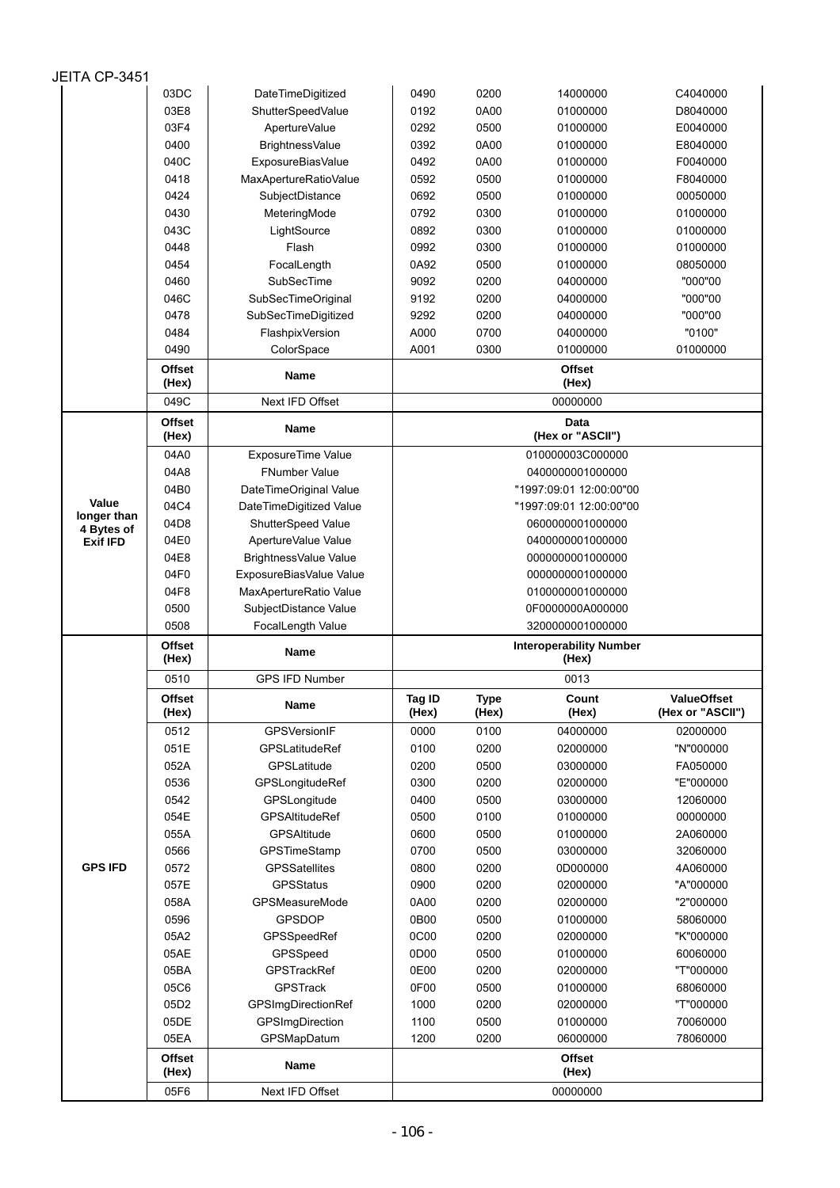| | Offset (Hex) | Name | Tag ID (Hex) | Type (Hex) | Count (Hex) | ValueOffset (Hex or "ASCII") |
|---|---|---|---|---|---|---|
| | 03DC | DateTimeDigitized | 0490 | 0200 | 14000000 | C4040000 |
| | 03E8 | ShutterSpeedValue | 0192 | 0A00 | 01000000 | D8040000 |
| | 03F4 | ApertureValue | 0292 | 0500 | 01000000 | E0040000 |
| | 0400 | BrightnessValue | 0392 | 0A00 | 01000000 | E8040000 |
| | 040C | ExposureBiasValue | 0492 | 0A00 | 01000000 | F0040000 |
| | 0418 | MaxApertureRatioValue | 0592 | 0500 | 01000000 | F8040000 |
| | 0424 | SubjectDistance | 0692 | 0500 | 01000000 | 00050000 |
| | 0430 | MeteringMode | 0792 | 0300 | 01000000 | 01000000 |
| | 043C | LightSource | 0892 | 0300 | 01000000 | 01000000 |
| | 0448 | Flash | 0992 | 0300 | 01000000 | 01000000 |
| | 0454 | FocalLength | 0A92 | 0500 | 01000000 | 08050000 |
| | 0460 | SubSecTime | 9092 | 0200 | 04000000 | "000"00 |
| | 046C | SubSecTimeOriginal | 9192 | 0200 | 04000000 | "000"00 |
| | 0478 | SubSecTimeDigitized | 9292 | 0200 | 04000000 | "000"00 |
| | 0484 | FlashpixVersion | A000 | 0700 | 04000000 | "0100" |
| | 0490 | ColorSpace | A001 | 0300 | 01000000 | 01000000 |
| | **Offset (Hex)** | **Name** | **Offset (Hex)** | | | |
| | 049C | Next IFD Offset | 00000000 | | | |
| **Value longer than 4 Bytes of Exif IFD** | **Offset (Hex)** | **Name** | **Data (Hex or "ASCII")** | | | |
| | 04A0 | ExposureTime Value | 010000003C000000 | | | |
| | 04A8 | FNumber Value | 0400000001000000 | | | |
| | 04B0 | DateTimeOriginal Value | "1997:09:01 12:00:00"00 | | | |
| | 04C4 | DateTimeDigitized Value | "1997:09:01 12:00:00"00 | | | |
| | 04D8 | ShutterSpeed Value | 0600000001000000 | | | |
| | 04E0 | ApertureValue Value | 0400000001000000 | | | |
| | 04E8 | BrightnessValue Value | 0000000001000000 | | | |
| | 04F0 | ExposureBiasValue Value | 0000000001000000 | | | |
| | 04F8 | MaxApertureRatio Value | 0100000001000000 | | | |
| | 0500 | SubjectDistance Value | 0F0000000A000000 | | | |
| | 0508 | FocalLength Value | 3200000001000000 | | | |
| **GPS IFD** | **Offset (Hex)** | **Name** | **Interoperability Number (Hex)** | | | |
| | 0510 | GPS IFD Number | 0013 | | | |
| | **Offset (Hex)** | **Name** | **Tag ID (Hex)** | **Type (Hex)** | **Count (Hex)** | **ValueOffset (Hex or "ASCII")** |
| | 0512 | GPSVersionIF | 0000 | 0100 | 04000000 | 02000000 |
| | 051E | GPSLatitudeRef | 0100 | 0200 | 02000000 | "N"000000 |
| | 052A | GPSLatitude | 0200 | 0500 | 03000000 | FA050000 |
| | 0536 | GPSLongitudeRef | 0300 | 0200 | 02000000 | "E"000000 |
| | 0542 | GPSLongitude | 0400 | 0500 | 03000000 | 12060000 |
| | 054E | GPSAltitudeRef | 0500 | 0100 | 01000000 | 00000000 |
| | 055A | GPSAltitude | 0600 | 0500 | 01000000 | 2A060000 |
| | 0566 | GPSTimeStamp | 0700 | 0500 | 03000000 | 32060000 |
| | 0572 | GPSSatellites | 0800 | 0200 | 0D000000 | 4A060000 |
| | 057E | GPSStatus | 0900 | 0200 | 02000000 | "A"000000 |
| | 058A | GPSMeasureMode | 0A00 | 0200 | 02000000 | "2"000000 |
| | 0596 | GPSDOP | 0B00 | 0500 | 01000000 | 58060000 |
| | 05A2 | GPSSpeedRef | 0C00 | 0200 | 02000000 | "K"000000 |
| | 05AE | GPSSpeed | 0D00 | 0500 | 01000000 | 60060000 |
| | 05BA | GPSTrackRef | 0E00 | 0200 | 02000000 | "T"000000 |
| | 05C6 | GPSTrack | 0F00 | 0500 | 01000000 | 68060000 |
| | 05D2 | GPSImgDirectionRef | 1000 | 0200 | 02000000 | "T"000000 |
| | 05DE | GPSImgDirection | 1100 | 0500 | 01000000 | 70060000 |
| | 05EA | GPSMapDatum | 1200 | 0200 | 06000000 | 78060000 |
| | **Offset (Hex)** | **Name** | **Offset (Hex)** | | | |
| | 05F6 | Next IFD Offset | 00000000 | | | |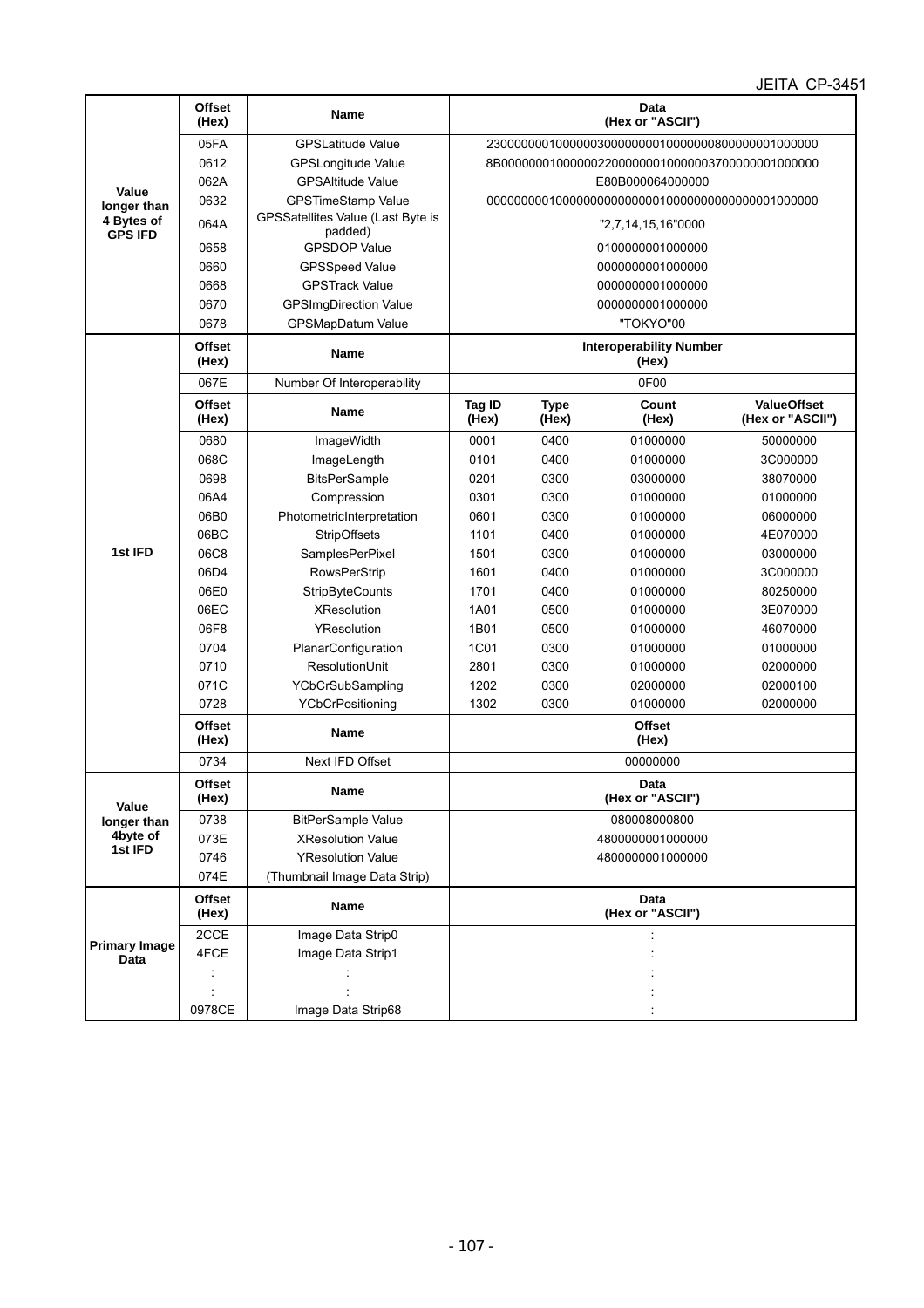| | Offset (Hex) | Name | Data (Hex or "ASCII") | | | |
|---|---|---|---|---|---|---|
| Value longer than 4 Bytes of GPS IFD | 05FA | GPSLatitude Value | 230000000100000003000000010000000800000001000000 | | | |
| | 0612 | GPSLongitude Value | 8B0000000100000022000000010000003700000001000000 | | | |
| | 062A | GPSAltitude Value | E80B000064000000 | | | |
| | 0632 | GPSTimeStamp Value | 000000000100000000000000010000000000000001000000 | | | |
| | 064A | GPSSatellites Value (Last Byte is padded) | "2,7,14,15,16"0000 | | | |
| | 0658 | GPSDOP Value | 0100000001000000 | | | |
| | 0660 | GPSSpeed Value | 0000000001000000 | | | |
| | 0668 | GPSTrack Value | 0000000001000000 | | | |
| | 0670 | GPSImgDirection Value | 0000000001000000 | | | |
| | 0678 | GPSMapDatum Value | "TOKYO"00 | | | |
| 1st IFD | **Offset (Hex)** | **Name** | **Interoperability Number (Hex)** | | | |
| | 067E | Number Of Interoperability | 0F00 | | | |
| | **Offset (Hex)** | **Name** | **Tag ID (Hex)** | **Type (Hex)** | **Count (Hex)** | **ValueOffset (Hex or "ASCII")** |
| | 0680 | ImageWidth | 0001 | 0400 | 01000000 | 50000000 |
| | 068C | ImageLength | 0101 | 0400 | 01000000 | 3C000000 |
| | 0698 | BitsPerSample | 0201 | 0300 | 03000000 | 38070000 |
| | 06A4 | Compression | 0301 | 0300 | 01000000 | 01000000 |
| | 06B0 | PhotometricInterpretation | 0601 | 0300 | 01000000 | 06000000 |
| | 06BC | StripOffsets | 1101 | 0400 | 01000000 | 4E070000 |
| | 06C8 | SamplesPerPixel | 1501 | 0300 | 01000000 | 03000000 |
| | 06D4 | RowsPerStrip | 1601 | 0400 | 01000000 | 3C000000 |
| | 06E0 | StripByteCounts | 1701 | 0400 | 01000000 | 80250000 |
| | 06EC | XResolution | 1A01 | 0500 | 01000000 | 3E070000 |
| | 06F8 | YResolution | 1B01 | 0500 | 01000000 | 46070000 |
| | 0704 | PlanarConfiguration | 1C01 | 0300 | 01000000 | 01000000 |
| | 0710 | ResolutionUnit | 2801 | 0300 | 01000000 | 02000000 |
| | 071C | YCbCrSubSampling | 1202 | 0300 | 02000000 | 02000100 |
| | 0728 | YCbCrPositioning | 1302 | 0300 | 01000000 | 02000000 |
| | **Offset (Hex)** | **Name** | **Offset (Hex)** | | | |
| | 0734 | Next IFD Offset | 00000000 | | | |
| Value longer than 4byte of 1st IFD | **Offset (Hex)** | **Name** | **Data (Hex or "ASCII")** | | | |
| | 0738 | BitPerSample Value | 080008000800 | | | |
| | 073E | XResolution Value | 4800000001000000 | | | |
| | 0746 | YResolution Value | 4800000001000000 | | | |
| | 074E | (Thumbnail Image Data Strip) | | | | |
| Primary Image Data | **Offset (Hex)** | **Name** | **Data (Hex or "ASCII")** | | | |
| | 2CCE | Image Data Strip0 | : | | | |
| | 4FCE | Image Data Strip1 | : | | | |
| | : | : | : | | | |
| | : | : | : | | | |
| | 0978CE | Image Data Strip68 | : | | | |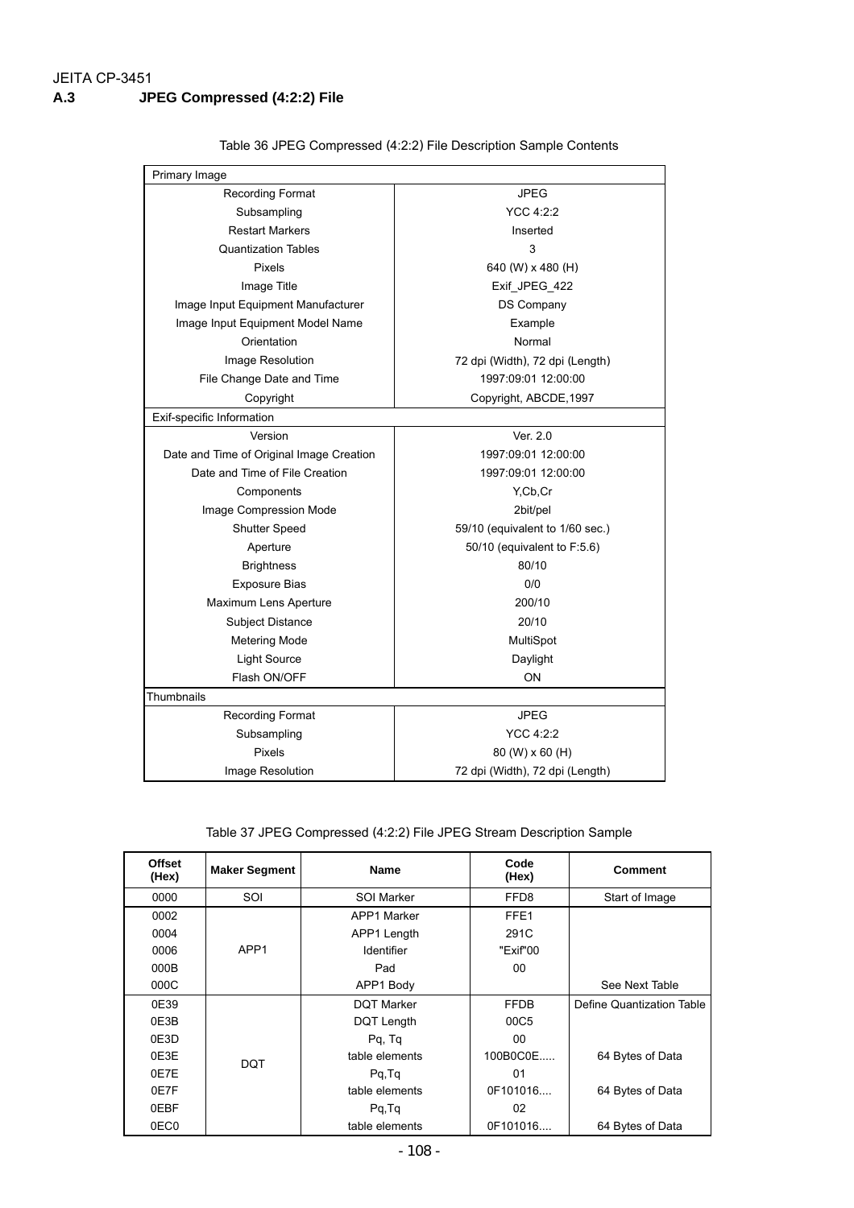### A.3 JPEG Compressed (4:2:2) File

Table 36 JPEG Compressed (4:2:2) File Description Sample Contents

| | |
|---|---|
| **Primary Image** | |
| Recording Format | JPEG |
| Subsampling | YCC 4:2:2 |
| Restart Markers | Inserted |
| Quantization Tables | 3 |
| Pixels | 640 (W) x 480 (H) |
| Image Title | Exif_JPEG_422 |
| Image Input Equipment Manufacturer | DS Company |
| Image Input Equipment Model Name | Example |
| Orientation | Normal |
| Image Resolution | 72 dpi (Width), 72 dpi (Length) |
| File Change Date and Time | 1997:09:01 12:00:00 |
| Copyright | Copyright, ABCDE,1997 |
| **Exif-specific Information** | |
| Version | Ver. 2.0 |
| Date and Time of Original Image Creation | 1997:09:01 12:00:00 |
| Date and Time of File Creation | 1997:09:01 12:00:00 |
| Components | Y,Cb,Cr |
| Image Compression Mode | 2bit/pel |
| Shutter Speed | 59/10 (equivalent to 1/60 sec.) |
| Aperture | 50/10 (equivalent to F:5.6) |
| Brightness | 80/10 |
| Exposure Bias | 0/0 |
| Maximum Lens Aperture | 200/10 |
| Subject Distance | 20/10 |
| Metering Mode | MultiSpot |
| Light Source | Daylight |
| Flash ON/OFF | ON |
| **Thumbnails** | |
| Recording Format | JPEG |
| Subsampling | YCC 4:2:2 |
| Pixels | 80 (W) x 60 (H) |
| Image Resolution | 72 dpi (Width), 72 dpi (Length) |

Table 37 JPEG Compressed (4:2:2) File JPEG Stream Description Sample

| Offset (Hex) | Maker Segment | Name | Code (Hex) | Comment |
|---|---|---|---|---|
| 0000 | SOI | SOI Marker | FFD8 | Start of Image |
| 0002 | APP1 | APP1 Marker | FFE1 | |
| 0004 | | APP1 Length | 291C | |
| 0006 | | Identifier | "Exif"00 | |
| 000B | | Pad | 00 | |
| 000C | | APP1 Body | | See Next Table |
| 0E39 | DQT | DQT Marker | FFDB | Define Quantization Table |
| 0E3B | | DQT Length | 00C5 | |
| 0E3D | | Pq, Tq | 00 | |
| 0E3E | | table elements | 100B0C0E..... | 64 Bytes of Data |
| 0E7E | | Pq,Tq | 01 | |
| 0E7F | | table elements | 0F101016.... | 64 Bytes of Data |
| 0EBF | | Pq,Tq | 02 | |
| 0EC0 | | table elements | 0F101016.... | 64 Bytes of Data |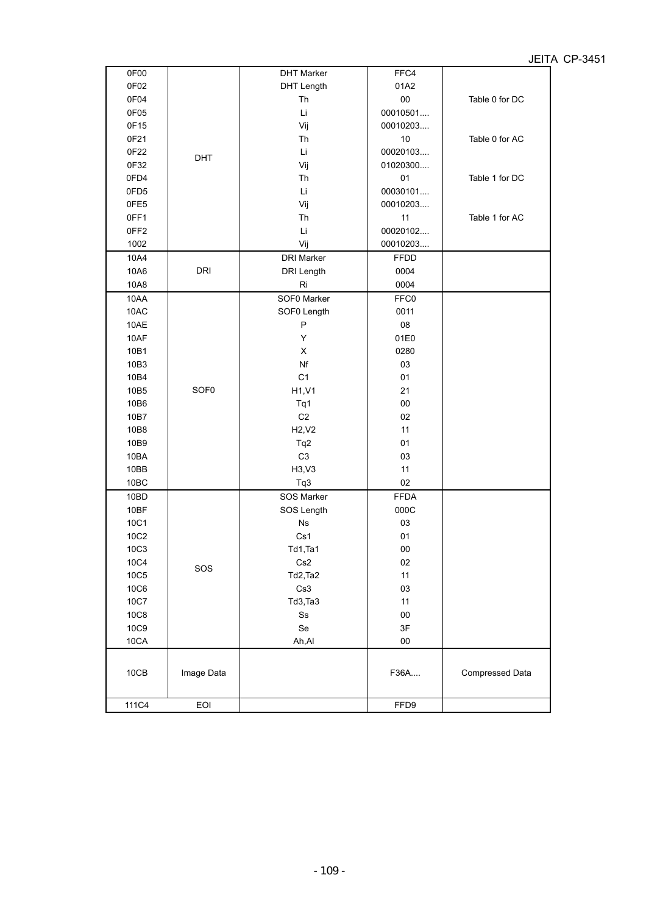| 0F00 | DHT | DHT Marker | FFC4 | |
|---|---|---|---|---|
| 0F02 | | DHT Length | 01A2 | |
| 0F04 | | Th | 00 | Table 0 for DC |
| 0F05 | | Li | 00010501.... | |
| 0F15 | | Vij | 00010203.... | |
| 0F21 | | Th | 10 | Table 0 for AC |
| 0F22 | | Li | 00020103.... | |
| 0F32 | | Vij | 01020300.... | |
| 0FD4 | | Th | 01 | Table 1 for DC |
| 0FD5 | | Li | 00030101.... | |
| 0FE5 | | Vij | 00010203.... | |
| 0FF1 | | Th | 11 | Table 1 for AC |
| 0FF2 | | Li | 00020102.... | |
| 1002 | | Vij | 00010203.... | |
| 10A4 | DRI | DRI Marker | FFDD | |
| 10A6 | | DRI Length | 0004 | |
| 10A8 | | Ri | 0004 | |
| 10AA | SOF0 | SOF0 Marker | FFC0 | |
| 10AC | | SOF0 Length | 0011 | |
| 10AE | | P | 08 | |
| 10AF | | Y | 01E0 | |
| 10B1 | | X | 0280 | |
| 10B3 | | Nf | 03 | |
| 10B4 | | C1 | 01 | |
| 10B5 | | H1,V1 | 21 | |
| 10B6 | | Tq1 | 00 | |
| 10B7 | | C2 | 02 | |
| 10B8 | | H2,V2 | 11 | |
| 10B9 | | Tq2 | 01 | |
| 10BA | | C3 | 03 | |
| 10BB | | H3,V3 | 11 | |
| 10BC | | Tq3 | 02 | |
| 10BD | SOS | SOS Marker | FFDA | |
| 10BF | | SOS Length | 000C | |
| 10C1 | | Ns | 03 | |
| 10C2 | | Cs1 | 01 | |
| 10C3 | | Td1,Ta1 | 00 | |
| 10C4 | | Cs2 | 02 | |
| 10C5 | | Td2,Ta2 | 11 | |
| 10C6 | | Cs3 | 03 | |
| 10C7 | | Td3,Ta3 | 11 | |
| 10C8 | | Ss | 00 | |
| 10C9 | | Se | 3F | |
| 10CA | | Ah,Al | 00 | |
| 10CB | Image Data | | F36A.... | Compressed Data |
| 111C4 | EOI | | FFD9 | |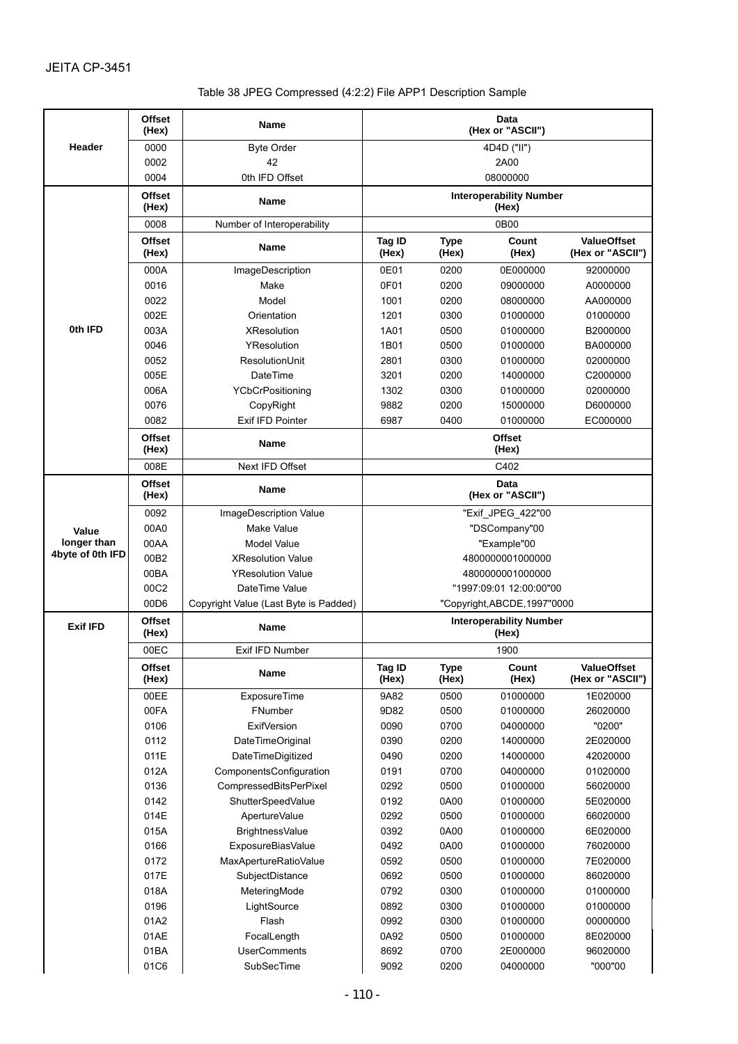Table 38 JPEG Compressed (4:2:2) File APP1 Description Sample

| | Offset (Hex) | Name | Data (Hex or "ASCII") | | | |
|---|---|---|---|---|---|---|
| Header | 0000 | Byte Order | 4D4D ("II") | | | |
| | 0002 | 42 | 2A00 | | | |
| | 0004 | 0th IFD Offset | 08000000 | | | |
| 0th IFD | **Offset (Hex)** | **Name** | **Interoperability Number (Hex)** | | | |
| | 0008 | Number of Interoperability | 0B00 | | | |
| | **Offset (Hex)** | **Name** | **Tag ID (Hex)** | **Type (Hex)** | **Count (Hex)** | **ValueOffset (Hex or "ASCII")** |
| | 000A | ImageDescription | 0E01 | 0200 | 0E000000 | 92000000 |
| | 0016 | Make | 0F01 | 0200 | 09000000 | A0000000 |
| | 0022 | Model | 1001 | 0200 | 08000000 | AA000000 |
| | 002E | Orientation | 1201 | 0300 | 01000000 | 01000000 |
| | 003A | XResolution | 1A01 | 0500 | 01000000 | B2000000 |
| | 0046 | YResolution | 1B01 | 0500 | 01000000 | BA000000 |
| | 0052 | ResolutionUnit | 2801 | 0300 | 01000000 | 02000000 |
| | 005E | DateTime | 3201 | 0200 | 14000000 | C2000000 |
| | 006A | YCbCrPositioning | 1302 | 0300 | 01000000 | 02000000 |
| | 0076 | CopyRight | 9882 | 0200 | 15000000 | D6000000 |
| | 0082 | Exif IFD Pointer | 6987 | 0400 | 01000000 | EC000000 |
| | **Offset (Hex)** | **Name** | **Offset (Hex)** | | | |
| | 008E | Next IFD Offset | C402 | | | |
| Value longer than 4byte of 0th IFD | **Offset (Hex)** | **Name** | **Data (Hex or "ASCII")** | | | |
| | 0092 | ImageDescription Value | "Exif_JPEG_422"00 | | | |
| | 00A0 | Make Value | "DSCompany"00 | | | |
| | 00AA | Model Value | "Example"00 | | | |
| | 00B2 | XResolution Value | 4800000001000000 | | | |
| | 00BA | YResolution Value | 4800000001000000 | | | |
| | 00C2 | DateTime Value | "1997:09:01 12:00:00"00 | | | |
| | 00D6 | Copyright Value (Last Byte is Padded) | "Copyright,ABCDE,1997"0000 | | | |
| Exif IFD | **Offset (Hex)** | **Name** | **Interoperability Number (Hex)** | | | |
| | 00EC | Exif IFD Number | 1900 | | | |
| | **Offset (Hex)** | **Name** | **Tag ID (Hex)** | **Type (Hex)** | **Count (Hex)** | **ValueOffset (Hex or "ASCII")** |
| | 00EE | ExposureTime | 9A82 | 0500 | 01000000 | 1E020000 |
| | 00FA | FNumber | 9D82 | 0500 | 01000000 | 26020000 |
| | 0106 | ExifVersion | 0090 | 0700 | 04000000 | "0200" |
| | 0112 | DateTimeOriginal | 0390 | 0200 | 14000000 | 2E020000 |
| | 011E | DateTimeDigitized | 0490 | 0200 | 14000000 | 42020000 |
| | 012A | ComponentsConfiguration | 0191 | 0700 | 04000000 | 01020000 |
| | 0136 | CompressedBitsPerPixel | 0292 | 0500 | 01000000 | 56020000 |
| | 0142 | ShutterSpeedValue | 0192 | 0A00 | 01000000 | 5E020000 |
| | 014E | ApertureValue | 0292 | 0500 | 01000000 | 66020000 |
| | 015A | BrightnessValue | 0392 | 0A00 | 01000000 | 6E020000 |
| | 0166 | ExposureBiasValue | 0492 | 0A00 | 01000000 | 76020000 |
| | 0172 | MaxApertureRatioValue | 0592 | 0500 | 01000000 | 7E020000 |
| | 017E | SubjectDistance | 0692 | 0500 | 01000000 | 86020000 |
| | 018A | MeteringMode | 0792 | 0300 | 01000000 | 01000000 |
| | 0196 | LightSource | 0892 | 0300 | 01000000 | 01000000 |
| | 01A2 | Flash | 0992 | 0300 | 01000000 | 00000000 |
| | 01AE | FocalLength | 0A92 | 0500 | 01000000 | 8E020000 |
| | 01BA | UserComments | 8692 | 0700 | 2E000000 | 96020000 |
| | 01C6 | SubSecTime | 9092 | 0200 | 04000000 | "000"00 |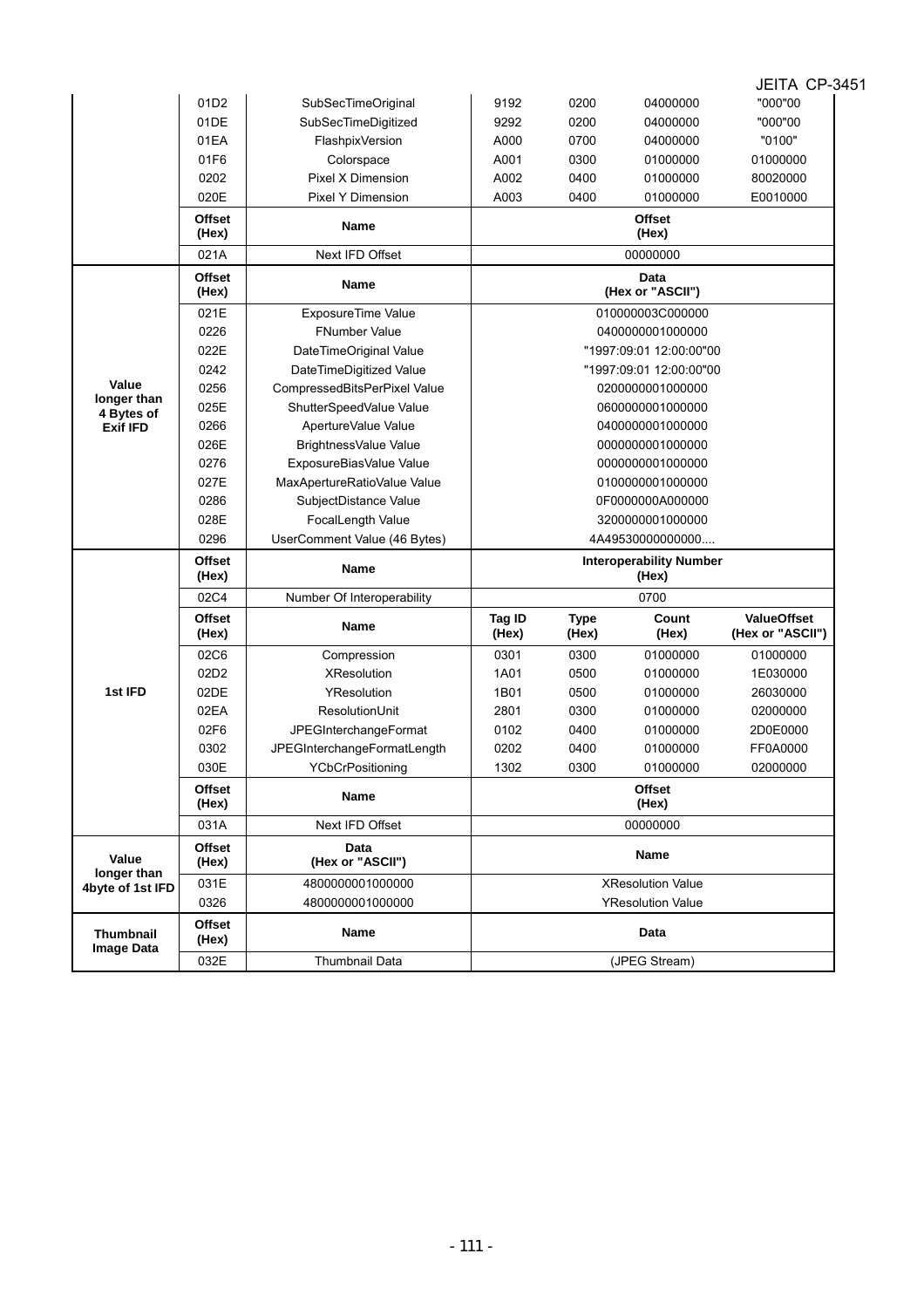| | | | | | | |
|---|---|---|---|---|---|---|
| | 01D2 | SubSecTimeOriginal | 9192 | 0200 | 04000000 | "000"00 |
| | 01DE | SubSecTimeDigitized | 9292 | 0200 | 04000000 | "000"00 |
| | 01EA | FlashpixVersion | A000 | 0700 | 04000000 | "0100" |
| | 01F6 | Colorspace | A001 | 0300 | 01000000 | 01000000 |
| | 0202 | Pixel X Dimension | A002 | 0400 | 01000000 | 80020000 |
| | 020E | Pixel Y Dimension | A003 | 0400 | 01000000 | E0010000 |
| | **Offset (Hex)** | **Name** | **Offset (Hex)** | | | |
| | 021A | Next IFD Offset | 00000000 | | | |
| **Value longer than 4 Bytes of Exif IFD** | **Offset (Hex)** | **Name** | **Data (Hex or "ASCII")** | | | |
| | 021E | ExposureTime Value | 010000003C000000 | | | |
| | 0226 | FNumber Value | 0400000001000000 | | | |
| | 022E | DateTimeOriginal Value | "1997:09:01 12:00:00"00 | | | |
| | 0242 | DateTimeDigitized Value | "1997:09:01 12:00:00"00 | | | |
| | 0256 | CompressedBitsPerPixel Value | 0200000001000000 | | | |
| | 025E | ShutterSpeedValue Value | 0600000001000000 | | | |
| | 0266 | ApertureValue Value | 0400000001000000 | | | |
| | 026E | BrightnessValue Value | 0000000001000000 | | | |
| | 0276 | ExposureBiasValue Value | 0000000001000000 | | | |
| | 027E | MaxApertureRatioValue Value | 0100000001000000 | | | |
| | 0286 | SubjectDistance Value | 0F0000000A000000 | | | |
| | 028E | FocalLength Value | 3200000001000000 | | | |
| | 0296 | UserComment Value (46 Bytes) | 4A49530000000000.... | | | |
| **1st IFD** | **Offset (Hex)** | **Name** | **Interoperability Number (Hex)** | | | |
| | 02C4 | Number Of Interoperability | 0700 | | | |
| | **Offset (Hex)** | **Name** | **Tag ID (Hex)** | **Type (Hex)** | **Count (Hex)** | **ValueOffset (Hex or "ASCII")** |
| | 02C6 | Compression | 0301 | 0300 | 01000000 | 01000000 |
| | 02D2 | XResolution | 1A01 | 0500 | 01000000 | 1E030000 |
| | 02DE | YResolution | 1B01 | 0500 | 01000000 | 26030000 |
| | 02EA | ResolutionUnit | 2801 | 0300 | 01000000 | 02000000 |
| | 02F6 | JPEGInterchangeFormat | 0102 | 0400 | 01000000 | 2D0E0000 |
| | 0302 | JPEGInterchangeFormatLength | 0202 | 0400 | 01000000 | FF0A0000 |
| | 030E | YCbCrPositioning | 1302 | 0300 | 01000000 | 02000000 |
| | **Offset (Hex)** | **Name** | **Offset (Hex)** | | | |
| | 031A | Next IFD Offset | 00000000 | | | |
| **Value longer than 4byte of 1st IFD** | **Offset (Hex)** | **Data (Hex or "ASCII")** | **Name** | | | |
| | 031E | 4800000001000000 | XResolution Value | | | |
| | 0326 | 4800000001000000 | YResolution Value | | | |
| **Thumbnail Image Data** | **Offset (Hex)** | **Name** | **Data** | | | |
| | 032E | Thumbnail Data | (JPEG Stream) | | | |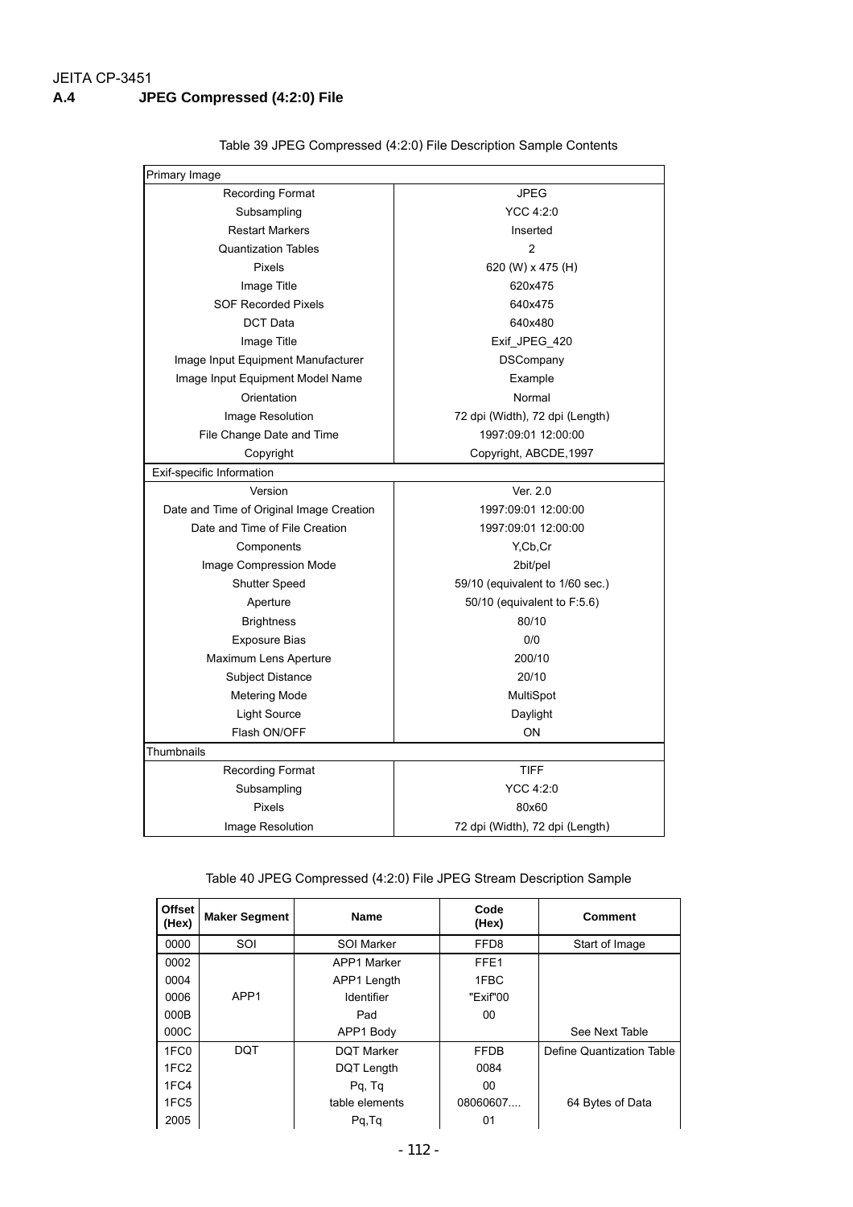JEITA CP-3451

## A.4 JPEG Compressed (4:2:0) File

Table 39 JPEG Compressed (4:2:0) File Description Sample Contents

| Primary Image | |
|---|---|
| Recording Format | JPEG |
| Subsampling | YCC 4:2:0 |
| Restart Markers | Inserted |
| Quantization Tables | 2 |
| Pixels | 620 (W) x 475 (H) |
| Image Title | 620x475 |
| SOF Recorded Pixels | 640x475 |
| DCT Data | 640x480 |
| Image Title | Exif_JPEG_420 |
| Image Input Equipment Manufacturer | DSCompany |
| Image Input Equipment Model Name | Example |
| Orientation | Normal |
| Image Resolution | 72 dpi (Width), 72 dpi (Length) |
| File Change Date and Time | 1997:09:01 12:00:00 |
| Copyright | Copyright, ABCDE,1997 |
| Exif-specific Information | |
| Version | Ver. 2.0 |
| Date and Time of Original Image Creation | 1997:09:01 12:00:00 |
| Date and Time of File Creation | 1997:09:01 12:00:00 |
| Components | Y,Cb,Cr |
| Image Compression Mode | 2bit/pel |
| Shutter Speed | 59/10 (equivalent to 1/60 sec.) |
| Aperture | 50/10 (equivalent to F:5.6) |
| Brightness | 80/10 |
| Exposure Bias | 0/0 |
| Maximum Lens Aperture | 200/10 |
| Subject Distance | 20/10 |
| Metering Mode | MultiSpot |
| Light Source | Daylight |
| Flash ON/OFF | ON |
| Thumbnails | |
| Recording Format | TIFF |
| Subsampling | YCC 4:2:0 |
| Pixels | 80x60 |
| Image Resolution | 72 dpi (Width), 72 dpi (Length) |

Table 40 JPEG Compressed (4:2:0) File JPEG Stream Description Sample

| Offset (Hex) | Maker Segment | Name | Code (Hex) | Comment |
|---|---|---|---|---|
| 0000 | SOI | SOI Marker | FFD8 | Start of Image |
| 0002 | | APP1 Marker | FFE1 | |
| 0004 | | APP1 Length | 1FBC | |
| 0006 | APP1 | Identifier | "Exif"00 | |
| 000B | | Pad | 00 | |
| 000C | | APP1 Body | | See Next Table |
| 1FC0 | DQT | DQT Marker | FFDB | Define Quantization Table |
| 1FC2 | | DQT Length | 0084 | |
| 1FC4 | | Pq, Tq | 00 | |
| 1FC5 | | table elements | 08060607.... | 64 Bytes of Data |
| 2005 | | Pq,Tq | 01 | |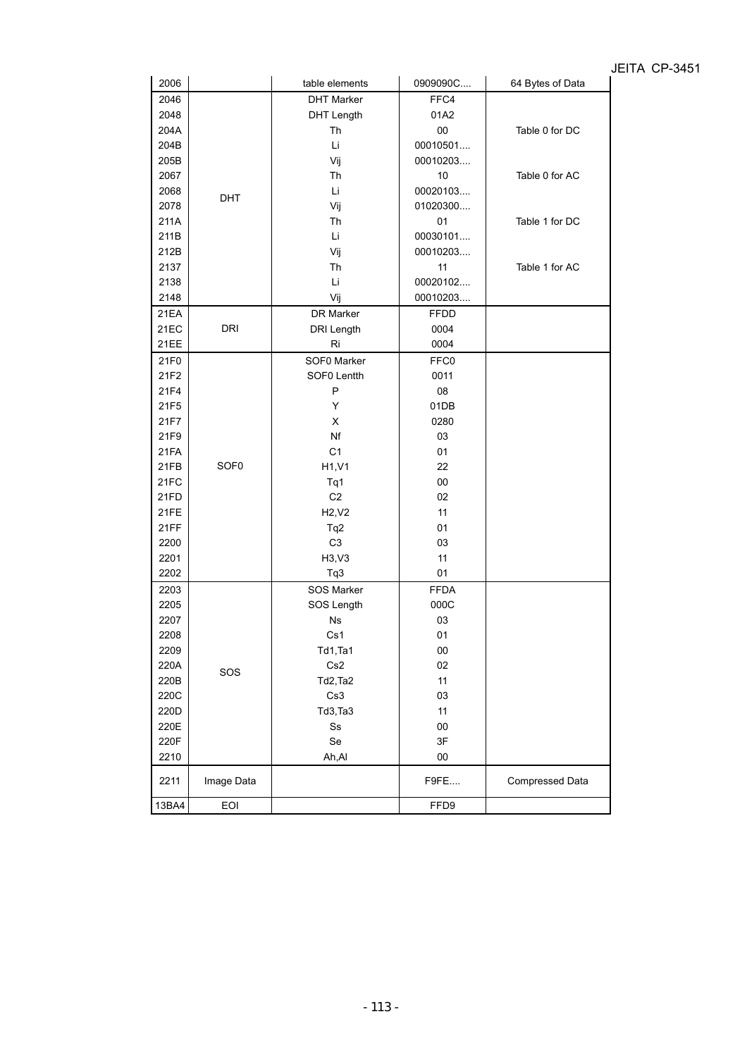| 2006 | | table elements | 0909090C.... | 64 Bytes of Data |
|---|---|---|---|---|
| 2046 | DHT | DHT Marker | FFC4 | |
| 2048 | | DHT Length | 01A2 | |
| 204A | | Th | 00 | Table 0 for DC |
| 204B | | Li | 00010501.... | |
| 205B | | Vij | 00010203.... | |
| 2067 | | Th | 10 | Table 0 for AC |
| 2068 | | Li | 00020103.... | |
| 2078 | | Vij | 01020300.... | |
| 211A | | Th | 01 | Table 1 for DC |
| 211B | | Li | 00030101.... | |
| 212B | | Vij | 00010203.... | |
| 2137 | | Th | 11 | Table 1 for AC |
| 2138 | | Li | 00020102.... | |
| 2148 | | Vij | 00010203.... | |
| 21EA | DRI | DR Marker | FFDD | |
| 21EC | | DRI Length | 0004 | |
| 21EE | | Ri | 0004 | |
| 21F0 | SOF0 | SOF0 Marker | FFC0 | |
| 21F2 | | SOF0 Lentth | 0011 | |
| 21F4 | | P | 08 | |
| 21F5 | | Y | 01DB | |
| 21F7 | | X | 0280 | |
| 21F9 | | Nf | 03 | |
| 21FA | | C1 | 01 | |
| 21FB | | H1,V1 | 22 | |
| 21FC | | Tq1 | 00 | |
| 21FD | | C2 | 02 | |
| 21FE | | H2,V2 | 11 | |
| 21FF | | Tq2 | 01 | |
| 2200 | | C3 | 03 | |
| 2201 | | H3,V3 | 11 | |
| 2202 | | Tq3 | 01 | |
| 2203 | SOS | SOS Marker | FFDA | |
| 2205 | | SOS Length | 000C | |
| 2207 | | Ns | 03 | |
| 2208 | | Cs1 | 01 | |
| 2209 | | Td1,Ta1 | 00 | |
| 220A | | Cs2 | 02 | |
| 220B | | Td2,Ta2 | 11 | |
| 220C | | Cs3 | 03 | |
| 220D | | Td3,Ta3 | 11 | |
| 220E | | Ss | 00 | |
| 220F | | Se | 3F | |
| 2210 | | Ah,Al | 00 | |
| 2211 | Image Data | | F9FE.... | Compressed Data |
| 13BA4 | EOI | | FFD9 | |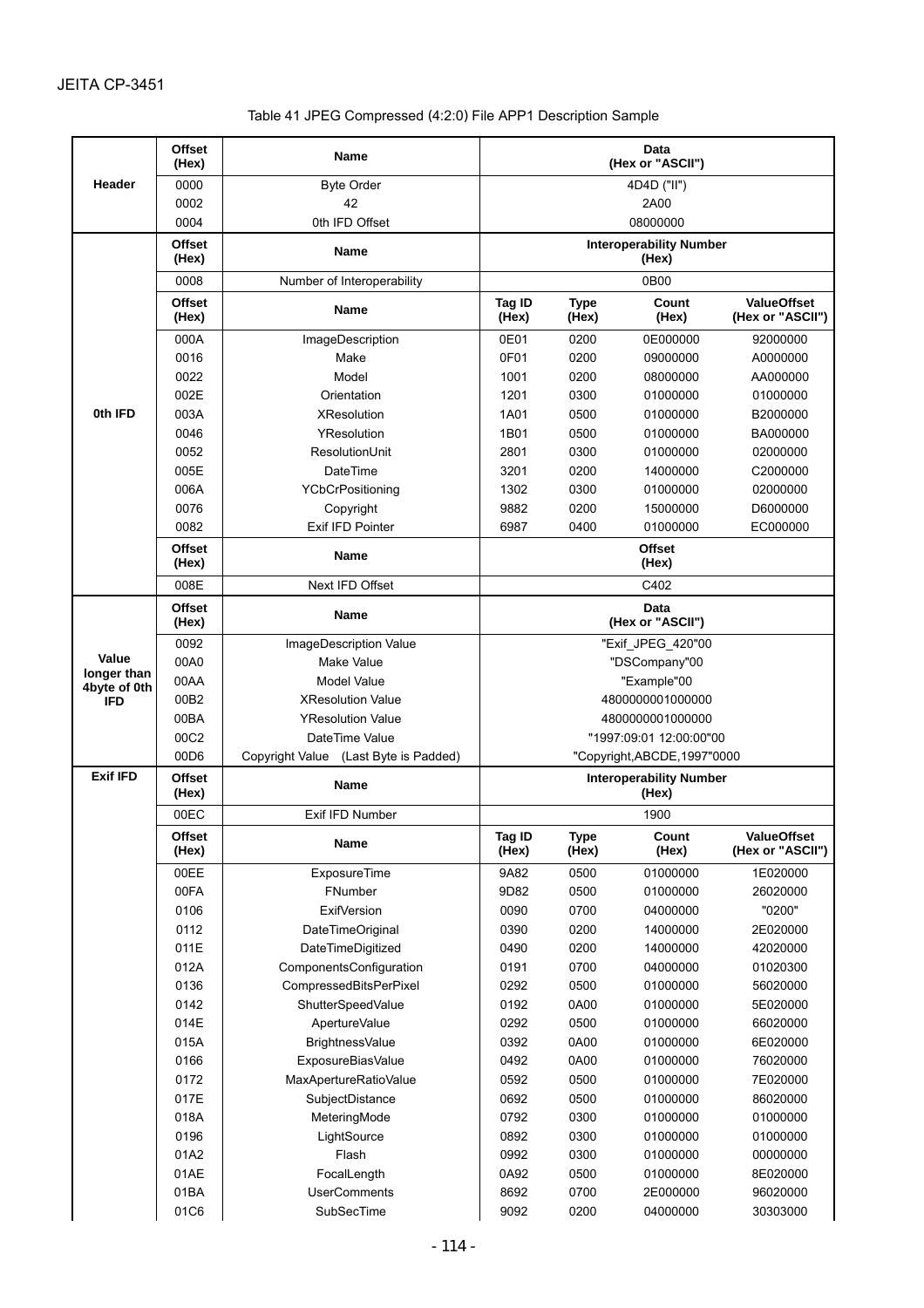Table 41 JPEG Compressed (4:2:0) File APP1 Description Sample

| | Offset (Hex) | Name | Data (Hex or "ASCII") | | | |
|---|---|---|---|---|---|---|
| Header | 0000 | Byte Order | 4D4D ("II") | | | |
| | 0002 | 42 | 2A00 | | | |
| | 0004 | 0th IFD Offset | 08000000 | | | |
| 0th IFD | Offset (Hex) | Name | Interoperability Number (Hex) | | | |
| | 0008 | Number of Interoperability | 0B00 | | | |
| | Offset (Hex) | Name | Tag ID (Hex) | Type (Hex) | Count (Hex) | ValueOffset (Hex or "ASCII") |
| | 000A | ImageDescription | 0E01 | 0200 | 0E000000 | 92000000 |
| | 0016 | Make | 0F01 | 0200 | 09000000 | A0000000 |
| | 0022 | Model | 1001 | 0200 | 08000000 | AA000000 |
| | 002E | Orientation | 1201 | 0300 | 01000000 | 01000000 |
| | 003A | XResolution | 1A01 | 0500 | 01000000 | B2000000 |
| | 0046 | YResolution | 1B01 | 0500 | 01000000 | BA000000 |
| | 0052 | ResolutionUnit | 2801 | 0300 | 01000000 | 02000000 |
| | 005E | DateTime | 3201 | 0200 | 14000000 | C2000000 |
| | 006A | YCbCrPositioning | 1302 | 0300 | 01000000 | 02000000 |
| | 0076 | Copyright | 9882 | 0200 | 15000000 | D6000000 |
| | 0082 | Exif IFD Pointer | 6987 | 0400 | 01000000 | EC000000 |
| | Offset (Hex) | Name | Offset (Hex) | | | |
| | 008E | Next IFD Offset | C402 | | | |
| Value longer than 4byte of 0th IFD | Offset (Hex) | Name | Data (Hex or "ASCII") | | | |
| | 0092 | ImageDescription Value | "Exif_JPEG_420"00 | | | |
| | 00A0 | Make Value | "DSCompany"00 | | | |
| | 00AA | Model Value | "Example"00 | | | |
| | 00B2 | XResolution Value | 4800000001000000 | | | |
| | 00BA | YResolution Value | 4800000001000000 | | | |
| | 00C2 | DateTime Value | "1997:09:01 12:00:00"00 | | | |
| | 00D6 | Copyright Value (Last Byte is Padded) | "Copyright,ABCDE,1997"0000 | | | |
| Exif IFD | Offset (Hex) | Name | Interoperability Number (Hex) | | | |
| | 00EC | Exif IFD Number | 1900 | | | |
| | Offset (Hex) | Name | Tag ID (Hex) | Type (Hex) | Count (Hex) | ValueOffset (Hex or "ASCII") |
| | 00EE | ExposureTime | 9A82 | 0500 | 01000000 | 1E020000 |
| | 00FA | FNumber | 9D82 | 0500 | 01000000 | 26020000 |
| | 0106 | ExifVersion | 0090 | 0700 | 04000000 | "0200" |
| | 0112 | DateTimeOriginal | 0390 | 0200 | 14000000 | 2E020000 |
| | 011E | DateTimeDigitized | 0490 | 0200 | 14000000 | 42020000 |
| | 012A | ComponentsConfiguration | 0191 | 0700 | 04000000 | 01020300 |
| | 0136 | CompressedBitsPerPixel | 0292 | 0500 | 01000000 | 56020000 |
| | 0142 | ShutterSpeedValue | 0192 | 0A00 | 01000000 | 5E020000 |
| | 014E | ApertureValue | 0292 | 0500 | 01000000 | 66020000 |
| | 015A | BrightnessValue | 0392 | 0A00 | 01000000 | 6E020000 |
| | 0166 | ExposureBiasValue | 0492 | 0A00 | 01000000 | 76020000 |
| | 0172 | MaxApertureRatioValue | 0592 | 0500 | 01000000 | 7E020000 |
| | 017E | SubjectDistance | 0692 | 0500 | 01000000 | 86020000 |
| | 018A | MeteringMode | 0792 | 0300 | 01000000 | 01000000 |
| | 0196 | LightSource | 0892 | 0300 | 01000000 | 01000000 |
| | 01A2 | Flash | 0992 | 0300 | 01000000 | 00000000 |
| | 01AE | FocalLength | 0A92 | 0500 | 01000000 | 8E020000 |
| | 01BA | UserComments | 8692 | 0700 | 2E000000 | 96020000 |
| | 01C6 | SubSecTime | 9092 | 0200 | 04000000 | 30303000 |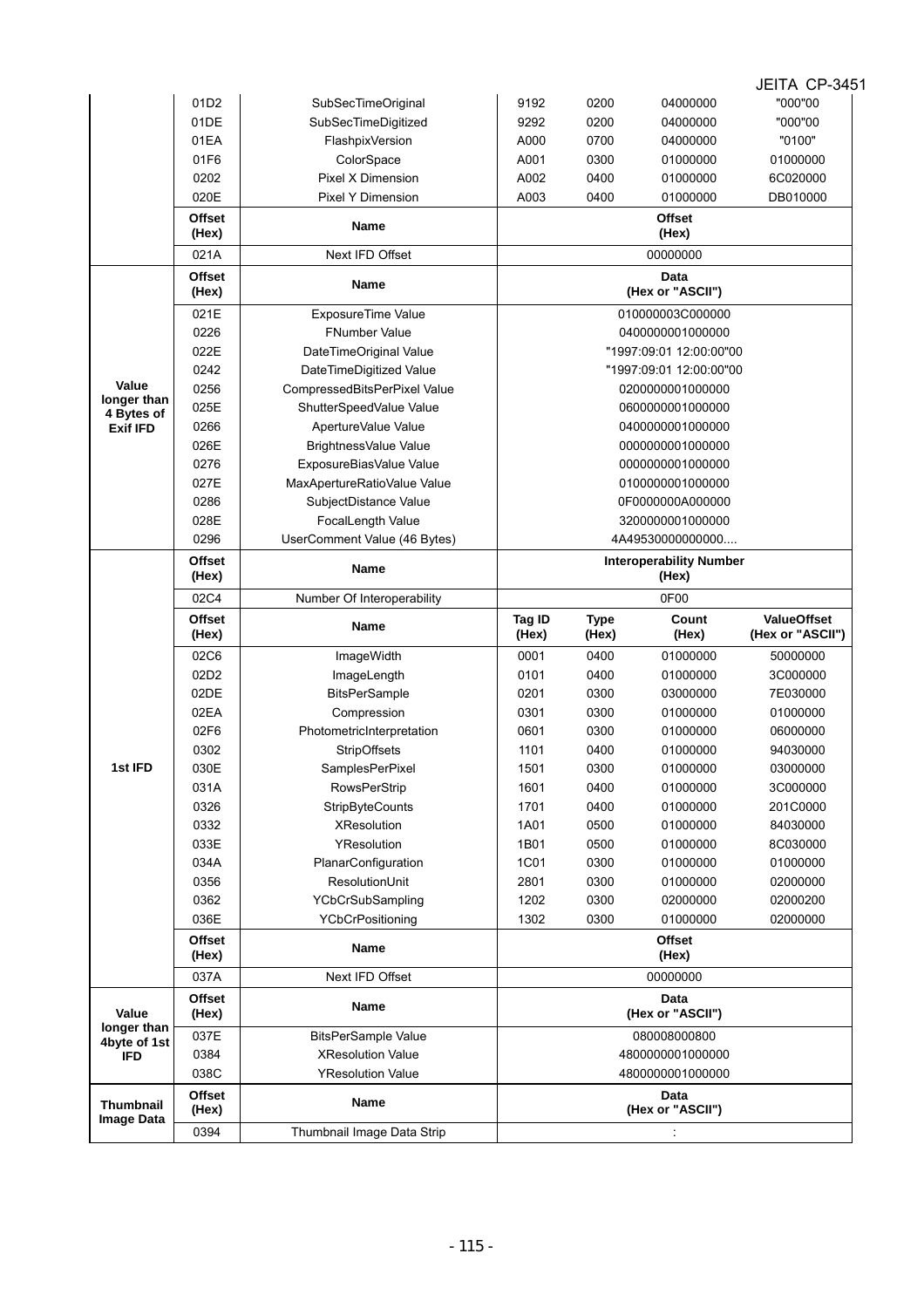| | | | | | | |
|---|---|---|---|---|---|---|
| | 01D2 | SubSecTimeOriginal | 9192 | 0200 | 04000000 | "000"00 |
| | 01DE | SubSecTimeDigitized | 9292 | 0200 | 04000000 | "000"00 |
| | 01EA | FlashpixVersion | A000 | 0700 | 04000000 | "0100" |
| | 01F6 | ColorSpace | A001 | 0300 | 01000000 | 01000000 |
| | 0202 | Pixel X Dimension | A002 | 0400 | 01000000 | 6C020000 |
| | 020E | Pixel Y Dimension | A003 | 0400 | 01000000 | DB010000 |
| | **Offset (Hex)** | **Name** | **Offset (Hex)** | | | |
| | 021A | Next IFD Offset | 00000000 | | | |
| **Value longer than 4 Bytes of Exif IFD** | **Offset (Hex)** | **Name** | **Data (Hex or "ASCII")** | | | |
| | 021E | ExposureTime Value | 010000003C000000 | | | |
| | 0226 | FNumber Value | 0400000001000000 | | | |
| | 022E | DateTimeOriginal Value | "1997:09:01 12:00:00"00 | | | |
| | 0242 | DateTimeDigitized Value | "1997:09:01 12:00:00"00 | | | |
| | 0256 | CompressedBitsPerPixel Value | 0200000001000000 | | | |
| | 025E | ShutterSpeedValue Value | 0600000001000000 | | | |
| | 0266 | ApertureValue Value | 0400000001000000 | | | |
| | 026E | BrightnessValue Value | 0000000001000000 | | | |
| | 0276 | ExposureBiasValue Value | 0000000001000000 | | | |
| | 027E | MaxApertureRatioValue Value | 0100000001000000 | | | |
| | 0286 | SubjectDistance Value | 0F0000000A000000 | | | |
| | 028E | FocalLength Value | 3200000001000000 | | | |
| | 0296 | UserComment Value (46 Bytes) | 4A49530000000000.... | | | |
| **1st IFD** | **Offset (Hex)** | **Name** | **Interoperability Number (Hex)** | | | |
| | 02C4 | Number Of Interoperability | 0F00 | | | |
| | **Offset (Hex)** | **Name** | **Tag ID (Hex)** | **Type (Hex)** | **Count (Hex)** | **ValueOffset (Hex or "ASCII")** |
| | 02C6 | ImageWidth | 0001 | 0400 | 01000000 | 50000000 |
| | 02D2 | ImageLength | 0101 | 0400 | 01000000 | 3C000000 |
| | 02DE | BitsPerSample | 0201 | 0300 | 03000000 | 7E030000 |
| | 02EA | Compression | 0301 | 0300 | 01000000 | 01000000 |
| | 02F6 | PhotometricInterpretation | 0601 | 0300 | 01000000 | 06000000 |
| | 0302 | StripOffsets | 1101 | 0400 | 01000000 | 94030000 |
| | 030E | SamplesPerPixel | 1501 | 0300 | 01000000 | 03000000 |
| | 031A | RowsPerStrip | 1601 | 0400 | 01000000 | 3C000000 |
| | 0326 | StripByteCounts | 1701 | 0400 | 01000000 | 201C0000 |
| | 0332 | XResolution | 1A01 | 0500 | 01000000 | 84030000 |
| | 033E | YResolution | 1B01 | 0500 | 01000000 | 8C030000 |
| | 034A | PlanarConfiguration | 1C01 | 0300 | 01000000 | 01000000 |
| | 0356 | ResolutionUnit | 2801 | 0300 | 01000000 | 02000000 |
| | 0362 | YCbCrSubSampling | 1202 | 0300 | 02000000 | 02000200 |
| | 036E | YCbCrPositioning | 1302 | 0300 | 01000000 | 02000000 |
| | **Offset (Hex)** | **Name** | **Offset (Hex)** | | | |
| | 037A | Next IFD Offset | 00000000 | | | |
| **Value longer than 4byte of 1st IFD** | **Offset (Hex)** | **Name** | **Data (Hex or "ASCII")** | | | |
| | 037E | BitsPerSample Value | 080008000800 | | | |
| | 0384 | XResolution Value | 4800000001000000 | | | |
| | 038C | YResolution Value | 4800000001000000 | | | |
| **Thumbnail Image Data** | **Offset (Hex)** | **Name** | **Data (Hex or "ASCII")** | | | |
| | 0394 | Thumbnail Image Data Strip | : | | | |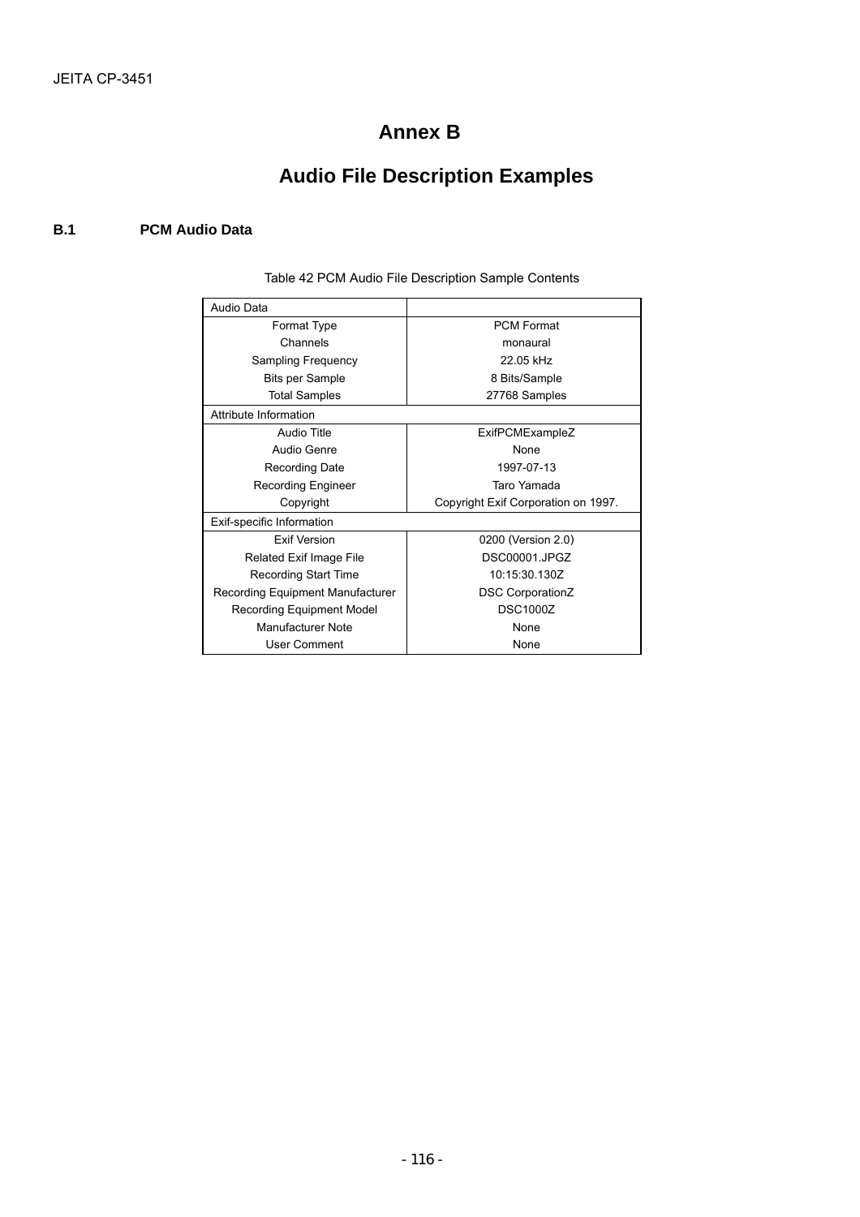# Annex B

# Audio File Description Examples

## B.1 PCM Audio Data

Table 42 PCM Audio File Description Sample Contents

| Audio Data | |
|---|---|
| Format Type | PCM Format |
| Channels | monaural |
| Sampling Frequency | 22.05 kHz |
| Bits per Sample | 8 Bits/Sample |
| Total Samples | 27768 Samples |
| **Attribute Information** | |
| Audio Title | ExifPCMExampleZ |
| Audio Genre | None |
| Recording Date | 1997-07-13 |
| Recording Engineer | Taro Yamada |
| Copyright | Copyright Exif Corporation on 1997. |
| **Exif-specific Information** | |
| Exif Version | 0200 (Version 2.0) |
| Related Exif Image File | DSC00001.JPGZ |
| Recording Start Time | 10:15:30.130Z |
| Recording Equipment Manufacturer | DSC CorporationZ |
| Recording Equipment Model | DSC1000Z |
| Manufacturer Note | None |
| User Comment | None |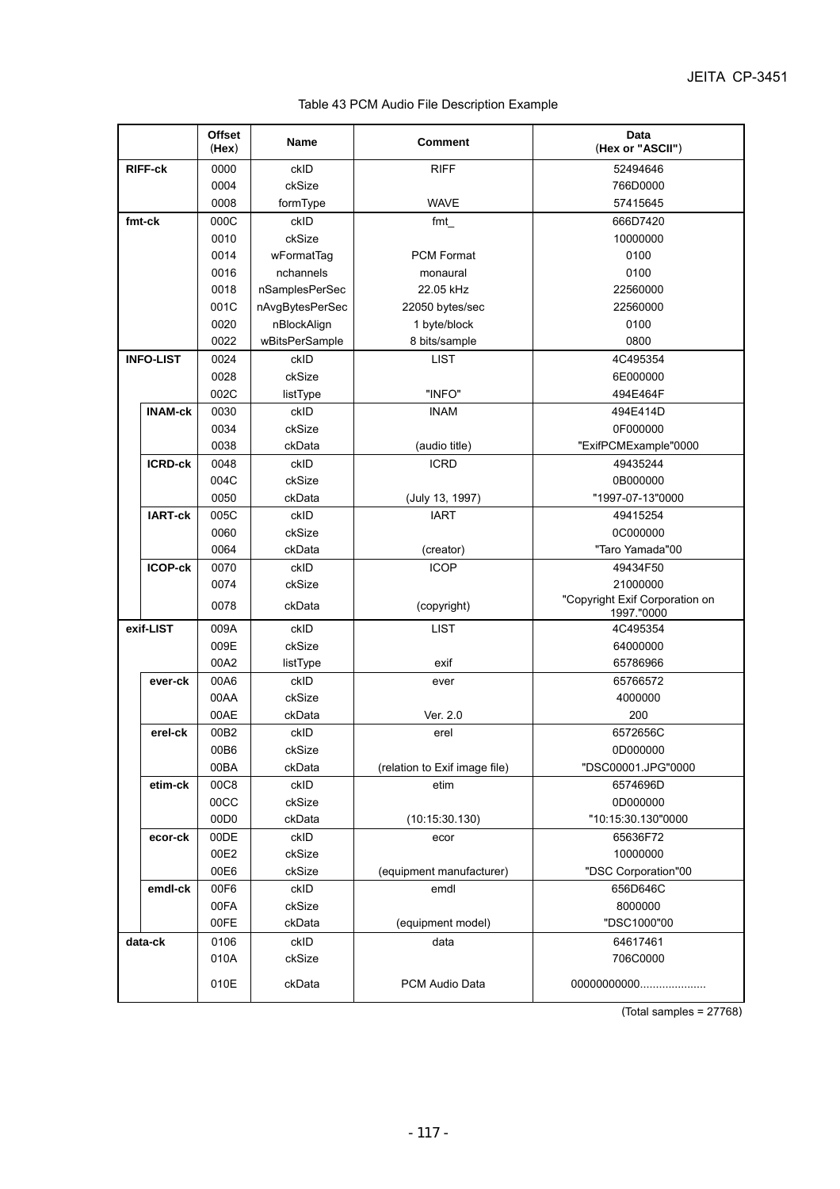Table 43 PCM Audio File Description Example

| | | Offset (Hex) | Name | Comment | Data (Hex or "ASCII") |
|---|---|---|---|---|---|
| RIFF-ck | | 0000 | ckID | RIFF | 52494646 |
| | | 0004 | ckSize | | 766D0000 |
| | | 0008 | formType | WAVE | 57415645 |
| fmt-ck | | 000C | ckID | fmt_ | 666D7420 |
| | | 0010 | ckSize | | 10000000 |
| | | 0014 | wFormatTag | PCM Format | 0100 |
| | | 0016 | nchannels | monaural | 0100 |
| | | 0018 | nSamplesPerSec | 22.05 kHz | 22560000 |
| | | 001C | nAvgBytesPerSec | 22050 bytes/sec | 22560000 |
| | | 0020 | nBlockAlign | 1 byte/block | 0100 |
| | | 0022 | wBitsPerSample | 8 bits/sample | 0800 |
| INFO-LIST | | 0024 | ckID | LIST | 4C495354 |
| | | 0028 | ckSize | | 6E000000 |
| | | 002C | listType | "INFO" | 494E464F |
| | INAM-ck | 0030 | ckID | INAM | 494E414D |
| | | 0034 | ckSize | | 0F000000 |
| | | 0038 | ckData | (audio title) | "ExifPCMExample"0000 |
| | ICRD-ck | 0048 | ckID | ICRD | 49435244 |
| | | 004C | ckSize | | 0B000000 |
| | | 0050 | ckData | (July 13, 1997) | "1997-07-13"0000 |
| | IART-ck | 005C | ckID | IART | 49415254 |
| | | 0060 | ckSize | | 0C000000 |
| | | 0064 | ckData | (creator) | "Taro Yamada"00 |
| | ICOP-ck | 0070 | ckID | ICOP | 49434F50 |
| | | 0074 | ckSize | | 21000000 |
| | | 0078 | ckData | (copyright) | "Copyright Exif Corporation on 1997."0000 |
| exif-LIST | | 009A | ckID | LIST | 4C495354 |
| | | 009E | ckSize | | 64000000 |
| | | 00A2 | listType | exif | 65786966 |
| | ever-ck | 00A6 | ckID | ever | 65766572 |
| | | 00AA | ckSize | | 4000000 |
| | | 00AE | ckData | Ver. 2.0 | 200 |
| | erel-ck | 00B2 | ckID | erel | 6572656C |
| | | 00B6 | ckSize | | 0D000000 |
| | | 00BA | ckData | (relation to Exif image file) | "DSC00001.JPG"0000 |
| | etim-ck | 00C8 | ckID | etim | 6574696D |
| | | 00CC | ckSize | | 0D000000 |
| | | 00D0 | ckData | (10:15:30.130) | "10:15:30.130"0000 |
| | ecor-ck | 00DE | ckID | ecor | 65636F72 |
| | | 00E2 | ckSize | | 10000000 |
| | | 00E6 | ckSize | (equipment manufacturer) | "DSC Corporation"00 |
| | emdl-ck | 00F6 | ckID | emdl | 656D646C |
| | | 00FA | ckSize | | 8000000 |
| | | 00FE | ckData | (equipment model) | "DSC1000"00 |
| data-ck | | 0106 | ckID | data | 64617461 |
| | | 010A | ckSize | | 706C0000 |
| | | 010E | ckData | PCM Audio Data | 00000000000.................... |

(Total samples = 27768)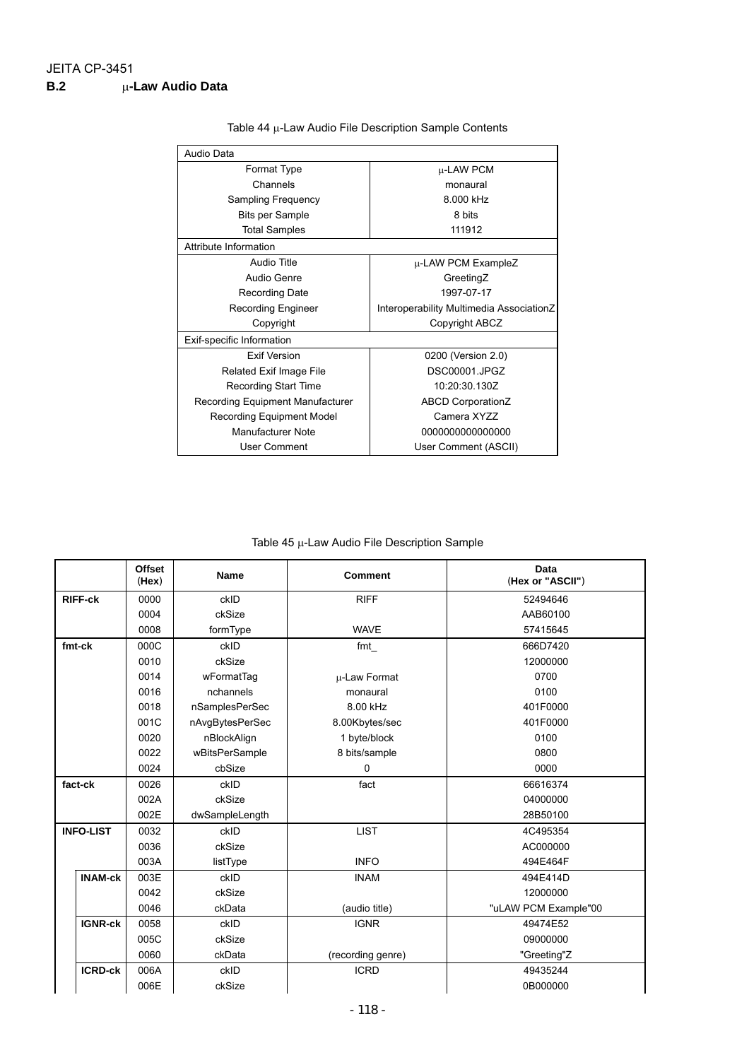## B.2 μ-Law Audio Data

Table 44 μ-Law Audio File Description Sample Contents

| Audio Data | |
|---|---|
| Format Type | μ-LAW PCM |
| Channels | monaural |
| Sampling Frequency | 8.000 kHz |
| Bits per Sample | 8 bits |
| Total Samples | 111912 |
| **Attribute Information** | |
| Audio Title | μ-LAW PCM ExampleZ |
| Audio Genre | GreetingZ |
| Recording Date | 1997-07-17 |
| Recording Engineer | Interoperability Multimedia AssociationZ |
| Copyright | Copyright ABCZ |
| **Exif-specific Information** | |
| Exif Version | 0200 (Version 2.0) |
| Related Exif Image File | DSC00001.JPGZ |
| Recording Start Time | 10:20:30.130Z |
| Recording Equipment Manufacturer | ABCD CorporationZ |
| Recording Equipment Model | Camera XYZZ |
| Manufacturer Note | 0000000000000000 |
| User Comment | User Comment (ASCII) |

Table 45 μ-Law Audio File Description Sample

| | | Offset (Hex) | Name | Comment | Data (Hex or "ASCII") |
|---|---|---|---|---|---|
| **RIFF-ck** | | 0000 | ckID | RIFF | 52494646 |
| | | 0004 | ckSize | | AAB60100 |
| | | 0008 | formType | WAVE | 57415645 |
| **fmt-ck** | | 000C | ckID | fmt_ | 666D7420 |
| | | 0010 | ckSize | | 12000000 |
| | | 0014 | wFormatTag | μ-Law Format | 0700 |
| | | 0016 | nchannels | monaural | 0100 |
| | | 0018 | nSamplesPerSec | 8.00 kHz | 401F0000 |
| | | 001C | nAvgBytesPerSec | 8.00Kbytes/sec | 401F0000 |
| | | 0020 | nBlockAlign | 1 byte/block | 0100 |
| | | 0022 | wBitsPerSample | 8 bits/sample | 0800 |
| | | 0024 | cbSize | 0 | 0000 |
| **fact-ck** | | 0026 | ckID | fact | 66616374 |
| | | 002A | ckSize | | 04000000 |
| | | 002E | dwSampleLength | | 28B50100 |
| **INFO-LIST** | | 0032 | ckID | LIST | 4C495354 |
| | | 0036 | ckSize | | AC000000 |
| | | 003A | listType | INFO | 494E464F |
| | **INAM-ck** | 003E | ckID | INAM | 494E414D |
| | | 0042 | ckSize | | 12000000 |
| | | 0046 | ckData | (audio title) | "uLAW PCM Example"00 |
| | **IGNR-ck** | 0058 | ckID | IGNR | 49474E52 |
| | | 005C | ckSize | | 09000000 |
| | | 0060 | ckData | (recording genre) | "Greeting"Z |
| | **ICRD-ck** | 006A | ckID | ICRD | 49435244 |
| | | 006E | ckSize | | 0B000000 |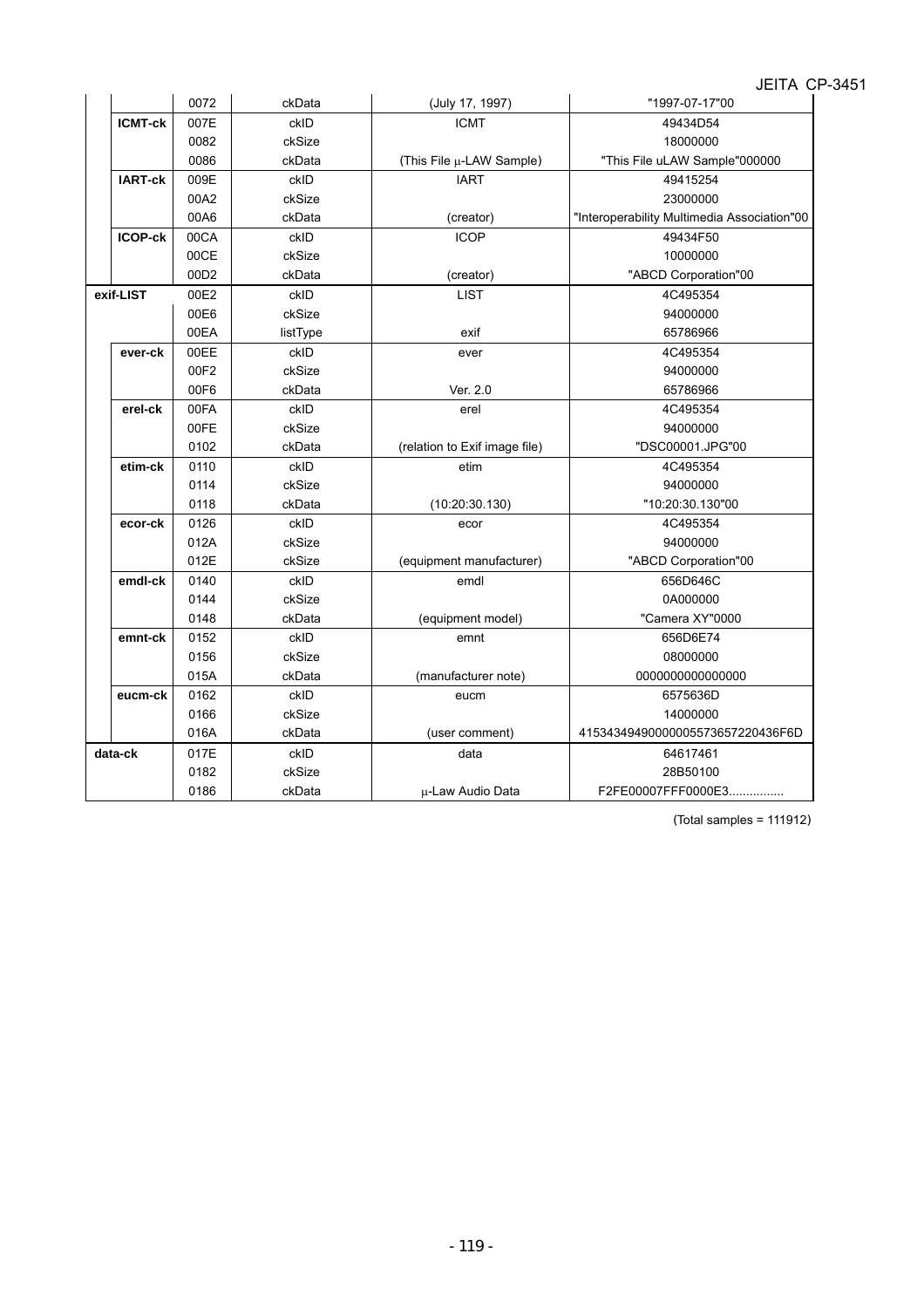| | | | | | |
|---|---|---|---|---|---|
| | | 0072 | ckData | (July 17, 1997) | "1997-07-17"00 |
| | **ICMT-ck** | 007E | ckID | ICMT | 49434D54 |
| | | 0082 | ckSize | | 18000000 |
| | | 0086 | ckData | (This File μ-LAW Sample) | "This File uLAW Sample"000000 |
| | **IART-ck** | 009E | ckID | IART | 49415254 |
| | | 00A2 | ckSize | | 23000000 |
| | | 00A6 | ckData | (creator) | "Interoperability Multimedia Association"00 |
| | **ICOP-ck** | 00CA | ckID | ICOP | 49434F50 |
| | | 00CE | ckSize | | 10000000 |
| | | 00D2 | ckData | (creator) | "ABCD Corporation"00 |
| **exif-LIST** | | 00E2 | ckID | LIST | 4C495354 |
| | | 00E6 | ckSize | | 94000000 |
| | | 00EA | listType | exif | 65786966 |
| | **ever-ck** | 00EE | ckID | ever | 4C495354 |
| | | 00F2 | ckSize | | 94000000 |
| | | 00F6 | ckData | Ver. 2.0 | 65786966 |
| | **erel-ck** | 00FA | ckID | erel | 4C495354 |
| | | 00FE | ckSize | | 94000000 |
| | | 0102 | ckData | (relation to Exif image file) | "DSC00001.JPG"00 |
| | **etim-ck** | 0110 | ckID | etim | 4C495354 |
| | | 0114 | ckSize | | 94000000 |
| | | 0118 | ckData | (10:20:30.130) | "10:20:30.130"00 |
| | **ecor-ck** | 0126 | ckID | ecor | 4C495354 |
| | | 012A | ckSize | | 94000000 |
| | | 012E | ckSize | (equipment manufacturer) | "ABCD Corporation"00 |
| | **emdl-ck** | 0140 | ckID | emdl | 656D646C |
| | | 0144 | ckSize | | 0A000000 |
| | | 0148 | ckData | (equipment model) | "Camera XY"0000 |
| | **emnt-ck** | 0152 | ckID | emnt | 656D6E74 |
| | | 0156 | ckSize | | 08000000 |
| | | 015A | ckData | (manufacturer note) | 0000000000000000 |
| | **eucm-ck** | 0162 | ckID | eucm | 6575636D |
| | | 0166 | ckSize | | 14000000 |
| | | 016A | ckData | (user comment) | 415343494900000005573657220436F6D |
| **data-ck** | | 017E | ckID | data | 64617461 |
| | | 0182 | ckSize | | 28B50100 |
| | | 0186 | ckData | μ-Law Audio Data | F2FE00007FFF0000E3................ |

(Total samples = 111912)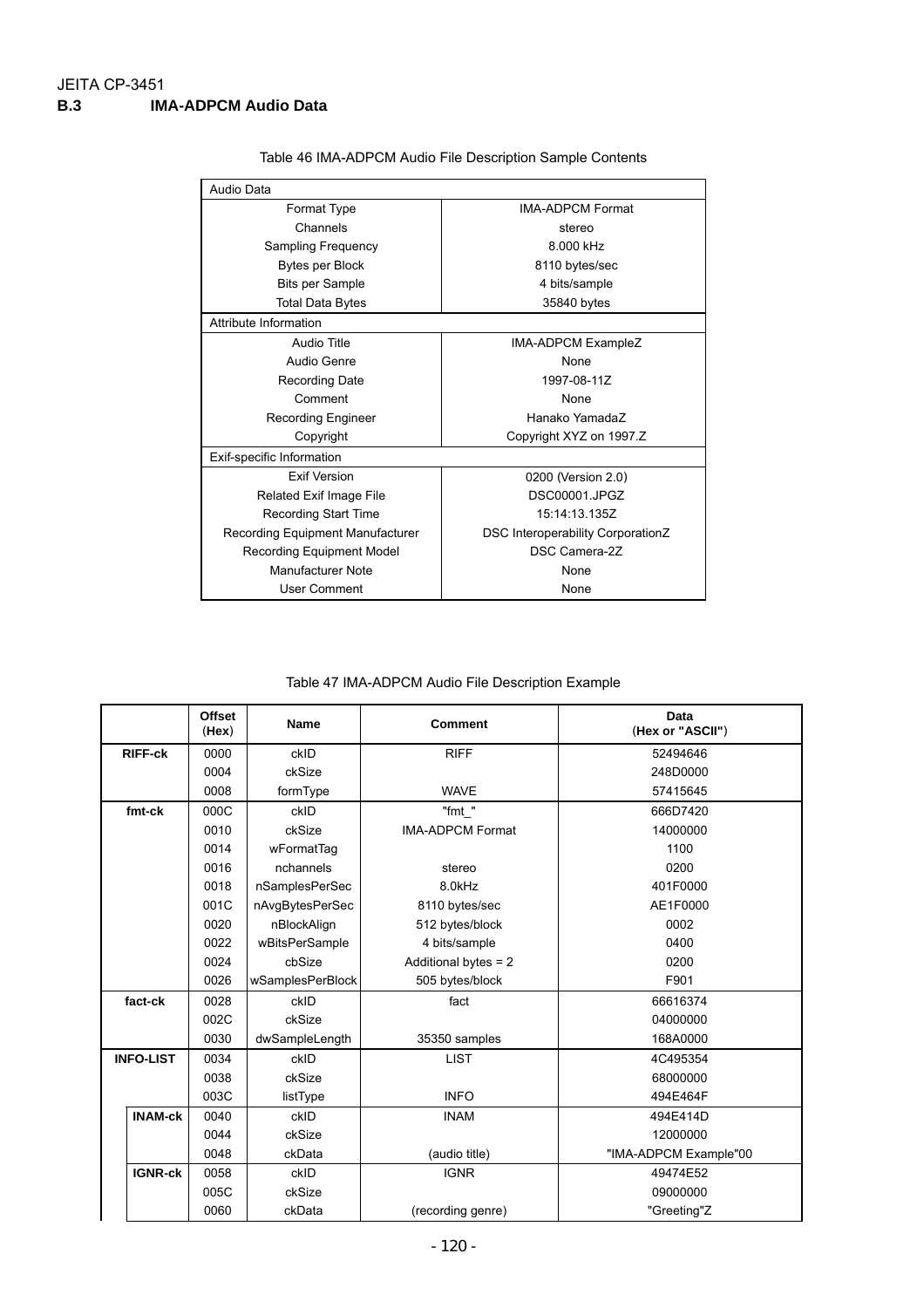JEITA CP-3451

**B.3 IMA-ADPCM Audio Data**

Table 46 IMA-ADPCM Audio File Description Sample Contents

| Audio Data | |
|---|---|
| Format Type | IMA-ADPCM Format |
| Channels | stereo |
| Sampling Frequency | 8.000 kHz |
| Bytes per Block | 8110 bytes/sec |
| Bits per Sample | 4 bits/sample |
| Total Data Bytes | 35840 bytes |
| **Attribute Information** | |
| Audio Title | IMA-ADPCM ExampleZ |
| Audio Genre | None |
| Recording Date | 1997-08-11Z |
| Comment | None |
| Recording Engineer | Hanako YamadaZ |
| Copyright | Copyright XYZ on 1997.Z |
| **Exif-specific Information** | |
| Exif Version | 0200 (Version 2.0) |
| Related Exif Image File | DSC00001.JPGZ |
| Recording Start Time | 15:14:13.135Z |
| Recording Equipment Manufacturer | DSC Interoperability CorporationZ |
| Recording Equipment Model | DSC Camera-2Z |
| Manufacturer Note | None |
| User Comment | None |

Table 47 IMA-ADPCM Audio File Description Example

| | | Offset (Hex) | Name | Comment | Data (Hex or "ASCII") |
|---|---|---|---|---|---|
| **RIFF-ck** | | 0000 | ckID | RIFF | 52494646 |
| | | 0004 | ckSize | | 248D0000 |
| | | 0008 | formType | WAVE | 57415645 |
| **fmt-ck** | | 000C | ckID | "fmt_" | 666D7420 |
| | | 0010 | ckSize | IMA-ADPCM Format | 14000000 |
| | | 0014 | wFormatTag | | 1100 |
| | | 0016 | nchannels | stereo | 0200 |
| | | 0018 | nSamplesPerSec | 8.0kHz | 401F0000 |
| | | 001C | nAvgBytesPerSec | 8110 bytes/sec | AE1F0000 |
| | | 0020 | nBlockAlign | 512 bytes/block | 0002 |
| | | 0022 | wBitsPerSample | 4 bits/sample | 0400 |
| | | 0024 | cbSize | Additional bytes = 2 | 0200 |
| | | 0026 | wSamplesPerBlock | 505 bytes/block | F901 |
| **fact-ck** | | 0028 | ckID | fact | 66616374 |
| | | 002C | ckSize | | 04000000 |
| | | 0030 | dwSampleLength | 35350 samples | 168A0000 |
| **INFO-LIST** | | 0034 | ckID | LIST | 4C495354 |
| | | 0038 | ckSize | | 68000000 |
| | | 003C | listType | INFO | 494E464F |
| | **INAM-ck** | 0040 | ckID | INAM | 494E414D |
| | | 0044 | ckSize | | 12000000 |
| | | 0048 | ckData | (audio title) | "IMA-ADPCM Example"00 |
| | **IGNR-ck** | 0058 | ckID | IGNR | 49474E52 |
| | | 005C | ckSize | | 09000000 |
| | | 0060 | ckData | (recording genre) | "Greeting"Z |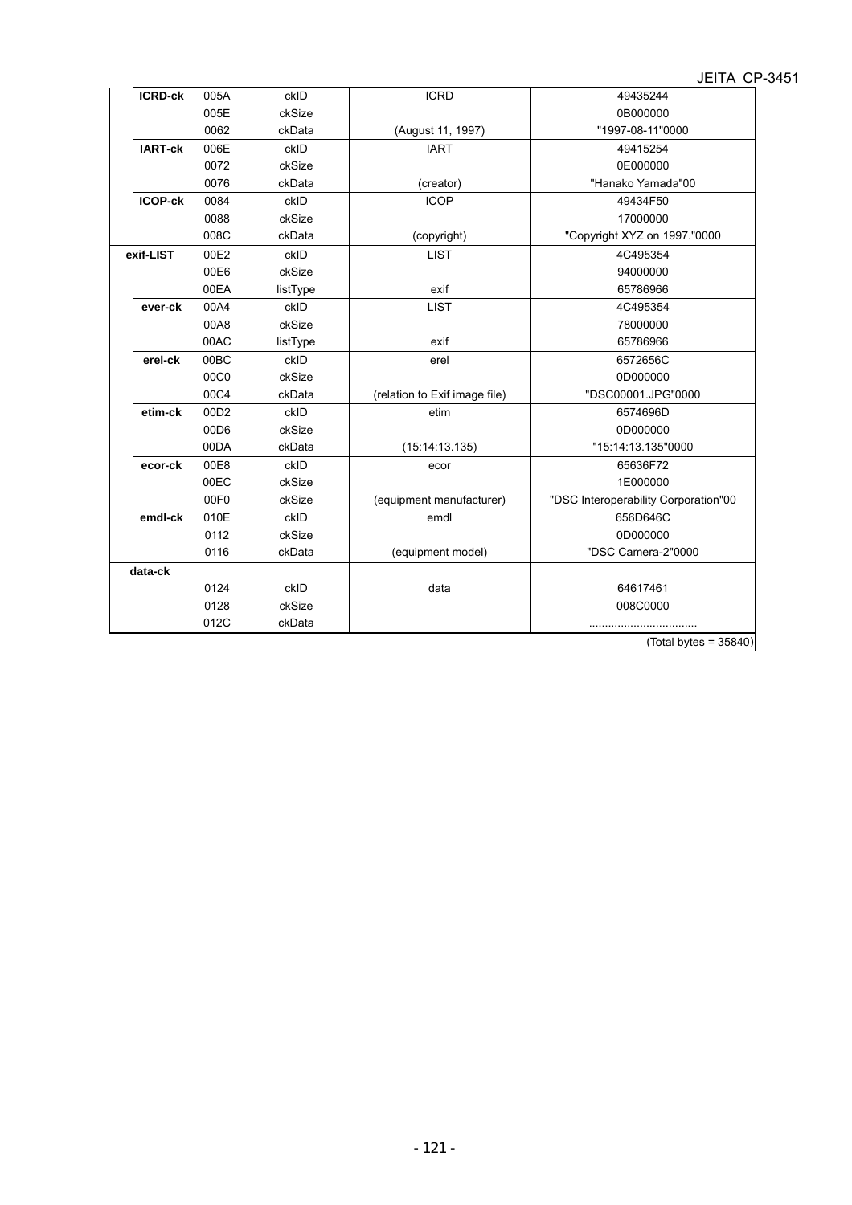| | Offset | Field | Description | Value |
|---|---|---|---|---|
| **ICRD-ck** | 005A | ckID | ICRD | 49435244 |
| | 005E | ckSize | | 0B000000 |
| | 0062 | ckData | (August 11, 1997) | "1997-08-11"0000 |
| **IART-ck** | 006E | ckID | IART | 49415254 |
| | 0072 | ckSize | | 0E000000 |
| | 0076 | ckData | (creator) | "Hanako Yamada"00 |
| **ICOP-ck** | 0084 | ckID | ICOP | 49434F50 |
| | 0088 | ckSize | | 17000000 |
| | 008C | ckData | (copyright) | "Copyright XYZ on 1997."0000 |
| **exif-LIST** | 00E2 | ckID | LIST | 4C495354 |
| | 00E6 | ckSize | | 94000000 |
| | 00EA | listType | exif | 65786966 |
| **ever-ck** | 00A4 | ckID | LIST | 4C495354 |
| | 00A8 | ckSize | | 78000000 |
| | 00AC | listType | exif | 65786966 |
| **erel-ck** | 00BC | ckID | erel | 6572656C |
| | 00C0 | ckSize | | 0D000000 |
| | 00C4 | ckData | (relation to Exif image file) | "DSC00001.JPG"0000 |
| **etim-ck** | 00D2 | ckID | etim | 6574696D |
| | 00D6 | ckSize | | 0D000000 |
| | 00DA | ckData | (15:14:13.135) | "15:14:13.135"0000 |
| **ecor-ck** | 00E8 | ckID | ecor | 65636F72 |
| | 00EC | ckSize | | 1E000000 |
| | 00F0 | ckSize | (equipment manufacturer) | "DSC Interoperability Corporation"00 |
| **emdl-ck** | 010E | ckID | emdl | 656D646C |
| | 0112 | ckSize | | 0D000000 |
| | 0116 | ckData | (equipment model) | "DSC Camera-2"0000 |
| **data-ck** | | | | |
| | 0124 | ckID | data | 64617461 |
| | 0128 | ckSize | | 008C0000 |
| | 012C | ckData | | .................................. |

(Total bytes = 35840)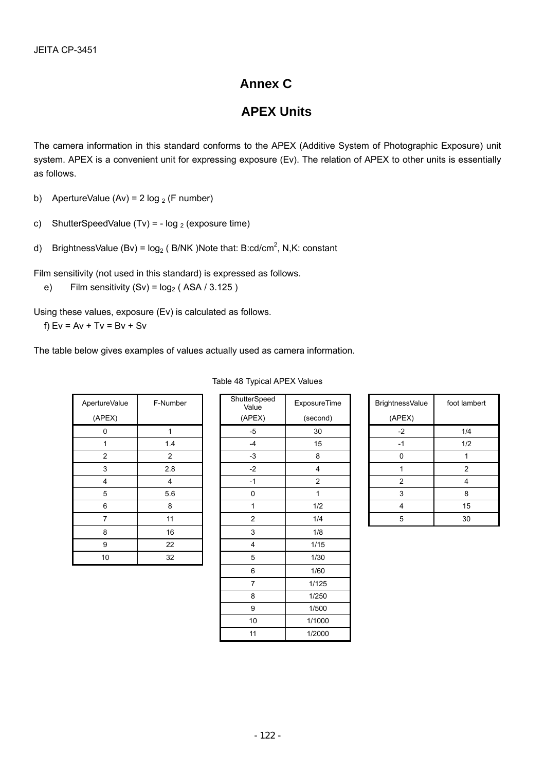## Annex C

## APEX Units

The camera information in this standard conforms to the APEX (Additive System of Photographic Exposure) unit system. APEX is a convenient unit for expressing exposure (Ev). The relation of APEX to other units is essentially as follows.

b) ApertureValue (Av) = 2 $\log_2$ (F number)

c) ShutterSpeedValue (Tv) = - $\log_2$ (exposure time)

d) BrightnessValue (Bv) = $\log_2$ ( B/NK )Note that: B:cd/cm$^2$, N,K: constant

Film sensitivity (not used in this standard) is expressed as follows.

e) Film sensitivity (Sv) = $\log_2$ ( ASA / 3.125 )

Using these values, exposure (Ev) is calculated as follows.

f) Ev = Av + Tv = Bv + Sv

The table below gives examples of values actually used as camera information.

Table 48 Typical APEX Values

| ApertureValue (APEX) | F-Number |
|---|---|
| 0 | 1 |
| 1 | 1.4 |
| 2 | 2 |
| 3 | 2.8 |
| 4 | 4 |
| 5 | 5.6 |
| 6 | 8 |
| 7 | 11 |
| 8 | 16 |
| 9 | 22 |
| 10 | 32 |

| ShutterSpeed Value (APEX) | ExposureTime (second) |
|---|---|
| -5 | 30 |
| -4 | 15 |
| -3 | 8 |
| -2 | 4 |
| -1 | 2 |
| 0 | 1 |
| 1 | 1/2 |
| 2 | 1/4 |
| 3 | 1/8 |
| 4 | 1/15 |
| 5 | 1/30 |
| 6 | 1/60 |
| 7 | 1/125 |
| 8 | 1/250 |
| 9 | 1/500 |
| 10 | 1/1000 |
| 11 | 1/2000 |

| BrightnessValue (APEX) | foot lambert |
|---|---|
| -2 | 1/4 |
| -1 | 1/2 |
| 0 | 1 |
| 1 | 2 |
| 2 | 4 |
| 3 | 8 |
| 4 | 15 |
| 5 | 30 |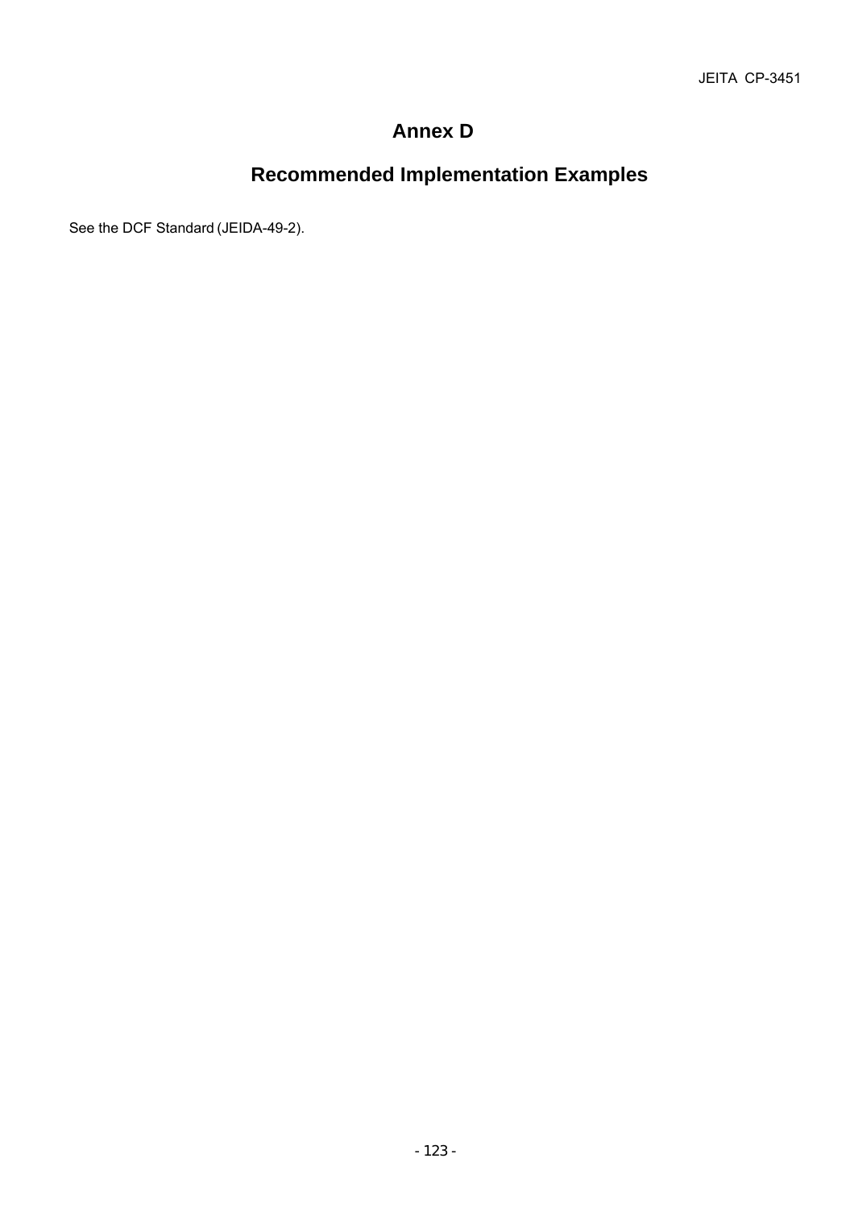# Annex D

## Recommended Implementation Examples

See the DCF Standard (JEIDA-49-2).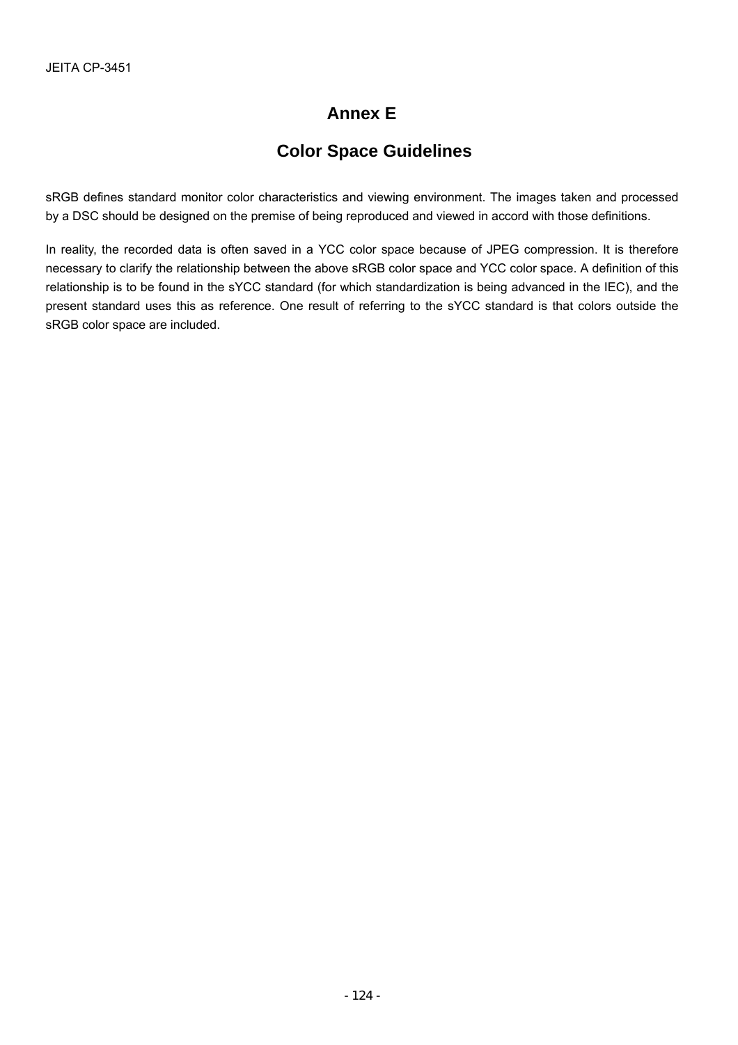# Annex E

# Color Space Guidelines

sRGB defines standard monitor color characteristics and viewing environment. The images taken and processed by a DSC should be designed on the premise of being reproduced and viewed in accord with those definitions.

In reality, the recorded data is often saved in a YCC color space because of JPEG compression. It is therefore necessary to clarify the relationship between the above sRGB color space and YCC color space. A definition of this relationship is to be found in the sYCC standard (for which standardization is being advanced in the IEC), and the present standard uses this as reference. One result of referring to the sYCC standard is that colors outside the sRGB color space are included.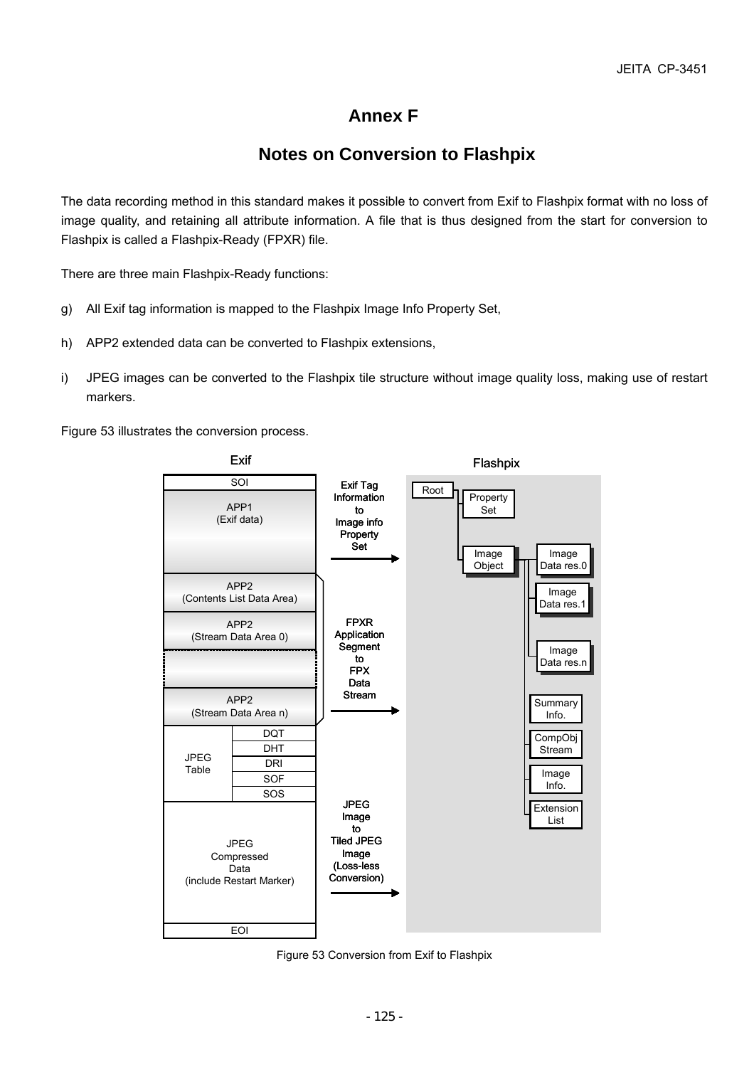# Annex F

## Notes on Conversion to Flashpix

The data recording method in this standard makes it possible to convert from Exif to Flashpix format with no loss of image quality, and retaining all attribute information. A file that is thus designed from the start for conversion to Flashpix is called a Flashpix-Ready (FPXR) file.

There are three main Flashpix-Ready functions:

g) All Exif tag information is mapped to the Flashpix Image Info Property Set,

h) APP2 extended data can be converted to Flashpix extensions,

i) JPEG images can be converted to the Flashpix tile structure without image quality loss, making use of restart markers.

Figure 53 illustrates the conversion process.

Exif

SOI | APP1 (Exif data) | APP2 (Contents List Data Area) | APP2 (Stream Data Area 0) | ... | APP2 (Stream Data Area n) | JPEG Table: DQT, DHT, DRI, SOF, SOS | JPEG Compressed Data (include Restart Marker) | EOI

Exif Tag Information to Image info Property Set →

FPXR Application Segment to FPX Data Stream →

JPEG Image to Tiled JPEG Image (Loss-less Conversion) →

Flashpix

Root: Property Set; Image Object (Image Data res.0, Image Data res.1, Image Data res.n, Summary Info., CompObj Stream, Image Info., Extension List)

Figure 53 Conversion from Exif to Flashpix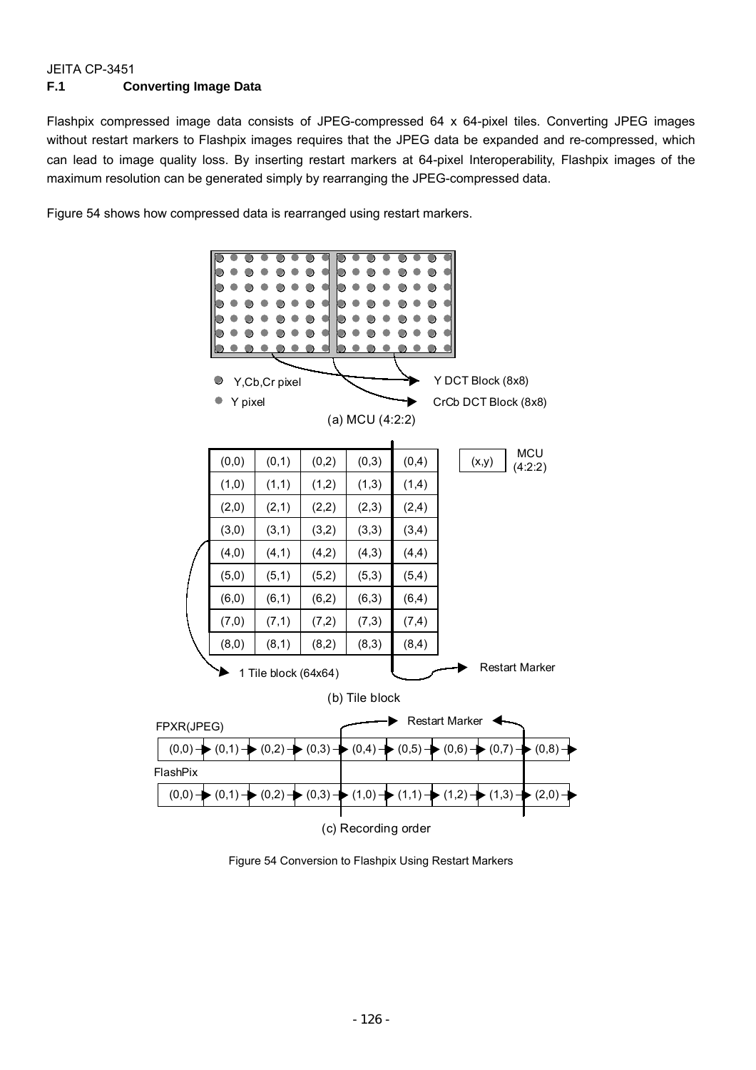### F.1 Converting Image Data

Flashpix compressed image data consists of JPEG-compressed 64 x 64-pixel tiles. Converting JPEG images without restart markers to Flashpix images requires that the JPEG data be expanded and re-compressed, which can lead to image quality loss. By inserting restart markers at 64-pixel Interoperability, Flashpix images of the maximum resolution can be generated simply by rearranging the JPEG-compressed data.

Figure 54 shows how compressed data is rearranged using restart markers.

Y,Cb,Cr pixel

Y pixel

Y DCT Block (8x8)

CrCb DCT Block (8x8)

(a) MCU (4:2:2)

| (0,0) | (0,1) | (0,2) | (0,3) | (0,4) |
|---|---|---|---|---|
| (1,0) | (1,1) | (1,2) | (1,3) | (1,4) |
| (2,0) | (2,1) | (2,2) | (2,3) | (2,4) |
| (3,0) | (3,1) | (3,2) | (3,3) | (3,4) |
| (4,0) | (4,1) | (4,2) | (4,3) | (4,4) |
| (5,0) | (5,1) | (5,2) | (5,3) | (5,4) |
| (6,0) | (6,1) | (6,2) | (6,3) | (6,4) |
| (7,0) | (7,1) | (7,2) | (7,3) | (7,4) |
| (8,0) | (8,1) | (8,2) | (8,3) | (8,4) |

(x,y) MCU (4:2:2)

1 Tile block (64x64)

Restart Marker

(b) Tile block

FPXR(JPEG)

(0,0) → (0,1) → (0,2) → (0,3) → (0,4) → (0,5) → (0,6) → (0,7) → (0,8) →

Restart Marker

FlashPix

(0,0) → (0,1) → (0,2) → (0,3) → (1,0) → (1,1) → (1,2) → (1,3) → (2,0) →

(c) Recording order

Figure 54 Conversion to Flashpix Using Restart Markers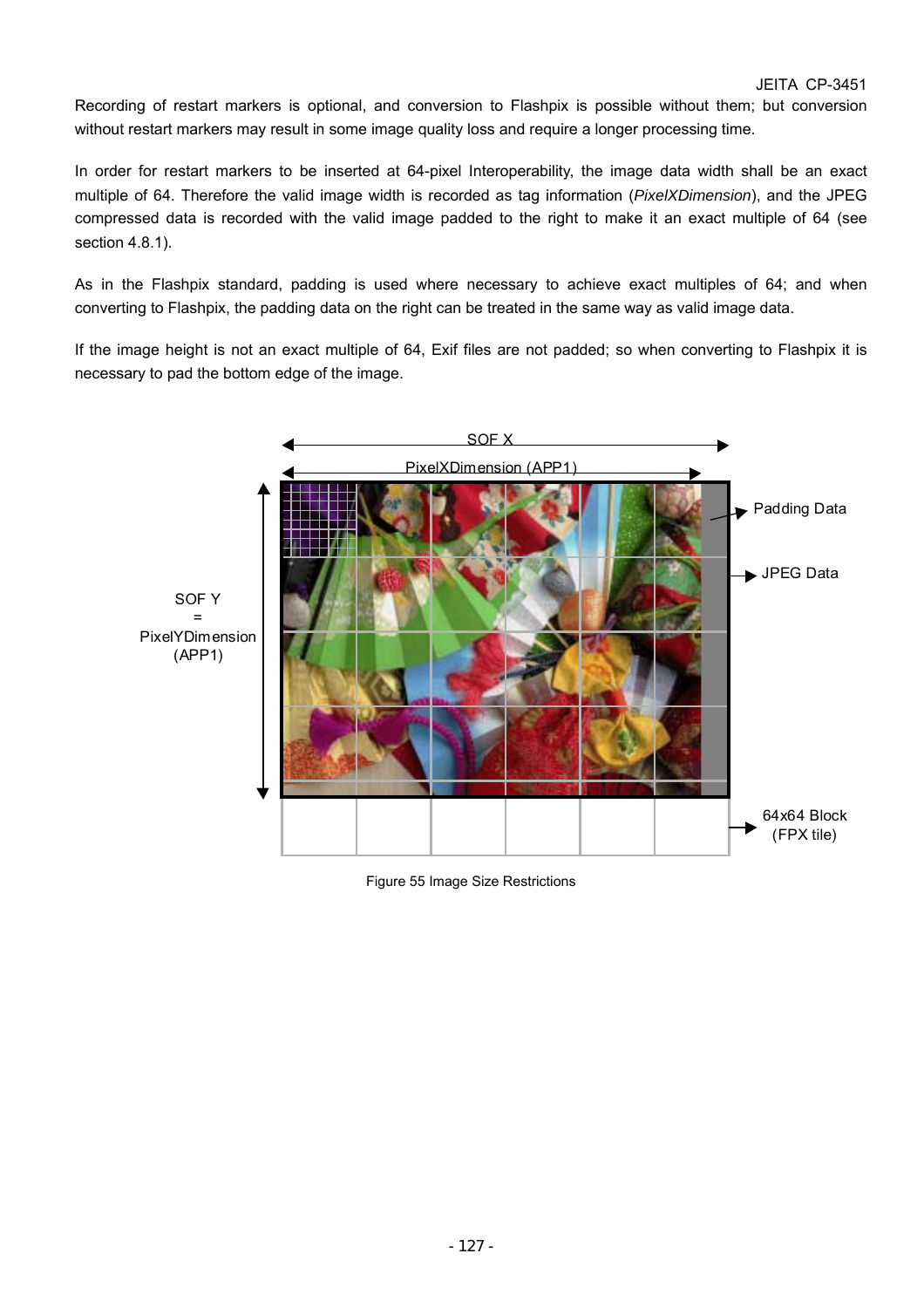Recording of restart markers is optional, and conversion to Flashpix is possible without them; but conversion without restart markers may result in some image quality loss and require a longer processing time.

In order for restart markers to be inserted at 64-pixel Interoperability, the image data width shall be an exact multiple of 64. Therefore the valid image width is recorded as tag information (*PixelXDimension*), and the JPEG compressed data is recorded with the valid image padded to the right to make it an exact multiple of 64 (see section 4.8.1).

As in the Flashpix standard, padding is used where necessary to achieve exact multiples of 64; and when converting to Flashpix, the padding data on the right can be treated in the same way as valid image data.

If the image height is not an exact multiple of 64, Exif files are not padded; so when converting to Flashpix it is necessary to pad the bottom edge of the image.

SOF X

PixelXDimension (APP1)

SOF Y = PixelYDimension (APP1)

Padding Data

JPEG Data

64x64 Block (FPX tile)

Figure 55 Image Size Restrictions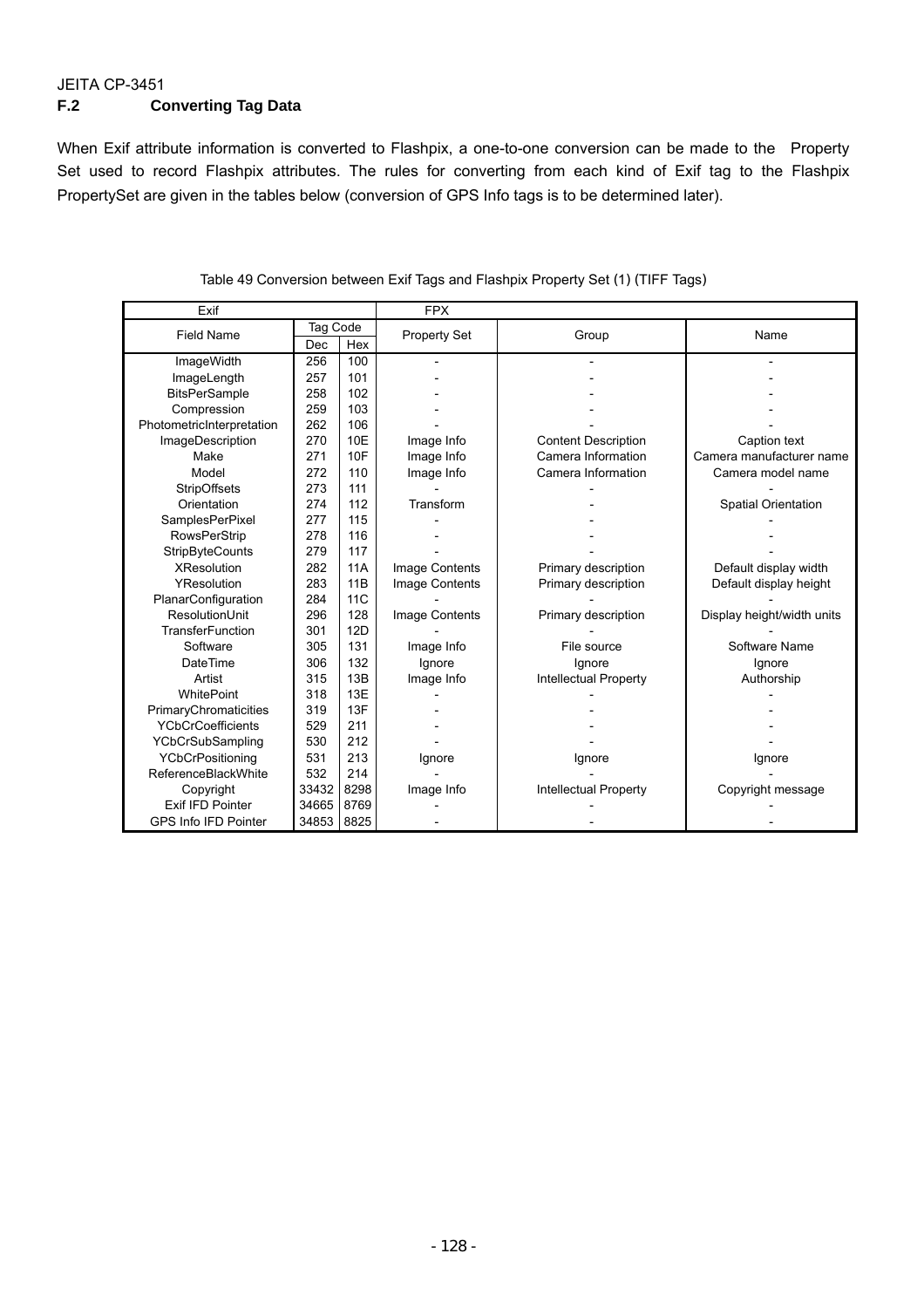JEITA CP-3451

## F.2 Converting Tag Data

When Exif attribute information is converted to Flashpix, a one-to-one conversion can be made to the Property Set used to record Flashpix attributes. The rules for converting from each kind of Exif tag to the Flashpix PropertySet are given in the tables below (conversion of GPS Info tags is to be determined later).

Table 49 Conversion between Exif Tags and Flashpix Property Set (1) (TIFF Tags)

| Exif | | | FPX | | |
|---|---|---|---|---|---|
| Field Name | Tag Code | | Property Set | Group | Name |
| | Dec | Hex | | | |
| ImageWidth | 256 | 100 | - | - | - |
| ImageLength | 257 | 101 | - | - | - |
| BitsPerSample | 258 | 102 | - | - | - |
| Compression | 259 | 103 | - | - | - |
| PhotometricInterpretation | 262 | 106 | - | - | - |
| ImageDescription | 270 | 10E | Image Info | Content Description | Caption text |
| Make | 271 | 10F | Image Info | Camera Information | Camera manufacturer name |
| Model | 272 | 110 | Image Info | Camera Information | Camera model name |
| StripOffsets | 273 | 111 | - | - | - |
| Orientation | 274 | 112 | Transform | - | Spatial Orientation |
| SamplesPerPixel | 277 | 115 | - | - | - |
| RowsPerStrip | 278 | 116 | - | - | - |
| StripByteCounts | 279 | 117 | - | - | - |
| XResolution | 282 | 11A | Image Contents | Primary description | Default display width |
| YResolution | 283 | 11B | Image Contents | Primary description | Default display height |
| PlanarConfiguration | 284 | 11C | - | - | - |
| ResolutionUnit | 296 | 128 | Image Contents | Primary description | Display height/width units |
| TransferFunction | 301 | 12D | - | - | - |
| Software | 305 | 131 | Image Info | File source | Software Name |
| DateTime | 306 | 132 | Ignore | Ignore | Ignore |
| Artist | 315 | 13B | Image Info | Intellectual Property | Authorship |
| WhitePoint | 318 | 13E | - | - | - |
| PrimaryChromaticities | 319 | 13F | - | - | - |
| YCbCrCoefficients | 529 | 211 | - | - | - |
| YCbCrSubSampling | 530 | 212 | - | - | - |
| YCbCrPositioning | 531 | 213 | Ignore | Ignore | Ignore |
| ReferenceBlackWhite | 532 | 214 | - | - | - |
| Copyright | 33432 | 8298 | Image Info | Intellectual Property | Copyright message |
| Exif IFD Pointer | 34665 | 8769 | - | - | - |
| GPS Info IFD Pointer | 34853 | 8825 | - | - | - |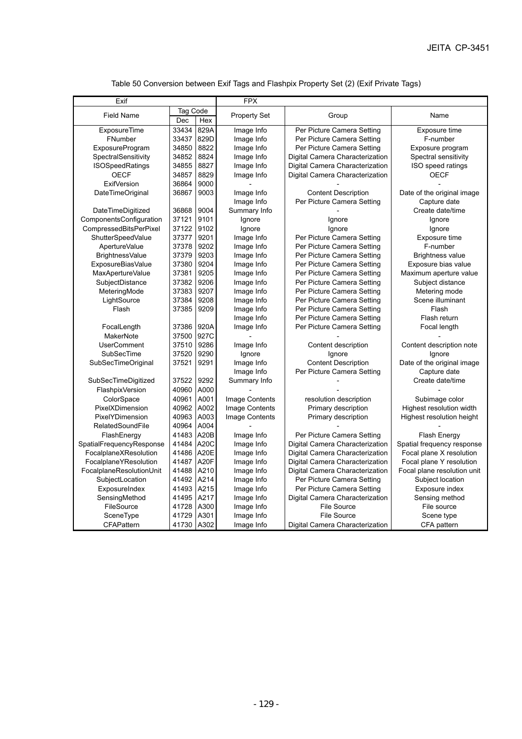Table 50 Conversion between Exif Tags and Flashpix Property Set (2) (Exif Private Tags)

| Exif | | | FPX | | |
|---|---|---|---|---|---|
| Field Name | Tag Code | | Property Set | Group | Name |
| | Dec | Hex | | | |
| ExposureTime | 33434 | 829A | Image Info | Per Picture Camera Setting | Exposure time |
| FNumber | 33437 | 829D | Image Info | Per Picture Camera Setting | F-number |
| ExposureProgram | 34850 | 8822 | Image Info | Per Picture Camera Setting | Exposure program |
| SpectralSensitivity | 34852 | 8824 | Image Info | Digital Camera Characterization | Spectral sensitivity |
| ISOSpeedRatings | 34855 | 8827 | Image Info | Digital Camera Characterization | ISO speed ratings |
| OECF | 34857 | 8829 | Image Info | Digital Camera Characterization | OECF |
| ExifVersion | 36864 | 9000 | - | - | - |
| DateTimeOriginal | 36867 | 9003 | Image Info | Content Description | Date of the original image |
| | | | Image Info | Per Picture Camera Setting | Capture date |
| DateTimeDigitized | 36868 | 9004 | Summary Info | - | Create date/time |
| ComponentsConfiguration | 37121 | 9101 | Ignore | Ignore | Ignore |
| CompressedBitsPerPixel | 37122 | 9102 | Ignore | Ignore | Ignore |
| ShutterSpeedValue | 37377 | 9201 | Image Info | Per Picture Camera Setting | Exposure time |
| ApertureValue | 37378 | 9202 | Image Info | Per Picture Camera Setting | F-number |
| BrightnessValue | 37379 | 9203 | Image Info | Per Picture Camera Setting | Brightness value |
| ExposureBiasValue | 37380 | 9204 | Image Info | Per Picture Camera Setting | Exposure bias value |
| MaxApertureValue | 37381 | 9205 | Image Info | Per Picture Camera Setting | Maximum aperture value |
| SubjectDistance | 37382 | 9206 | Image Info | Per Picture Camera Setting | Subject distance |
| MeteringMode | 37383 | 9207 | Image Info | Per Picture Camera Setting | Metering mode |
| LightSource | 37384 | 9208 | Image Info | Per Picture Camera Setting | Scene illuminant |
| Flash | 37385 | 9209 | Image Info | Per Picture Camera Setting | Flash |
| | | | Image Info | Per Picture Camera Setting | Flash return |
| FocalLength | 37386 | 920A | Image Info | Per Picture Camera Setting | Focal length |
| MakerNote | 37500 | 927C | - | - | - |
| UserComment | 37510 | 9286 | Image Info | Content description | Content description note |
| SubSecTime | 37520 | 9290 | Ignore | Ignore | Ignore |
| SubSecTimeOriginal | 37521 | 9291 | Image Info | Content Description | Date of the original image |
| | | | Image Info | Per Picture Camera Setting | Capture date |
| SubSecTimeDigitized | 37522 | 9292 | Summary Info | - | Create date/time |
| FlashpixVersion | 40960 | A000 | - | - | - |
| ColorSpace | 40961 | A001 | Image Contents | resolution description | Subimage color |
| PixelXDimension | 40962 | A002 | Image Contents | Primary description | Highest resolution width |
| PixelYDimension | 40963 | A003 | Image Contents | Primary description | Highest resolution height |
| RelatedSoundFile | 40964 | A004 | - | - | - |
| FlashEnergy | 41483 | A20B | Image Info | Per Picture Camera Setting | Flash Energy |
| SpatialFrequencyResponse | 41484 | A20C | Image Info | Digital Camera Characterization | Spatial frequency response |
| FocalplaneXResolution | 41486 | A20E | Image Info | Digital Camera Characterization | Focal plane X resolution |
| FocalplaneYResolution | 41487 | A20F | Image Info | Digital Camera Characterization | Focal plane Y resolution |
| FocalplaneResolutionUnit | 41488 | A210 | Image Info | Digital Camera Characterization | Focal plane resolution unit |
| SubjectLocation | 41492 | A214 | Image Info | Per Picture Camera Setting | Subject location |
| ExposureIndex | 41493 | A215 | Image Info | Per Picture Camera Setting | Exposure index |
| SensingMethod | 41495 | A217 | Image Info | Digital Camera Characterization | Sensing method |
| FileSource | 41728 | A300 | Image Info | File Source | File source |
| SceneType | 41729 | A301 | Image Info | File Source | Scene type |
| CFAPattern | 41730 | A302 | Image Info | Digital Camera Characterization | CFA pattern |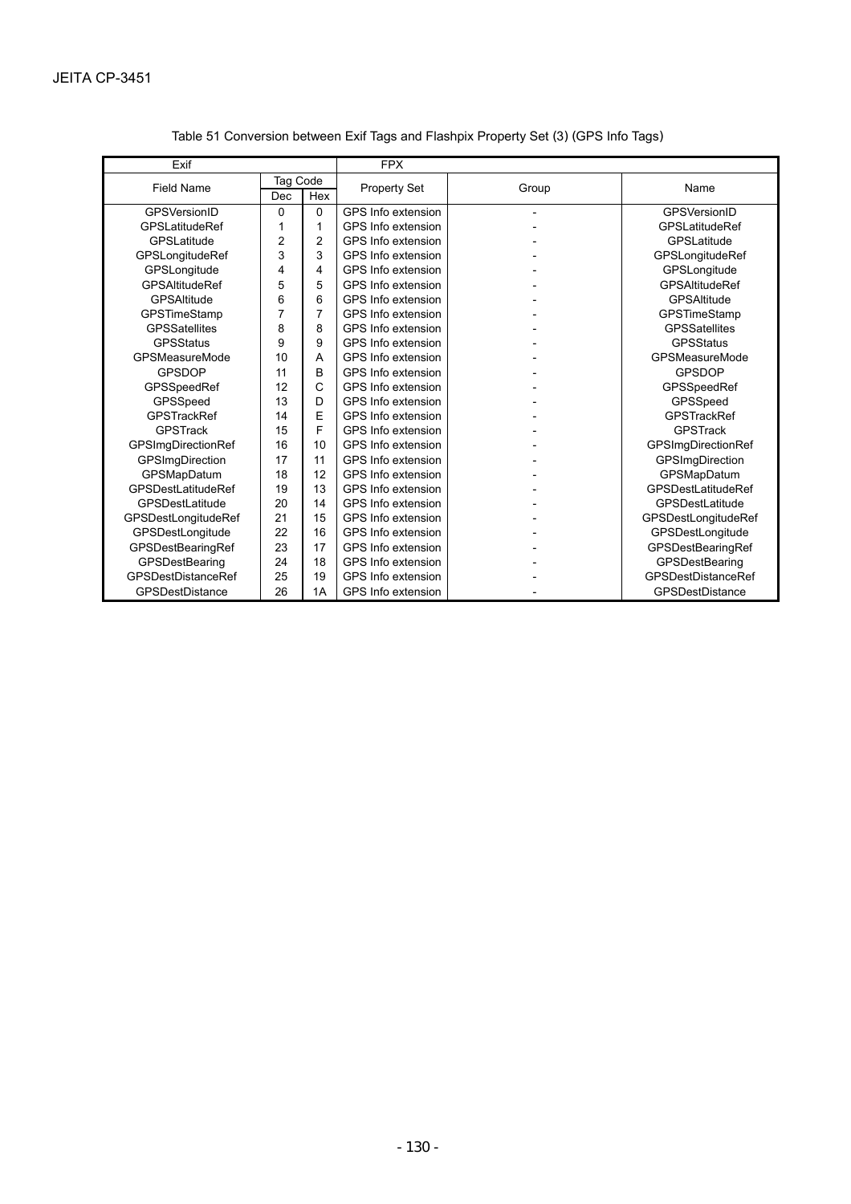Table 51 Conversion between Exif Tags and Flashpix Property Set (3) (GPS Info Tags)

| Exif | | | FPX | | |
|---|---|---|---|---|---|
| Field Name | Tag Code | | Property Set | Group | Name |
| | Dec | Hex | | | |
| GPSVersionID | 0 | 0 | GPS Info extension | - | GPSVersionID |
| GPSLatitudeRef | 1 | 1 | GPS Info extension | - | GPSLatitudeRef |
| GPSLatitude | 2 | 2 | GPS Info extension | - | GPSLatitude |
| GPSLongitudeRef | 3 | 3 | GPS Info extension | - | GPSLongitudeRef |
| GPSLongitude | 4 | 4 | GPS Info extension | - | GPSLongitude |
| GPSAltitudeRef | 5 | 5 | GPS Info extension | - | GPSAltitudeRef |
| GPSAltitude | 6 | 6 | GPS Info extension | - | GPSAltitude |
| GPSTimeStamp | 7 | 7 | GPS Info extension | - | GPSTimeStamp |
| GPSSatellites | 8 | 8 | GPS Info extension | - | GPSSatellites |
| GPSStatus | 9 | 9 | GPS Info extension | - | GPSStatus |
| GPSMeasureMode | 10 | A | GPS Info extension | - | GPSMeasureMode |
| GPSDOP | 11 | B | GPS Info extension | - | GPSDOP |
| GPSSpeedRef | 12 | C | GPS Info extension | - | GPSSpeedRef |
| GPSSpeed | 13 | D | GPS Info extension | - | GPSSpeed |
| GPSTrackRef | 14 | E | GPS Info extension | - | GPSTrackRef |
| GPSTrack | 15 | F | GPS Info extension | - | GPSTrack |
| GPSImgDirectionRef | 16 | 10 | GPS Info extension | - | GPSImgDirectionRef |
| GPSImgDirection | 17 | 11 | GPS Info extension | - | GPSImgDirection |
| GPSMapDatum | 18 | 12 | GPS Info extension | - | GPSMapDatum |
| GPSDestLatitudeRef | 19 | 13 | GPS Info extension | - | GPSDestLatitudeRef |
| GPSDestLatitude | 20 | 14 | GPS Info extension | - | GPSDestLatitude |
| GPSDestLongitudeRef | 21 | 15 | GPS Info extension | - | GPSDestLongitudeRef |
| GPSDestLongitude | 22 | 16 | GPS Info extension | - | GPSDestLongitude |
| GPSDestBearingRef | 23 | 17 | GPS Info extension | - | GPSDestBearingRef |
| GPSDestBearing | 24 | 18 | GPS Info extension | - | GPSDestBearing |
| GPSDestDistanceRef | 25 | 19 | GPS Info extension | - | GPSDestDistanceRef |
| GPSDestDistance | 26 | 1A | GPS Info extension | - | GPSDestDistance |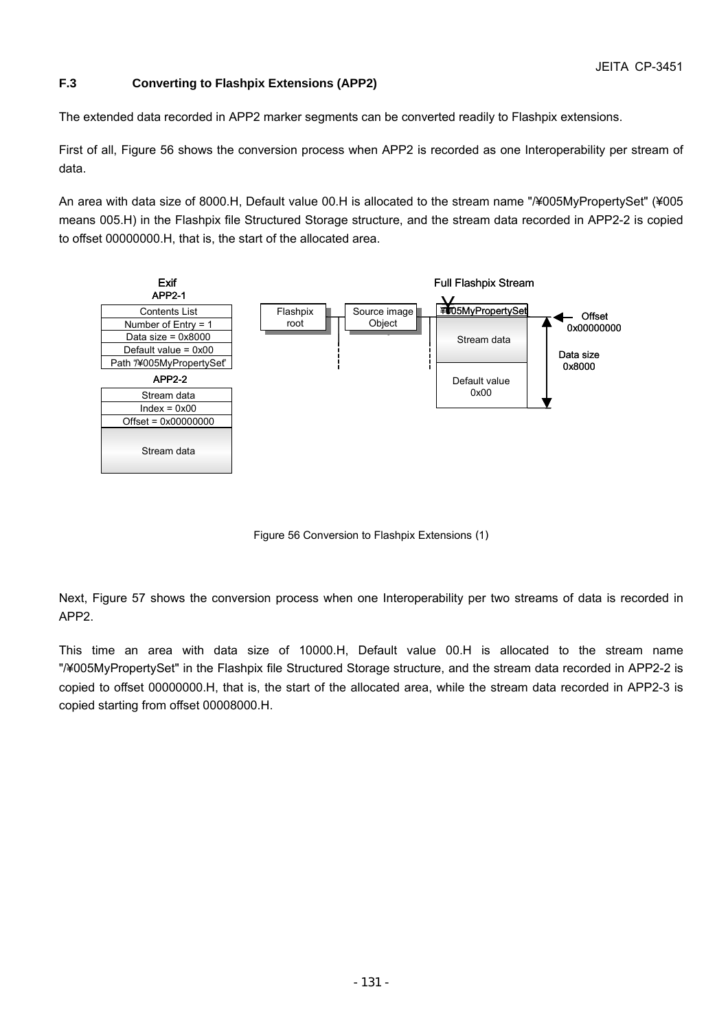### F.3 Converting to Flashpix Extensions (APP2)

The extended data recorded in APP2 marker segments can be converted readily to Flashpix extensions.

First of all, Figure 56 shows the conversion process when APP2 is recorded as one Interoperability per stream of data.

An area with data size of 8000.H, Default value 00.H is allocated to the stream name "/¥005MyPropertySet" (¥005 means 005.H) in the Flashpix file Structured Storage structure, and the stream data recorded in APP2-2 is copied to offset 00000000.H, that is, the start of the allocated area.

Figure 56 Conversion to Flashpix Extensions (1)

Next, Figure 57 shows the conversion process when one Interoperability per two streams of data is recorded in APP2.

This time an area with data size of 10000.H, Default value 00.H is allocated to the stream name "/¥005MyPropertySet" in the Flashpix file Structured Storage structure, and the stream data recorded in APP2-2 is copied to offset 00000000.H, that is, the start of the allocated area, while the stream data recorded in APP2-3 is copied starting from offset 00008000.H.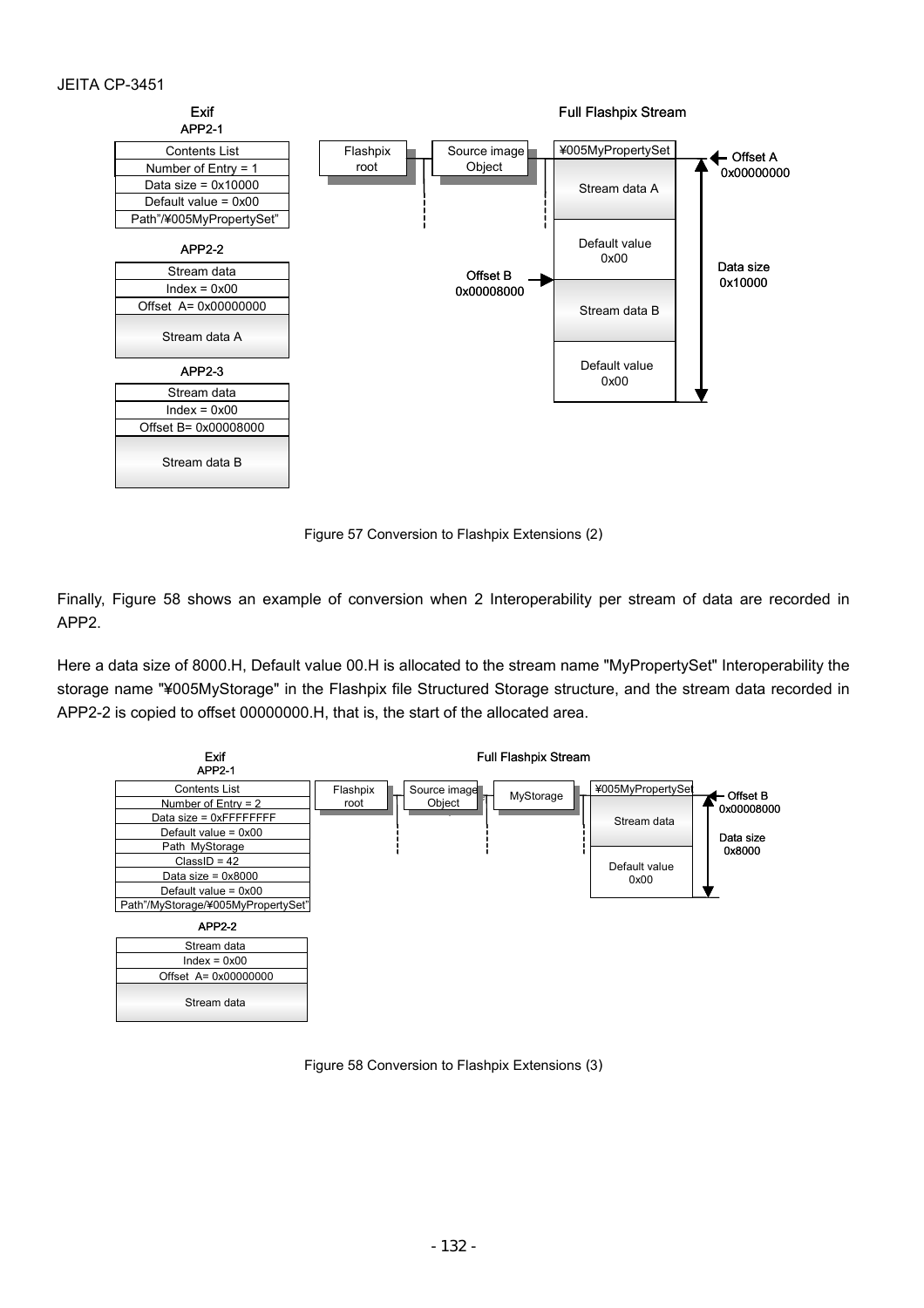Exif

APP2-1

| Contents List |
|---|
| Number of Entry = 1 |
| Data size = 0x10000 |
| Default value = 0x00 |
| Path"/¥005MyPropertySet" |

APP2-2

| Stream data |
|---|
| Index = 0x00 |
| Offset A= 0x00000000 |
| Stream data A |

APP2-3

| Stream data |
|---|
| Index = 0x00 |
| Offset B= 0x00008000 |
| Stream data B |

Full Flashpix Stream

Flashpix root — Source image Object — ¥005MyPropertySet

| ¥005MyPropertySet |
|---|
| Stream data A |
| Default value 0x00 |
| Stream data B |
| Default value 0x00 |

Offset A 0x00000000

Offset B 0x00008000

Data size 0x10000

Figure 57 Conversion to Flashpix Extensions (2)

Finally, Figure 58 shows an example of conversion when 2 Interoperability per stream of data are recorded in APP2.

Here a data size of 8000.H, Default value 00.H is allocated to the stream name "MyPropertySet" Interoperability the storage name "¥005MyStorage" in the Flashpix file Structured Storage structure, and the stream data recorded in APP2-2 is copied to offset 00000000.H, that is, the start of the allocated area.

Exif

APP2-1

| Contents List |
|---|
| Number of Entry = 2 |
| Data size = 0xFFFFFFFF |
| Default value = 0x00 |
| Path MyStorage |
| ClassID = 42 |
| Data size = 0x8000 |
| Default value = 0x00 |
| Path"/MyStorage/¥005MyPropertySet" |

APP2-2

| Stream data |
|---|
| Index = 0x00 |
| Offset A= 0x00000000 |
| Stream data |

Full Flashpix Stream

Flashpix root — Source image Object — MyStorage — ¥005MyPropertySet

| ¥005MyPropertySet |
|---|
| Stream data |
| Default value 0x00 |

Offset B 0x00008000

Data size 0x8000

Figure 58 Conversion to Flashpix Extensions (3)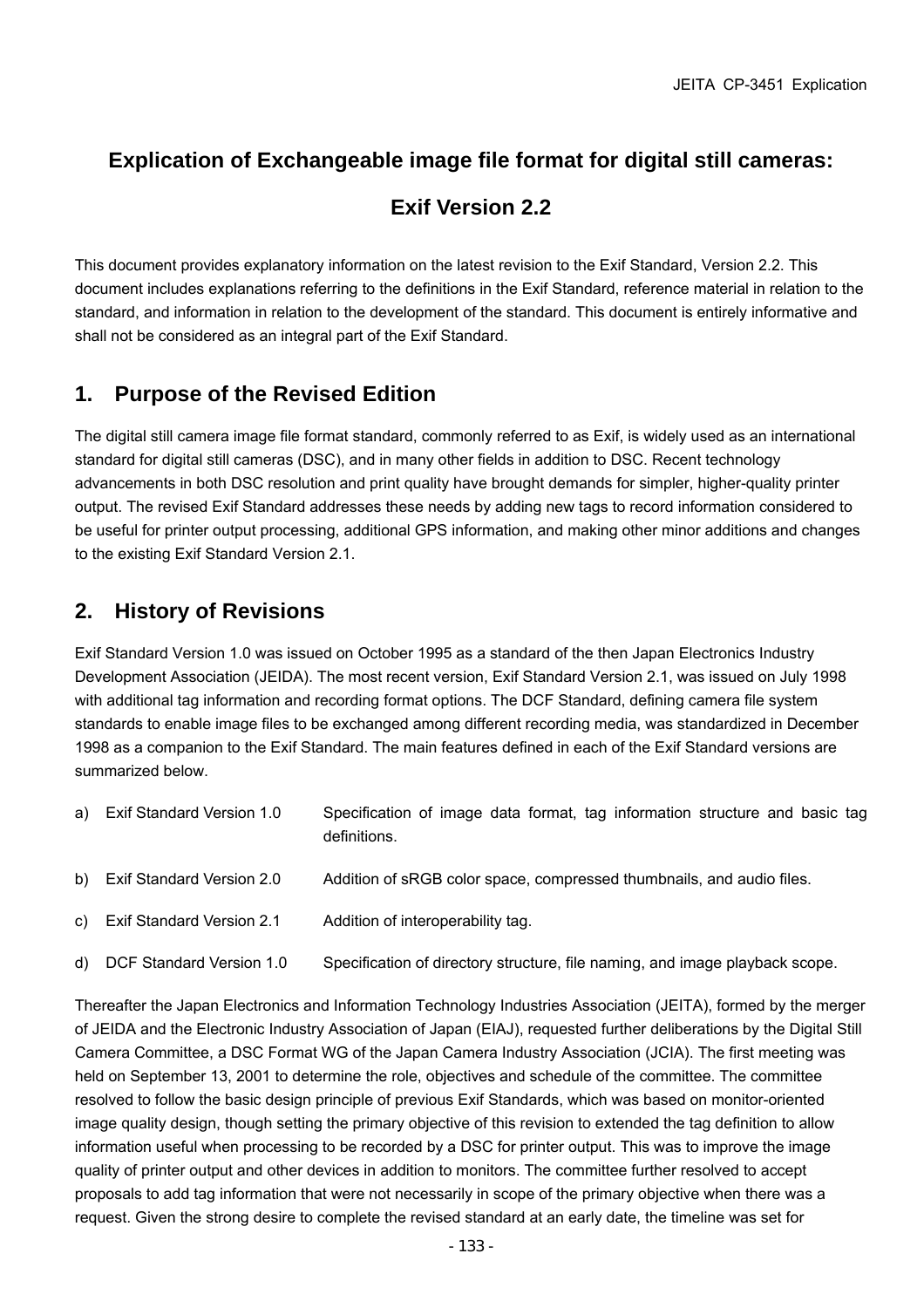# Explication of Exchangeable image file format for digital still cameras:

# Exif Version 2.2

This document provides explanatory information on the latest revision to the Exif Standard, Version 2.2. This document includes explanations referring to the definitions in the Exif Standard, reference material in relation to the standard, and information in relation to the development of the standard. This document is entirely informative and shall not be considered as an integral part of the Exif Standard.

## 1. Purpose of the Revised Edition

The digital still camera image file format standard, commonly referred to as Exif, is widely used as an international standard for digital still cameras (DSC), and in many other fields in addition to DSC. Recent technology advancements in both DSC resolution and print quality have brought demands for simpler, higher-quality printer output. The revised Exif Standard addresses these needs by adding new tags to record information considered to be useful for printer output processing, additional GPS information, and making other minor additions and changes to the existing Exif Standard Version 2.1.

## 2. History of Revisions

Exif Standard Version 1.0 was issued on October 1995 as a standard of the then Japan Electronics Industry Development Association (JEIDA). The most recent version, Exif Standard Version 2.1, was issued on July 1998 with additional tag information and recording format options. The DCF Standard, defining camera file system standards to enable image files to be exchanged among different recording media, was standardized in December 1998 as a companion to the Exif Standard. The main features defined in each of the Exif Standard versions are summarized below.

a) Exif Standard Version 1.0 — Specification of image data format, tag information structure and basic tag definitions.

b) Exif Standard Version 2.0 — Addition of sRGB color space, compressed thumbnails, and audio files.

c) Exif Standard Version 2.1 — Addition of interoperability tag.

d) DCF Standard Version 1.0 — Specification of directory structure, file naming, and image playback scope.

Thereafter the Japan Electronics and Information Technology Industries Association (JEITA), formed by the merger of JEIDA and the Electronic Industry Association of Japan (EIAJ), requested further deliberations by the Digital Still Camera Committee, a DSC Format WG of the Japan Camera Industry Association (JCIA). The first meeting was held on September 13, 2001 to determine the role, objectives and schedule of the committee. The committee resolved to follow the basic design principle of previous Exif Standards, which was based on monitor-oriented image quality design, though setting the primary objective of this revision to extended the tag definition to allow information useful when processing to be recorded by a DSC for printer output. This was to improve the image quality of printer output and other devices in addition to monitors. The committee further resolved to accept proposals to add tag information that were not necessarily in scope of the primary objective when there was a request. Given the strong desire to complete the revised standard at an early date, the timeline was set for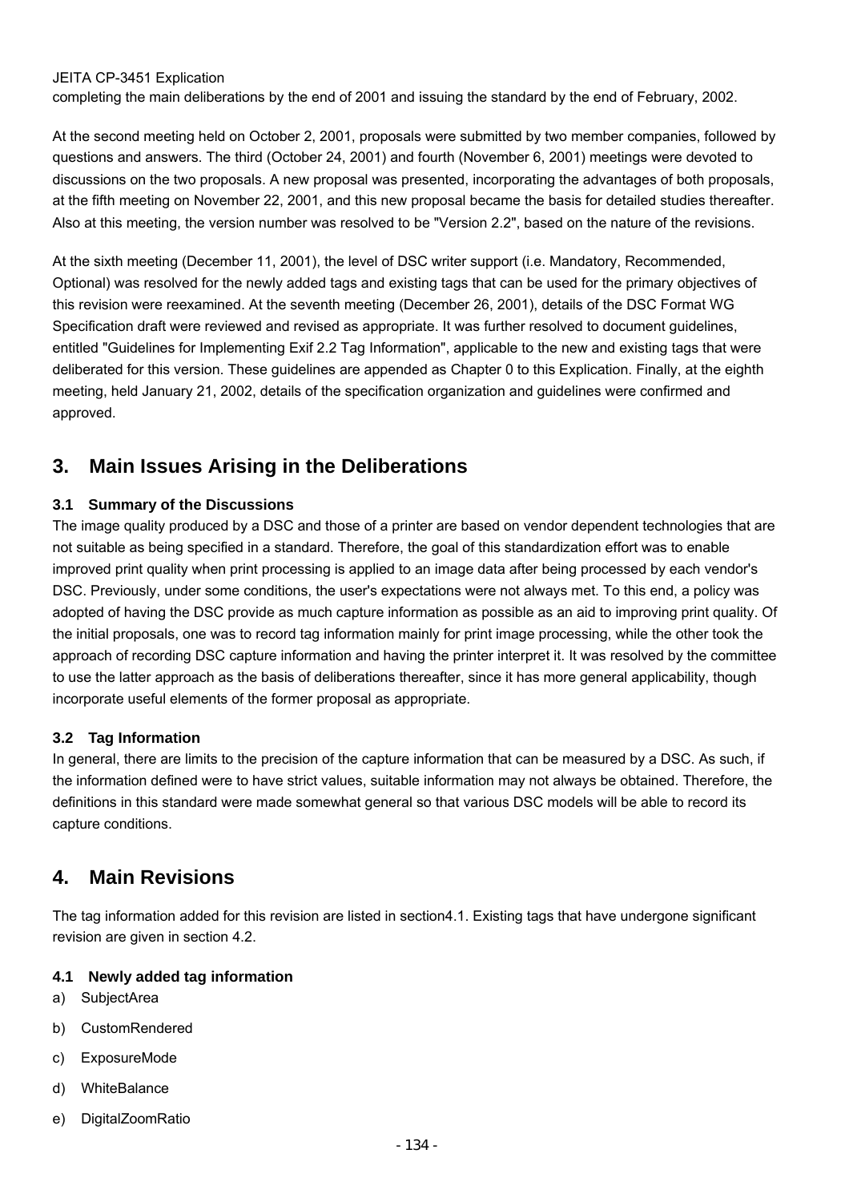completing the main deliberations by the end of 2001 and issuing the standard by the end of February, 2002.

At the second meeting held on October 2, 2001, proposals were submitted by two member companies, followed by questions and answers. The third (October 24, 2001) and fourth (November 6, 2001) meetings were devoted to discussions on the two proposals. A new proposal was presented, incorporating the advantages of both proposals, at the fifth meeting on November 22, 2001, and this new proposal became the basis for detailed studies thereafter. Also at this meeting, the version number was resolved to be "Version 2.2", based on the nature of the revisions.

At the sixth meeting (December 11, 2001), the level of DSC writer support (i.e. Mandatory, Recommended, Optional) was resolved for the newly added tags and existing tags that can be used for the primary objectives of this revision were reexamined. At the seventh meeting (December 26, 2001), details of the DSC Format WG Specification draft were reviewed and revised as appropriate. It was further resolved to document guidelines, entitled "Guidelines for Implementing Exif 2.2 Tag Information", applicable to the new and existing tags that were deliberated for this version. These guidelines are appended as Chapter 0 to this Explication. Finally, at the eighth meeting, held January 21, 2002, details of the specification organization and guidelines were confirmed and approved.

## 3. Main Issues Arising in the Deliberations

### 3.1 Summary of the Discussions

The image quality produced by a DSC and those of a printer are based on vendor dependent technologies that are not suitable as being specified in a standard. Therefore, the goal of this standardization effort was to enable improved print quality when print processing is applied to an image data after being processed by each vendor's DSC. Previously, under some conditions, the user's expectations were not always met. To this end, a policy was adopted of having the DSC provide as much capture information as possible as an aid to improving print quality. Of the initial proposals, one was to record tag information mainly for print image processing, while the other took the approach of recording DSC capture information and having the printer interpret it. It was resolved by the committee to use the latter approach as the basis of deliberations thereafter, since it has more general applicability, though incorporate useful elements of the former proposal as appropriate.

### 3.2 Tag Information

In general, there are limits to the precision of the capture information that can be measured by a DSC. As such, if the information defined were to have strict values, suitable information may not always be obtained. Therefore, the definitions in this standard were made somewhat general so that various DSC models will be able to record its capture conditions.

## 4. Main Revisions

The tag information added for this revision are listed in section4.1. Existing tags that have undergone significant revision are given in section 4.2.

### 4.1 Newly added tag information

a) SubjectArea

b) CustomRendered

c) ExposureMode

d) WhiteBalance

e) DigitalZoomRatio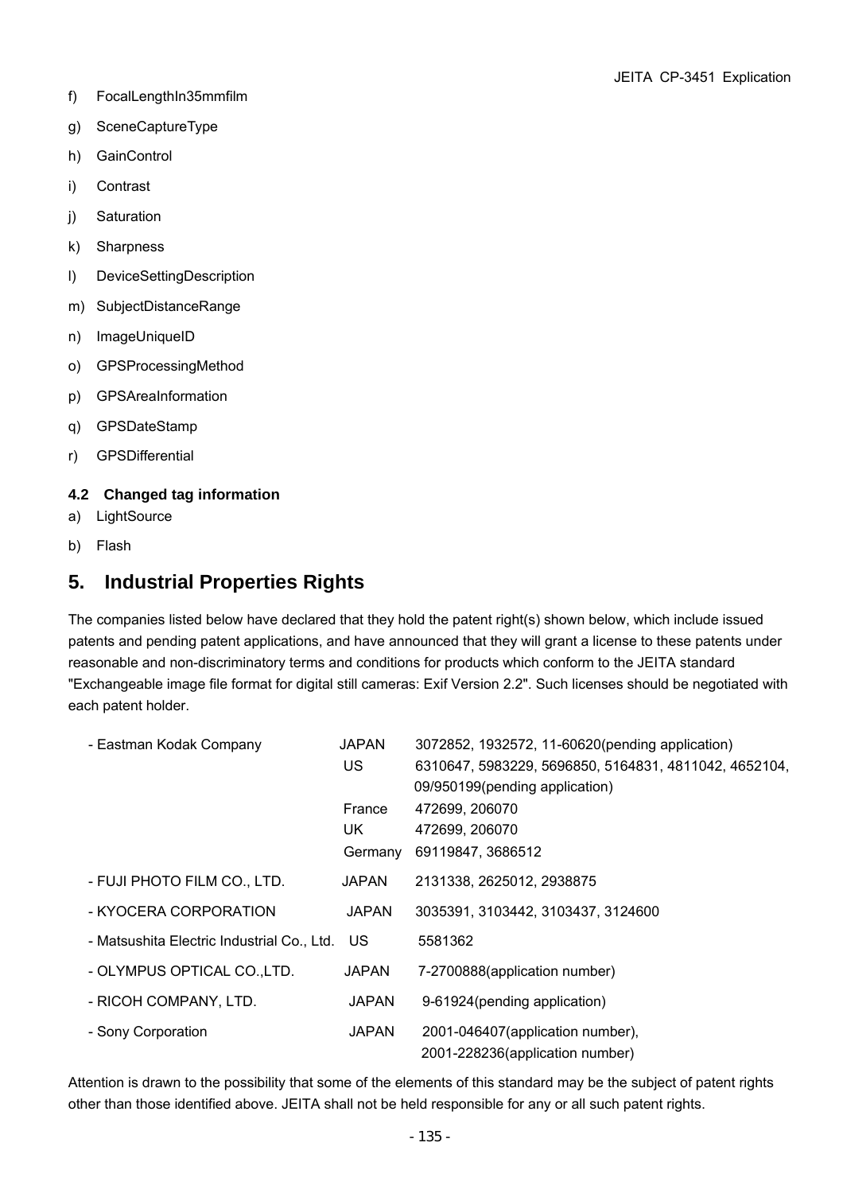f) FocalLengthIn35mmfilm

g) SceneCaptureType

h) GainControl

i) Contrast

j) Saturation

k) Sharpness

l) DeviceSettingDescription

m) SubjectDistanceRange

n) ImageUniqueID

o) GPSProcessingMethod

p) GPSAreaInformation

q) GPSDateStamp

r) GPSDifferential

**4.2 Changed tag information**

a) LightSource

b) Flash

## 5. Industrial Properties Rights

The companies listed below have declared that they hold the patent right(s) shown below, which include issued patents and pending patent applications, and have announced that they will grant a license to these patents under reasonable and non-discriminatory terms and conditions for products which conform to the JEITA standard "Exchangeable image file format for digital still cameras: Exif Version 2.2". Such licenses should be negotiated with each patent holder.

| Company | Country | Patents |
|---|---|---|
| - Eastman Kodak Company | JAPAN | 3072852, 1932572, 11-60620(pending application) |
| | US | 6310647, 5983229, 5696850, 5164831, 4811042, 4652104, 09/950199(pending application) |
| | France | 472699, 206070 |
| | UK | 472699, 206070 |
| | Germany | 69119847, 3686512 |
| - FUJI PHOTO FILM CO., LTD. | JAPAN | 2131338, 2625012, 2938875 |
| - KYOCERA CORPORATION | JAPAN | 3035391, 3103442, 3103437, 3124600 |
| - Matsushita Electric Industrial Co., Ltd. | US | 5581362 |
| - OLYMPUS OPTICAL CO.,LTD. | JAPAN | 7-2700888(application number) |
| - RICOH COMPANY, LTD. | JAPAN | 9-61924(pending application) |
| - Sony Corporation | JAPAN | 2001-046407(application number), 2001-228236(application number) |

Attention is drawn to the possibility that some of the elements of this standard may be the subject of patent rights other than those identified above. JEITA shall not be held responsible for any or all such patent rights.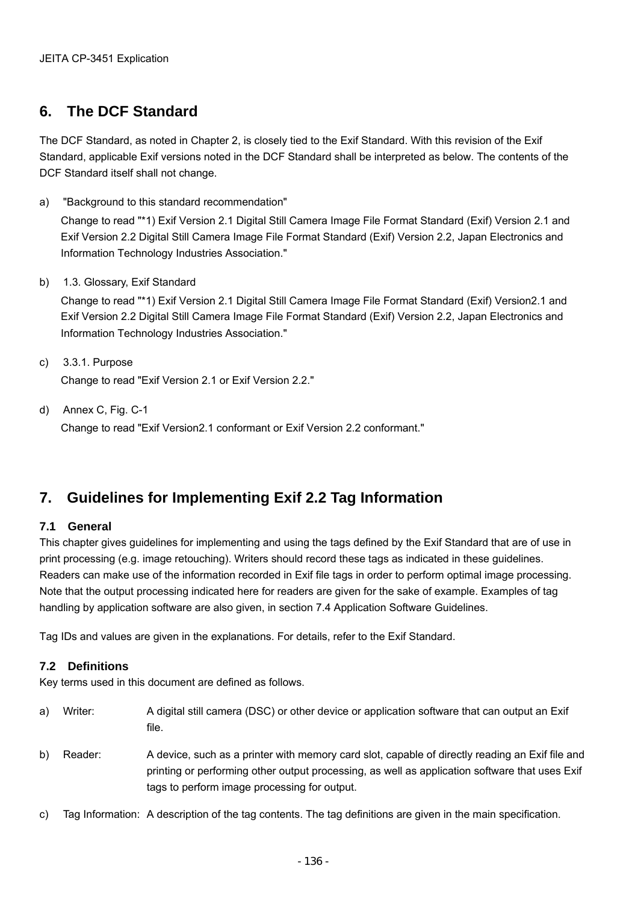## 6. The DCF Standard

The DCF Standard, as noted in Chapter 2, is closely tied to the Exif Standard. With this revision of the Exif Standard, applicable Exif versions noted in the DCF Standard shall be interpreted as below. The contents of the DCF Standard itself shall not change.

a) "Background to this standard recommendation"

   Change to read "*1) Exif Version 2.1 Digital Still Camera Image File Format Standard (Exif) Version 2.1 and Exif Version 2.2 Digital Still Camera Image File Format Standard (Exif) Version 2.2, Japan Electronics and Information Technology Industries Association."

b) 1.3. Glossary, Exif Standard

   Change to read "*1) Exif Version 2.1 Digital Still Camera Image File Format Standard (Exif) Version2.1 and Exif Version 2.2 Digital Still Camera Image File Format Standard (Exif) Version 2.2, Japan Electronics and Information Technology Industries Association."

c) 3.3.1. Purpose

   Change to read "Exif Version 2.1 or Exif Version 2.2."

d) Annex C, Fig. C-1

   Change to read "Exif Version2.1 conformant or Exif Version 2.2 conformant."

## 7. Guidelines for Implementing Exif 2.2 Tag Information

### 7.1 General

This chapter gives guidelines for implementing and using the tags defined by the Exif Standard that are of use in print processing (e.g. image retouching). Writers should record these tags as indicated in these guidelines. Readers can make use of the information recorded in Exif file tags in order to perform optimal image processing. Note that the output processing indicated here for readers are given for the sake of example. Examples of tag handling by application software are also given, in section 7.4 Application Software Guidelines.

Tag IDs and values are given in the explanations. For details, refer to the Exif Standard.

### 7.2 Definitions

Key terms used in this document are defined as follows.

a) Writer: A digital still camera (DSC) or other device or application software that can output an Exif file.

b) Reader: A device, such as a printer with memory card slot, capable of directly reading an Exif file and printing or performing other output processing, as well as application software that uses Exif tags to perform image processing for output.

c) Tag Information: A description of the tag contents. The tag definitions are given in the main specification.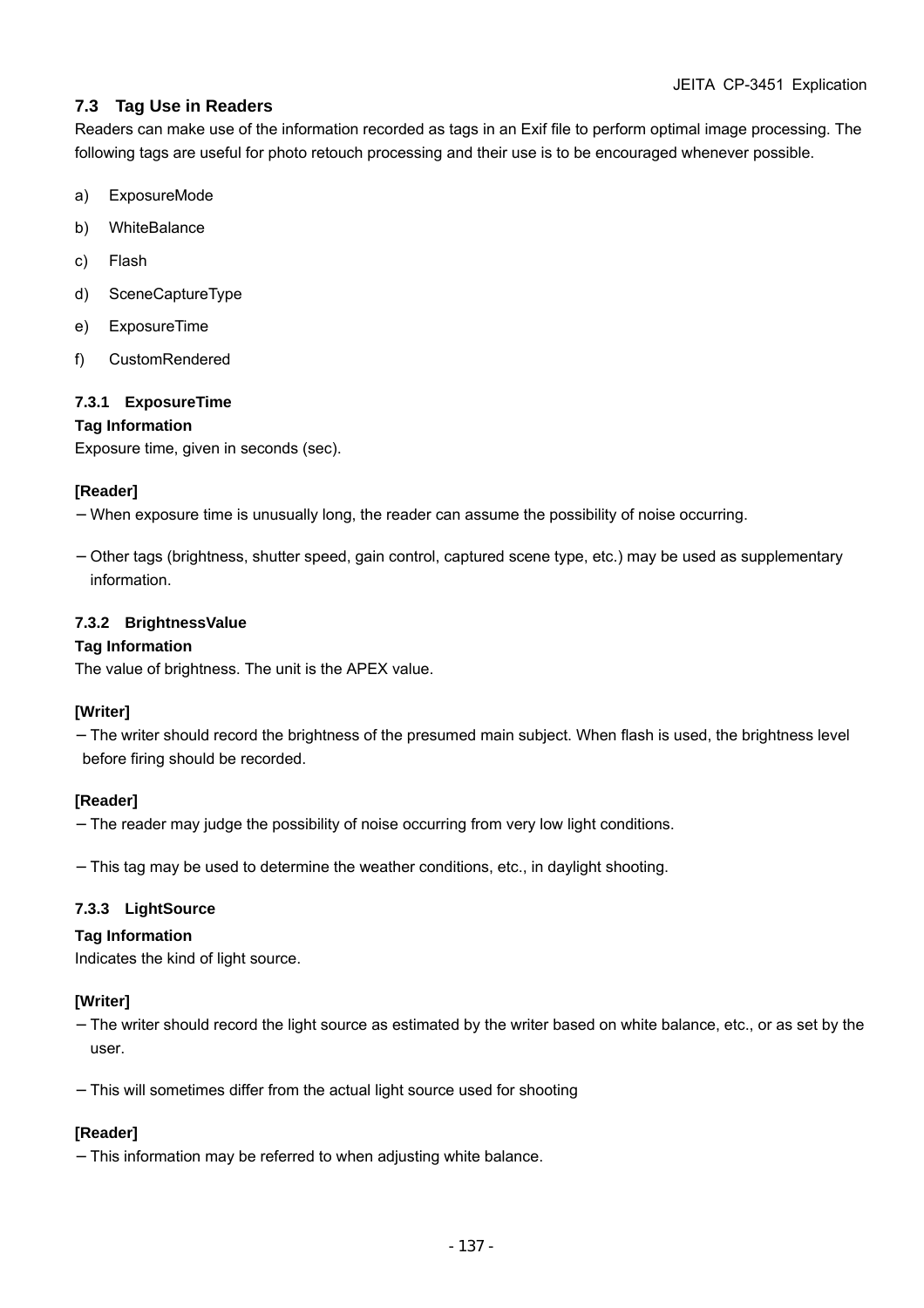### 7.3 Tag Use in Readers

Readers can make use of the information recorded as tags in an Exif file to perform optimal image processing. The following tags are useful for photo retouch processing and their use is to be encouraged whenever possible.

a) ExposureMode

b) WhiteBalance

c) Flash

d) SceneCaptureType

e) ExposureTime

f) CustomRendered

#### 7.3.1 ExposureTime

**Tag Information**

Exposure time, given in seconds (sec).

**[Reader]**

－When exposure time is unusually long, the reader can assume the possibility of noise occurring.

－Other tags (brightness, shutter speed, gain control, captured scene type, etc.) may be used as supplementary information.

#### 7.3.2 BrightnessValue

**Tag Information**

The value of brightness. The unit is the APEX value.

**[Writer]**

－The writer should record the brightness of the presumed main subject. When flash is used, the brightness level before firing should be recorded.

**[Reader]**

－The reader may judge the possibility of noise occurring from very low light conditions.

－This tag may be used to determine the weather conditions, etc., in daylight shooting.

#### 7.3.3 LightSource

**Tag Information**

Indicates the kind of light source.

**[Writer]**

－The writer should record the light source as estimated by the writer based on white balance, etc., or as set by the user.

－This will sometimes differ from the actual light source used for shooting

**[Reader]**

－This information may be referred to when adjusting white balance.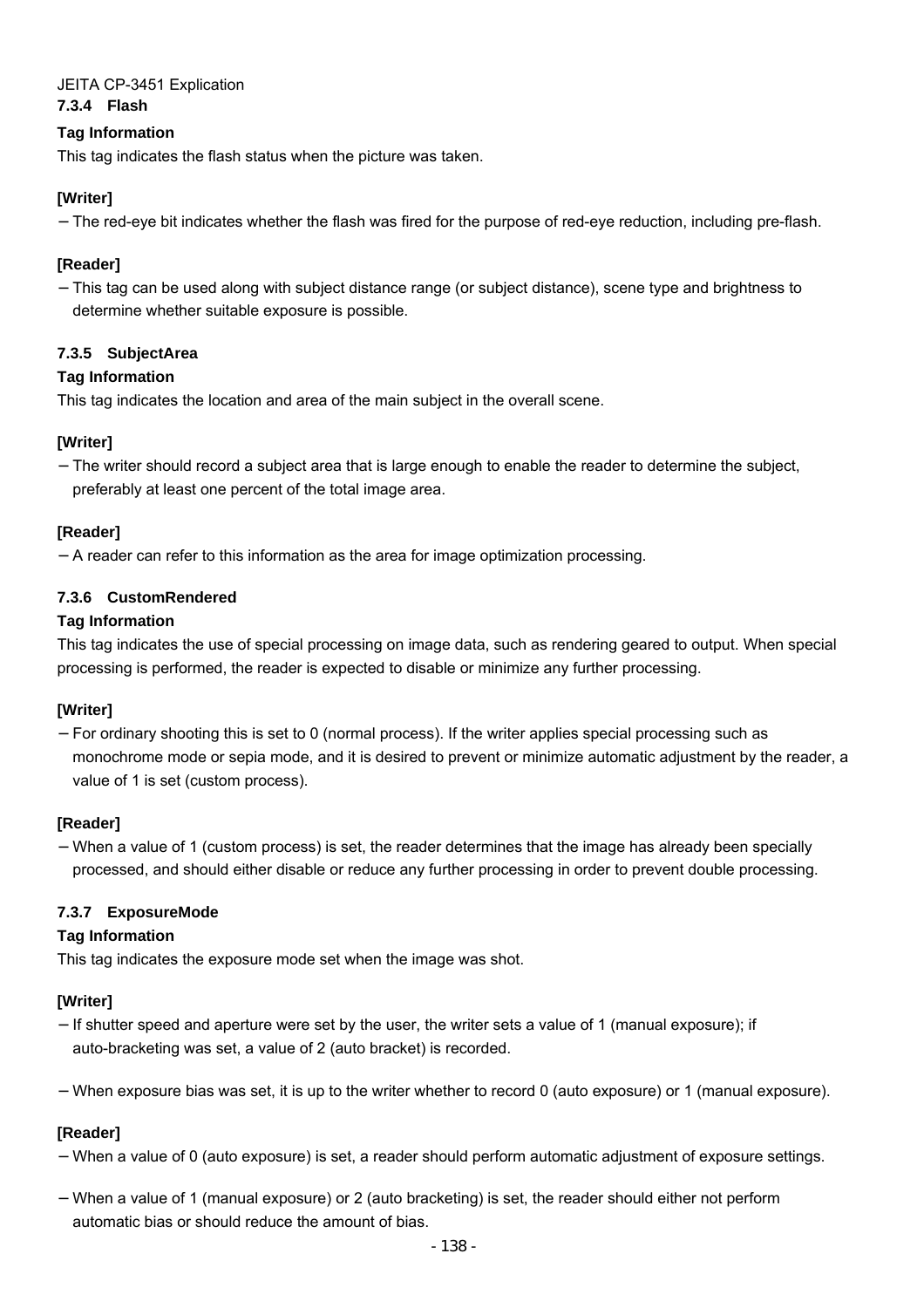### 7.3.4 Flash

**Tag Information**

This tag indicates the flash status when the picture was taken.

**[Writer]**

− The red-eye bit indicates whether the flash was fired for the purpose of red-eye reduction, including pre-flash.

**[Reader]**

− This tag can be used along with subject distance range (or subject distance), scene type and brightness to determine whether suitable exposure is possible.

### 7.3.5 SubjectArea

**Tag Information**

This tag indicates the location and area of the main subject in the overall scene.

**[Writer]**

− The writer should record a subject area that is large enough to enable the reader to determine the subject, preferably at least one percent of the total image area.

**[Reader]**

− A reader can refer to this information as the area for image optimization processing.

### 7.3.6 CustomRendered

**Tag Information**

This tag indicates the use of special processing on image data, such as rendering geared to output. When special processing is performed, the reader is expected to disable or minimize any further processing.

**[Writer]**

− For ordinary shooting this is set to 0 (normal process). If the writer applies special processing such as monochrome mode or sepia mode, and it is desired to prevent or minimize automatic adjustment by the reader, a value of 1 is set (custom process).

**[Reader]**

− When a value of 1 (custom process) is set, the reader determines that the image has already been specially processed, and should either disable or reduce any further processing in order to prevent double processing.

### 7.3.7 ExposureMode

**Tag Information**

This tag indicates the exposure mode set when the image was shot.

**[Writer]**

− If shutter speed and aperture were set by the user, the writer sets a value of 1 (manual exposure); if auto-bracketing was set, a value of 2 (auto bracket) is recorded.

− When exposure bias was set, it is up to the writer whether to record 0 (auto exposure) or 1 (manual exposure).

**[Reader]**

− When a value of 0 (auto exposure) is set, a reader should perform automatic adjustment of exposure settings.

− When a value of 1 (manual exposure) or 2 (auto bracketing) is set, the reader should either not perform automatic bias or should reduce the amount of bias.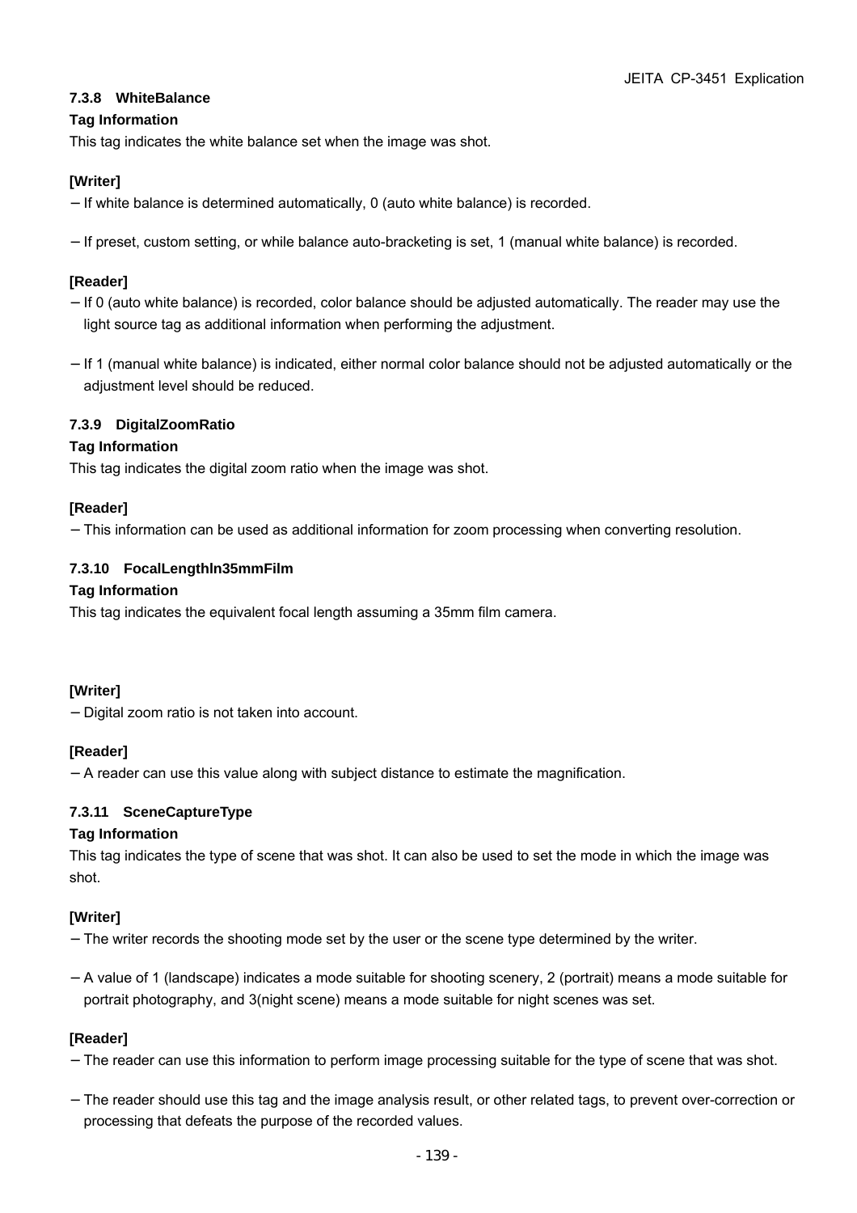### 7.3.8 WhiteBalance

**Tag Information**

This tag indicates the white balance set when the image was shot.

**[Writer]**

− If white balance is determined automatically, 0 (auto white balance) is recorded.

− If preset, custom setting, or while balance auto-bracketing is set, 1 (manual white balance) is recorded.

**[Reader]**

− If 0 (auto white balance) is recorded, color balance should be adjusted automatically. The reader may use the light source tag as additional information when performing the adjustment.

− If 1 (manual white balance) is indicated, either normal color balance should not be adjusted automatically or the adjustment level should be reduced.

### 7.3.9 DigitalZoomRatio

**Tag Information**

This tag indicates the digital zoom ratio when the image was shot.

**[Reader]**

− This information can be used as additional information for zoom processing when converting resolution.

### 7.3.10 FocalLengthIn35mmFilm

**Tag Information**

This tag indicates the equivalent focal length assuming a 35mm film camera.

**[Writer]**

− Digital zoom ratio is not taken into account.

**[Reader]**

− A reader can use this value along with subject distance to estimate the magnification.

### 7.3.11 SceneCaptureType

**Tag Information**

This tag indicates the type of scene that was shot. It can also be used to set the mode in which the image was shot.

**[Writer]**

− The writer records the shooting mode set by the user or the scene type determined by the writer.

− A value of 1 (landscape) indicates a mode suitable for shooting scenery, 2 (portrait) means a mode suitable for portrait photography, and 3(night scene) means a mode suitable for night scenes was set.

**[Reader]**

− The reader can use this information to perform image processing suitable for the type of scene that was shot.

− The reader should use this tag and the image analysis result, or other related tags, to prevent over-correction or processing that defeats the purpose of the recorded values.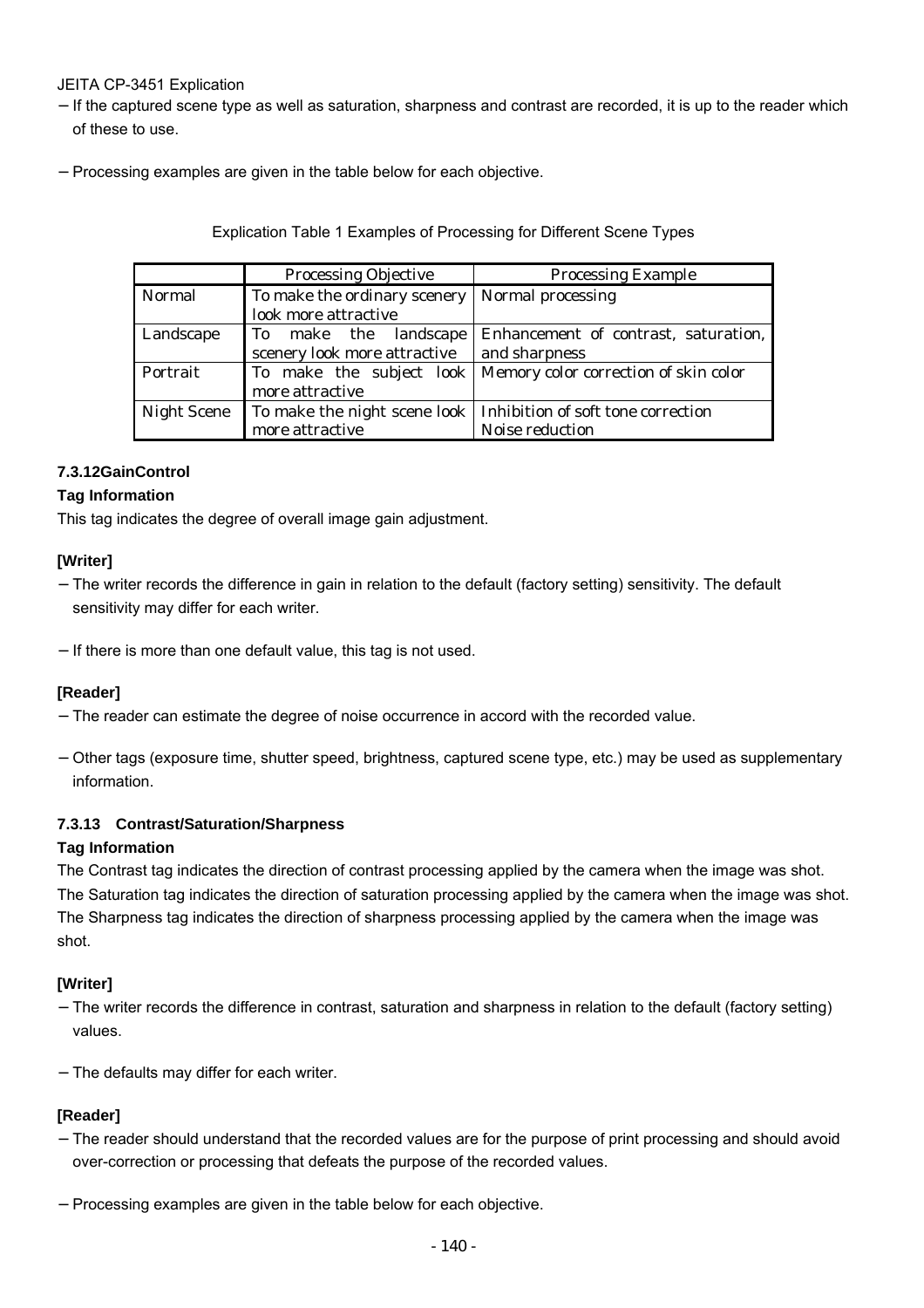– If the captured scene type as well as saturation, sharpness and contrast are recorded, it is up to the reader which of these to use.

– Processing examples are given in the table below for each objective.

Explication Table 1 Examples of Processing for Different Scene Types

| | Processing Objective | Processing Example |
|---|---|---|
| Normal | To make the ordinary scenery look more attractive | Normal processing |
| Landscape | To make the landscape scenery look more attractive | Enhancement of contrast, saturation, and sharpness |
| Portrait | To make the subject look more attractive | Memory color correction of skin color |
| Night Scene | To make the night scene look more attractive | Inhibition of soft tone correction<br>Noise reduction |

#### 7.3.12GainControl

**Tag Information**

This tag indicates the degree of overall image gain adjustment.

**[Writer]**

– The writer records the difference in gain in relation to the default (factory setting) sensitivity. The default sensitivity may differ for each writer.

– If there is more than one default value, this tag is not used.

**[Reader]**

– The reader can estimate the degree of noise occurrence in accord with the recorded value.

– Other tags (exposure time, shutter speed, brightness, captured scene type, etc.) may be used as supplementary information.

#### 7.3.13 Contrast/Saturation/Sharpness

**Tag Information**

The Contrast tag indicates the direction of contrast processing applied by the camera when the image was shot. The Saturation tag indicates the direction of saturation processing applied by the camera when the image was shot. The Sharpness tag indicates the direction of sharpness processing applied by the camera when the image was shot.

**[Writer]**

– The writer records the difference in contrast, saturation and sharpness in relation to the default (factory setting) values.

– The defaults may differ for each writer.

**[Reader]**

– The reader should understand that the recorded values are for the purpose of print processing and should avoid over-correction or processing that defeats the purpose of the recorded values.

– Processing examples are given in the table below for each objective.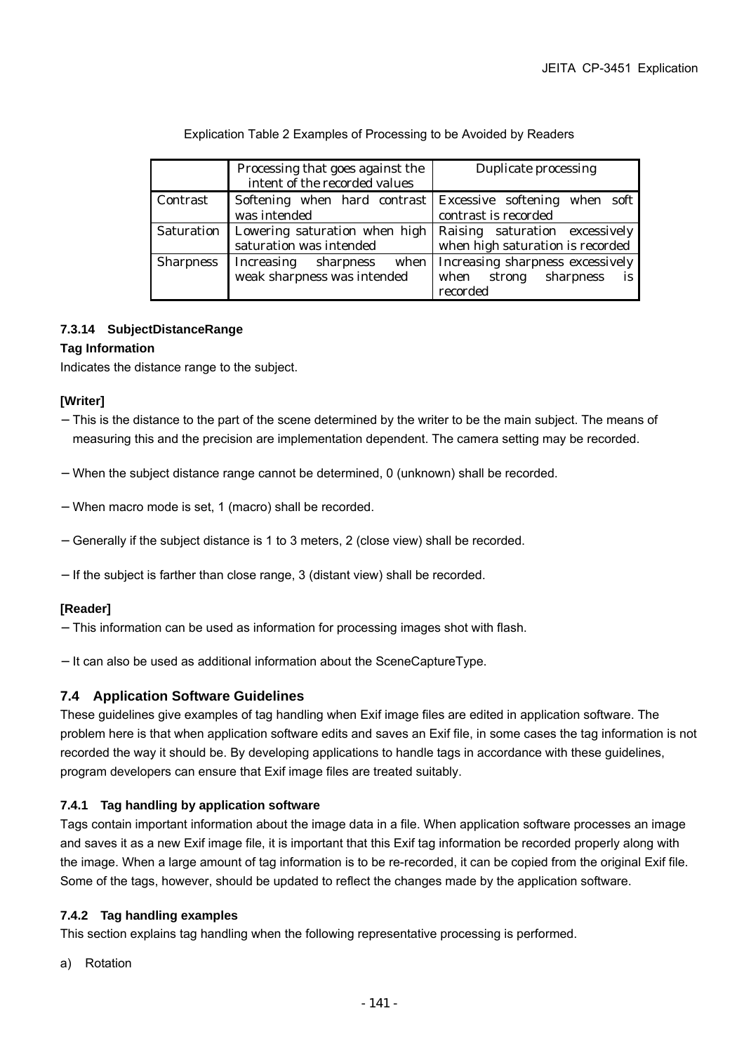Explication Table 2 Examples of Processing to be Avoided by Readers

| | Processing that goes against the intent of the recorded values | Duplicate processing |
|---|---|---|
| Contrast | Softening when hard contrast was intended | Excessive softening when soft contrast is recorded |
| Saturation | Lowering saturation when high saturation was intended | Raising saturation excessively when high saturation is recorded |
| Sharpness | Increasing sharpness when weak sharpness was intended | Increasing sharpness excessively when strong sharpness is recorded |

#### 7.3.14 SubjectDistanceRange

**Tag Information**

Indicates the distance range to the subject.

**[Writer]**

− This is the distance to the part of the scene determined by the writer to be the main subject. The means of measuring this and the precision are implementation dependent. The camera setting may be recorded.

− When the subject distance range cannot be determined, 0 (unknown) shall be recorded.

− When macro mode is set, 1 (macro) shall be recorded.

− Generally if the subject distance is 1 to 3 meters, 2 (close view) shall be recorded.

− If the subject is farther than close range, 3 (distant view) shall be recorded.

**[Reader]**

− This information can be used as information for processing images shot with flash.

− It can also be used as additional information about the SceneCaptureType.

### 7.4 Application Software Guidelines

These guidelines give examples of tag handling when Exif image files are edited in application software. The problem here is that when application software edits and saves an Exif file, in some cases the tag information is not recorded the way it should be. By developing applications to handle tags in accordance with these guidelines, program developers can ensure that Exif image files are treated suitably.

#### 7.4.1 Tag handling by application software

Tags contain important information about the image data in a file. When application software processes an image and saves it as a new Exif image file, it is important that this Exif tag information be recorded properly along with the image. When a large amount of tag information is to be re-recorded, it can be copied from the original Exif file. Some of the tags, however, should be updated to reflect the changes made by the application software.

#### 7.4.2 Tag handling examples

This section explains tag handling when the following representative processing is performed.

a) Rotation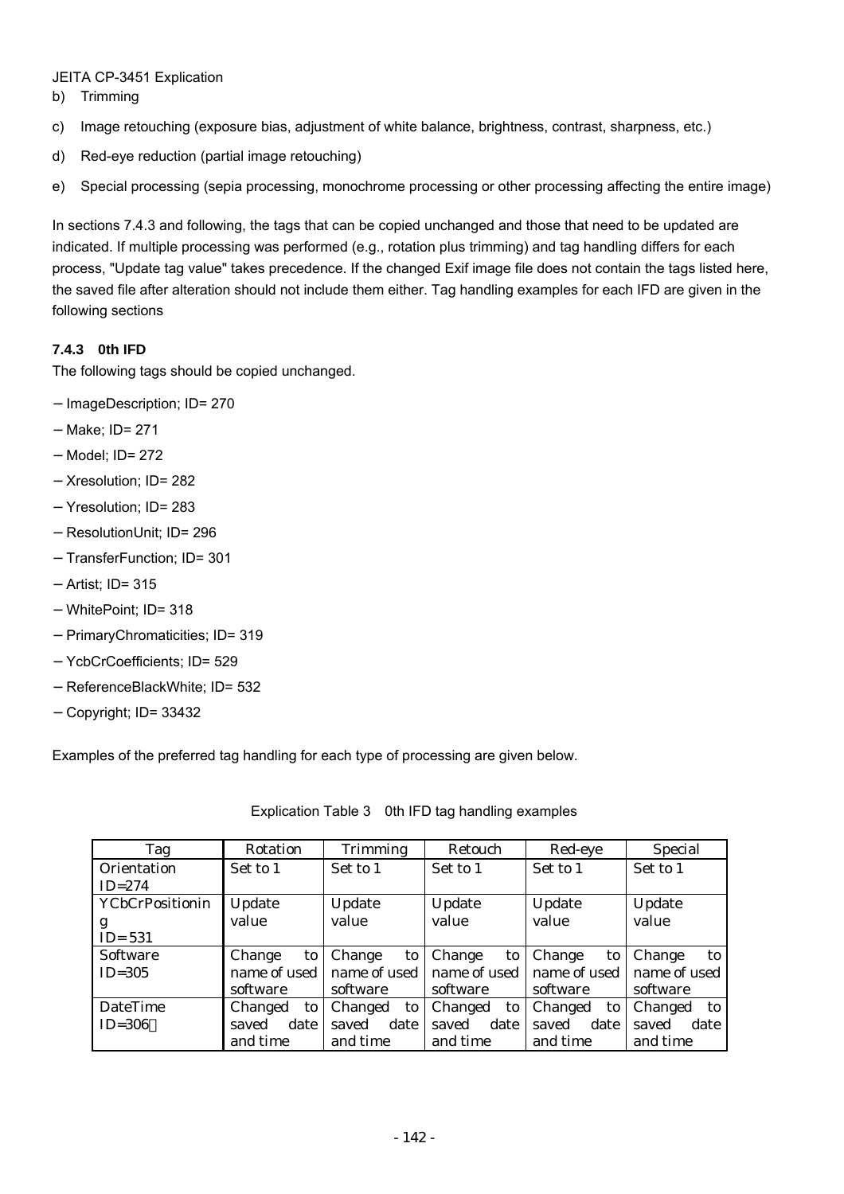JEITA CP-3451 Explication

b) Trimming

c) Image retouching (exposure bias, adjustment of white balance, brightness, contrast, sharpness, etc.)

d) Red-eye reduction (partial image retouching)

e) Special processing (sepia processing, monochrome processing or other processing affecting the entire image)

In sections 7.4.3 and following, the tags that can be copied unchanged and those that need to be updated are indicated. If multiple processing was performed (e.g., rotation plus trimming) and tag handling differs for each process, "Update tag value" takes precedence. If the changed Exif image file does not contain the tags listed here, the saved file after alteration should not include them either. Tag handling examples for each IFD are given in the following sections

### 7.4.3 0th IFD

The following tags should be copied unchanged.

− ImageDescription; ID= 270

− Make; ID= 271

− Model; ID= 272

− Xresolution; ID= 282

− Yresolution; ID= 283

− ResolutionUnit; ID= 296

− TransferFunction; ID= 301

− Artist; ID= 315

− WhitePoint; ID= 318

− PrimaryChromaticities; ID= 319

− YcbCrCoefficients; ID= 529

− ReferenceBlackWhite; ID= 532

− Copyright; ID= 33432

Examples of the preferred tag handling for each type of processing are given below.

Explication Table 3 0th IFD tag handling examples

| Tag | Rotation | Trimming | Retouch | Red-eye | Special |
|---|---|---|---|---|---|
| Orientation ID=274 | Set to 1 | Set to 1 | Set to 1 | Set to 1 | Set to 1 |
| YCbCrPositioning ID= 531 | Update value | Update value | Update value | Update value | Update value |
| Software ID=305 | Change to name of used software | Change to name of used software | Change to name of used software | Change to name of used software | Change to name of used software |
| DateTime ID=306 | Changed to saved date and time | Changed to saved date and time | Changed to saved date and time | Changed to saved date and time | Changed to saved date and time |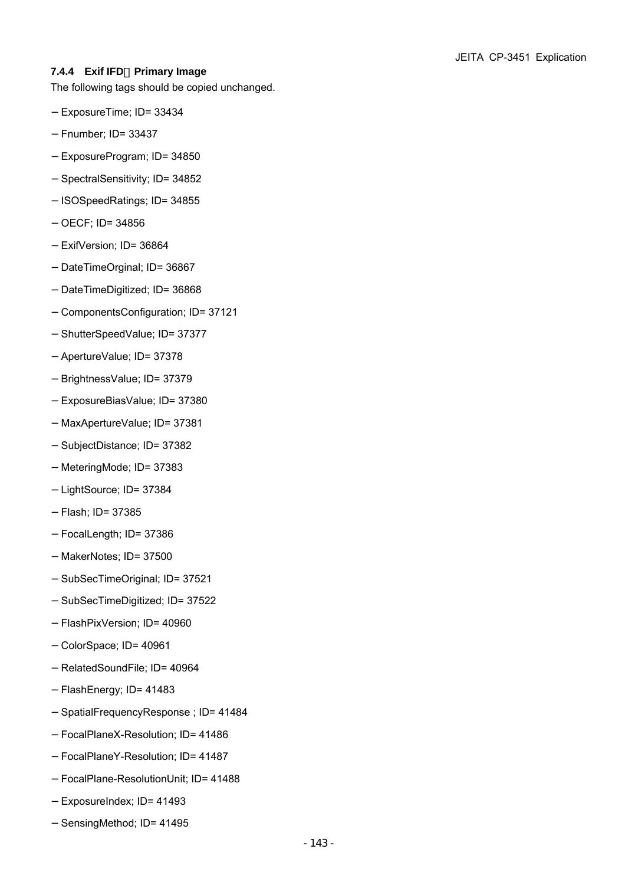### 7.4.4 Exif IFD：Primary Image

The following tags should be copied unchanged.

− ExposureTime; ID= 33434

− Fnumber; ID= 33437

− ExposureProgram; ID= 34850

− SpectralSensitivity; ID= 34852

− ISOSpeedRatings; ID= 34855

− OECF; ID= 34856

− ExifVersion; ID= 36864

− DateTimeOrginal; ID= 36867

− DateTimeDigitized; ID= 36868

− ComponentsConfiguration; ID= 37121

− ShutterSpeedValue; ID= 37377

− ApertureValue; ID= 37378

− BrightnessValue; ID= 37379

− ExposureBiasValue; ID= 37380

− MaxApertureValue; ID= 37381

− SubjectDistance; ID= 37382

− MeteringMode; ID= 37383

− LightSource; ID= 37384

− Flash; ID= 37385

− FocalLength; ID= 37386

− MakerNotes; ID= 37500

− SubSecTimeOriginal; ID= 37521

− SubSecTimeDigitized; ID= 37522

− FlashPixVersion; ID= 40960

− ColorSpace; ID= 40961

− RelatedSoundFile; ID= 40964

− FlashEnergy; ID= 41483

− SpatialFrequencyResponse ; ID= 41484

− FocalPlaneX-Resolution; ID= 41486

− FocalPlaneY-Resolution; ID= 41487

− FocalPlane-ResolutionUnit; ID= 41488

− ExposureIndex; ID= 41493

− SensingMethod; ID= 41495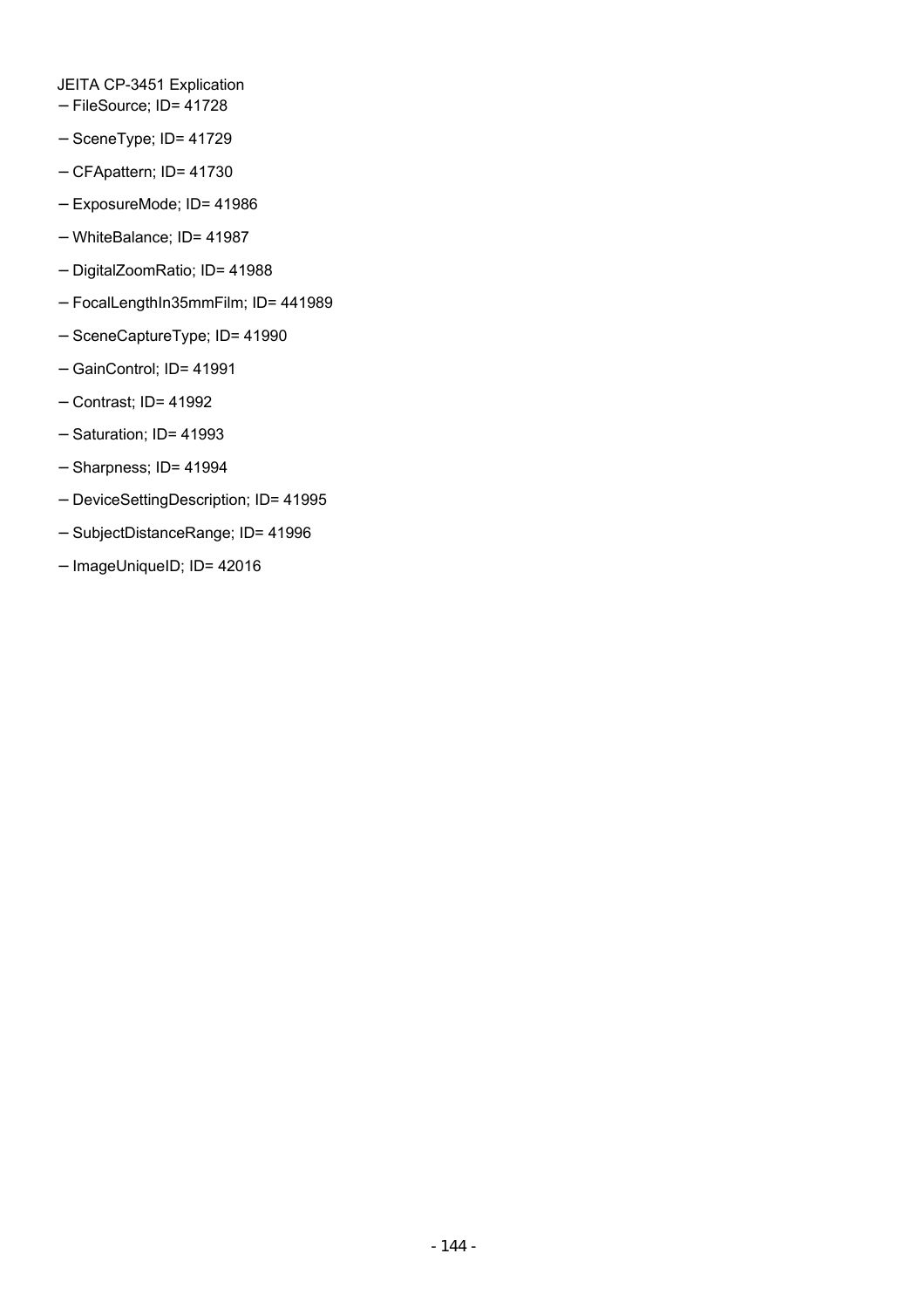JEITA CP-3451 Explication

- FileSource; ID= 41728
- SceneType; ID= 41729
- CFApattern; ID= 41730
- ExposureMode; ID= 41986
- WhiteBalance; ID= 41987
- DigitalZoomRatio; ID= 41988
- FocalLengthIn35mmFilm; ID= 441989
- SceneCaptureType; ID= 41990
- GainControl; ID= 41991
- Contrast; ID= 41992
- Saturation; ID= 41993
- Sharpness; ID= 41994
- DeviceSettingDescription; ID= 41995
- SubjectDistanceRange; ID= 41996
- ImageUniqueID; ID= 42016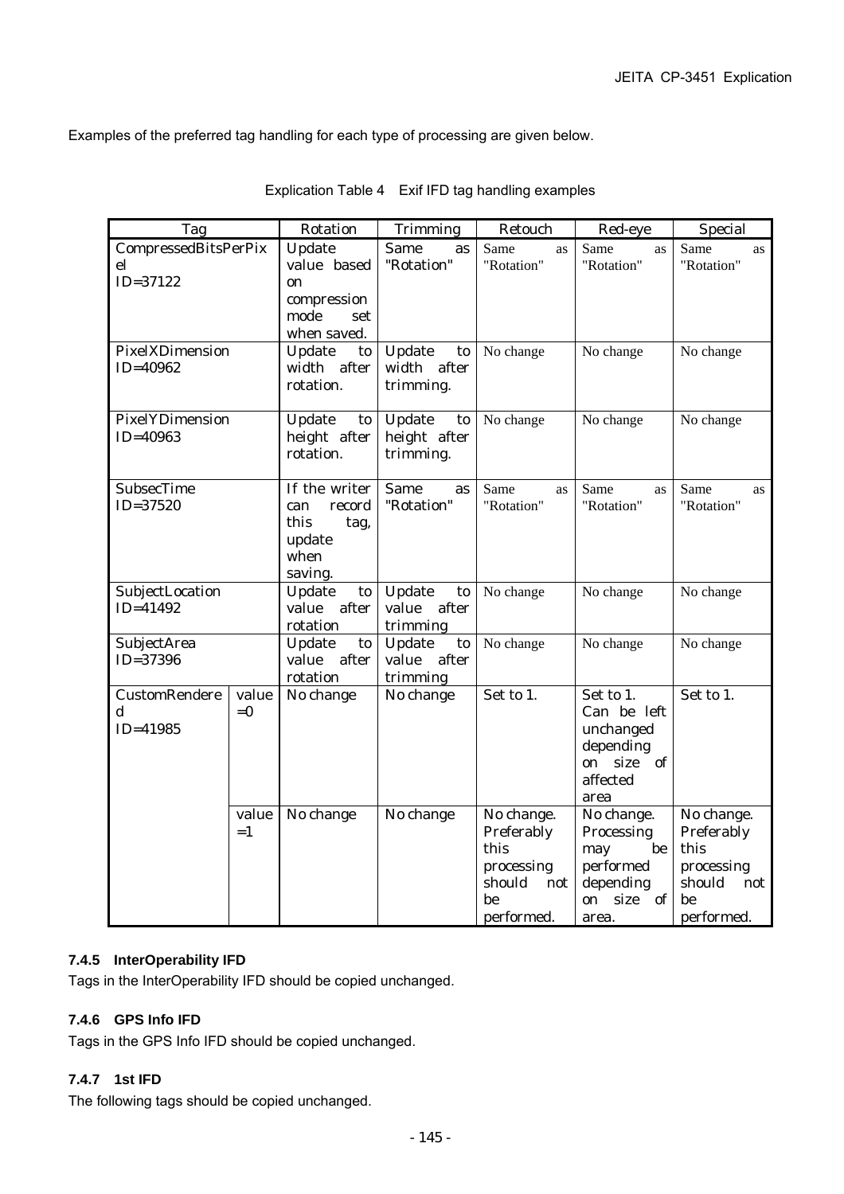Examples of the preferred tag handling for each type of processing are given below.

Explication Table 4 Exif IFD tag handling examples

| Tag | | Rotation | Trimming | Retouch | Red-eye | Special |
|---|---|---|---|---|---|---|
| CompressedBitsPerPixel ID=37122 | | Update value based on compression mode set when saved. | Same as "Rotation" | Same as "Rotation" | Same as "Rotation" | Same as "Rotation" |
| PixelXDimension ID=40962 | | Update to width after rotation. | Update to width after trimming. | No change | No change | No change |
| PixelYDimension ID=40963 | | Update to height after rotation. | Update to height after trimming. | No change | No change | No change |
| SubsecTime ID=37520 | | If the writer can record this tag, update when saving. | Same as "Rotation" | Same as "Rotation" | Same as "Rotation" | Same as "Rotation" |
| SubjectLocation ID=41492 | | Update to value after rotation | Update to value after trimming | No change | No change | No change |
| SubjectArea ID=37396 | | Update to value after rotation | Update to value after trimming | No change | No change | No change |
| CustomRendered ID=41985 | value =0 | No change | No change | Set to 1. | Set to 1. Can be left unchanged depending on size of affected area | Set to 1. |
| | value =1 | No change | No change | No change. Preferably this processing should not be performed. | No change. Processing may be performed depending on size of area. | No change. Preferably this processing should not be performed. |

### 7.4.5 InterOperability IFD

Tags in the InterOperability IFD should be copied unchanged.

### 7.4.6 GPS Info IFD

Tags in the GPS Info IFD should be copied unchanged.

### 7.4.7 1st IFD

The following tags should be copied unchanged.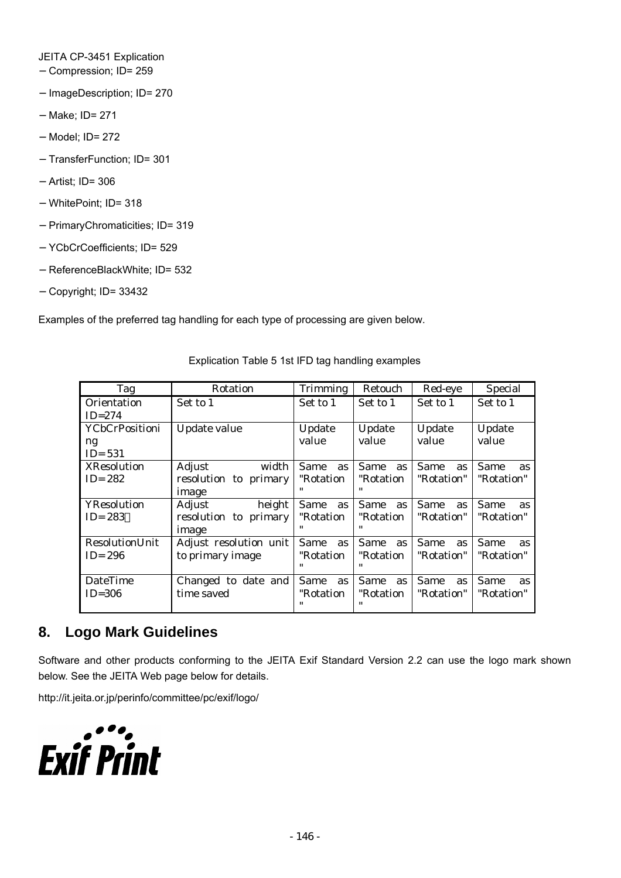JEITA CP-3451 Explication

- Compression; ID= 259
- ImageDescription; ID= 270
- Make; ID= 271
- Model; ID= 272
- TransferFunction; ID= 301
- Artist; ID= 306
- WhitePoint; ID= 318
- PrimaryChromaticities; ID= 319
- YCbCrCoefficients; ID= 529
- ReferenceBlackWhite; ID= 532
- Copyright; ID= 33432

Examples of the preferred tag handling for each type of processing are given below.

Explication Table 5 1st IFD tag handling examples

| Tag | Rotation | Trimming | Retouch | Red-eye | Special |
|---|---|---|---|---|---|
| Orientation ID=274 | Set to 1 | Set to 1 | Set to 1 | Set to 1 | Set to 1 |
| YCbCrPositioning ID= 531 | Update value | Update value | Update value | Update value | Update value |
| XResolution ID= 282 | Adjust width resolution to primary image | Same as "Rotation" | Same as "Rotation" | Same as "Rotation" | Same as "Rotation" |
| YResolution ID= 283 | Adjust height resolution to primary image | Same as "Rotation" | Same as "Rotation" | Same as "Rotation" | Same as "Rotation" |
| ResolutionUnit ID= 296 | Adjust resolution unit to primary image | Same as "Rotation" | Same as "Rotation" | Same as "Rotation" | Same as "Rotation" |
| DateTime ID=306 | Changed to date and time saved | Same as "Rotation" | Same as "Rotation" | Same as "Rotation" | Same as "Rotation" |

## 8. Logo Mark Guidelines

Software and other products conforming to the JEITA Exif Standard Version 2.2 can use the logo mark shown below. See the JEITA Web page below for details.

http://it.jeita.or.jp/perinfo/committee/pc/exif/logo/

Exif Print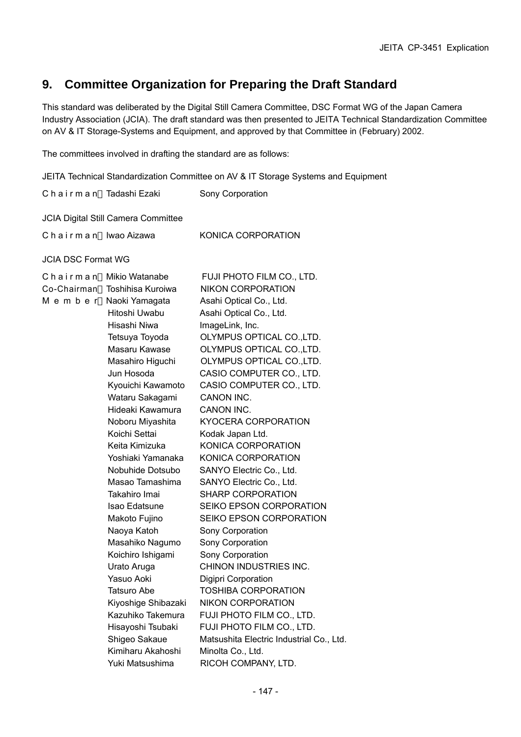## 9. Committee Organization for Preparing the Draft Standard

This standard was deliberated by the Digital Still Camera Committee, DSC Format WG of the Japan Camera Industry Association (JCIA). The draft standard was then presented to JEITA Technical Standardization Committee on AV & IT Storage-Systems and Equipment, and approved by that Committee in (February) 2002.

The committees involved in drafting the standard are as follows:

JEITA Technical Standardization Committee on AV & IT Storage Systems and Equipment

| | | |
|---|---|---|
| Chairman | Tadashi Ezaki | Sony Corporation |

JCIA Digital Still Camera Committee

| | | |
|---|---|---|
| Chairman | Iwao Aizawa | KONICA CORPORATION |

JCIA DSC Format WG

| | | |
|---|---|---|
| Chairman | Mikio Watanabe | FUJI PHOTO FILM CO., LTD. |
| Co-Chairman | Toshihisa Kuroiwa | NIKON CORPORATION |
| Member | Naoki Yamagata | Asahi Optical Co., Ltd. |
| | Hitoshi Uwabu | Asahi Optical Co., Ltd. |
| | Hisashi Niwa | ImageLink, Inc. |
| | Tetsuya Toyoda | OLYMPUS OPTICAL CO.,LTD. |
| | Masaru Kawase | OLYMPUS OPTICAL CO.,LTD. |
| | Masahiro Higuchi | OLYMPUS OPTICAL CO.,LTD. |
| | Jun Hosoda | CASIO COMPUTER CO., LTD. |
| | Kyouichi Kawamoto | CASIO COMPUTER CO., LTD. |
| | Wataru Sakagami | CANON INC. |
| | Hideaki Kawamura | CANON INC. |
| | Noboru Miyashita | KYOCERA CORPORATION |
| | Koichi Settai | Kodak Japan Ltd. |
| | Keita Kimizuka | KONICA CORPORATION |
| | Yoshiaki Yamanaka | KONICA CORPORATION |
| | Nobuhide Dotsubo | SANYO Electric Co., Ltd. |
| | Masao Tamashima | SANYO Electric Co., Ltd. |
| | Takahiro Imai | SHARP CORPORATION |
| | Isao Edatsune | SEIKO EPSON CORPORATION |
| | Makoto Fujino | SEIKO EPSON CORPORATION |
| | Naoya Katoh | Sony Corporation |
| | Masahiko Nagumo | Sony Corporation |
| | Koichiro Ishigami | Sony Corporation |
| | Urato Aruga | CHINON INDUSTRIES INC. |
| | Yasuo Aoki | Digipri Corporation |
| | Tatsuro Abe | TOSHIBA CORPORATION |
| | Kiyoshige Shibazaki | NIKON CORPORATION |
| | Kazuhiko Takemura | FUJI PHOTO FILM CO., LTD. |
| | Hisayoshi Tsubaki | FUJI PHOTO FILM CO., LTD. |
| | Shigeo Sakaue | Matsushita Electric Industrial Co., Ltd. |
| | Kimiharu Akahoshi | Minolta Co., Ltd. |
| | Yuki Matsushima | RICOH COMPANY, LTD. |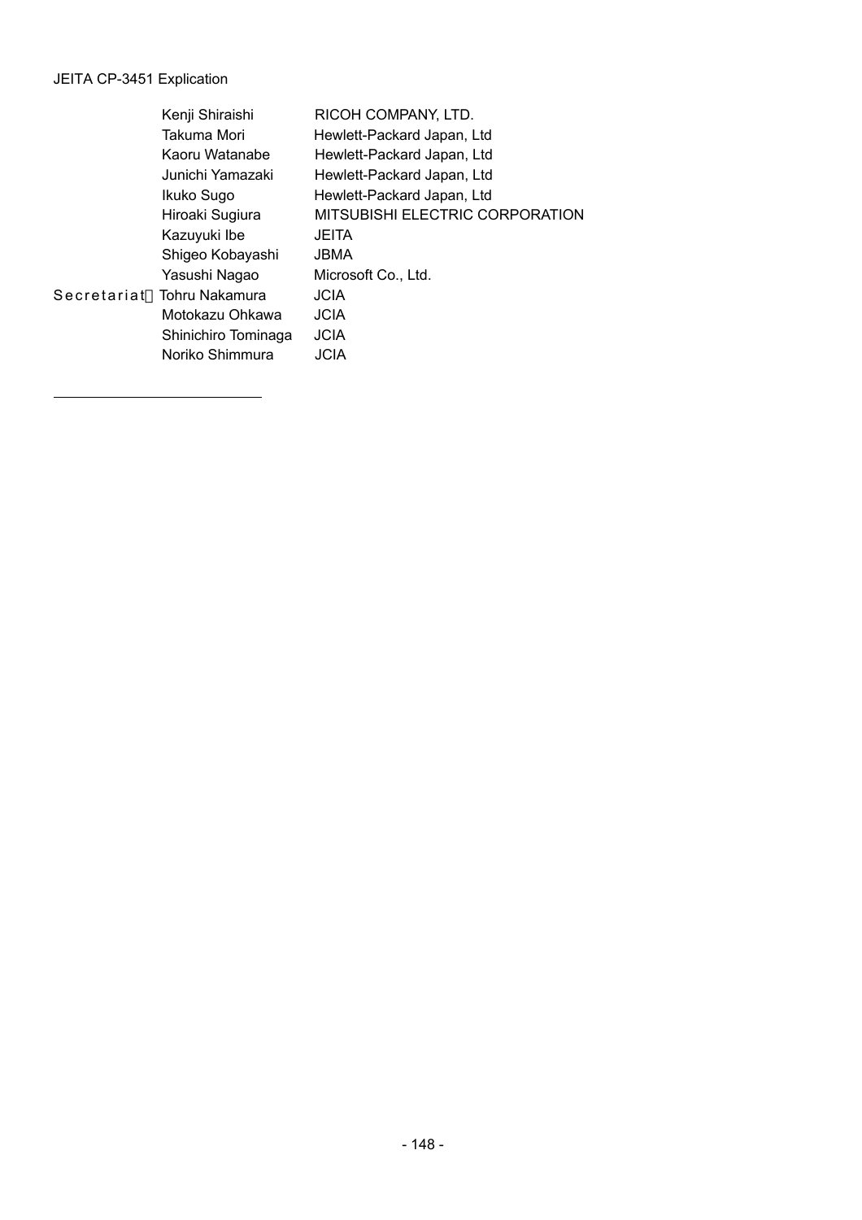| | | |
|---|---|---|
| | Kenji Shiraishi | RICOH COMPANY, LTD. |
| | Takuma Mori | Hewlett-Packard Japan, Ltd |
| | Kaoru Watanabe | Hewlett-Packard Japan, Ltd |
| | Junichi Yamazaki | Hewlett-Packard Japan, Ltd |
| | Ikuko Sugo | Hewlett-Packard Japan, Ltd |
| | Hiroaki Sugiura | MITSUBISHI ELECTRIC CORPORATION |
| | Kazuyuki Ibe | JEITA |
| | Shigeo Kobayashi | JBMA |
| | Yasushi Nagao | Microsoft Co., Ltd. |
| Secretariat | Tohru Nakamura | JCIA |
| | Motokazu Ohkawa | JCIA |
| | Shinichiro Tominaga | JCIA |
| | Noriko Shimmura | JCIA |